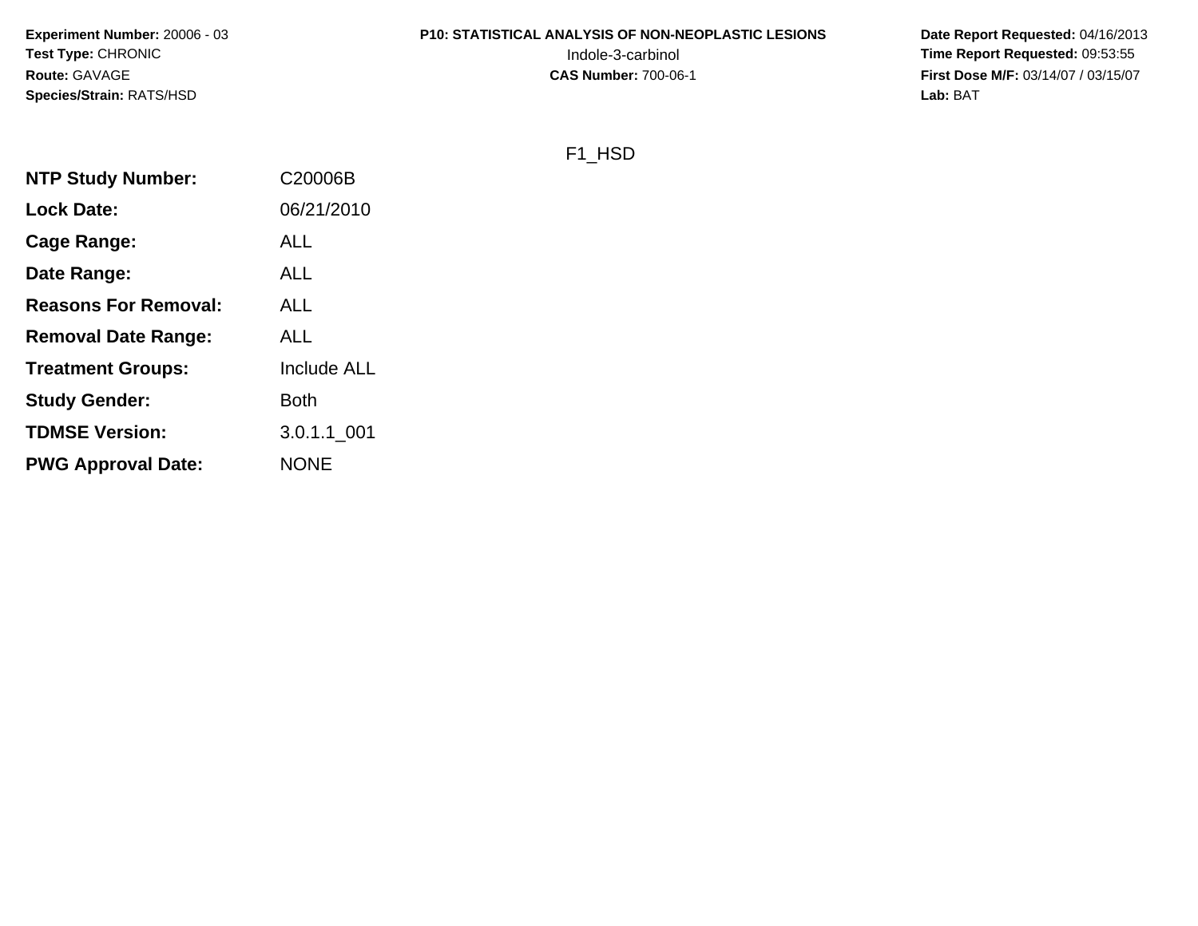**Experiment Number:** 20006 - 03
**Test Type:** CHRONIC
**Route:** GAVAGE
**Species/Strain:** RATS/HSD

**P10: STATISTICAL ANALYSIS OF NON-NEOPLASTIC LESIONS**
Indole-3-carbinol
**CAS Number:** 700-06-1

**Date Report Requested:** 04/16/2013
**Time Report Requested:** 09:53:55
**First Dose M/F:** 03/14/07 / 03/15/07
**Lab:** BAT

F1_HSD

| | |
|---|---|
| **NTP Study Number:** | C20006B |
| **Lock Date:** | 06/21/2010 |
| **Cage Range:** | ALL |
| **Date Range:** | ALL |
| **Reasons For Removal:** | ALL |
| **Removal Date Range:** | ALL |
| **Treatment Groups:** | Include ALL |
| **Study Gender:** | Both |
| **TDMSE Version:** | 3.0.1.1_001 |
| **PWG Approval Date:** | NONE |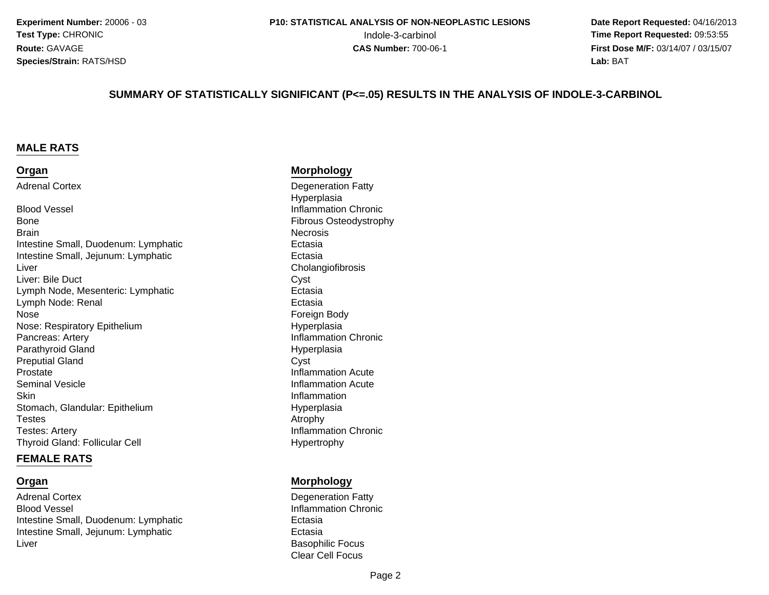Experiment Number: 20006 - 03
Test Type: CHRONIC
Route: GAVAGE
Species/Strain: RATS/HSD

P10: STATISTICAL ANALYSIS OF NON-NEOPLASTIC LESIONS
Indole-3-carbinol
CAS Number: 700-06-1

Date Report Requested: 04/16/2013
Time Report Requested: 09:53:55
First Dose M/F: 03/14/07 / 03/15/07
Lab: BAT

## SUMMARY OF STATISTICALLY SIGNIFICANT (P<=.05) RESULTS IN THE ANALYSIS OF INDOLE-3-CARBINOL

### MALE RATS

| Organ | Morphology |
| --- | --- |
| Adrenal Cortex | Degeneration Fatty |
| | Hyperplasia |
| Blood Vessel | Inflammation Chronic |
| Bone | Fibrous Osteodystrophy |
| Brain | Necrosis |
| Intestine Small, Duodenum: Lymphatic | Ectasia |
| Intestine Small, Jejunum: Lymphatic | Ectasia |
| Liver | Cholangiofibrosis |
| Liver: Bile Duct | Cyst |
| Lymph Node, Mesenteric: Lymphatic | Ectasia |
| Lymph Node: Renal | Ectasia |
| Nose | Foreign Body |
| Nose: Respiratory Epithelium | Hyperplasia |
| Pancreas: Artery | Inflammation Chronic |
| Parathyroid Gland | Hyperplasia |
| Preputial Gland | Cyst |
| Prostate | Inflammation Acute |
| Seminal Vesicle | Inflammation Acute |
| Skin | Inflammation |
| Stomach, Glandular: Epithelium | Hyperplasia |
| Testes | Atrophy |
| Testes: Artery | Inflammation Chronic |
| Thyroid Gland: Follicular Cell | Hypertrophy |

### FEMALE RATS

| Organ | Morphology |
| --- | --- |
| Adrenal Cortex | Degeneration Fatty |
| Blood Vessel | Inflammation Chronic |
| Intestine Small, Duodenum: Lymphatic | Ectasia |
| Intestine Small, Jejunum: Lymphatic | Ectasia |
| Liver | Basophilic Focus |
| | Clear Cell Focus |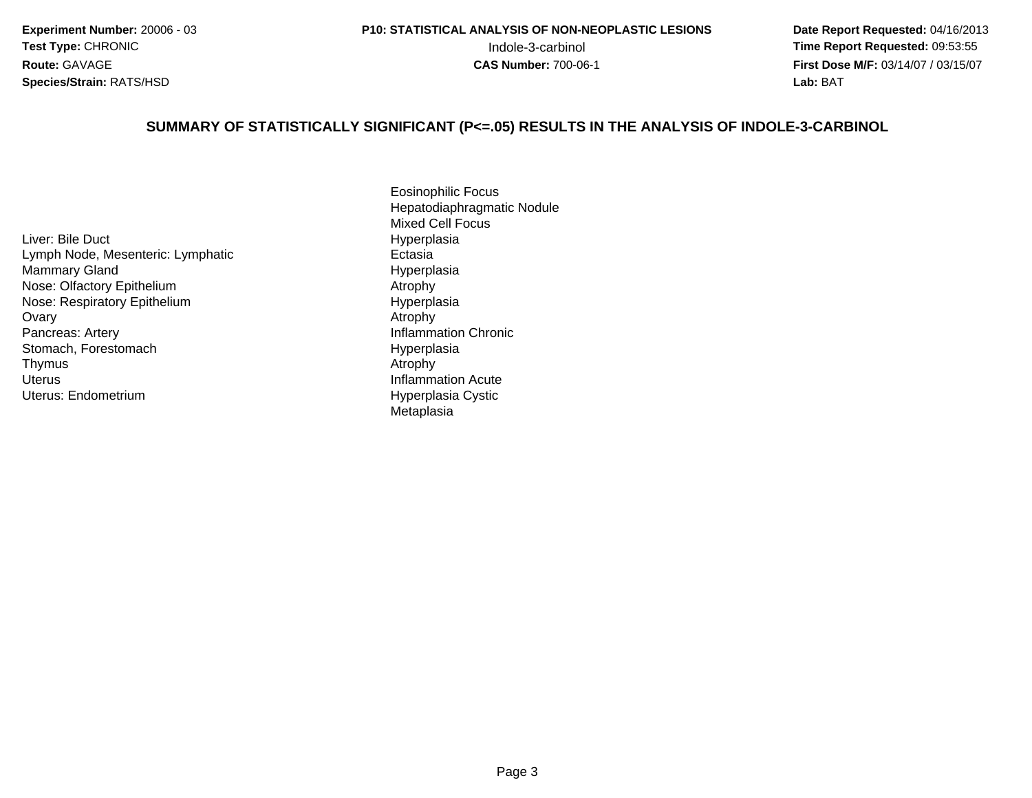**Experiment Number:** 20006 - 03
**Test Type:** CHRONIC
**Route:** GAVAGE
**Species/Strain:** RATS/HSD

**P10: STATISTICAL ANALYSIS OF NON-NEOPLASTIC LESIONS**
Indole-3-carbinol
**CAS Number:** 700-06-1

**Date Report Requested:** 04/16/2013
**Time Report Requested:** 09:53:55
**First Dose M/F:** 03/14/07 / 03/15/07
**Lab:** BAT

## SUMMARY OF STATISTICALLY SIGNIFICANT (P<=.05) RESULTS IN THE ANALYSIS OF INDOLE-3-CARBINOL

| | |
|---|---|
| | Eosinophilic Focus |
| | Hepatodiaphragmatic Nodule |
| | Mixed Cell Focus |
| Liver: Bile Duct | Hyperplasia |
| Lymph Node, Mesenteric: Lymphatic | Ectasia |
| Mammary Gland | Hyperplasia |
| Nose: Olfactory Epithelium | Atrophy |
| Nose: Respiratory Epithelium | Hyperplasia |
| Ovary | Atrophy |
| Pancreas: Artery | Inflammation Chronic |
| Stomach, Forestomach | Hyperplasia |
| Thymus | Atrophy |
| Uterus | Inflammation Acute |
| Uterus: Endometrium | Hyperplasia Cystic |
| | Metaplasia |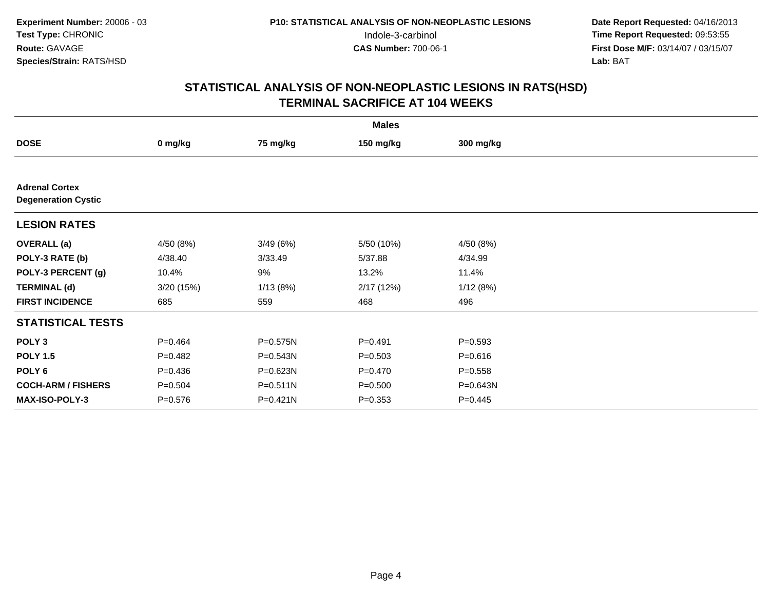**Experiment Number:** 20006 - 03
**Test Type:** CHRONIC
**Route:** GAVAGE
**Species/Strain:** RATS/HSD

**P10: STATISTICAL ANALYSIS OF NON-NEOPLASTIC LESIONS**
Indole-3-carbinol
**CAS Number:** 700-06-1

**Date Report Requested:** 04/16/2013
**Time Report Requested:** 09:53:55
**First Dose M/F:** 03/14/07 / 03/15/07
**Lab:** BAT

## STATISTICAL ANALYSIS OF NON-NEOPLASTIC LESIONS IN RATS(HSD)
## TERMINAL SACRIFICE AT 104 WEEKS

| | Males | | | |
|---|---|---|---|---|
| **DOSE** | **0 mg/kg** | **75 mg/kg** | **150 mg/kg** | **300 mg/kg** |
| **Adrenal Cortex** | | | | |
| **Degeneration Cystic** | | | | |
| **LESION RATES** | | | | |
| **OVERALL (a)** | 4/50 (8%) | 3/49 (6%) | 5/50 (10%) | 4/50 (8%) |
| **POLY-3 RATE (b)** | 4/38.40 | 3/33.49 | 5/37.88 | 4/34.99 |
| **POLY-3 PERCENT (g)** | 10.4% | 9% | 13.2% | 11.4% |
| **TERMINAL (d)** | 3/20 (15%) | 1/13 (8%) | 2/17 (12%) | 1/12 (8%) |
| **FIRST INCIDENCE** | 685 | 559 | 468 | 496 |
| **STATISTICAL TESTS** | | | | |
| **POLY 3** | P=0.464 | P=0.575N | P=0.491 | P=0.593 |
| **POLY 1.5** | P=0.482 | P=0.543N | P=0.503 | P=0.616 |
| **POLY 6** | P=0.436 | P=0.623N | P=0.470 | P=0.558 |
| **COCH-ARM / FISHERS** | P=0.504 | P=0.511N | P=0.500 | P=0.643N |
| **MAX-ISO-POLY-3** | P=0.576 | P=0.421N | P=0.353 | P=0.445 |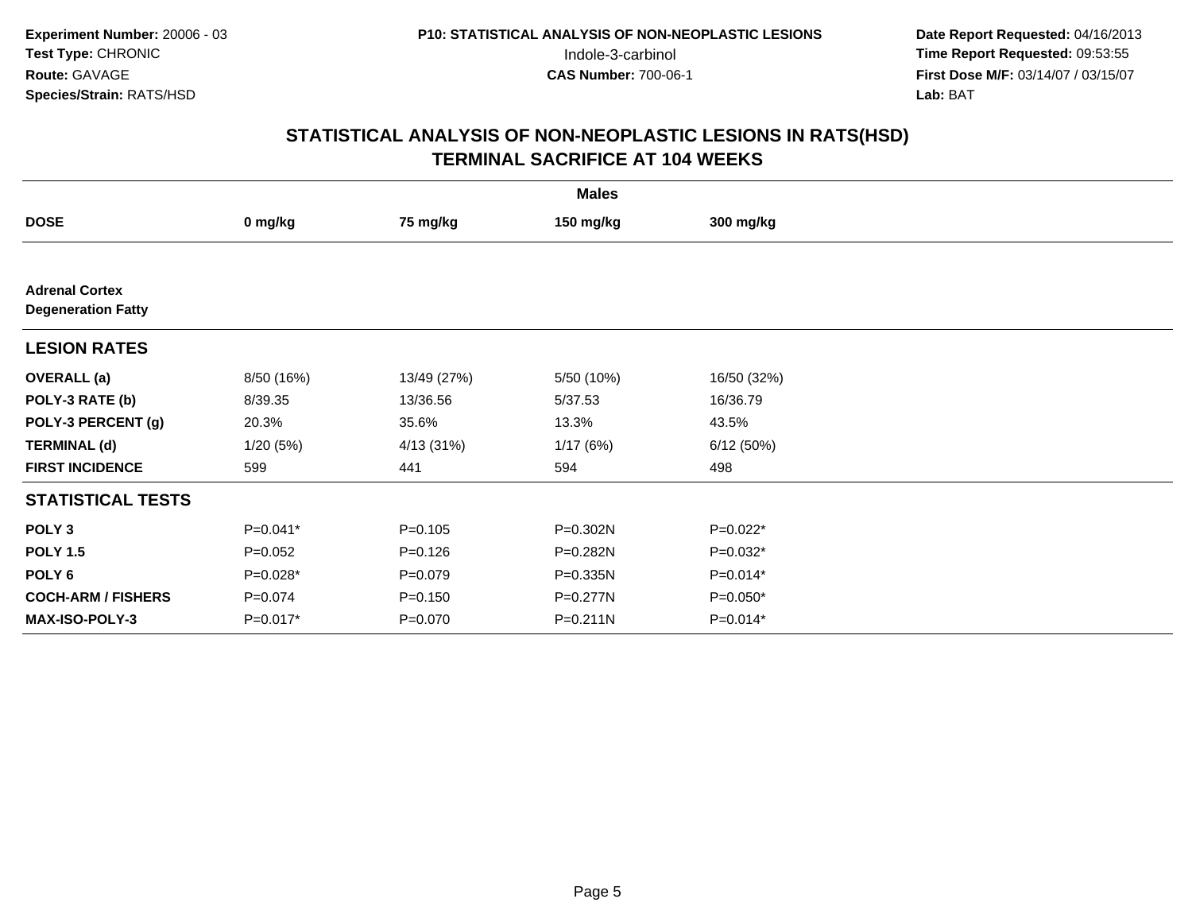**Experiment Number:** 20006 - 03
**Test Type:** CHRONIC
**Route:** GAVAGE
**Species/Strain:** RATS/HSD

**P10: STATISTICAL ANALYSIS OF NON-NEOPLASTIC LESIONS**
Indole-3-carbinol
**CAS Number:** 700-06-1

**Date Report Requested:** 04/16/2013
**Time Report Requested:** 09:53:55
**First Dose M/F:** 03/14/07 / 03/15/07
**Lab:** BAT

# STATISTICAL ANALYSIS OF NON-NEOPLASTIC LESIONS IN RATS(HSD)
## TERMINAL SACRIFICE AT 104 WEEKS

| | Males | | | |
|---|---|---|---|---|
| **DOSE** | **0 mg/kg** | **75 mg/kg** | **150 mg/kg** | **300 mg/kg** |
| **Adrenal Cortex** | | | | |
| **Degeneration Fatty** | | | | |
| **LESION RATES** | | | | |
| **OVERALL (a)** | 8/50 (16%) | 13/49 (27%) | 5/50 (10%) | 16/50 (32%) |
| **POLY-3 RATE (b)** | 8/39.35 | 13/36.56 | 5/37.53 | 16/36.79 |
| **POLY-3 PERCENT (g)** | 20.3% | 35.6% | 13.3% | 43.5% |
| **TERMINAL (d)** | 1/20 (5%) | 4/13 (31%) | 1/17 (6%) | 6/12 (50%) |
| **FIRST INCIDENCE** | 599 | 441 | 594 | 498 |
| **STATISTICAL TESTS** | | | | |
| **POLY 3** | P=0.041* | P=0.105 | P=0.302N | P=0.022* |
| **POLY 1.5** | P=0.052 | P=0.126 | P=0.282N | P=0.032* |
| **POLY 6** | P=0.028* | P=0.079 | P=0.335N | P=0.014* |
| **COCH-ARM / FISHERS** | P=0.074 | P=0.150 | P=0.277N | P=0.050* |
| **MAX-ISO-POLY-3** | P=0.017* | P=0.070 | P=0.211N | P=0.014* |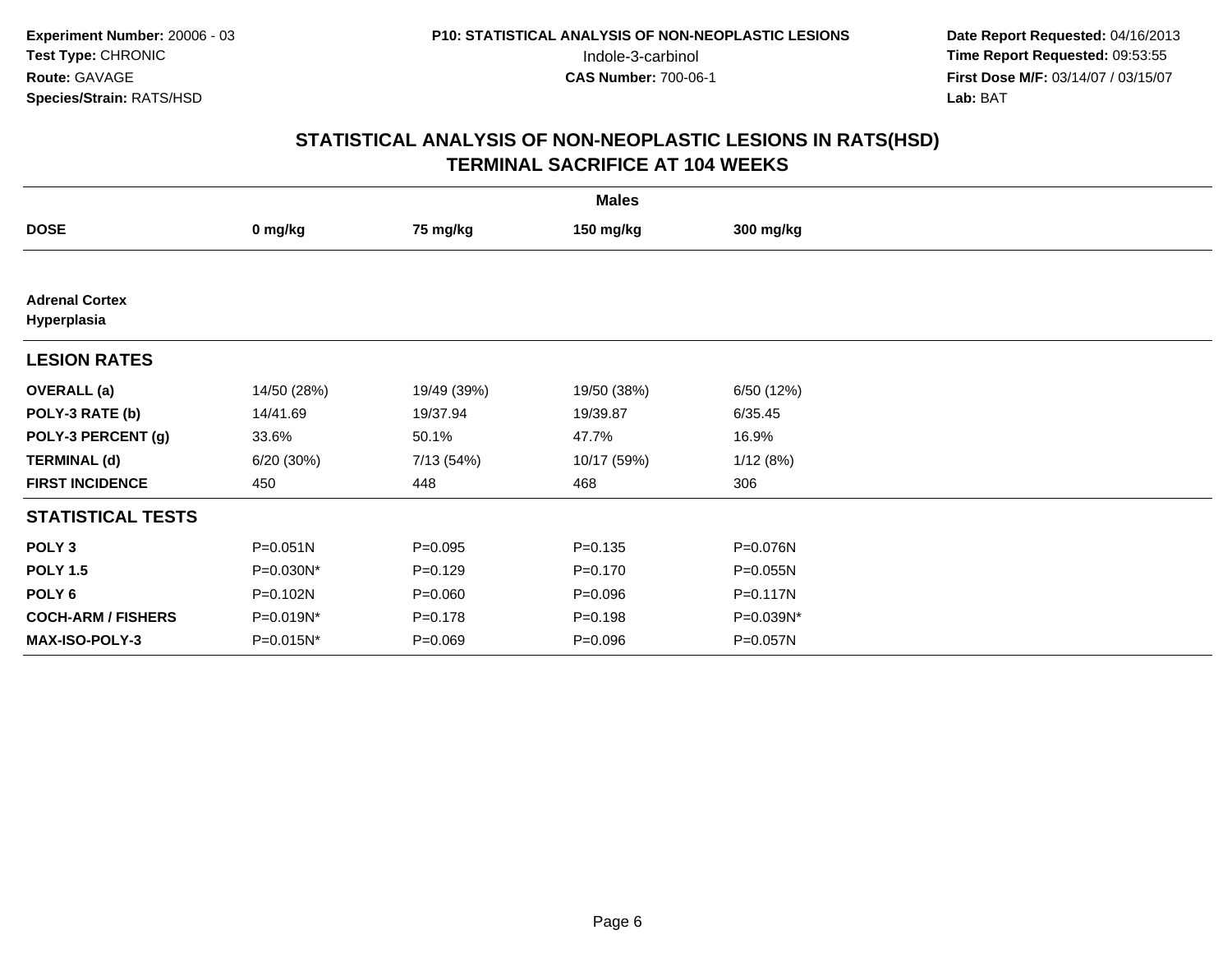Experiment Number: 20006 - 03
Test Type: CHRONIC
Route: GAVAGE
Species/Strain: RATS/HSD

P10: STATISTICAL ANALYSIS OF NON-NEOPLASTIC LESIONS
Indole-3-carbinol
CAS Number: 700-06-1

Date Report Requested: 04/16/2013
Time Report Requested: 09:53:55
First Dose M/F: 03/14/07 / 03/15/07
Lab: BAT

## STATISTICAL ANALYSIS OF NON-NEOPLASTIC LESIONS IN RATS(HSD)
## TERMINAL SACRIFICE AT 104 WEEKS

| | Males | | | |
|---|---|---|---|---|
| **DOSE** | **0 mg/kg** | **75 mg/kg** | **150 mg/kg** | **300 mg/kg** |
| **Adrenal Cortex Hyperplasia** | | | | |
| **LESION RATES** | | | | |
| **OVERALL (a)** | 14/50 (28%) | 19/49 (39%) | 19/50 (38%) | 6/50 (12%) |
| **POLY-3 RATE (b)** | 14/41.69 | 19/37.94 | 19/39.87 | 6/35.45 |
| **POLY-3 PERCENT (g)** | 33.6% | 50.1% | 47.7% | 16.9% |
| **TERMINAL (d)** | 6/20 (30%) | 7/13 (54%) | 10/17 (59%) | 1/12 (8%) |
| **FIRST INCIDENCE** | 450 | 448 | 468 | 306 |
| **STATISTICAL TESTS** | | | | |
| **POLY 3** | P=0.051N | P=0.095 | P=0.135 | P=0.076N |
| **POLY 1.5** | P=0.030N* | P=0.129 | P=0.170 | P=0.055N |
| **POLY 6** | P=0.102N | P=0.060 | P=0.096 | P=0.117N |
| **COCH-ARM / FISHERS** | P=0.019N* | P=0.178 | P=0.198 | P=0.039N* |
| **MAX-ISO-POLY-3** | P=0.015N* | P=0.069 | P=0.096 | P=0.057N |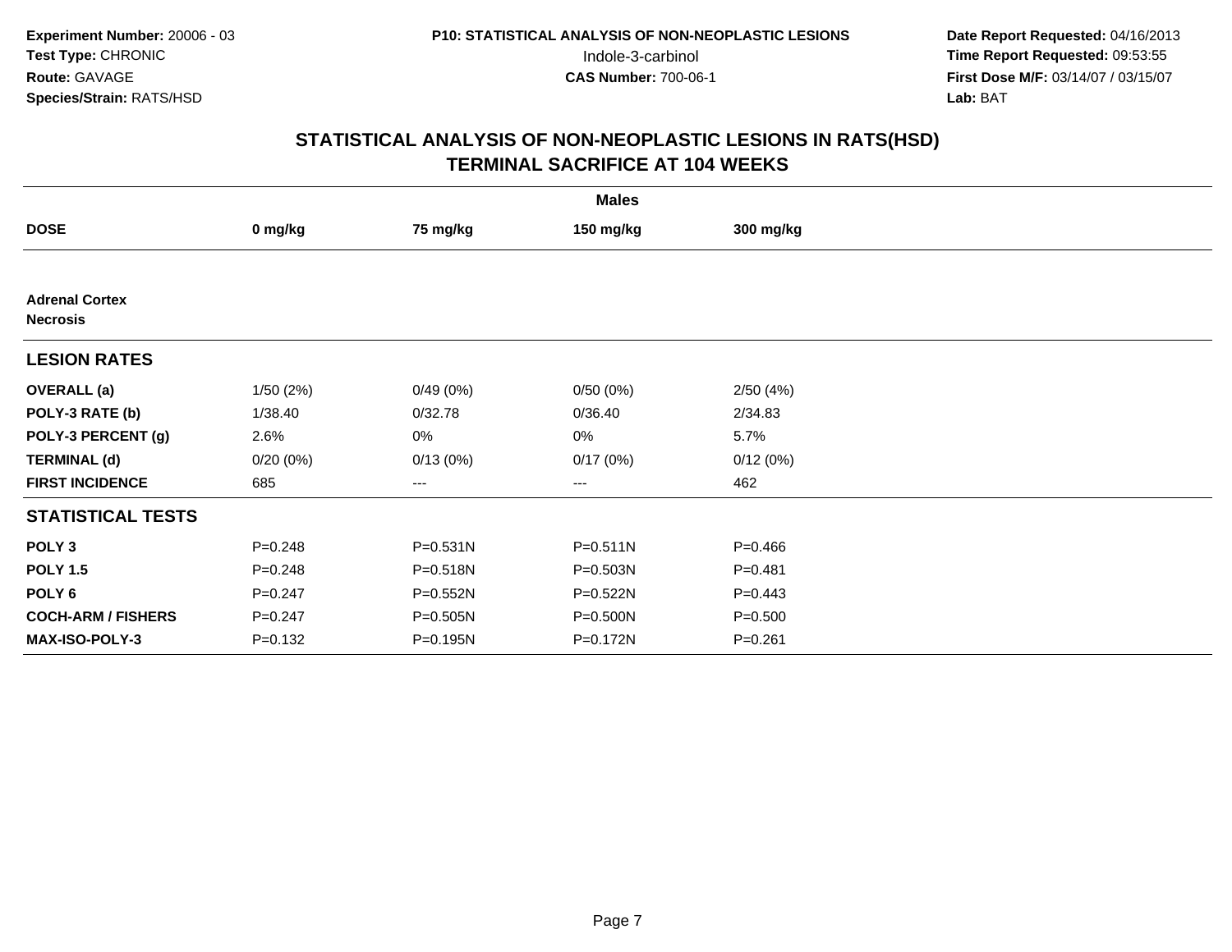Experiment Number: 20006 - 03
Test Type: CHRONIC
Route: GAVAGE
Species/Strain: RATS/HSD

P10: STATISTICAL ANALYSIS OF NON-NEOPLASTIC LESIONS
Indole-3-carbinol
CAS Number: 700-06-1

Date Report Requested: 04/16/2013
Time Report Requested: 09:53:55
First Dose M/F: 03/14/07 / 03/15/07
Lab: BAT

## STATISTICAL ANALYSIS OF NON-NEOPLASTIC LESIONS IN RATS(HSD)
## TERMINAL SACRIFICE AT 104 WEEKS

| Males | | | | |
|---|---|---|---|---|
| **DOSE** | **0 mg/kg** | **75 mg/kg** | **150 mg/kg** | **300 mg/kg** |
| **Adrenal Cortex** | | | | |
| **Necrosis** | | | | |
| **LESION RATES** | | | | |
| **OVERALL (a)** | 1/50 (2%) | 0/49 (0%) | 0/50 (0%) | 2/50 (4%) |
| **POLY-3 RATE (b)** | 1/38.40 | 0/32.78 | 0/36.40 | 2/34.83 |
| **POLY-3 PERCENT (g)** | 2.6% | 0% | 0% | 5.7% |
| **TERMINAL (d)** | 0/20 (0%) | 0/13 (0%) | 0/17 (0%) | 0/12 (0%) |
| **FIRST INCIDENCE** | 685 | --- | --- | 462 |
| **STATISTICAL TESTS** | | | | |
| **POLY 3** | P=0.248 | P=0.531N | P=0.511N | P=0.466 |
| **POLY 1.5** | P=0.248 | P=0.518N | P=0.503N | P=0.481 |
| **POLY 6** | P=0.247 | P=0.552N | P=0.522N | P=0.443 |
| **COCH-ARM / FISHERS** | P=0.247 | P=0.505N | P=0.500N | P=0.500 |
| **MAX-ISO-POLY-3** | P=0.132 | P=0.195N | P=0.172N | P=0.261 |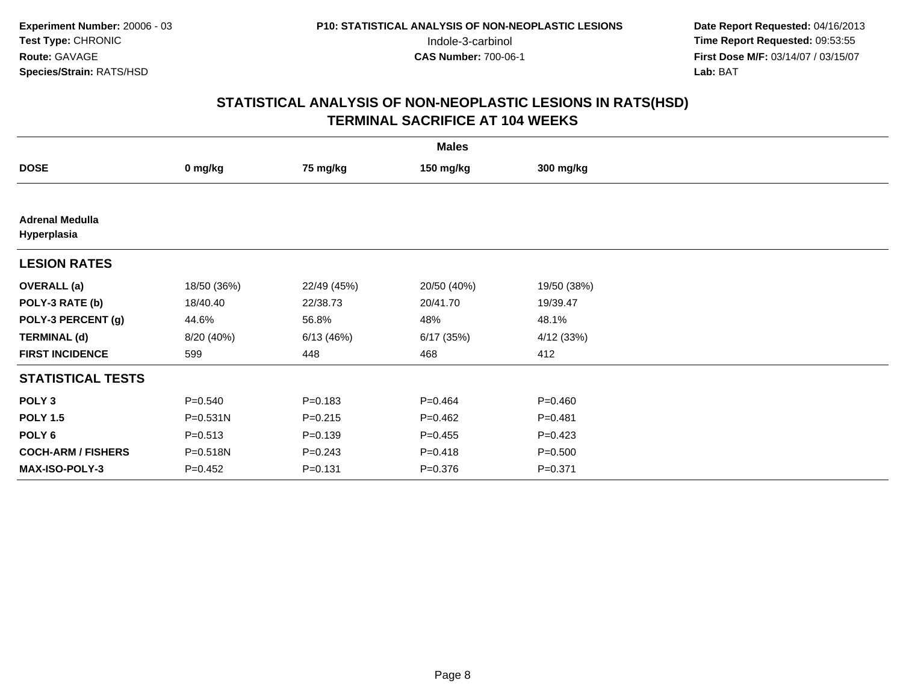**Experiment Number:** 20006 - 03
**Test Type:** CHRONIC
**Route:** GAVAGE
**Species/Strain:** RATS/HSD

**P10: STATISTICAL ANALYSIS OF NON-NEOPLASTIC LESIONS**
Indole-3-carbinol
**CAS Number:** 700-06-1

**Date Report Requested:** 04/16/2013
**Time Report Requested:** 09:53:55
**First Dose M/F:** 03/14/07 / 03/15/07
**Lab:** BAT

# STATISTICAL ANALYSIS OF NON-NEOPLASTIC LESIONS IN RATS(HSD)
## TERMINAL SACRIFICE AT 104 WEEKS

| | Males | | | |
|---|---|---|---|---|
| **DOSE** | **0 mg/kg** | **75 mg/kg** | **150 mg/kg** | **300 mg/kg** |
| **Adrenal Medulla Hyperplasia** | | | | |
| **LESION RATES** | | | | |
| **OVERALL (a)** | 18/50 (36%) | 22/49 (45%) | 20/50 (40%) | 19/50 (38%) |
| **POLY-3 RATE (b)** | 18/40.40 | 22/38.73 | 20/41.70 | 19/39.47 |
| **POLY-3 PERCENT (g)** | 44.6% | 56.8% | 48% | 48.1% |
| **TERMINAL (d)** | 8/20 (40%) | 6/13 (46%) | 6/17 (35%) | 4/12 (33%) |
| **FIRST INCIDENCE** | 599 | 448 | 468 | 412 |
| **STATISTICAL TESTS** | | | | |
| **POLY 3** | P=0.540 | P=0.183 | P=0.464 | P=0.460 |
| **POLY 1.5** | P=0.531N | P=0.215 | P=0.462 | P=0.481 |
| **POLY 6** | P=0.513 | P=0.139 | P=0.455 | P=0.423 |
| **COCH-ARM / FISHERS** | P=0.518N | P=0.243 | P=0.418 | P=0.500 |
| **MAX-ISO-POLY-3** | P=0.452 | P=0.131 | P=0.376 | P=0.371 |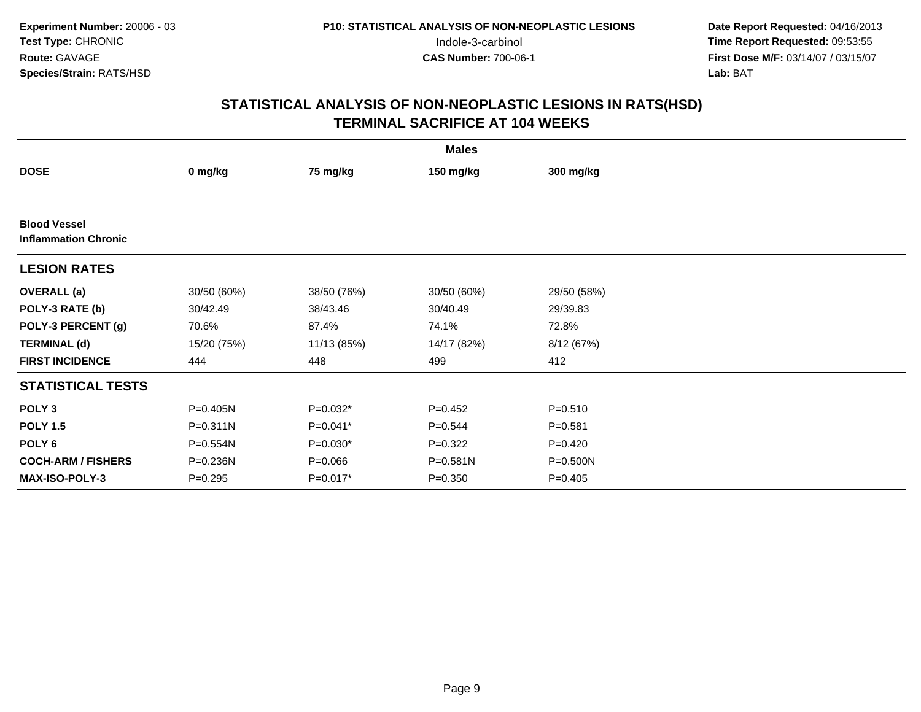**Experiment Number:** 20006 - 03
**Test Type:** CHRONIC
**Route:** GAVAGE
**Species/Strain:** RATS/HSD

**P10: STATISTICAL ANALYSIS OF NON-NEOPLASTIC LESIONS**
Indole-3-carbinol
**CAS Number:** 700-06-1

**Date Report Requested:** 04/16/2013
**Time Report Requested:** 09:53:55
**First Dose M/F:** 03/14/07 / 03/15/07
**Lab:** BAT

## STATISTICAL ANALYSIS OF NON-NEOPLASTIC LESIONS IN RATS(HSD)
## TERMINAL SACRIFICE AT 104 WEEKS

| | Males | | | |
|---|---|---|---|---|
| **DOSE** | **0 mg/kg** | **75 mg/kg** | **150 mg/kg** | **300 mg/kg** |
| **Blood Vessel** | | | | |
| **Inflammation Chronic** | | | | |
| **LESION RATES** | | | | |
| **OVERALL (a)** | 30/50 (60%) | 38/50 (76%) | 30/50 (60%) | 29/50 (58%) |
| **POLY-3 RATE (b)** | 30/42.49 | 38/43.46 | 30/40.49 | 29/39.83 |
| **POLY-3 PERCENT (g)** | 70.6% | 87.4% | 74.1% | 72.8% |
| **TERMINAL (d)** | 15/20 (75%) | 11/13 (85%) | 14/17 (82%) | 8/12 (67%) |
| **FIRST INCIDENCE** | 444 | 448 | 499 | 412 |
| **STATISTICAL TESTS** | | | | |
| **POLY 3** | P=0.405N | P=0.032* | P=0.452 | P=0.510 |
| **POLY 1.5** | P=0.311N | P=0.041* | P=0.544 | P=0.581 |
| **POLY 6** | P=0.554N | P=0.030* | P=0.322 | P=0.420 |
| **COCH-ARM / FISHERS** | P=0.236N | P=0.066 | P=0.581N | P=0.500N |
| **MAX-ISO-POLY-3** | P=0.295 | P=0.017* | P=0.350 | P=0.405 |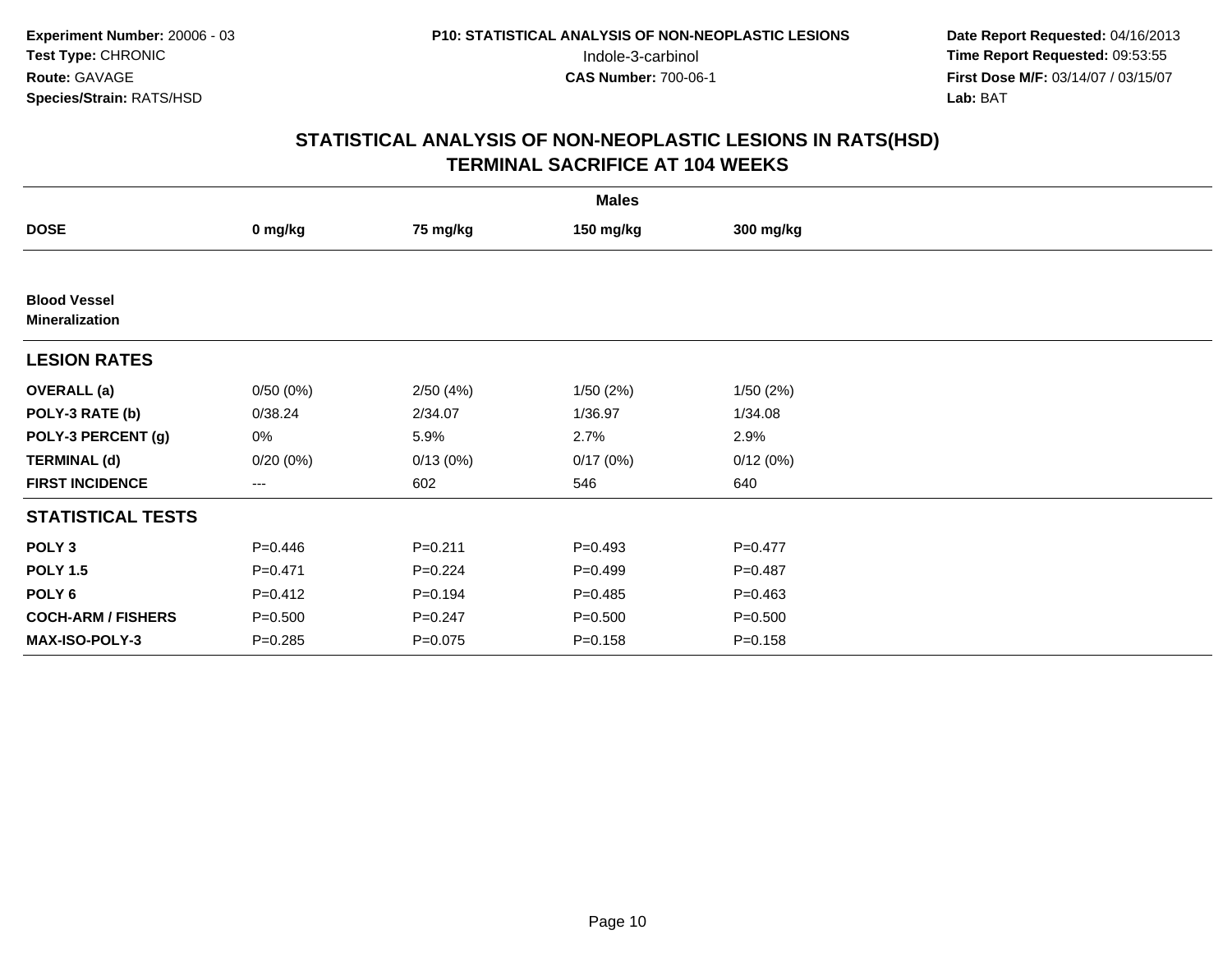**Experiment Number:** 20006 - 03
**Test Type:** CHRONIC
**Route:** GAVAGE
**Species/Strain:** RATS/HSD

**P10: STATISTICAL ANALYSIS OF NON-NEOPLASTIC LESIONS**
Indole-3-carbinol
**CAS Number:** 700-06-1

**Date Report Requested:** 04/16/2013
**Time Report Requested:** 09:53:55
**First Dose M/F:** 03/14/07 / 03/15/07
**Lab:** BAT

## STATISTICAL ANALYSIS OF NON-NEOPLASTIC LESIONS IN RATS(HSD)
## TERMINAL SACRIFICE AT 104 WEEKS

| | Males | | | |
|---|---|---|---|---|
| **DOSE** | **0 mg/kg** | **75 mg/kg** | **150 mg/kg** | **300 mg/kg** |
| **Blood Vessel** | | | | |
| **Mineralization** | | | | |
| **LESION RATES** | | | | |
| **OVERALL (a)** | 0/50 (0%) | 2/50 (4%) | 1/50 (2%) | 1/50 (2%) |
| **POLY-3 RATE (b)** | 0/38.24 | 2/34.07 | 1/36.97 | 1/34.08 |
| **POLY-3 PERCENT (g)** | 0% | 5.9% | 2.7% | 2.9% |
| **TERMINAL (d)** | 0/20 (0%) | 0/13 (0%) | 0/17 (0%) | 0/12 (0%) |
| **FIRST INCIDENCE** | --- | 602 | 546 | 640 |
| **STATISTICAL TESTS** | | | | |
| **POLY 3** | P=0.446 | P=0.211 | P=0.493 | P=0.477 |
| **POLY 1.5** | P=0.471 | P=0.224 | P=0.499 | P=0.487 |
| **POLY 6** | P=0.412 | P=0.194 | P=0.485 | P=0.463 |
| **COCH-ARM / FISHERS** | P=0.500 | P=0.247 | P=0.500 | P=0.500 |
| **MAX-ISO-POLY-3** | P=0.285 | P=0.075 | P=0.158 | P=0.158 |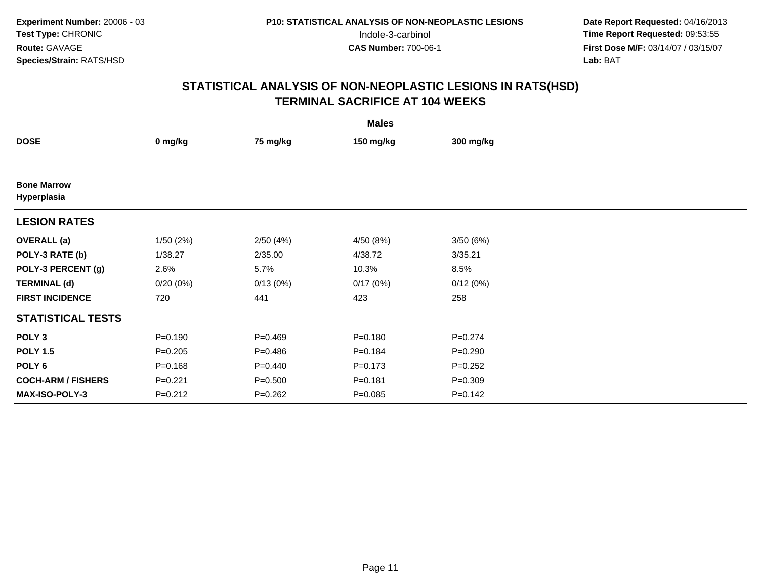**Experiment Number:** 20006 - 03
**Test Type:** CHRONIC
**Route:** GAVAGE
**Species/Strain:** RATS/HSD

**P10: STATISTICAL ANALYSIS OF NON-NEOPLASTIC LESIONS**
Indole-3-carbinol
**CAS Number:** 700-06-1

**Date Report Requested:** 04/16/2013
**Time Report Requested:** 09:53:55
**First Dose M/F:** 03/14/07 / 03/15/07
**Lab:** BAT

## STATISTICAL ANALYSIS OF NON-NEOPLASTIC LESIONS IN RATS(HSD)
## TERMINAL SACRIFICE AT 104 WEEKS

| | Males | | | |
|---|---|---|---|---|
| **DOSE** | **0 mg/kg** | **75 mg/kg** | **150 mg/kg** | **300 mg/kg** |
| **Bone Marrow** | | | | |
| **Hyperplasia** | | | | |
| **LESION RATES** | | | | |
| **OVERALL (a)** | 1/50 (2%) | 2/50 (4%) | 4/50 (8%) | 3/50 (6%) |
| **POLY-3 RATE (b)** | 1/38.27 | 2/35.00 | 4/38.72 | 3/35.21 |
| **POLY-3 PERCENT (g)** | 2.6% | 5.7% | 10.3% | 8.5% |
| **TERMINAL (d)** | 0/20 (0%) | 0/13 (0%) | 0/17 (0%) | 0/12 (0%) |
| **FIRST INCIDENCE** | 720 | 441 | 423 | 258 |
| **STATISTICAL TESTS** | | | | |
| **POLY 3** | P=0.190 | P=0.469 | P=0.180 | P=0.274 |
| **POLY 1.5** | P=0.205 | P=0.486 | P=0.184 | P=0.290 |
| **POLY 6** | P=0.168 | P=0.440 | P=0.173 | P=0.252 |
| **COCH-ARM / FISHERS** | P=0.221 | P=0.500 | P=0.181 | P=0.309 |
| **MAX-ISO-POLY-3** | P=0.212 | P=0.262 | P=0.085 | P=0.142 |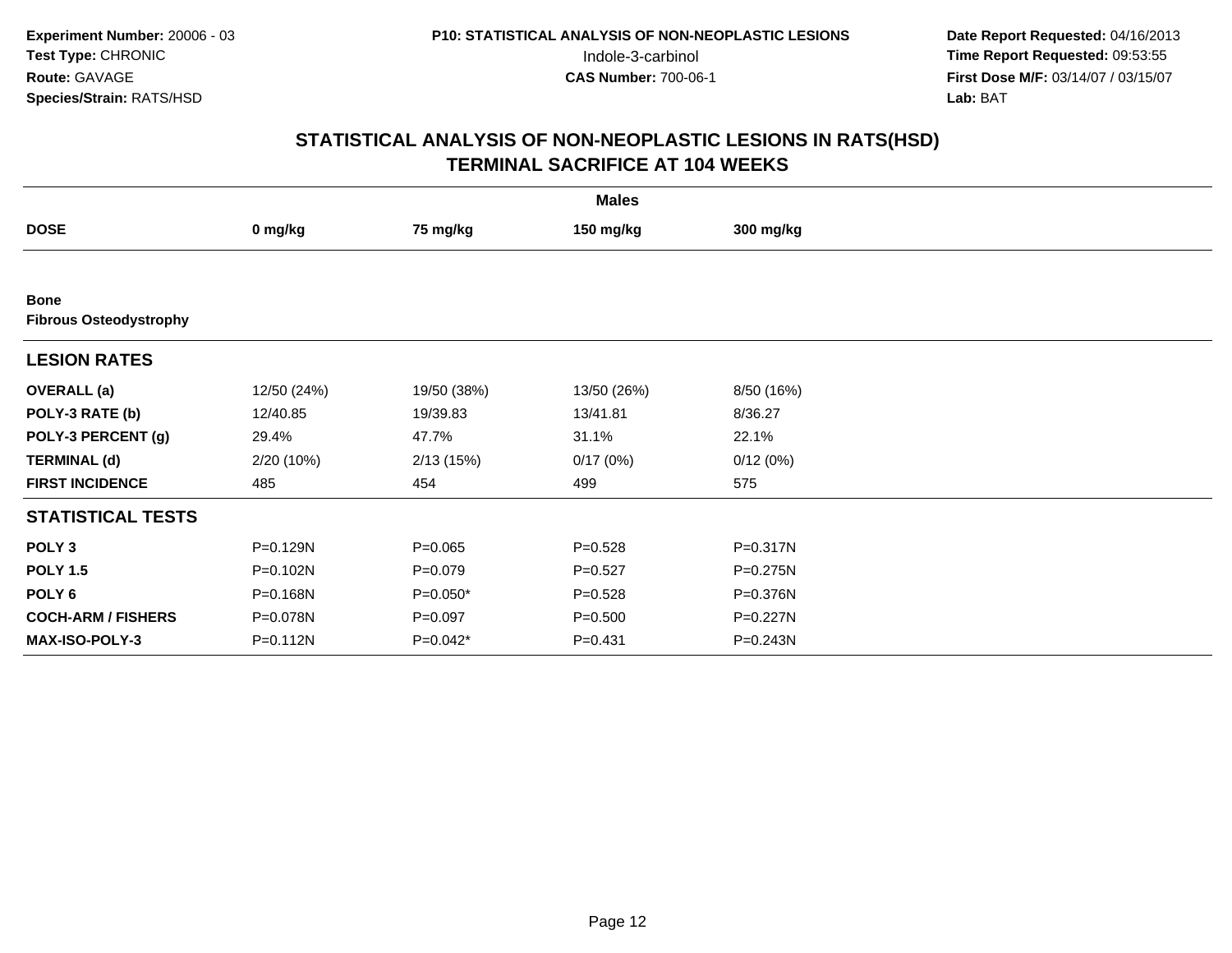**Experiment Number:** 20006 - 03
**Test Type:** CHRONIC
**Route:** GAVAGE
**Species/Strain:** RATS/HSD

**P10: STATISTICAL ANALYSIS OF NON-NEOPLASTIC LESIONS**
Indole-3-carbinol
**CAS Number:** 700-06-1

**Date Report Requested:** 04/16/2013
**Time Report Requested:** 09:53:55
**First Dose M/F:** 03/14/07 / 03/15/07
**Lab:** BAT

## STATISTICAL ANALYSIS OF NON-NEOPLASTIC LESIONS IN RATS(HSD)
## TERMINAL SACRIFICE AT 104 WEEKS

| | Males | | | |
|---|---|---|---|---|
| **DOSE** | **0 mg/kg** | **75 mg/kg** | **150 mg/kg** | **300 mg/kg** |
| **Bone** | | | | |
| **Fibrous Osteodystrophy** | | | | |
| **LESION RATES** | | | | |
| **OVERALL (a)** | 12/50 (24%) | 19/50 (38%) | 13/50 (26%) | 8/50 (16%) |
| **POLY-3 RATE (b)** | 12/40.85 | 19/39.83 | 13/41.81 | 8/36.27 |
| **POLY-3 PERCENT (g)** | 29.4% | 47.7% | 31.1% | 22.1% |
| **TERMINAL (d)** | 2/20 (10%) | 2/13 (15%) | 0/17 (0%) | 0/12 (0%) |
| **FIRST INCIDENCE** | 485 | 454 | 499 | 575 |
| **STATISTICAL TESTS** | | | | |
| **POLY 3** | P=0.129N | P=0.065 | P=0.528 | P=0.317N |
| **POLY 1.5** | P=0.102N | P=0.079 | P=0.527 | P=0.275N |
| **POLY 6** | P=0.168N | P=0.050* | P=0.528 | P=0.376N |
| **COCH-ARM / FISHERS** | P=0.078N | P=0.097 | P=0.500 | P=0.227N |
| **MAX-ISO-POLY-3** | P=0.112N | P=0.042* | P=0.431 | P=0.243N |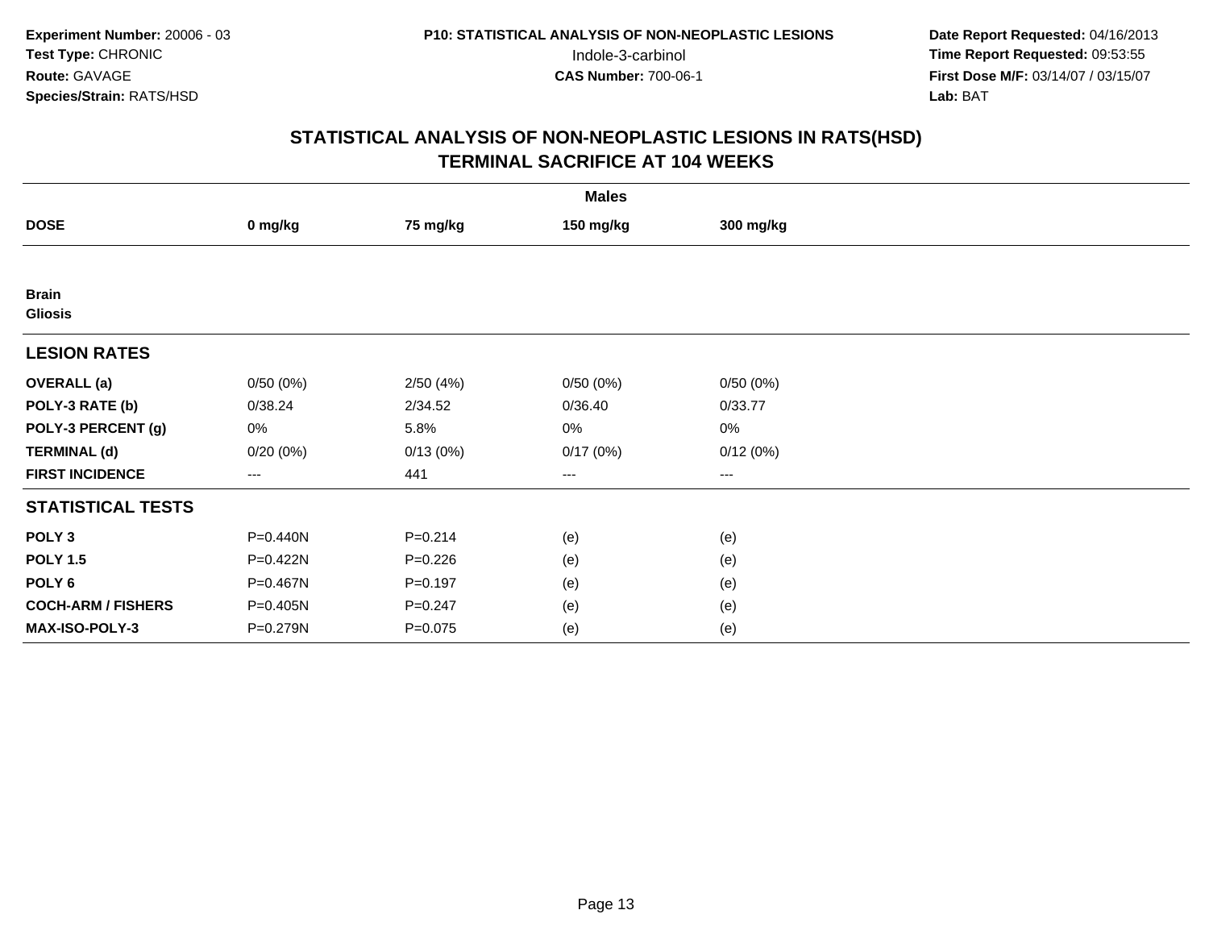**Experiment Number:** 20006 - 03
**Test Type:** CHRONIC
**Route:** GAVAGE
**Species/Strain:** RATS/HSD

**P10: STATISTICAL ANALYSIS OF NON-NEOPLASTIC LESIONS**
Indole-3-carbinol
**CAS Number:** 700-06-1

**Date Report Requested:** 04/16/2013
**Time Report Requested:** 09:53:55
**First Dose M/F:** 03/14/07 / 03/15/07
**Lab:** BAT

## STATISTICAL ANALYSIS OF NON-NEOPLASTIC LESIONS IN RATS(HSD)
## TERMINAL SACRIFICE AT 104 WEEKS

| | Males | | | |
|---|---|---|---|---|
| **DOSE** | **0 mg/kg** | **75 mg/kg** | **150 mg/kg** | **300 mg/kg** |
| **Brain** | | | | |
| **Gliosis** | | | | |
| **LESION RATES** | | | | |
| **OVERALL (a)** | 0/50 (0%) | 2/50 (4%) | 0/50 (0%) | 0/50 (0%) |
| **POLY-3 RATE (b)** | 0/38.24 | 2/34.52 | 0/36.40 | 0/33.77 |
| **POLY-3 PERCENT (g)** | 0% | 5.8% | 0% | 0% |
| **TERMINAL (d)** | 0/20 (0%) | 0/13 (0%) | 0/17 (0%) | 0/12 (0%) |
| **FIRST INCIDENCE** | --- | 441 | --- | --- |
| **STATISTICAL TESTS** | | | | |
| **POLY 3** | P=0.440N | P=0.214 | (e) | (e) |
| **POLY 1.5** | P=0.422N | P=0.226 | (e) | (e) |
| **POLY 6** | P=0.467N | P=0.197 | (e) | (e) |
| **COCH-ARM / FISHERS** | P=0.405N | P=0.247 | (e) | (e) |
| **MAX-ISO-POLY-3** | P=0.279N | P=0.075 | (e) | (e) |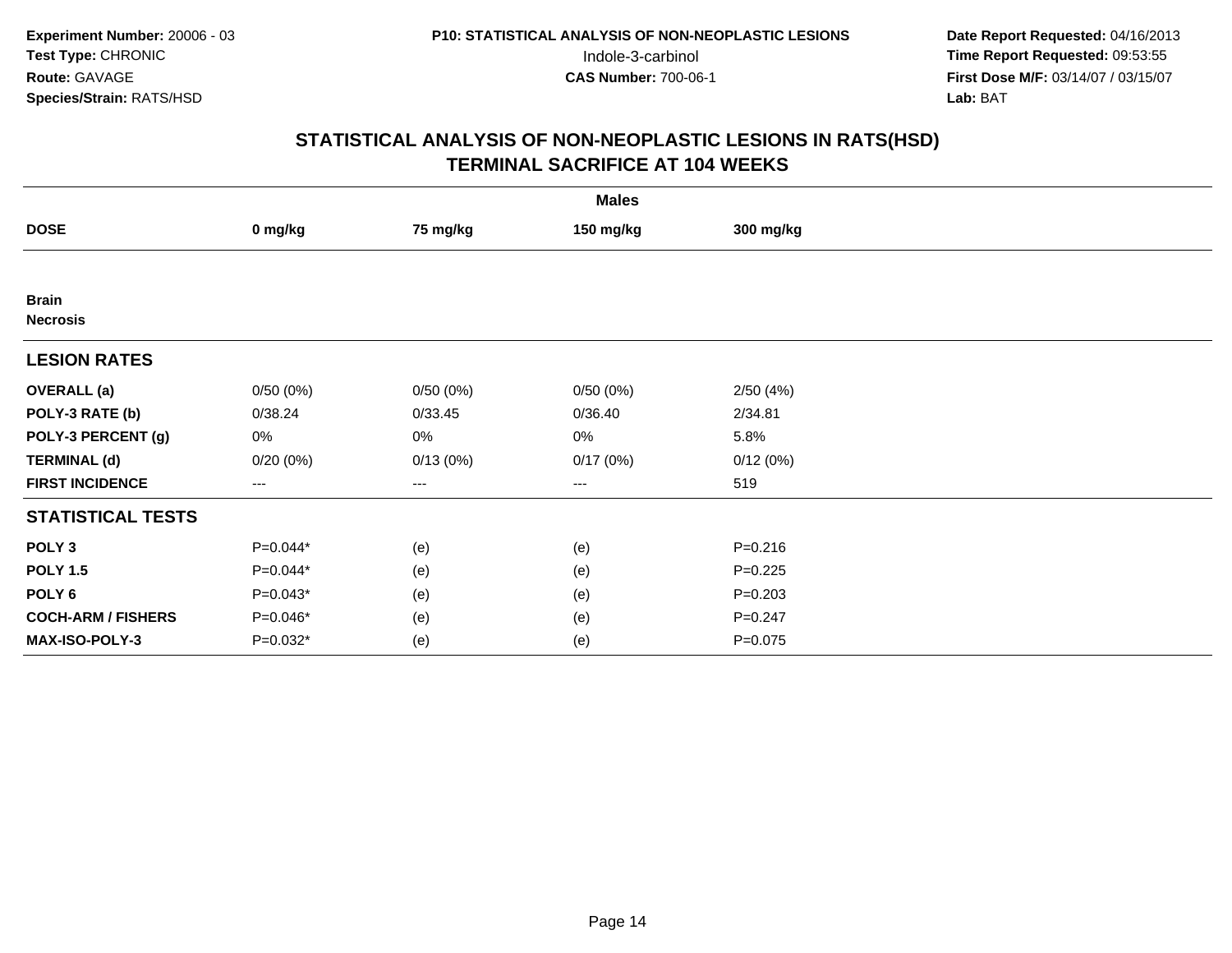**Experiment Number:** 20006 - 03
**Test Type:** CHRONIC
**Route:** GAVAGE
**Species/Strain:** RATS/HSD

**P10: STATISTICAL ANALYSIS OF NON-NEOPLASTIC LESIONS**
Indole-3-carbinol
**CAS Number:** 700-06-1

**Date Report Requested:** 04/16/2013
**Time Report Requested:** 09:53:55
**First Dose M/F:** 03/14/07 / 03/15/07
**Lab:** BAT

## STATISTICAL ANALYSIS OF NON-NEOPLASTIC LESIONS IN RATS(HSD)
## TERMINAL SACRIFICE AT 104 WEEKS

| | Males | | | |
|---|---|---|---|---|
| **DOSE** | **0 mg/kg** | **75 mg/kg** | **150 mg/kg** | **300 mg/kg** |
| **Brain** | | | | |
| **Necrosis** | | | | |
| **LESION RATES** | | | | |
| **OVERALL (a)** | 0/50 (0%) | 0/50 (0%) | 0/50 (0%) | 2/50 (4%) |
| **POLY-3 RATE (b)** | 0/38.24 | 0/33.45 | 0/36.40 | 2/34.81 |
| **POLY-3 PERCENT (g)** | 0% | 0% | 0% | 5.8% |
| **TERMINAL (d)** | 0/20 (0%) | 0/13 (0%) | 0/17 (0%) | 0/12 (0%) |
| **FIRST INCIDENCE** | --- | --- | --- | 519 |
| **STATISTICAL TESTS** | | | | |
| **POLY 3** | P=0.044* | (e) | (e) | P=0.216 |
| **POLY 1.5** | P=0.044* | (e) | (e) | P=0.225 |
| **POLY 6** | P=0.043* | (e) | (e) | P=0.203 |
| **COCH-ARM / FISHERS** | P=0.046* | (e) | (e) | P=0.247 |
| **MAX-ISO-POLY-3** | P=0.032* | (e) | (e) | P=0.075 |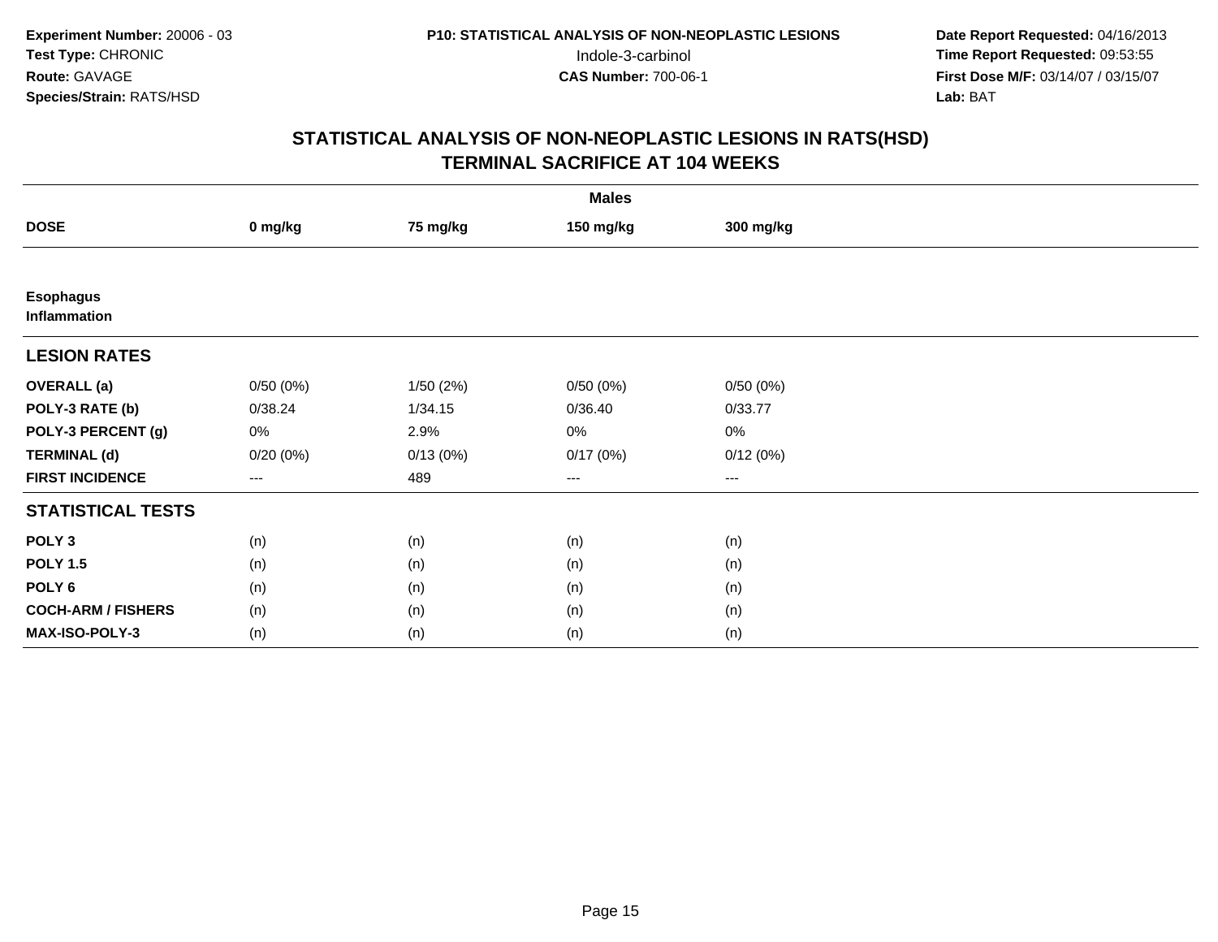**Experiment Number:** 20006 - 03
**Test Type:** CHRONIC
**Route:** GAVAGE
**Species/Strain:** RATS/HSD

**P10: STATISTICAL ANALYSIS OF NON-NEOPLASTIC LESIONS**
Indole-3-carbinol
**CAS Number:** 700-06-1

**Date Report Requested:** 04/16/2013
**Time Report Requested:** 09:53:55
**First Dose M/F:** 03/14/07 / 03/15/07
**Lab:** BAT

## STATISTICAL ANALYSIS OF NON-NEOPLASTIC LESIONS IN RATS(HSD)
## TERMINAL SACRIFICE AT 104 WEEKS

| | Males | | | |
|---|---|---|---|---|
| **DOSE** | **0 mg/kg** | **75 mg/kg** | **150 mg/kg** | **300 mg/kg** |
| **Esophagus** | | | | |
| **Inflammation** | | | | |
| **LESION RATES** | | | | |
| **OVERALL (a)** | 0/50 (0%) | 1/50 (2%) | 0/50 (0%) | 0/50 (0%) |
| **POLY-3 RATE (b)** | 0/38.24 | 1/34.15 | 0/36.40 | 0/33.77 |
| **POLY-3 PERCENT (g)** | 0% | 2.9% | 0% | 0% |
| **TERMINAL (d)** | 0/20 (0%) | 0/13 (0%) | 0/17 (0%) | 0/12 (0%) |
| **FIRST INCIDENCE** | --- | 489 | --- | --- |
| **STATISTICAL TESTS** | | | | |
| **POLY 3** | (n) | (n) | (n) | (n) |
| **POLY 1.5** | (n) | (n) | (n) | (n) |
| **POLY 6** | (n) | (n) | (n) | (n) |
| **COCH-ARM / FISHERS** | (n) | (n) | (n) | (n) |
| **MAX-ISO-POLY-3** | (n) | (n) | (n) | (n) |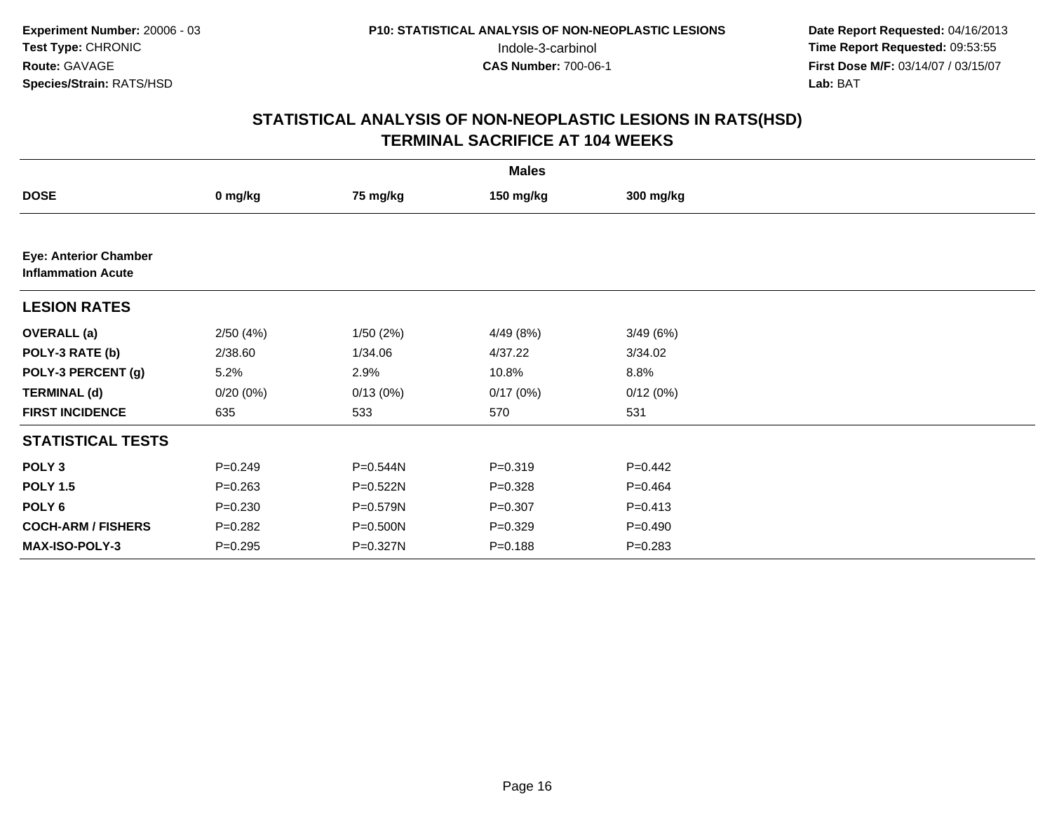**Experiment Number:** 20006 - 03
**Test Type:** CHRONIC
**Route:** GAVAGE
**Species/Strain:** RATS/HSD

**P10: STATISTICAL ANALYSIS OF NON-NEOPLASTIC LESIONS**
Indole-3-carbinol
**CAS Number:** 700-06-1

**Date Report Requested:** 04/16/2013
**Time Report Requested:** 09:53:55
**First Dose M/F:** 03/14/07 / 03/15/07
**Lab:** BAT

## STATISTICAL ANALYSIS OF NON-NEOPLASTIC LESIONS IN RATS(HSD)
## TERMINAL SACRIFICE AT 104 WEEKS

| | Males | | | |
|---|---|---|---|---|
| **DOSE** | **0 mg/kg** | **75 mg/kg** | **150 mg/kg** | **300 mg/kg** |
| **Eye: Anterior Chamber Inflammation Acute** | | | | |
| **LESION RATES** | | | | |
| **OVERALL (a)** | 2/50 (4%) | 1/50 (2%) | 4/49 (8%) | 3/49 (6%) |
| **POLY-3 RATE (b)** | 2/38.60 | 1/34.06 | 4/37.22 | 3/34.02 |
| **POLY-3 PERCENT (g)** | 5.2% | 2.9% | 10.8% | 8.8% |
| **TERMINAL (d)** | 0/20 (0%) | 0/13 (0%) | 0/17 (0%) | 0/12 (0%) |
| **FIRST INCIDENCE** | 635 | 533 | 570 | 531 |
| **STATISTICAL TESTS** | | | | |
| **POLY 3** | P=0.249 | P=0.544N | P=0.319 | P=0.442 |
| **POLY 1.5** | P=0.263 | P=0.522N | P=0.328 | P=0.464 |
| **POLY 6** | P=0.230 | P=0.579N | P=0.307 | P=0.413 |
| **COCH-ARM / FISHERS** | P=0.282 | P=0.500N | P=0.329 | P=0.490 |
| **MAX-ISO-POLY-3** | P=0.295 | P=0.327N | P=0.188 | P=0.283 |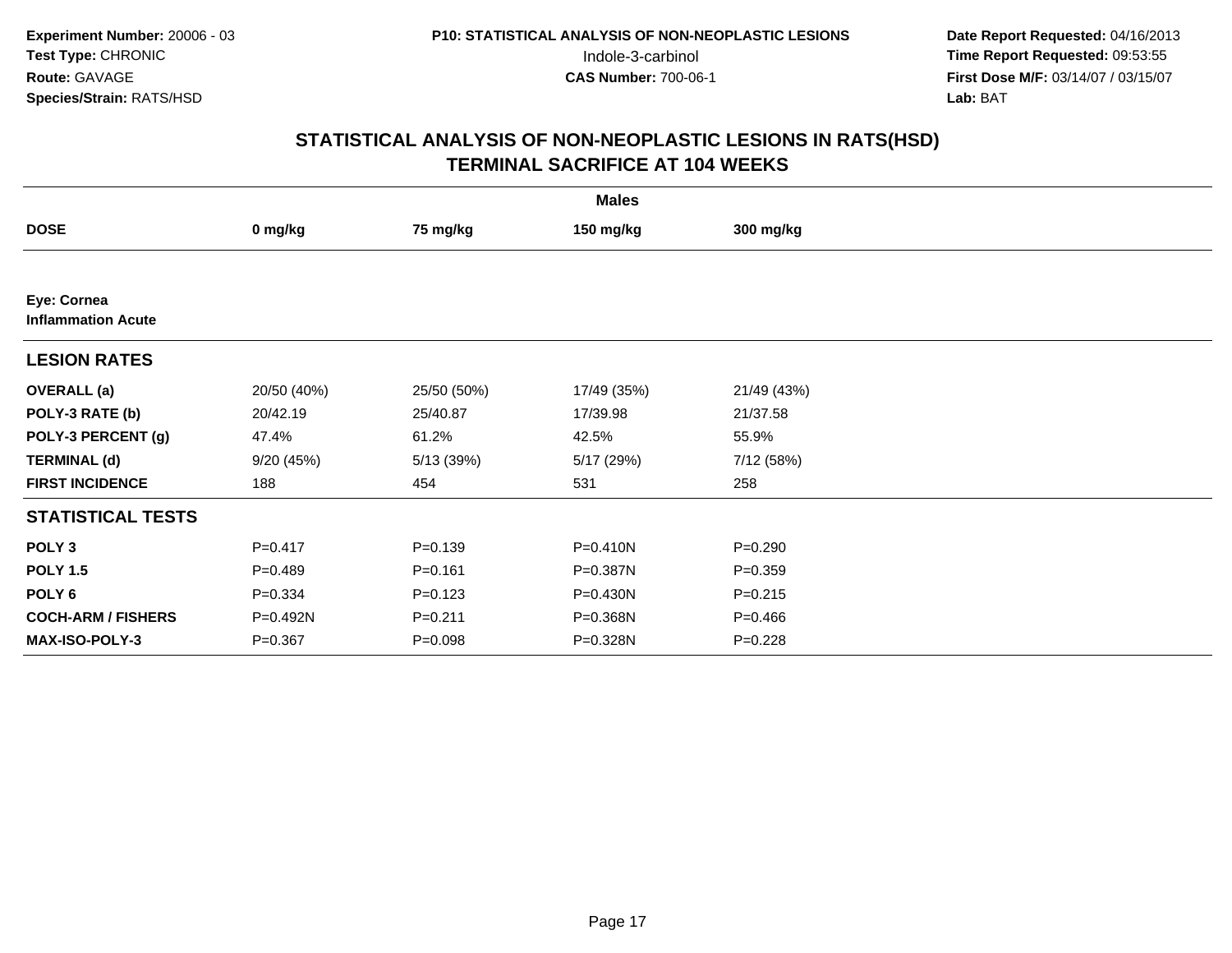**Experiment Number:** 20006 - 03
**Test Type:** CHRONIC
**Route:** GAVAGE
**Species/Strain:** RATS/HSD

**P10: STATISTICAL ANALYSIS OF NON-NEOPLASTIC LESIONS**
Indole-3-carbinol
**CAS Number:** 700-06-1

**Date Report Requested:** 04/16/2013
**Time Report Requested:** 09:53:55
**First Dose M/F:** 03/14/07 / 03/15/07
**Lab:** BAT

## STATISTICAL ANALYSIS OF NON-NEOPLASTIC LESIONS IN RATS(HSD) TERMINAL SACRIFICE AT 104 WEEKS

| Males | | | | |
|---|---|---|---|---|
| **DOSE** | **0 mg/kg** | **75 mg/kg** | **150 mg/kg** | **300 mg/kg** |
| **Eye: Cornea** **Inflammation Acute** | | | | |
| **LESION RATES** | | | | |
| **OVERALL (a)** | 20/50 (40%) | 25/50 (50%) | 17/49 (35%) | 21/49 (43%) |
| **POLY-3 RATE (b)** | 20/42.19 | 25/40.87 | 17/39.98 | 21/37.58 |
| **POLY-3 PERCENT (g)** | 47.4% | 61.2% | 42.5% | 55.9% |
| **TERMINAL (d)** | 9/20 (45%) | 5/13 (39%) | 5/17 (29%) | 7/12 (58%) |
| **FIRST INCIDENCE** | 188 | 454 | 531 | 258 |
| **STATISTICAL TESTS** | | | | |
| **POLY 3** | P=0.417 | P=0.139 | P=0.410N | P=0.290 |
| **POLY 1.5** | P=0.489 | P=0.161 | P=0.387N | P=0.359 |
| **POLY 6** | P=0.334 | P=0.123 | P=0.430N | P=0.215 |
| **COCH-ARM / FISHERS** | P=0.492N | P=0.211 | P=0.368N | P=0.466 |
| **MAX-ISO-POLY-3** | P=0.367 | P=0.098 | P=0.328N | P=0.228 |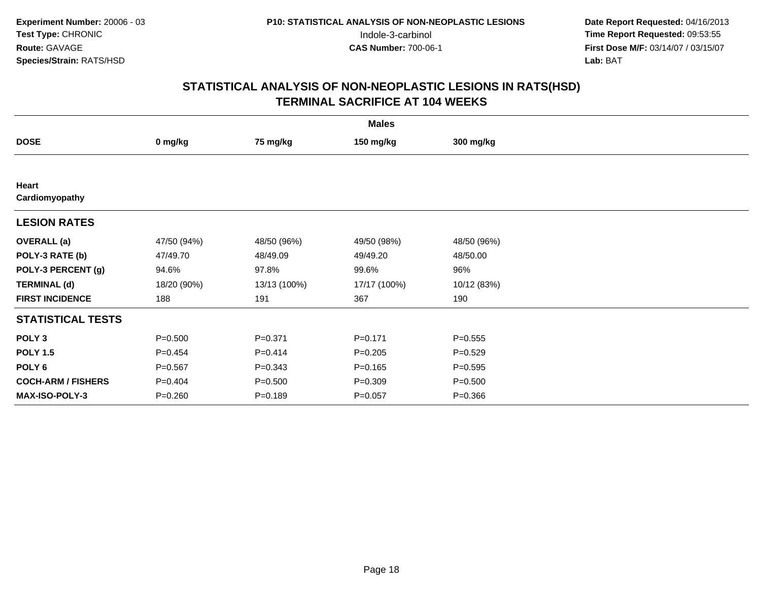**Experiment Number:** 20006 - 03
**Test Type:** CHRONIC
**Route:** GAVAGE
**Species/Strain:** RATS/HSD

**P10: STATISTICAL ANALYSIS OF NON-NEOPLASTIC LESIONS**
Indole-3-carbinol
**CAS Number:** 700-06-1

**Date Report Requested:** 04/16/2013
**Time Report Requested:** 09:53:55
**First Dose M/F:** 03/14/07 / 03/15/07
**Lab:** BAT

# STATISTICAL ANALYSIS OF NON-NEOPLASTIC LESIONS IN RATS(HSD)
## TERMINAL SACRIFICE AT 104 WEEKS

| | Males | | | |
|---|---|---|---|---|
| **DOSE** | **0 mg/kg** | **75 mg/kg** | **150 mg/kg** | **300 mg/kg** |
| **Heart** | | | | |
| **Cardiomyopathy** | | | | |
| **LESION RATES** | | | | |
| **OVERALL (a)** | 47/50 (94%) | 48/50 (96%) | 49/50 (98%) | 48/50 (96%) |
| **POLY-3 RATE (b)** | 47/49.70 | 48/49.09 | 49/49.20 | 48/50.00 |
| **POLY-3 PERCENT (g)** | 94.6% | 97.8% | 99.6% | 96% |
| **TERMINAL (d)** | 18/20 (90%) | 13/13 (100%) | 17/17 (100%) | 10/12 (83%) |
| **FIRST INCIDENCE** | 188 | 191 | 367 | 190 |
| **STATISTICAL TESTS** | | | | |
| **POLY 3** | P=0.500 | P=0.371 | P=0.171 | P=0.555 |
| **POLY 1.5** | P=0.454 | P=0.414 | P=0.205 | P=0.529 |
| **POLY 6** | P=0.567 | P=0.343 | P=0.165 | P=0.595 |
| **COCH-ARM / FISHERS** | P=0.404 | P=0.500 | P=0.309 | P=0.500 |
| **MAX-ISO-POLY-3** | P=0.260 | P=0.189 | P=0.057 | P=0.366 |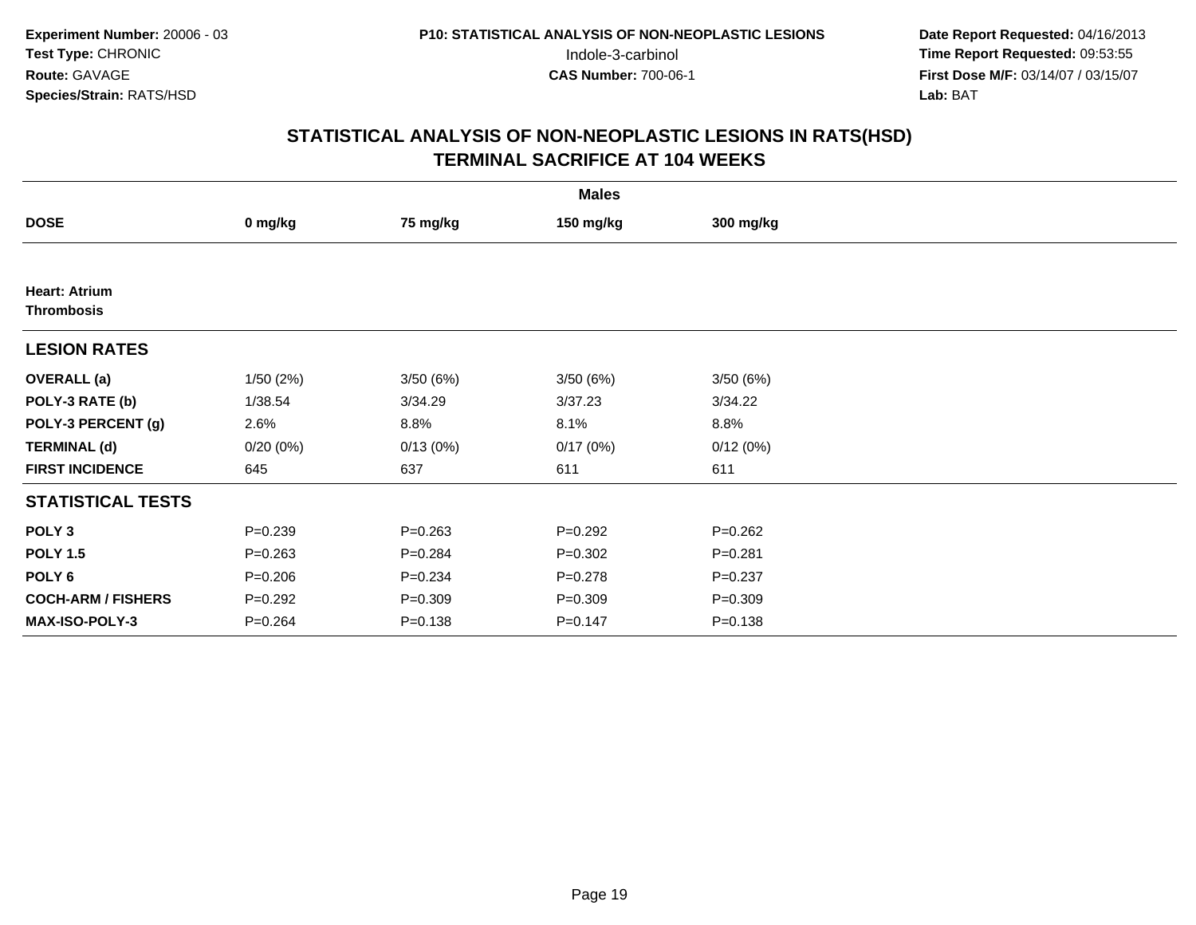**Experiment Number:** 20006 - 03
**Test Type:** CHRONIC
**Route:** GAVAGE
**Species/Strain:** RATS/HSD

**P10: STATISTICAL ANALYSIS OF NON-NEOPLASTIC LESIONS**
Indole-3-carbinol
**CAS Number:** 700-06-1

**Date Report Requested:** 04/16/2013
**Time Report Requested:** 09:53:55
**First Dose M/F:** 03/14/07 / 03/15/07
**Lab:** BAT

# STATISTICAL ANALYSIS OF NON-NEOPLASTIC LESIONS IN RATS(HSD)
# TERMINAL SACRIFICE AT 104 WEEKS

| | Males | | | |
|---|---|---|---|---|
| **DOSE** | **0 mg/kg** | **75 mg/kg** | **150 mg/kg** | **300 mg/kg** |
| **Heart: Atrium** | | | | |
| **Thrombosis** | | | | |
| **LESION RATES** | | | | |
| **OVERALL (a)** | 1/50 (2%) | 3/50 (6%) | 3/50 (6%) | 3/50 (6%) |
| **POLY-3 RATE (b)** | 1/38.54 | 3/34.29 | 3/37.23 | 3/34.22 |
| **POLY-3 PERCENT (g)** | 2.6% | 8.8% | 8.1% | 8.8% |
| **TERMINAL (d)** | 0/20 (0%) | 0/13 (0%) | 0/17 (0%) | 0/12 (0%) |
| **FIRST INCIDENCE** | 645 | 637 | 611 | 611 |
| **STATISTICAL TESTS** | | | | |
| **POLY 3** | P=0.239 | P=0.263 | P=0.292 | P=0.262 |
| **POLY 1.5** | P=0.263 | P=0.284 | P=0.302 | P=0.281 |
| **POLY 6** | P=0.206 | P=0.234 | P=0.278 | P=0.237 |
| **COCH-ARM / FISHERS** | P=0.292 | P=0.309 | P=0.309 | P=0.309 |
| **MAX-ISO-POLY-3** | P=0.264 | P=0.138 | P=0.147 | P=0.138 |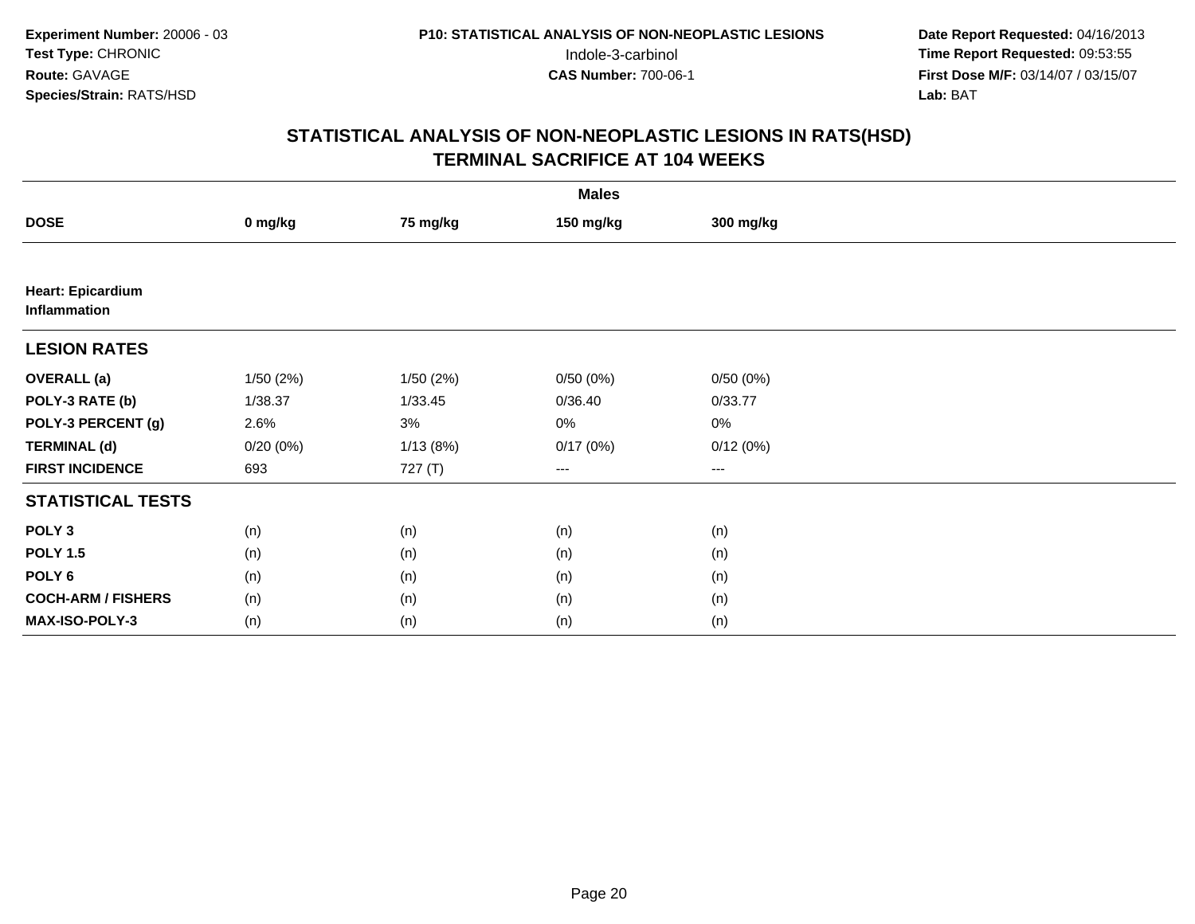**Experiment Number:** 20006 - 03
**Test Type:** CHRONIC
**Route:** GAVAGE
**Species/Strain:** RATS/HSD

**P10: STATISTICAL ANALYSIS OF NON-NEOPLASTIC LESIONS**
Indole-3-carbinol
**CAS Number:** 700-06-1

**Date Report Requested:** 04/16/2013
**Time Report Requested:** 09:53:55
**First Dose M/F:** 03/14/07 / 03/15/07
**Lab:** BAT

## STATISTICAL ANALYSIS OF NON-NEOPLASTIC LESIONS IN RATS(HSD)
## TERMINAL SACRIFICE AT 104 WEEKS

| | Males | | | |
|---|---|---|---|---|
| **DOSE** | **0 mg/kg** | **75 mg/kg** | **150 mg/kg** | **300 mg/kg** |
| **Heart: Epicardium Inflammation** | | | | |
| **LESION RATES** | | | | |
| **OVERALL (a)** | 1/50 (2%) | 1/50 (2%) | 0/50 (0%) | 0/50 (0%) |
| **POLY-3 RATE (b)** | 1/38.37 | 1/33.45 | 0/36.40 | 0/33.77 |
| **POLY-3 PERCENT (g)** | 2.6% | 3% | 0% | 0% |
| **TERMINAL (d)** | 0/20 (0%) | 1/13 (8%) | 0/17 (0%) | 0/12 (0%) |
| **FIRST INCIDENCE** | 693 | 727 (T) | --- | --- |
| **STATISTICAL TESTS** | | | | |
| **POLY 3** | (n) | (n) | (n) | (n) |
| **POLY 1.5** | (n) | (n) | (n) | (n) |
| **POLY 6** | (n) | (n) | (n) | (n) |
| **COCH-ARM / FISHERS** | (n) | (n) | (n) | (n) |
| **MAX-ISO-POLY-3** | (n) | (n) | (n) | (n) |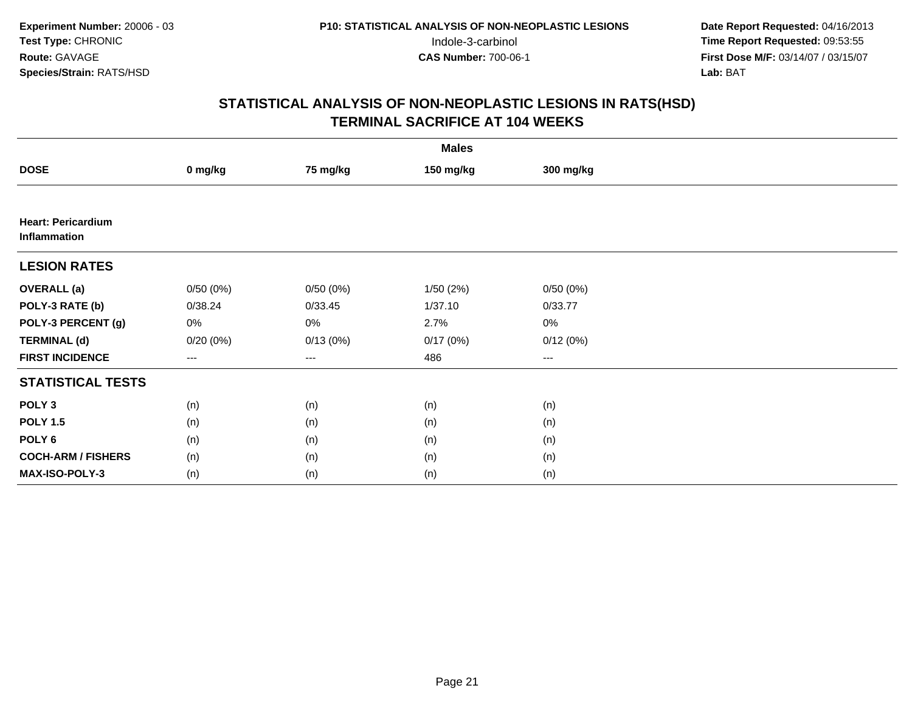**Experiment Number:** 20006 - 03
**Test Type:** CHRONIC
**Route:** GAVAGE
**Species/Strain:** RATS/HSD

**P10: STATISTICAL ANALYSIS OF NON-NEOPLASTIC LESIONS**
Indole-3-carbinol
**CAS Number:** 700-06-1

**Date Report Requested:** 04/16/2013
**Time Report Requested:** 09:53:55
**First Dose M/F:** 03/14/07 / 03/15/07
**Lab:** BAT

## STATISTICAL ANALYSIS OF NON-NEOPLASTIC LESIONS IN RATS(HSD) TERMINAL SACRIFICE AT 104 WEEKS

| | Males | | | |
|---|---|---|---|---|
| **DOSE** | **0 mg/kg** | **75 mg/kg** | **150 mg/kg** | **300 mg/kg** |
| **Heart: Pericardium Inflammation** | | | | |
| **LESION RATES** | | | | |
| **OVERALL (a)** | 0/50 (0%) | 0/50 (0%) | 1/50 (2%) | 0/50 (0%) |
| **POLY-3 RATE (b)** | 0/38.24 | 0/33.45 | 1/37.10 | 0/33.77 |
| **POLY-3 PERCENT (g)** | 0% | 0% | 2.7% | 0% |
| **TERMINAL (d)** | 0/20 (0%) | 0/13 (0%) | 0/17 (0%) | 0/12 (0%) |
| **FIRST INCIDENCE** | --- | --- | 486 | --- |
| **STATISTICAL TESTS** | | | | |
| **POLY 3** | (n) | (n) | (n) | (n) |
| **POLY 1.5** | (n) | (n) | (n) | (n) |
| **POLY 6** | (n) | (n) | (n) | (n) |
| **COCH-ARM / FISHERS** | (n) | (n) | (n) | (n) |
| **MAX-ISO-POLY-3** | (n) | (n) | (n) | (n) |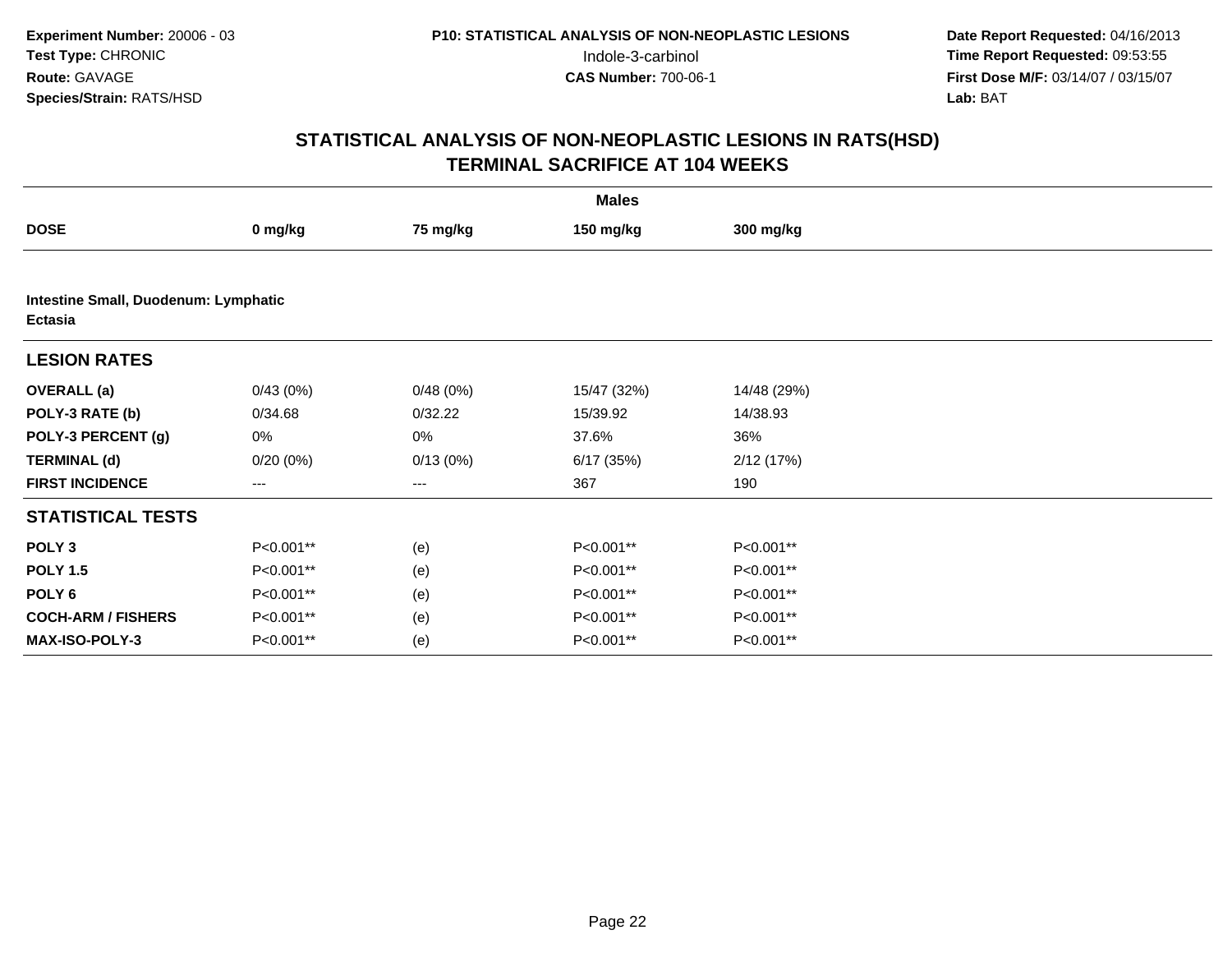**Experiment Number:** 20006 - 03
**Test Type:** CHRONIC
**Route:** GAVAGE
**Species/Strain:** RATS/HSD

P10: STATISTICAL ANALYSIS OF NON-NEOPLASTIC LESIONS
Indole-3-carbinol
**CAS Number:** 700-06-1

**Date Report Requested:** 04/16/2013
**Time Report Requested:** 09:53:55
**First Dose M/F:** 03/14/07 / 03/15/07
**Lab:** BAT

## STATISTICAL ANALYSIS OF NON-NEOPLASTIC LESIONS IN RATS(HSD)
## TERMINAL SACRIFICE AT 104 WEEKS

| | Males | | | |
|---|---|---|---|---|
| **DOSE** | **0 mg/kg** | **75 mg/kg** | **150 mg/kg** | **300 mg/kg** |
| **Intestine Small, Duodenum: Lymphatic Ectasia** | | | | |
| **LESION RATES** | | | | |
| **OVERALL (a)** | 0/43 (0%) | 0/48 (0%) | 15/47 (32%) | 14/48 (29%) |
| **POLY-3 RATE (b)** | 0/34.68 | 0/32.22 | 15/39.92 | 14/38.93 |
| **POLY-3 PERCENT (g)** | 0% | 0% | 37.6% | 36% |
| **TERMINAL (d)** | 0/20 (0%) | 0/13 (0%) | 6/17 (35%) | 2/12 (17%) |
| **FIRST INCIDENCE** | --- | --- | 367 | 190 |
| **STATISTICAL TESTS** | | | | |
| **POLY 3** | P<0.001** | (e) | P<0.001** | P<0.001** |
| **POLY 1.5** | P<0.001** | (e) | P<0.001** | P<0.001** |
| **POLY 6** | P<0.001** | (e) | P<0.001** | P<0.001** |
| **COCH-ARM / FISHERS** | P<0.001** | (e) | P<0.001** | P<0.001** |
| **MAX-ISO-POLY-3** | P<0.001** | (e) | P<0.001** | P<0.001** |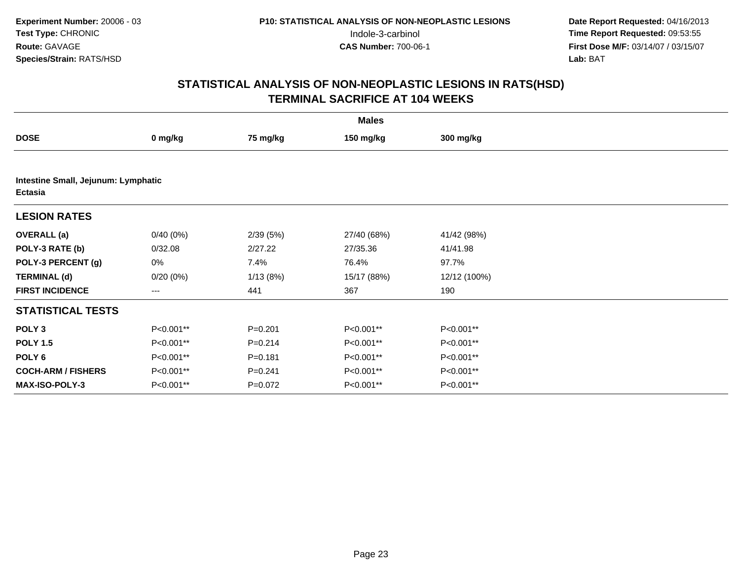**Experiment Number:** 20006 - 03
**Test Type:** CHRONIC
**Route:** GAVAGE
**Species/Strain:** RATS/HSD

**P10: STATISTICAL ANALYSIS OF NON-NEOPLASTIC LESIONS**
Indole-3-carbinol
**CAS Number:** 700-06-1

**Date Report Requested:** 04/16/2013
**Time Report Requested:** 09:53:55
**First Dose M/F:** 03/14/07 / 03/15/07
**Lab:** BAT

## STATISTICAL ANALYSIS OF NON-NEOPLASTIC LESIONS IN RATS(HSD)
## TERMINAL SACRIFICE AT 104 WEEKS

| | Males | | | |
|---|---|---|---|---|
| **DOSE** | **0 mg/kg** | **75 mg/kg** | **150 mg/kg** | **300 mg/kg** |
| **Intestine Small, Jejunum: Lymphatic Ectasia** | | | | |
| **LESION RATES** | | | | |
| **OVERALL (a)** | 0/40 (0%) | 2/39 (5%) | 27/40 (68%) | 41/42 (98%) |
| **POLY-3 RATE (b)** | 0/32.08 | 2/27.22 | 27/35.36 | 41/41.98 |
| **POLY-3 PERCENT (g)** | 0% | 7.4% | 76.4% | 97.7% |
| **TERMINAL (d)** | 0/20 (0%) | 1/13 (8%) | 15/17 (88%) | 12/12 (100%) |
| **FIRST INCIDENCE** | --- | 441 | 367 | 190 |
| **STATISTICAL TESTS** | | | | |
| **POLY 3** | P<0.001** | P=0.201 | P<0.001** | P<0.001** |
| **POLY 1.5** | P<0.001** | P=0.214 | P<0.001** | P<0.001** |
| **POLY 6** | P<0.001** | P=0.181 | P<0.001** | P<0.001** |
| **COCH-ARM / FISHERS** | P<0.001** | P=0.241 | P<0.001** | P<0.001** |
| **MAX-ISO-POLY-3** | P<0.001** | P=0.072 | P<0.001** | P<0.001** |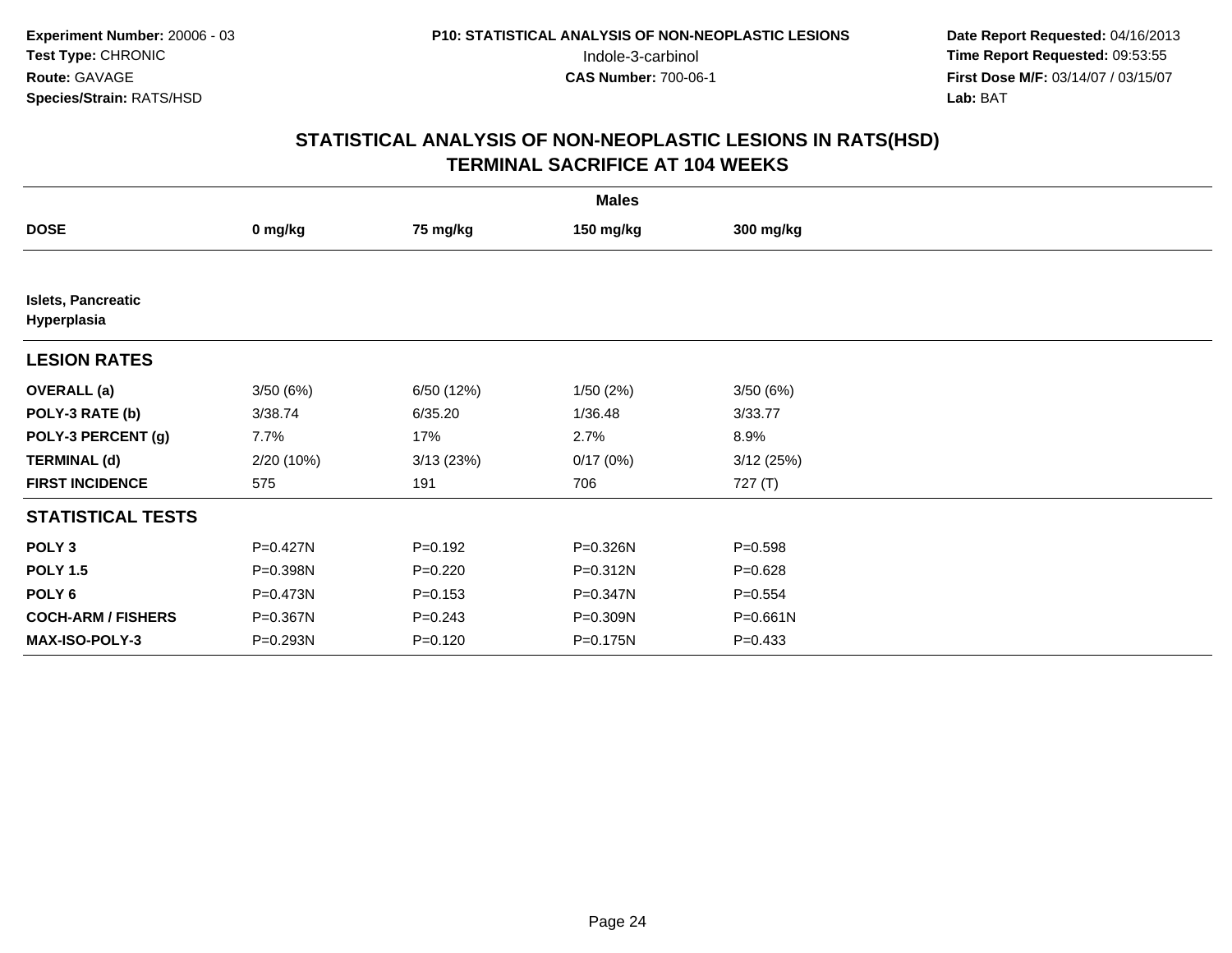**Experiment Number:** 20006 - 03
**Test Type:** CHRONIC
**Route:** GAVAGE
**Species/Strain:** RATS/HSD

**P10: STATISTICAL ANALYSIS OF NON-NEOPLASTIC LESIONS**
Indole-3-carbinol
**CAS Number:** 700-06-1

**Date Report Requested:** 04/16/2013
**Time Report Requested:** 09:53:55
**First Dose M/F:** 03/14/07 / 03/15/07
**Lab:** BAT

## STATISTICAL ANALYSIS OF NON-NEOPLASTIC LESIONS IN RATS(HSD)
## TERMINAL SACRIFICE AT 104 WEEKS

| | Males | | | |
|---|---|---|---|---|
| **DOSE** | **0 mg/kg** | **75 mg/kg** | **150 mg/kg** | **300 mg/kg** |
| **Islets, Pancreatic Hyperplasia** | | | | |
| **LESION RATES** | | | | |
| **OVERALL (a)** | 3/50 (6%) | 6/50 (12%) | 1/50 (2%) | 3/50 (6%) |
| **POLY-3 RATE (b)** | 3/38.74 | 6/35.20 | 1/36.48 | 3/33.77 |
| **POLY-3 PERCENT (g)** | 7.7% | 17% | 2.7% | 8.9% |
| **TERMINAL (d)** | 2/20 (10%) | 3/13 (23%) | 0/17 (0%) | 3/12 (25%) |
| **FIRST INCIDENCE** | 575 | 191 | 706 | 727 (T) |
| **STATISTICAL TESTS** | | | | |
| **POLY 3** | P=0.427N | P=0.192 | P=0.326N | P=0.598 |
| **POLY 1.5** | P=0.398N | P=0.220 | P=0.312N | P=0.628 |
| **POLY 6** | P=0.473N | P=0.153 | P=0.347N | P=0.554 |
| **COCH-ARM / FISHERS** | P=0.367N | P=0.243 | P=0.309N | P=0.661N |
| **MAX-ISO-POLY-3** | P=0.293N | P=0.120 | P=0.175N | P=0.433 |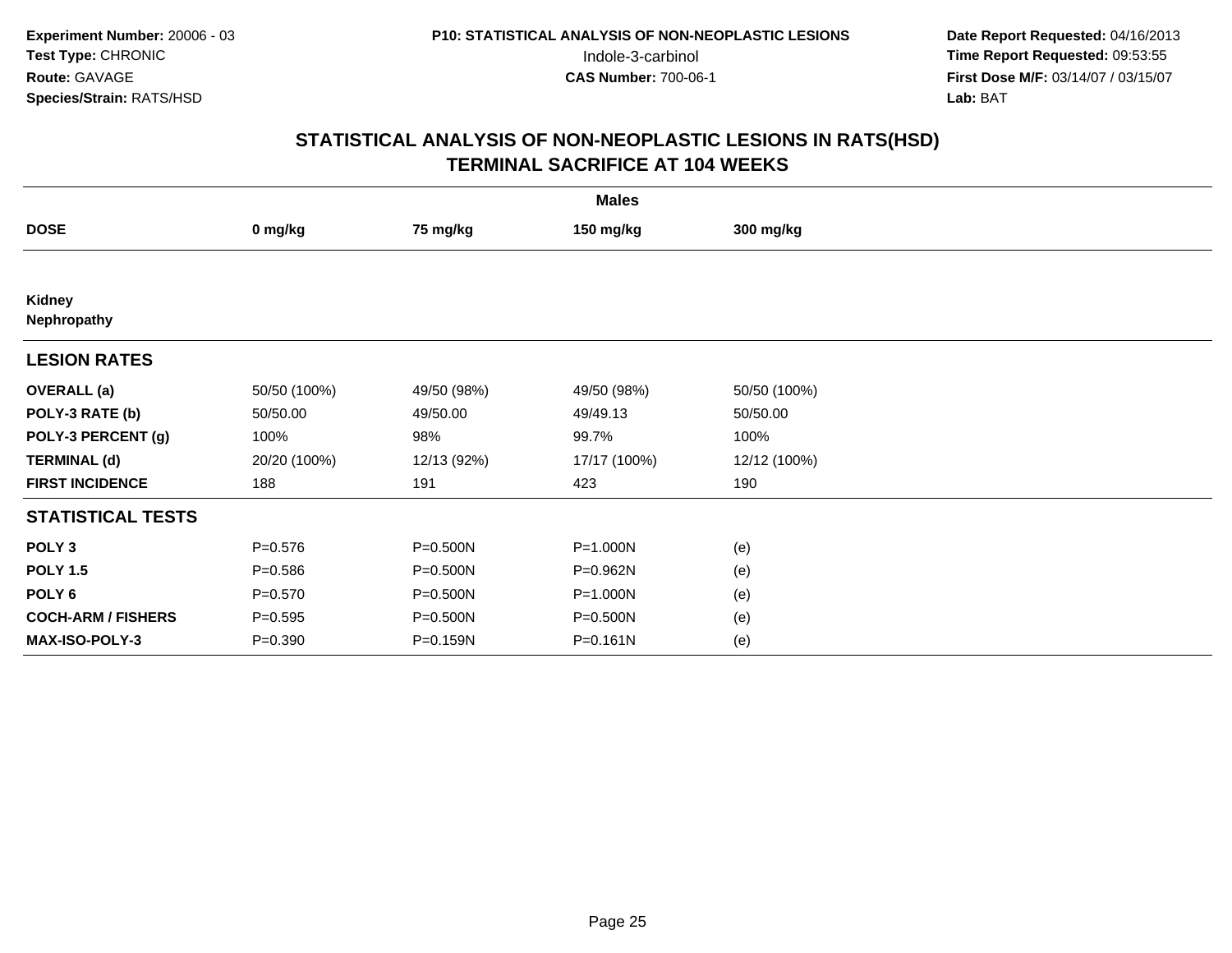Experiment Number: 20006 - 03
Test Type: CHRONIC
Route: GAVAGE
Species/Strain: RATS/HSD

P10: STATISTICAL ANALYSIS OF NON-NEOPLASTIC LESIONS
Indole-3-carbinol
CAS Number: 700-06-1

Date Report Requested: 04/16/2013
Time Report Requested: 09:53:55
First Dose M/F: 03/14/07 / 03/15/07
Lab: BAT

## STATISTICAL ANALYSIS OF NON-NEOPLASTIC LESIONS IN RATS(HSD)
## TERMINAL SACRIFICE AT 104 WEEKS

| | Males | | | |
|---|---|---|---|---|
| **DOSE** | **0 mg/kg** | **75 mg/kg** | **150 mg/kg** | **300 mg/kg** |
| **Kidney** | | | | |
| **Nephropathy** | | | | |
| **LESION RATES** | | | | |
| **OVERALL (a)** | 50/50 (100%) | 49/50 (98%) | 49/50 (98%) | 50/50 (100%) |
| **POLY-3 RATE (b)** | 50/50.00 | 49/50.00 | 49/49.13 | 50/50.00 |
| **POLY-3 PERCENT (g)** | 100% | 98% | 99.7% | 100% |
| **TERMINAL (d)** | 20/20 (100%) | 12/13 (92%) | 17/17 (100%) | 12/12 (100%) |
| **FIRST INCIDENCE** | 188 | 191 | 423 | 190 |
| **STATISTICAL TESTS** | | | | |
| **POLY 3** | P=0.576 | P=0.500N | P=1.000N | (e) |
| **POLY 1.5** | P=0.586 | P=0.500N | P=0.962N | (e) |
| **POLY 6** | P=0.570 | P=0.500N | P=1.000N | (e) |
| **COCH-ARM / FISHERS** | P=0.595 | P=0.500N | P=0.500N | (e) |
| **MAX-ISO-POLY-3** | P=0.390 | P=0.159N | P=0.161N | (e) |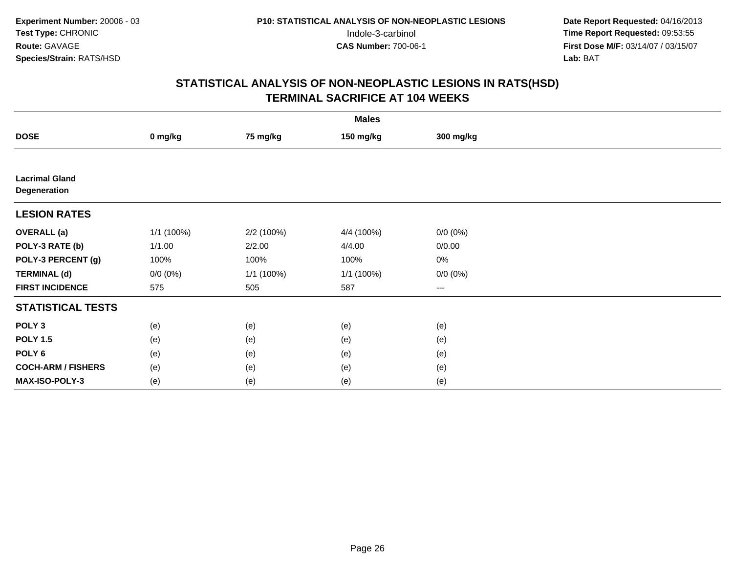**Experiment Number:** 20006 - 03
**Test Type:** CHRONIC
**Route:** GAVAGE
**Species/Strain:** RATS/HSD

**P10: STATISTICAL ANALYSIS OF NON-NEOPLASTIC LESIONS**
Indole-3-carbinol
**CAS Number:** 700-06-1

**Date Report Requested:** 04/16/2013
**Time Report Requested:** 09:53:55
**First Dose M/F:** 03/14/07 / 03/15/07
**Lab:** BAT

## STATISTICAL ANALYSIS OF NON-NEOPLASTIC LESIONS IN RATS(HSD)
## TERMINAL SACRIFICE AT 104 WEEKS

| | Males | | | |
|---|---|---|---|---|
| **DOSE** | **0 mg/kg** | **75 mg/kg** | **150 mg/kg** | **300 mg/kg** |
| **Lacrimal Gland Degeneration** | | | | |
| **LESION RATES** | | | | |
| **OVERALL (a)** | 1/1 (100%) | 2/2 (100%) | 4/4 (100%) | 0/0 (0%) |
| **POLY-3 RATE (b)** | 1/1.00 | 2/2.00 | 4/4.00 | 0/0.00 |
| **POLY-3 PERCENT (g)** | 100% | 100% | 100% | 0% |
| **TERMINAL (d)** | 0/0 (0%) | 1/1 (100%) | 1/1 (100%) | 0/0 (0%) |
| **FIRST INCIDENCE** | 575 | 505 | 587 | --- |
| **STATISTICAL TESTS** | | | | |
| **POLY 3** | (e) | (e) | (e) | (e) |
| **POLY 1.5** | (e) | (e) | (e) | (e) |
| **POLY 6** | (e) | (e) | (e) | (e) |
| **COCH-ARM / FISHERS** | (e) | (e) | (e) | (e) |
| **MAX-ISO-POLY-3** | (e) | (e) | (e) | (e) |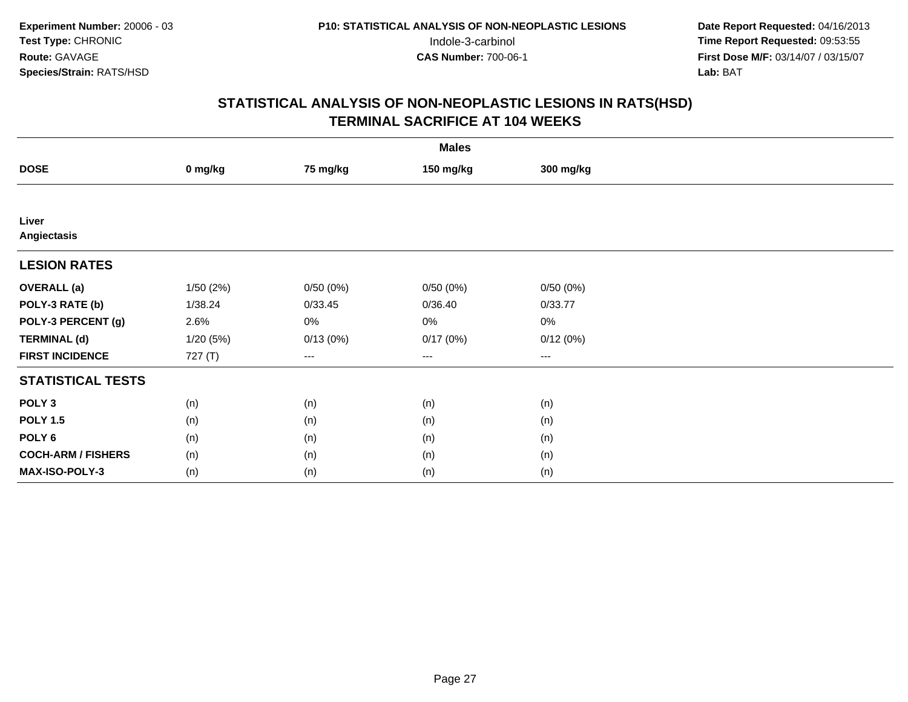Experiment Number: 20006 - 03
Test Type: CHRONIC
Route: GAVAGE
Species/Strain: RATS/HSD

P10: STATISTICAL ANALYSIS OF NON-NEOPLASTIC LESIONS
Indole-3-carbinol
CAS Number: 700-06-1

Date Report Requested: 04/16/2013
Time Report Requested: 09:53:55
First Dose M/F: 03/14/07 / 03/15/07
Lab: BAT

# STATISTICAL ANALYSIS OF NON-NEOPLASTIC LESIONS IN RATS(HSD)
## TERMINAL SACRIFICE AT 104 WEEKS

| | Males | | | |
|---|---|---|---|---|
| **DOSE** | **0 mg/kg** | **75 mg/kg** | **150 mg/kg** | **300 mg/kg** |
| **Liver** | | | | |
| **Angiectasis** | | | | |
| **LESION RATES** | | | | |
| **OVERALL (a)** | 1/50 (2%) | 0/50 (0%) | 0/50 (0%) | 0/50 (0%) |
| **POLY-3 RATE (b)** | 1/38.24 | 0/33.45 | 0/36.40 | 0/33.77 |
| **POLY-3 PERCENT (g)** | 2.6% | 0% | 0% | 0% |
| **TERMINAL (d)** | 1/20 (5%) | 0/13 (0%) | 0/17 (0%) | 0/12 (0%) |
| **FIRST INCIDENCE** | 727 (T) | --- | --- | --- |
| **STATISTICAL TESTS** | | | | |
| **POLY 3** | (n) | (n) | (n) | (n) |
| **POLY 1.5** | (n) | (n) | (n) | (n) |
| **POLY 6** | (n) | (n) | (n) | (n) |
| **COCH-ARM / FISHERS** | (n) | (n) | (n) | (n) |
| **MAX-ISO-POLY-3** | (n) | (n) | (n) | (n) |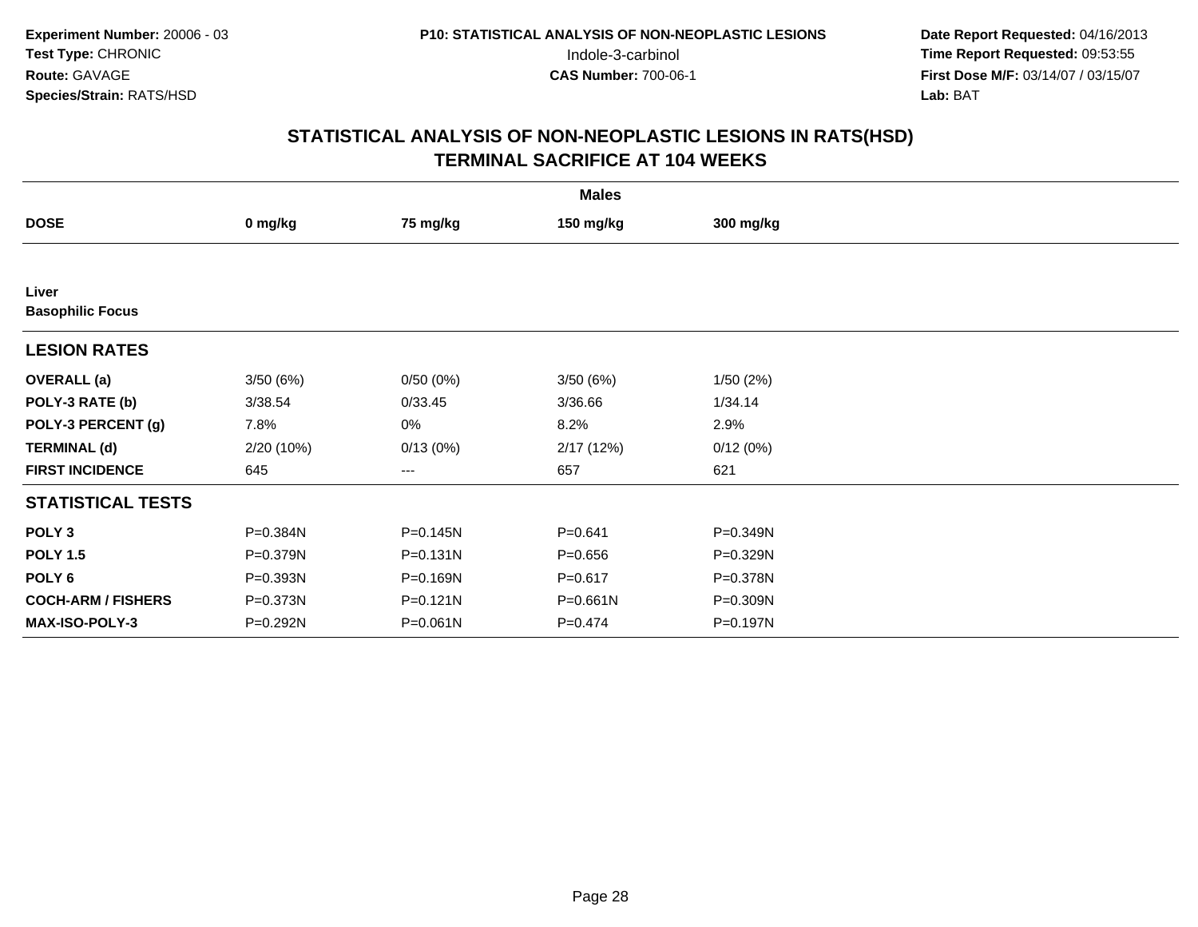Experiment Number: 20006 - 03
Test Type: CHRONIC
Route: GAVAGE
Species/Strain: RATS/HSD

P10: STATISTICAL ANALYSIS OF NON-NEOPLASTIC LESIONS
Indole-3-carbinol
CAS Number: 700-06-1

Date Report Requested: 04/16/2013
Time Report Requested: 09:53:55
First Dose M/F: 03/14/07 / 03/15/07
Lab: BAT

## STATISTICAL ANALYSIS OF NON-NEOPLASTIC LESIONS IN RATS(HSD)
## TERMINAL SACRIFICE AT 104 WEEKS

| | Males | | | |
|---|---|---|---|---|
| **DOSE** | **0 mg/kg** | **75 mg/kg** | **150 mg/kg** | **300 mg/kg** |
| **Liver** | | | | |
| **Basophilic Focus** | | | | |
| **LESION RATES** | | | | |
| **OVERALL (a)** | 3/50 (6%) | 0/50 (0%) | 3/50 (6%) | 1/50 (2%) |
| **POLY-3 RATE (b)** | 3/38.54 | 0/33.45 | 3/36.66 | 1/34.14 |
| **POLY-3 PERCENT (g)** | 7.8% | 0% | 8.2% | 2.9% |
| **TERMINAL (d)** | 2/20 (10%) | 0/13 (0%) | 2/17 (12%) | 0/12 (0%) |
| **FIRST INCIDENCE** | 645 | --- | 657 | 621 |
| **STATISTICAL TESTS** | | | | |
| **POLY 3** | P=0.384N | P=0.145N | P=0.641 | P=0.349N |
| **POLY 1.5** | P=0.379N | P=0.131N | P=0.656 | P=0.329N |
| **POLY 6** | P=0.393N | P=0.169N | P=0.617 | P=0.378N |
| **COCH-ARM / FISHERS** | P=0.373N | P=0.121N | P=0.661N | P=0.309N |
| **MAX-ISO-POLY-3** | P=0.292N | P=0.061N | P=0.474 | P=0.197N |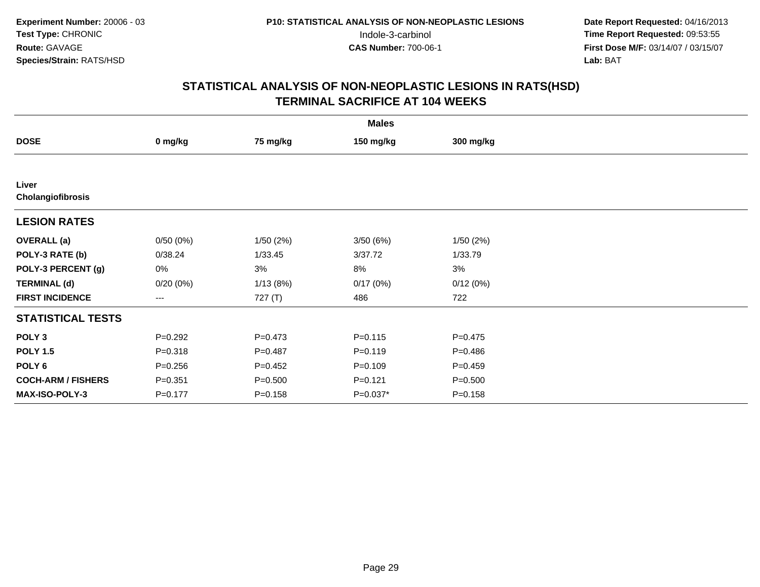Experiment Number: 20006 - 03
Test Type: CHRONIC
Route: GAVAGE
Species/Strain: RATS/HSD

P10: STATISTICAL ANALYSIS OF NON-NEOPLASTIC LESIONS
Indole-3-carbinol
CAS Number: 700-06-1

Date Report Requested: 04/16/2013
Time Report Requested: 09:53:55
First Dose M/F: 03/14/07 / 03/15/07
Lab: BAT

## STATISTICAL ANALYSIS OF NON-NEOPLASTIC LESIONS IN RATS(HSD)
## TERMINAL SACRIFICE AT 104 WEEKS

| | Males | | | |
|---|---|---|---|---|
| **DOSE** | **0 mg/kg** | **75 mg/kg** | **150 mg/kg** | **300 mg/kg** |
| **Liver** | | | | |
| **Cholangiofibrosis** | | | | |
| **LESION RATES** | | | | |
| **OVERALL (a)** | 0/50 (0%) | 1/50 (2%) | 3/50 (6%) | 1/50 (2%) |
| **POLY-3 RATE (b)** | 0/38.24 | 1/33.45 | 3/37.72 | 1/33.79 |
| **POLY-3 PERCENT (g)** | 0% | 3% | 8% | 3% |
| **TERMINAL (d)** | 0/20 (0%) | 1/13 (8%) | 0/17 (0%) | 0/12 (0%) |
| **FIRST INCIDENCE** | --- | 727 (T) | 486 | 722 |
| **STATISTICAL TESTS** | | | | |
| **POLY 3** | P=0.292 | P=0.473 | P=0.115 | P=0.475 |
| **POLY 1.5** | P=0.318 | P=0.487 | P=0.119 | P=0.486 |
| **POLY 6** | P=0.256 | P=0.452 | P=0.109 | P=0.459 |
| **COCH-ARM / FISHERS** | P=0.351 | P=0.500 | P=0.121 | P=0.500 |
| **MAX-ISO-POLY-3** | P=0.177 | P=0.158 | P=0.037* | P=0.158 |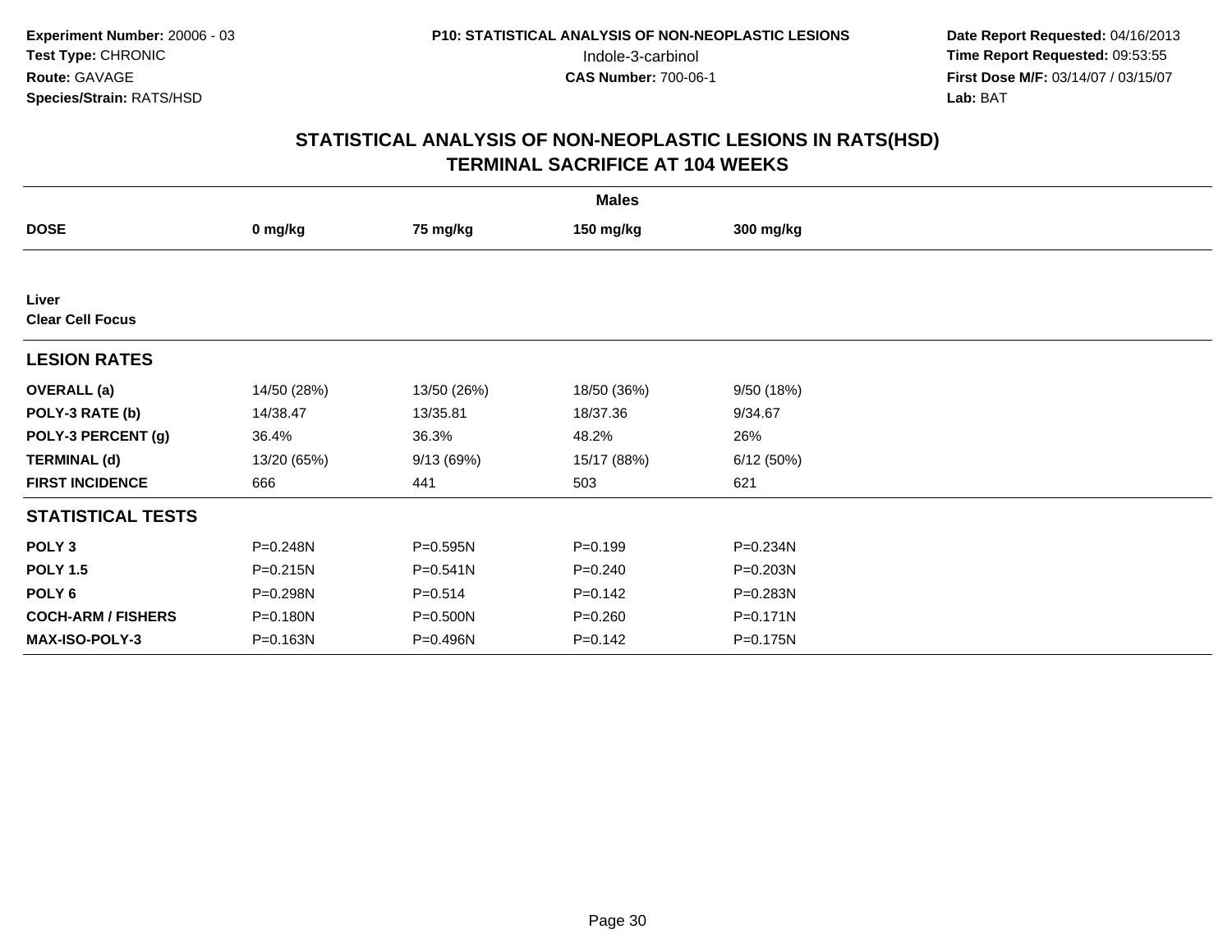**Experiment Number:** 20006 - 03
**Test Type:** CHRONIC
**Route:** GAVAGE
**Species/Strain:** RATS/HSD

**P10: STATISTICAL ANALYSIS OF NON-NEOPLASTIC LESIONS**
Indole-3-carbinol
**CAS Number:** 700-06-1

**Date Report Requested:** 04/16/2013
**Time Report Requested:** 09:53:55
**First Dose M/F:** 03/14/07 / 03/15/07
**Lab:** BAT

## STATISTICAL ANALYSIS OF NON-NEOPLASTIC LESIONS IN RATS(HSD)
## TERMINAL SACRIFICE AT 104 WEEKS

| | Males | | | |
|---|---|---|---|---|
| **DOSE** | **0 mg/kg** | **75 mg/kg** | **150 mg/kg** | **300 mg/kg** |
| **Liver** | | | | |
| **Clear Cell Focus** | | | | |
| **LESION RATES** | | | | |
| **OVERALL (a)** | 14/50 (28%) | 13/50 (26%) | 18/50 (36%) | 9/50 (18%) |
| **POLY-3 RATE (b)** | 14/38.47 | 13/35.81 | 18/37.36 | 9/34.67 |
| **POLY-3 PERCENT (g)** | 36.4% | 36.3% | 48.2% | 26% |
| **TERMINAL (d)** | 13/20 (65%) | 9/13 (69%) | 15/17 (88%) | 6/12 (50%) |
| **FIRST INCIDENCE** | 666 | 441 | 503 | 621 |
| **STATISTICAL TESTS** | | | | |
| **POLY 3** | P=0.248N | P=0.595N | P=0.199 | P=0.234N |
| **POLY 1.5** | P=0.215N | P=0.541N | P=0.240 | P=0.203N |
| **POLY 6** | P=0.298N | P=0.514 | P=0.142 | P=0.283N |
| **COCH-ARM / FISHERS** | P=0.180N | P=0.500N | P=0.260 | P=0.171N |
| **MAX-ISO-POLY-3** | P=0.163N | P=0.496N | P=0.142 | P=0.175N |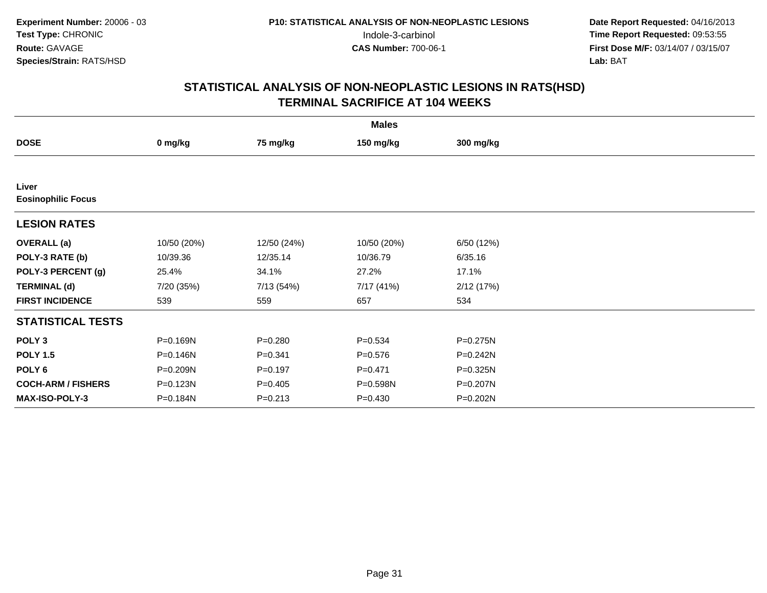Experiment Number: 20006 - 03
Test Type: CHRONIC
Route: GAVAGE
Species/Strain: RATS/HSD

P10: STATISTICAL ANALYSIS OF NON-NEOPLASTIC LESIONS
Indole-3-carbinol
CAS Number: 700-06-1

Date Report Requested: 04/16/2013
Time Report Requested: 09:53:55
First Dose M/F: 03/14/07 / 03/15/07
Lab: BAT

## STATISTICAL ANALYSIS OF NON-NEOPLASTIC LESIONS IN RATS(HSD)
## TERMINAL SACRIFICE AT 104 WEEKS

| | Males | | | |
|---|---|---|---|---|
| **DOSE** | **0 mg/kg** | **75 mg/kg** | **150 mg/kg** | **300 mg/kg** |
| **Liver** | | | | |
| **Eosinophilic Focus** | | | | |
| **LESION RATES** | | | | |
| **OVERALL (a)** | 10/50 (20%) | 12/50 (24%) | 10/50 (20%) | 6/50 (12%) |
| **POLY-3 RATE (b)** | 10/39.36 | 12/35.14 | 10/36.79 | 6/35.16 |
| **POLY-3 PERCENT (g)** | 25.4% | 34.1% | 27.2% | 17.1% |
| **TERMINAL (d)** | 7/20 (35%) | 7/13 (54%) | 7/17 (41%) | 2/12 (17%) |
| **FIRST INCIDENCE** | 539 | 559 | 657 | 534 |
| **STATISTICAL TESTS** | | | | |
| **POLY 3** | P=0.169N | P=0.280 | P=0.534 | P=0.275N |
| **POLY 1.5** | P=0.146N | P=0.341 | P=0.576 | P=0.242N |
| **POLY 6** | P=0.209N | P=0.197 | P=0.471 | P=0.325N |
| **COCH-ARM / FISHERS** | P=0.123N | P=0.405 | P=0.598N | P=0.207N |
| **MAX-ISO-POLY-3** | P=0.184N | P=0.213 | P=0.430 | P=0.202N |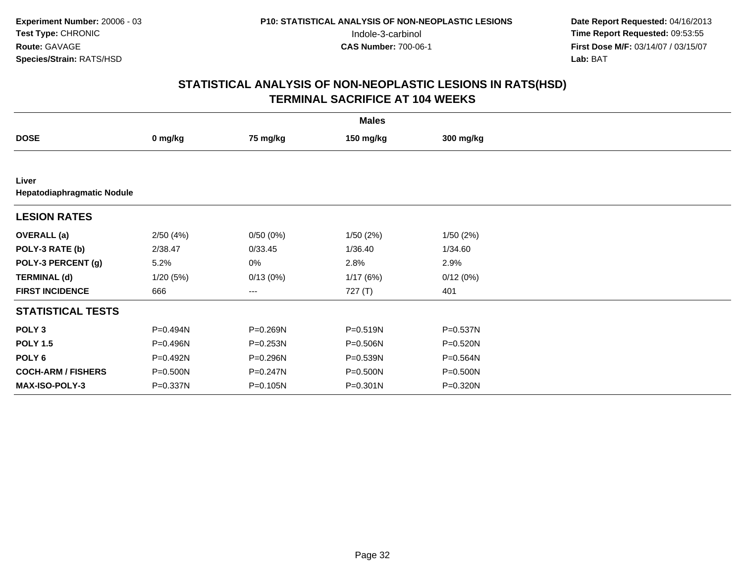Experiment Number: 20006 - 03
Test Type: CHRONIC
Route: GAVAGE
Species/Strain: RATS/HSD

P10: STATISTICAL ANALYSIS OF NON-NEOPLASTIC LESIONS
Indole-3-carbinol
CAS Number: 700-06-1

Date Report Requested: 04/16/2013
Time Report Requested: 09:53:55
First Dose M/F: 03/14/07 / 03/15/07
Lab: BAT

## STATISTICAL ANALYSIS OF NON-NEOPLASTIC LESIONS IN RATS(HSD)
## TERMINAL SACRIFICE AT 104 WEEKS

| | Males | | | |
|---|---|---|---|---|
| **DOSE** | **0 mg/kg** | **75 mg/kg** | **150 mg/kg** | **300 mg/kg** |
| **Liver** | | | | |
| **Hepatodiaphragmatic Nodule** | | | | |
| **LESION RATES** | | | | |
| **OVERALL (a)** | 2/50 (4%) | 0/50 (0%) | 1/50 (2%) | 1/50 (2%) |
| **POLY-3 RATE (b)** | 2/38.47 | 0/33.45 | 1/36.40 | 1/34.60 |
| **POLY-3 PERCENT (g)** | 5.2% | 0% | 2.8% | 2.9% |
| **TERMINAL (d)** | 1/20 (5%) | 0/13 (0%) | 1/17 (6%) | 0/12 (0%) |
| **FIRST INCIDENCE** | 666 | --- | 727 (T) | 401 |
| **STATISTICAL TESTS** | | | | |
| **POLY 3** | P=0.494N | P=0.269N | P=0.519N | P=0.537N |
| **POLY 1.5** | P=0.496N | P=0.253N | P=0.506N | P=0.520N |
| **POLY 6** | P=0.492N | P=0.296N | P=0.539N | P=0.564N |
| **COCH-ARM / FISHERS** | P=0.500N | P=0.247N | P=0.500N | P=0.500N |
| **MAX-ISO-POLY-3** | P=0.337N | P=0.105N | P=0.301N | P=0.320N |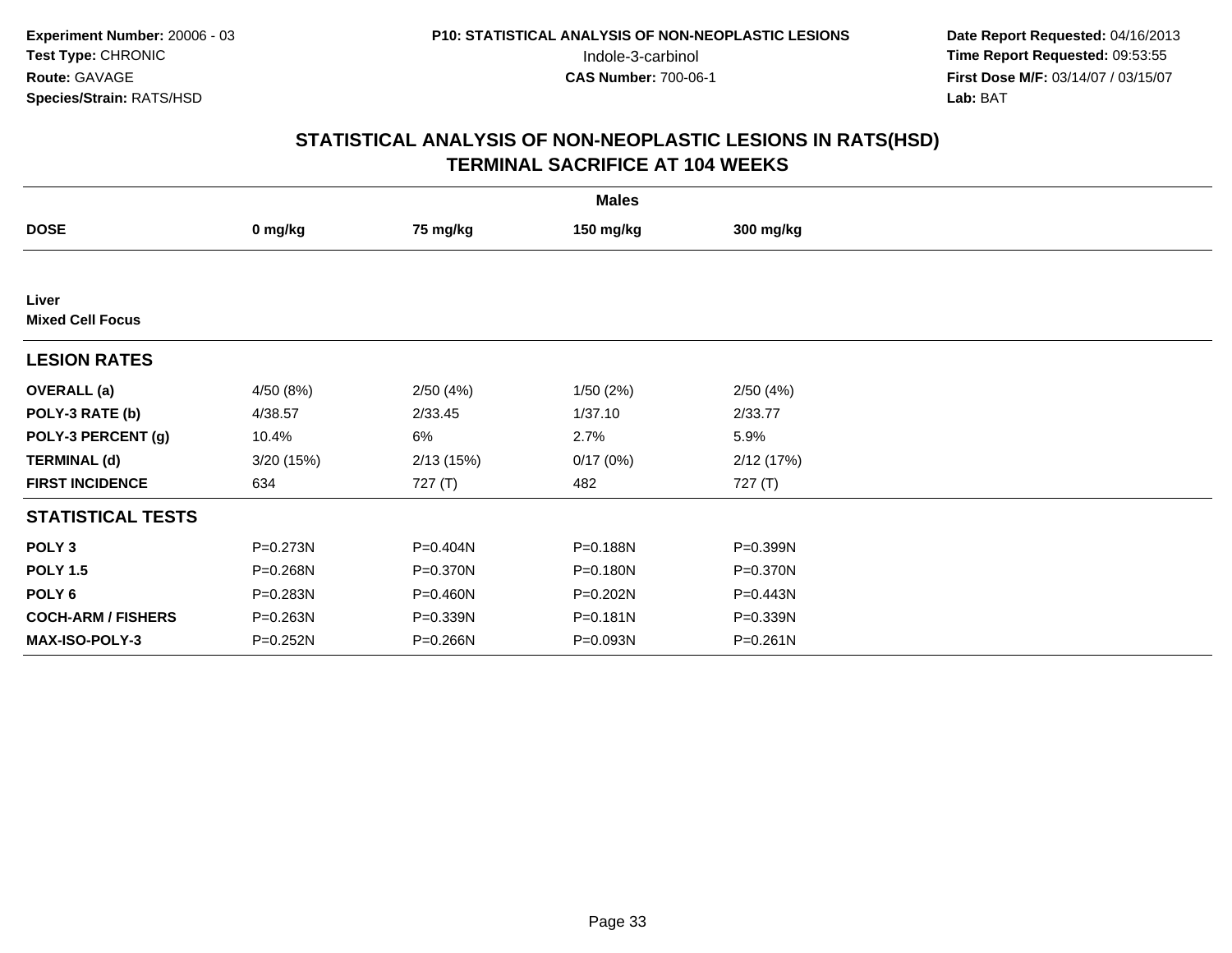**Experiment Number:** 20006 - 03
**Test Type:** CHRONIC
**Route:** GAVAGE
**Species/Strain:** RATS/HSD

**P10: STATISTICAL ANALYSIS OF NON-NEOPLASTIC LESIONS**
Indole-3-carbinol
**CAS Number:** 700-06-1

**Date Report Requested:** 04/16/2013
**Time Report Requested:** 09:53:55
**First Dose M/F:** 03/14/07 / 03/15/07
**Lab:** BAT

# STATISTICAL ANALYSIS OF NON-NEOPLASTIC LESIONS IN RATS(HSD)
# TERMINAL SACRIFICE AT 104 WEEKS

| | Males | | | |
|---|---|---|---|---|
| **DOSE** | **0 mg/kg** | **75 mg/kg** | **150 mg/kg** | **300 mg/kg** |
| **Liver** | | | | |
| **Mixed Cell Focus** | | | | |
| **LESION RATES** | | | | |
| **OVERALL (a)** | 4/50 (8%) | 2/50 (4%) | 1/50 (2%) | 2/50 (4%) |
| **POLY-3 RATE (b)** | 4/38.57 | 2/33.45 | 1/37.10 | 2/33.77 |
| **POLY-3 PERCENT (g)** | 10.4% | 6% | 2.7% | 5.9% |
| **TERMINAL (d)** | 3/20 (15%) | 2/13 (15%) | 0/17 (0%) | 2/12 (17%) |
| **FIRST INCIDENCE** | 634 | 727 (T) | 482 | 727 (T) |
| **STATISTICAL TESTS** | | | | |
| **POLY 3** | P=0.273N | P=0.404N | P=0.188N | P=0.399N |
| **POLY 1.5** | P=0.268N | P=0.370N | P=0.180N | P=0.370N |
| **POLY 6** | P=0.283N | P=0.460N | P=0.202N | P=0.443N |
| **COCH-ARM / FISHERS** | P=0.263N | P=0.339N | P=0.181N | P=0.339N |
| **MAX-ISO-POLY-3** | P=0.252N | P=0.266N | P=0.093N | P=0.261N |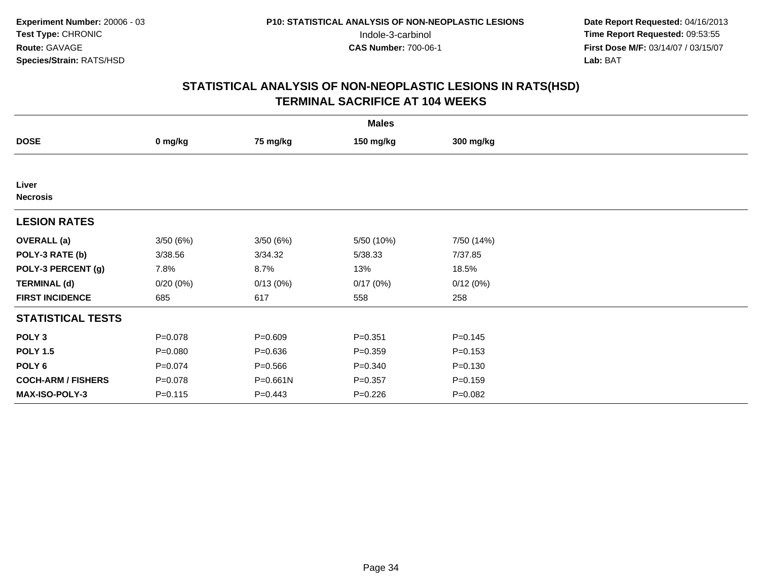**Experiment Number:** 20006 - 03
**Test Type:** CHRONIC
**Route:** GAVAGE
**Species/Strain:** RATS/HSD

**P10: STATISTICAL ANALYSIS OF NON-NEOPLASTIC LESIONS**
Indole-3-carbinol
**CAS Number:** 700-06-1

**Date Report Requested:** 04/16/2013
**Time Report Requested:** 09:53:55
**First Dose M/F:** 03/14/07 / 03/15/07
**Lab:** BAT

## STATISTICAL ANALYSIS OF NON-NEOPLASTIC LESIONS IN RATS(HSD)
## TERMINAL SACRIFICE AT 104 WEEKS

| | Males | | | |
|---|---|---|---|---|
| **DOSE** | **0 mg/kg** | **75 mg/kg** | **150 mg/kg** | **300 mg/kg** |
| **Liver** | | | | |
| **Necrosis** | | | | |
| **LESION RATES** | | | | |
| **OVERALL (a)** | 3/50 (6%) | 3/50 (6%) | 5/50 (10%) | 7/50 (14%) |
| **POLY-3 RATE (b)** | 3/38.56 | 3/34.32 | 5/38.33 | 7/37.85 |
| **POLY-3 PERCENT (g)** | 7.8% | 8.7% | 13% | 18.5% |
| **TERMINAL (d)** | 0/20 (0%) | 0/13 (0%) | 0/17 (0%) | 0/12 (0%) |
| **FIRST INCIDENCE** | 685 | 617 | 558 | 258 |
| **STATISTICAL TESTS** | | | | |
| **POLY 3** | P=0.078 | P=0.609 | P=0.351 | P=0.145 |
| **POLY 1.5** | P=0.080 | P=0.636 | P=0.359 | P=0.153 |
| **POLY 6** | P=0.074 | P=0.566 | P=0.340 | P=0.130 |
| **COCH-ARM / FISHERS** | P=0.078 | P=0.661N | P=0.357 | P=0.159 |
| **MAX-ISO-POLY-3** | P=0.115 | P=0.443 | P=0.226 | P=0.082 |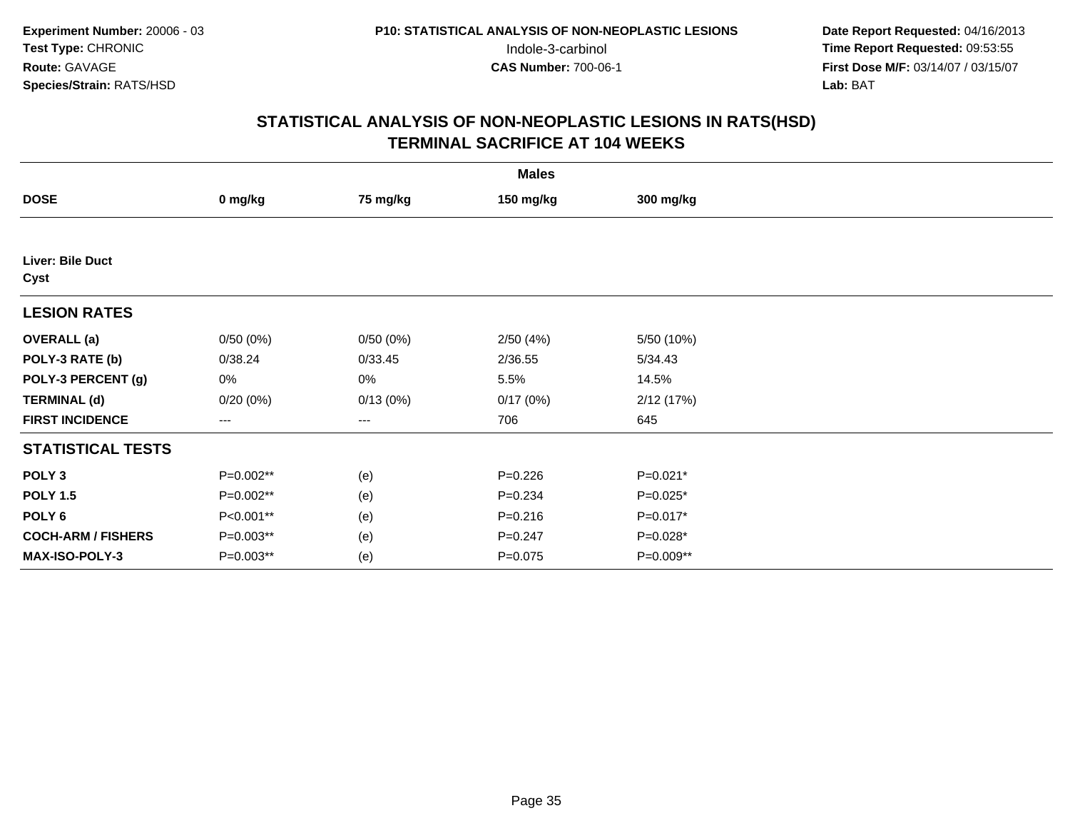**Experiment Number:** 20006 - 03
**Test Type:** CHRONIC
**Route:** GAVAGE
**Species/Strain:** RATS/HSD

**P10: STATISTICAL ANALYSIS OF NON-NEOPLASTIC LESIONS**
Indole-3-carbinol
**CAS Number:** 700-06-1

**Date Report Requested:** 04/16/2013
**Time Report Requested:** 09:53:55
**First Dose M/F:** 03/14/07 / 03/15/07
**Lab:** BAT

## STATISTICAL ANALYSIS OF NON-NEOPLASTIC LESIONS IN RATS(HSD)
## TERMINAL SACRIFICE AT 104 WEEKS

| | Males | | | |
|---|---|---|---|---|
| **DOSE** | **0 mg/kg** | **75 mg/kg** | **150 mg/kg** | **300 mg/kg** |
| **Liver: Bile Duct** | | | | |
| **Cyst** | | | | |
| **LESION RATES** | | | | |
| **OVERALL (a)** | 0/50 (0%) | 0/50 (0%) | 2/50 (4%) | 5/50 (10%) |
| **POLY-3 RATE (b)** | 0/38.24 | 0/33.45 | 2/36.55 | 5/34.43 |
| **POLY-3 PERCENT (g)** | 0% | 0% | 5.5% | 14.5% |
| **TERMINAL (d)** | 0/20 (0%) | 0/13 (0%) | 0/17 (0%) | 2/12 (17%) |
| **FIRST INCIDENCE** | --- | --- | 706 | 645 |
| **STATISTICAL TESTS** | | | | |
| **POLY 3** | P=0.002** | (e) | P=0.226 | P=0.021* |
| **POLY 1.5** | P=0.002** | (e) | P=0.234 | P=0.025* |
| **POLY 6** | P<0.001** | (e) | P=0.216 | P=0.017* |
| **COCH-ARM / FISHERS** | P=0.003** | (e) | P=0.247 | P=0.028* |
| **MAX-ISO-POLY-3** | P=0.003** | (e) | P=0.075 | P=0.009** |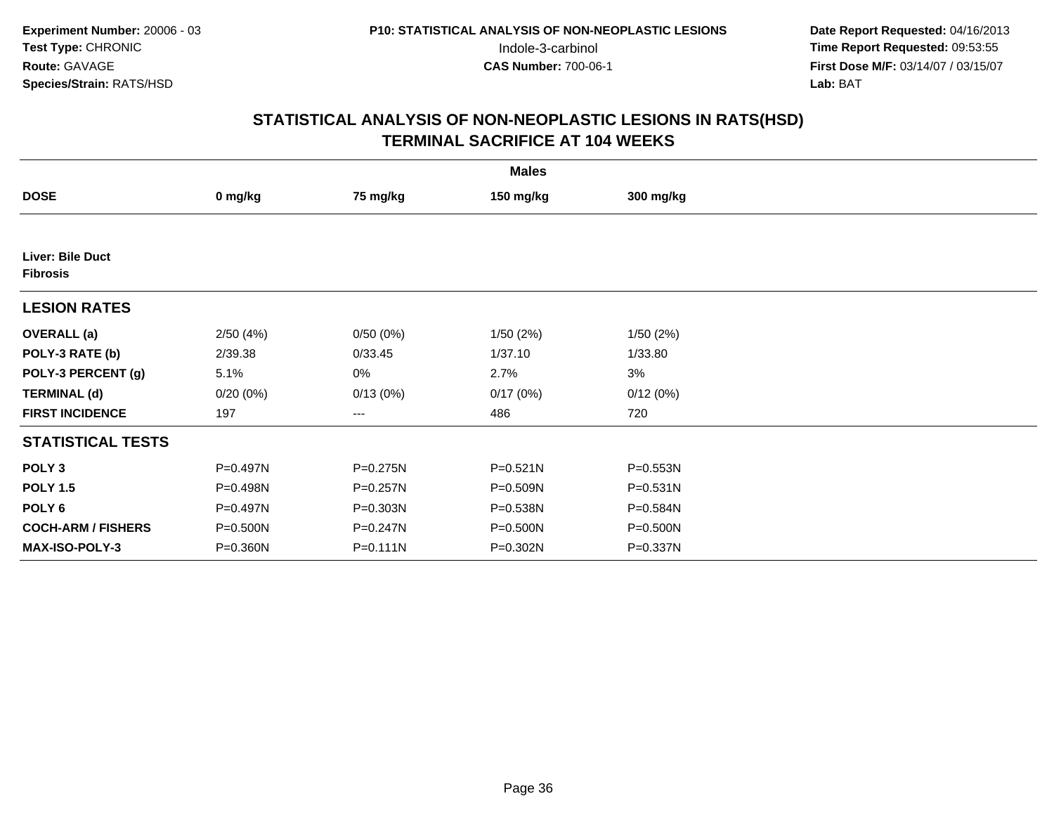Experiment Number: 20006 - 03
Test Type: CHRONIC
Route: GAVAGE
Species/Strain: RATS/HSD

P10: STATISTICAL ANALYSIS OF NON-NEOPLASTIC LESIONS
Indole-3-carbinol
CAS Number: 700-06-1

Date Report Requested: 04/16/2013
Time Report Requested: 09:53:55
First Dose M/F: 03/14/07 / 03/15/07
Lab: BAT

## STATISTICAL ANALYSIS OF NON-NEOPLASTIC LESIONS IN RATS(HSD) TERMINAL SACRIFICE AT 104 WEEKS

| | Males | | | |
|---|---|---|---|---|
| **DOSE** | **0 mg/kg** | **75 mg/kg** | **150 mg/kg** | **300 mg/kg** |
| **Liver: Bile Duct Fibrosis** | | | | |
| **LESION RATES** | | | | |
| **OVERALL (a)** | 2/50 (4%) | 0/50 (0%) | 1/50 (2%) | 1/50 (2%) |
| **POLY-3 RATE (b)** | 2/39.38 | 0/33.45 | 1/37.10 | 1/33.80 |
| **POLY-3 PERCENT (g)** | 5.1% | 0% | 2.7% | 3% |
| **TERMINAL (d)** | 0/20 (0%) | 0/13 (0%) | 0/17 (0%) | 0/12 (0%) |
| **FIRST INCIDENCE** | 197 | --- | 486 | 720 |
| **STATISTICAL TESTS** | | | | |
| **POLY 3** | P=0.497N | P=0.275N | P=0.521N | P=0.553N |
| **POLY 1.5** | P=0.498N | P=0.257N | P=0.509N | P=0.531N |
| **POLY 6** | P=0.497N | P=0.303N | P=0.538N | P=0.584N |
| **COCH-ARM / FISHERS** | P=0.500N | P=0.247N | P=0.500N | P=0.500N |
| **MAX-ISO-POLY-3** | P=0.360N | P=0.111N | P=0.302N | P=0.337N |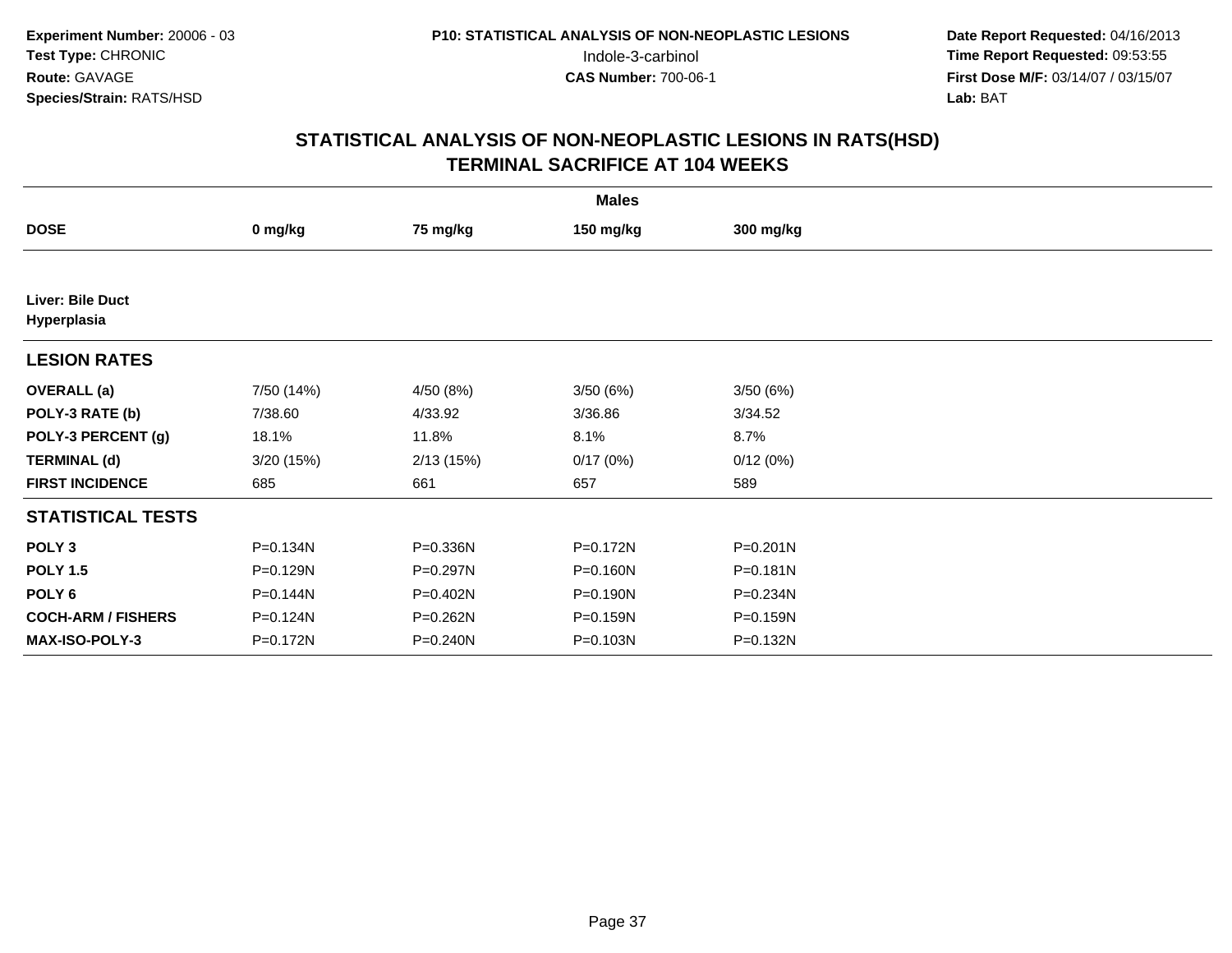**Experiment Number:** 20006 - 03
**Test Type:** CHRONIC
**Route:** GAVAGE
**Species/Strain:** RATS/HSD

**P10: STATISTICAL ANALYSIS OF NON-NEOPLASTIC LESIONS**
Indole-3-carbinol
**CAS Number:** 700-06-1

**Date Report Requested:** 04/16/2013
**Time Report Requested:** 09:53:55
**First Dose M/F:** 03/14/07 / 03/15/07
**Lab:** BAT

## STATISTICAL ANALYSIS OF NON-NEOPLASTIC LESIONS IN RATS(HSD)
## TERMINAL SACRIFICE AT 104 WEEKS

| | Males | | | |
|---|---|---|---|---|
| **DOSE** | **0 mg/kg** | **75 mg/kg** | **150 mg/kg** | **300 mg/kg** |
| **Liver: Bile Duct Hyperplasia** | | | | |
| **LESION RATES** | | | | |
| **OVERALL (a)** | 7/50 (14%) | 4/50 (8%) | 3/50 (6%) | 3/50 (6%) |
| **POLY-3 RATE (b)** | 7/38.60 | 4/33.92 | 3/36.86 | 3/34.52 |
| **POLY-3 PERCENT (g)** | 18.1% | 11.8% | 8.1% | 8.7% |
| **TERMINAL (d)** | 3/20 (15%) | 2/13 (15%) | 0/17 (0%) | 0/12 (0%) |
| **FIRST INCIDENCE** | 685 | 661 | 657 | 589 |
| **STATISTICAL TESTS** | | | | |
| **POLY 3** | P=0.134N | P=0.336N | P=0.172N | P=0.201N |
| **POLY 1.5** | P=0.129N | P=0.297N | P=0.160N | P=0.181N |
| **POLY 6** | P=0.144N | P=0.402N | P=0.190N | P=0.234N |
| **COCH-ARM / FISHERS** | P=0.124N | P=0.262N | P=0.159N | P=0.159N |
| **MAX-ISO-POLY-3** | P=0.172N | P=0.240N | P=0.103N | P=0.132N |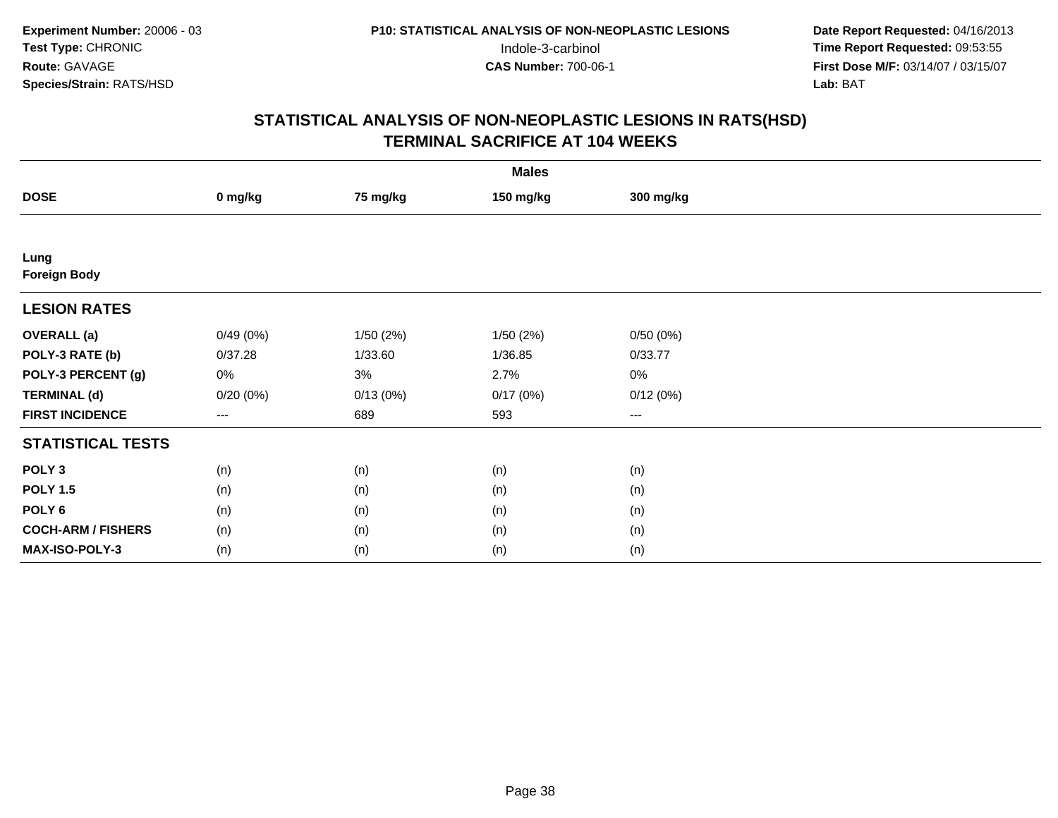**Experiment Number:** 20006 - 03
**Test Type:** CHRONIC
**Route:** GAVAGE
**Species/Strain:** RATS/HSD

**P10: STATISTICAL ANALYSIS OF NON-NEOPLASTIC LESIONS**
Indole-3-carbinol
**CAS Number:** 700-06-1

**Date Report Requested:** 04/16/2013
**Time Report Requested:** 09:53:55
**First Dose M/F:** 03/14/07 / 03/15/07
**Lab:** BAT

## STATISTICAL ANALYSIS OF NON-NEOPLASTIC LESIONS IN RATS(HSD) TERMINAL SACRIFICE AT 104 WEEKS

| | Males | | | |
|---|---|---|---|---|
| **DOSE** | **0 mg/kg** | **75 mg/kg** | **150 mg/kg** | **300 mg/kg** |
| **Lung** | | | | |
| **Foreign Body** | | | | |
| **LESION RATES** | | | | |
| **OVERALL (a)** | 0/49 (0%) | 1/50 (2%) | 1/50 (2%) | 0/50 (0%) |
| **POLY-3 RATE (b)** | 0/37.28 | 1/33.60 | 1/36.85 | 0/33.77 |
| **POLY-3 PERCENT (g)** | 0% | 3% | 2.7% | 0% |
| **TERMINAL (d)** | 0/20 (0%) | 0/13 (0%) | 0/17 (0%) | 0/12 (0%) |
| **FIRST INCIDENCE** | --- | 689 | 593 | --- |
| **STATISTICAL TESTS** | | | | |
| **POLY 3** | (n) | (n) | (n) | (n) |
| **POLY 1.5** | (n) | (n) | (n) | (n) |
| **POLY 6** | (n) | (n) | (n) | (n) |
| **COCH-ARM / FISHERS** | (n) | (n) | (n) | (n) |
| **MAX-ISO-POLY-3** | (n) | (n) | (n) | (n) |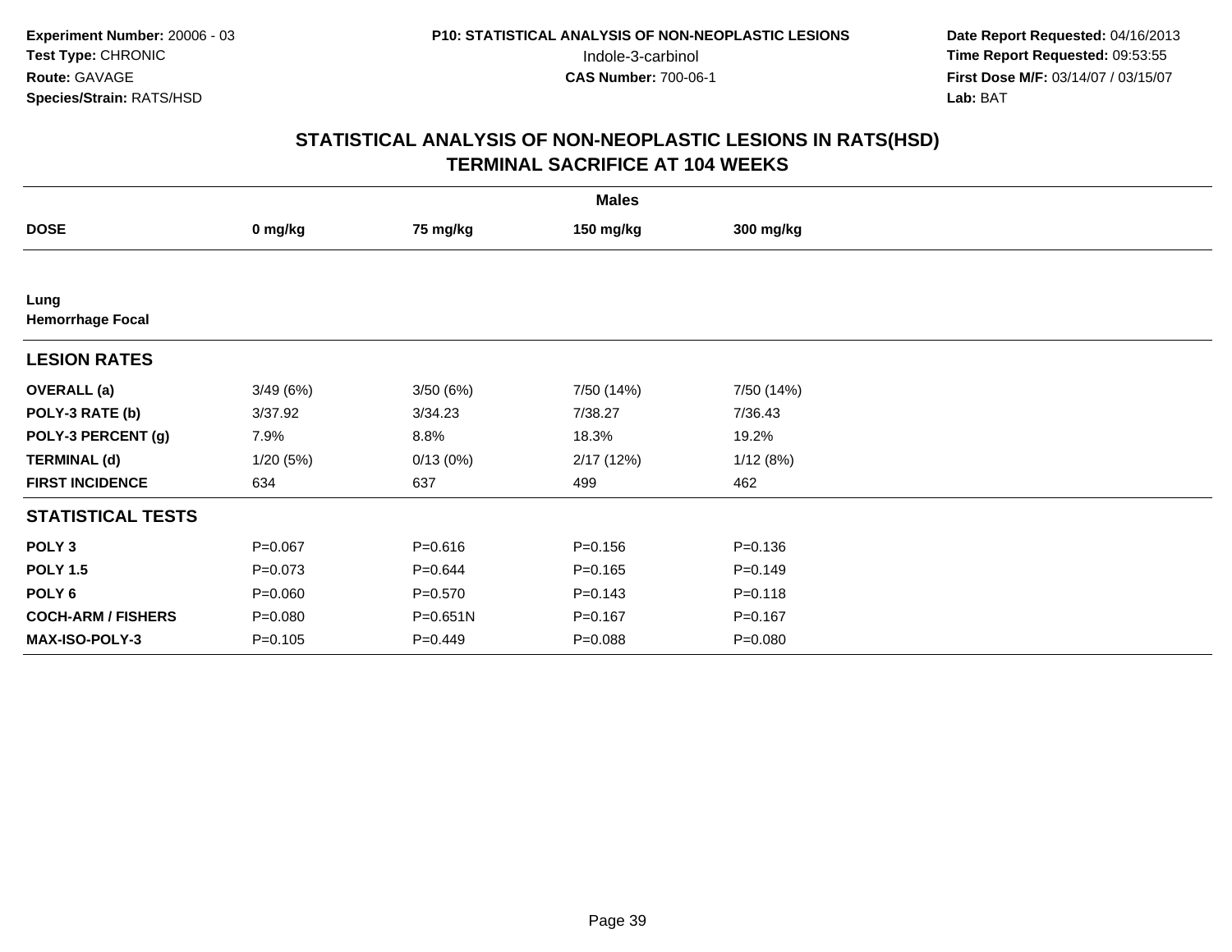Experiment Number: 20006 - 03
Test Type: CHRONIC
Route: GAVAGE
Species/Strain: RATS/HSD

P10: STATISTICAL ANALYSIS OF NON-NEOPLASTIC LESIONS
Indole-3-carbinol
CAS Number: 700-06-1

Date Report Requested: 04/16/2013
Time Report Requested: 09:53:55
First Dose M/F: 03/14/07 / 03/15/07
Lab: BAT

## STATISTICAL ANALYSIS OF NON-NEOPLASTIC LESIONS IN RATS(HSD)
## TERMINAL SACRIFICE AT 104 WEEKS

| | Males | | | |
|---|---|---|---|---|
| **DOSE** | **0 mg/kg** | **75 mg/kg** | **150 mg/kg** | **300 mg/kg** |
| **Lung** | | | | |
| **Hemorrhage Focal** | | | | |
| **LESION RATES** | | | | |
| **OVERALL (a)** | 3/49 (6%) | 3/50 (6%) | 7/50 (14%) | 7/50 (14%) |
| **POLY-3 RATE (b)** | 3/37.92 | 3/34.23 | 7/38.27 | 7/36.43 |
| **POLY-3 PERCENT (g)** | 7.9% | 8.8% | 18.3% | 19.2% |
| **TERMINAL (d)** | 1/20 (5%) | 0/13 (0%) | 2/17 (12%) | 1/12 (8%) |
| **FIRST INCIDENCE** | 634 | 637 | 499 | 462 |
| **STATISTICAL TESTS** | | | | |
| **POLY 3** | P=0.067 | P=0.616 | P=0.156 | P=0.136 |
| **POLY 1.5** | P=0.073 | P=0.644 | P=0.165 | P=0.149 |
| **POLY 6** | P=0.060 | P=0.570 | P=0.143 | P=0.118 |
| **COCH-ARM / FISHERS** | P=0.080 | P=0.651N | P=0.167 | P=0.167 |
| **MAX-ISO-POLY-3** | P=0.105 | P=0.449 | P=0.088 | P=0.080 |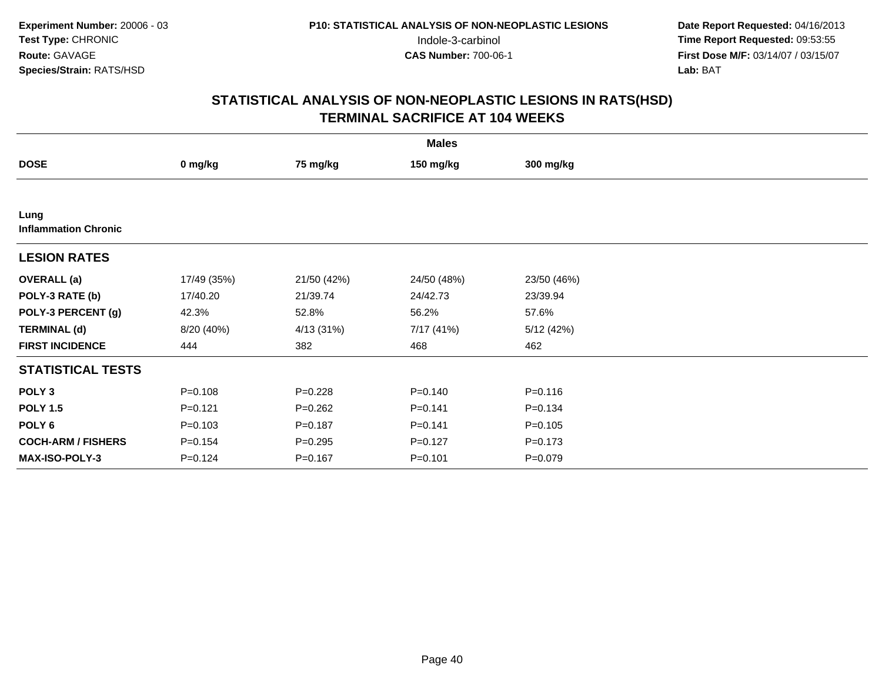**Experiment Number:** 20006 - 03
**Test Type:** CHRONIC
**Route:** GAVAGE
**Species/Strain:** RATS/HSD

**P10: STATISTICAL ANALYSIS OF NON-NEOPLASTIC LESIONS**
Indole-3-carbinol
**CAS Number:** 700-06-1

**Date Report Requested:** 04/16/2013
**Time Report Requested:** 09:53:55
**First Dose M/F:** 03/14/07 / 03/15/07
**Lab:** BAT

## STATISTICAL ANALYSIS OF NON-NEOPLASTIC LESIONS IN RATS(HSD)
## TERMINAL SACRIFICE AT 104 WEEKS

| | Males | | | |
|---|---|---|---|---|
| **DOSE** | **0 mg/kg** | **75 mg/kg** | **150 mg/kg** | **300 mg/kg** |
| **Lung** | | | | |
| **Inflammation Chronic** | | | | |
| **LESION RATES** | | | | |
| **OVERALL (a)** | 17/49 (35%) | 21/50 (42%) | 24/50 (48%) | 23/50 (46%) |
| **POLY-3 RATE (b)** | 17/40.20 | 21/39.74 | 24/42.73 | 23/39.94 |
| **POLY-3 PERCENT (g)** | 42.3% | 52.8% | 56.2% | 57.6% |
| **TERMINAL (d)** | 8/20 (40%) | 4/13 (31%) | 7/17 (41%) | 5/12 (42%) |
| **FIRST INCIDENCE** | 444 | 382 | 468 | 462 |
| **STATISTICAL TESTS** | | | | |
| **POLY 3** | P=0.108 | P=0.228 | P=0.140 | P=0.116 |
| **POLY 1.5** | P=0.121 | P=0.262 | P=0.141 | P=0.134 |
| **POLY 6** | P=0.103 | P=0.187 | P=0.141 | P=0.105 |
| **COCH-ARM / FISHERS** | P=0.154 | P=0.295 | P=0.127 | P=0.173 |
| **MAX-ISO-POLY-3** | P=0.124 | P=0.167 | P=0.101 | P=0.079 |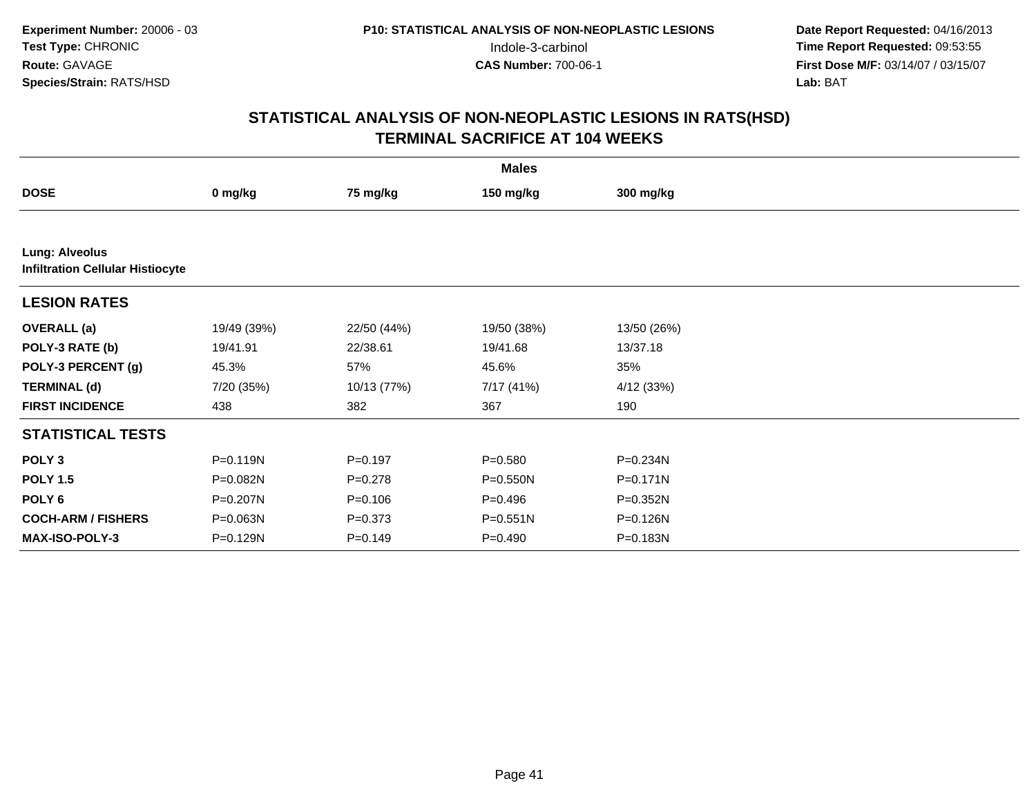**Experiment Number:** 20006 - 03
**Test Type:** CHRONIC
**Route:** GAVAGE
**Species/Strain:** RATS/HSD

**P10: STATISTICAL ANALYSIS OF NON-NEOPLASTIC LESIONS**
Indole-3-carbinol
**CAS Number:** 700-06-1

**Date Report Requested:** 04/16/2013
**Time Report Requested:** 09:53:55
**First Dose M/F:** 03/14/07 / 03/15/07
**Lab:** BAT

## STATISTICAL ANALYSIS OF NON-NEOPLASTIC LESIONS IN RATS(HSD) TERMINAL SACRIFICE AT 104 WEEKS

| | Males | | | |
|---|---|---|---|---|
| **DOSE** | **0 mg/kg** | **75 mg/kg** | **150 mg/kg** | **300 mg/kg** |
| **Lung: Alveolus** | | | | |
| **Infiltration Cellular Histiocyte** | | | | |
| **LESION RATES** | | | | |
| **OVERALL (a)** | 19/49 (39%) | 22/50 (44%) | 19/50 (38%) | 13/50 (26%) |
| **POLY-3 RATE (b)** | 19/41.91 | 22/38.61 | 19/41.68 | 13/37.18 |
| **POLY-3 PERCENT (g)** | 45.3% | 57% | 45.6% | 35% |
| **TERMINAL (d)** | 7/20 (35%) | 10/13 (77%) | 7/17 (41%) | 4/12 (33%) |
| **FIRST INCIDENCE** | 438 | 382 | 367 | 190 |
| **STATISTICAL TESTS** | | | | |
| **POLY 3** | P=0.119N | P=0.197 | P=0.580 | P=0.234N |
| **POLY 1.5** | P=0.082N | P=0.278 | P=0.550N | P=0.171N |
| **POLY 6** | P=0.207N | P=0.106 | P=0.496 | P=0.352N |
| **COCH-ARM / FISHERS** | P=0.063N | P=0.373 | P=0.551N | P=0.126N |
| **MAX-ISO-POLY-3** | P=0.129N | P=0.149 | P=0.490 | P=0.183N |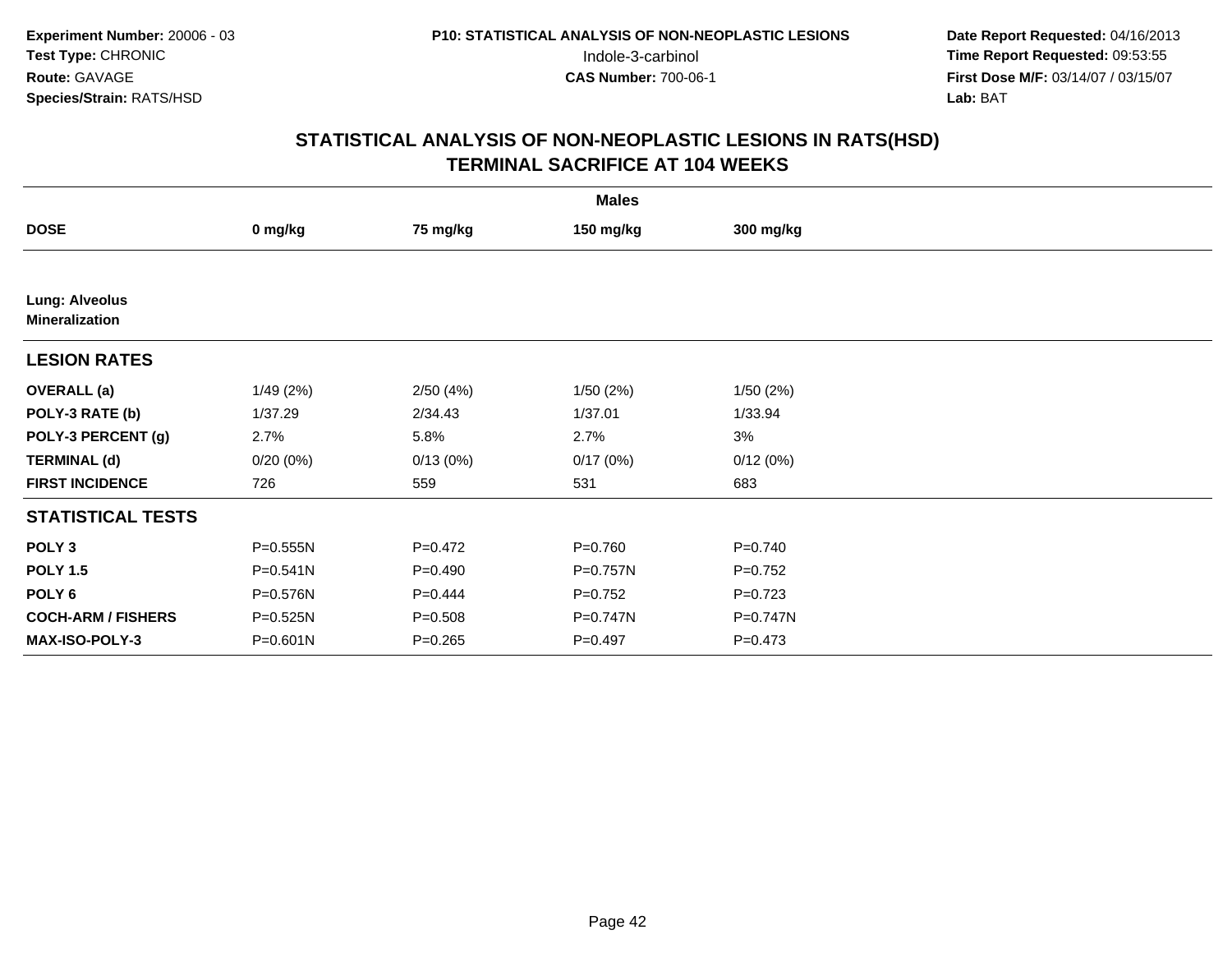**Experiment Number:** 20006 - 03
**Test Type:** CHRONIC
**Route:** GAVAGE
**Species/Strain:** RATS/HSD

**P10: STATISTICAL ANALYSIS OF NON-NEOPLASTIC LESIONS**
Indole-3-carbinol
**CAS Number:** 700-06-1

**Date Report Requested:** 04/16/2013
**Time Report Requested:** 09:53:55
**First Dose M/F:** 03/14/07 / 03/15/07
**Lab:** BAT

## STATISTICAL ANALYSIS OF NON-NEOPLASTIC LESIONS IN RATS(HSD)
## TERMINAL SACRIFICE AT 104 WEEKS

| | Males | | | |
|---|---|---|---|---|
| **DOSE** | **0 mg/kg** | **75 mg/kg** | **150 mg/kg** | **300 mg/kg** |
| **Lung: Alveolus** | | | | |
| **Mineralization** | | | | |
| **LESION RATES** | | | | |
| **OVERALL (a)** | 1/49 (2%) | 2/50 (4%) | 1/50 (2%) | 1/50 (2%) |
| **POLY-3 RATE (b)** | 1/37.29 | 2/34.43 | 1/37.01 | 1/33.94 |
| **POLY-3 PERCENT (g)** | 2.7% | 5.8% | 2.7% | 3% |
| **TERMINAL (d)** | 0/20 (0%) | 0/13 (0%) | 0/17 (0%) | 0/12 (0%) |
| **FIRST INCIDENCE** | 726 | 559 | 531 | 683 |
| **STATISTICAL TESTS** | | | | |
| **POLY 3** | P=0.555N | P=0.472 | P=0.760 | P=0.740 |
| **POLY 1.5** | P=0.541N | P=0.490 | P=0.757N | P=0.752 |
| **POLY 6** | P=0.576N | P=0.444 | P=0.752 | P=0.723 |
| **COCH-ARM / FISHERS** | P=0.525N | P=0.508 | P=0.747N | P=0.747N |
| **MAX-ISO-POLY-3** | P=0.601N | P=0.265 | P=0.497 | P=0.473 |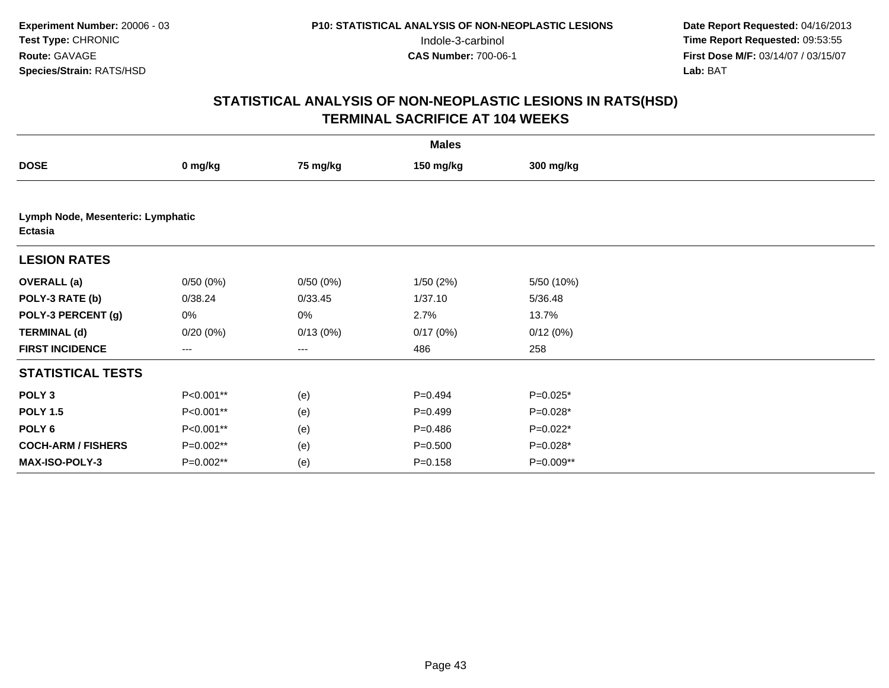**Experiment Number:** 20006 - 03
**Test Type:** CHRONIC
**Route:** GAVAGE
**Species/Strain:** RATS/HSD

**P10: STATISTICAL ANALYSIS OF NON-NEOPLASTIC LESIONS**
Indole-3-carbinol
**CAS Number:** 700-06-1

**Date Report Requested:** 04/16/2013
**Time Report Requested:** 09:53:55
**First Dose M/F:** 03/14/07 / 03/15/07
**Lab:** BAT

## STATISTICAL ANALYSIS OF NON-NEOPLASTIC LESIONS IN RATS(HSD)
## TERMINAL SACRIFICE AT 104 WEEKS

| | Males | | | |
|---|---|---|---|---|
| **DOSE** | **0 mg/kg** | **75 mg/kg** | **150 mg/kg** | **300 mg/kg** |
| **Lymph Node, Mesenteric: Lymphatic Ectasia** | | | | |
| **LESION RATES** | | | | |
| **OVERALL (a)** | 0/50 (0%) | 0/50 (0%) | 1/50 (2%) | 5/50 (10%) |
| **POLY-3 RATE (b)** | 0/38.24 | 0/33.45 | 1/37.10 | 5/36.48 |
| **POLY-3 PERCENT (g)** | 0% | 0% | 2.7% | 13.7% |
| **TERMINAL (d)** | 0/20 (0%) | 0/13 (0%) | 0/17 (0%) | 0/12 (0%) |
| **FIRST INCIDENCE** | --- | --- | 486 | 258 |
| **STATISTICAL TESTS** | | | | |
| **POLY 3** | P<0.001** | (e) | P=0.494 | P=0.025* |
| **POLY 1.5** | P<0.001** | (e) | P=0.499 | P=0.028* |
| **POLY 6** | P<0.001** | (e) | P=0.486 | P=0.022* |
| **COCH-ARM / FISHERS** | P=0.002** | (e) | P=0.500 | P=0.028* |
| **MAX-ISO-POLY-3** | P=0.002** | (e) | P=0.158 | P=0.009** |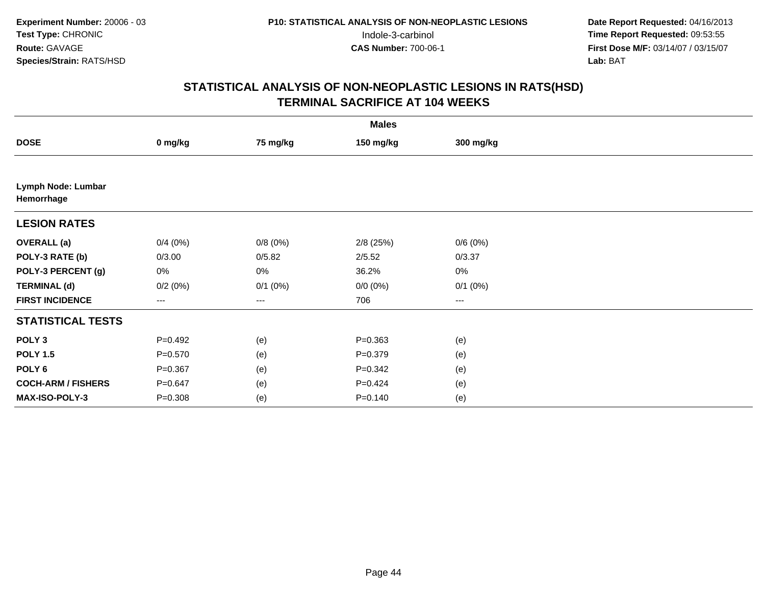**Experiment Number:** 20006 - 03
**Test Type:** CHRONIC
**Route:** GAVAGE
**Species/Strain:** RATS/HSD

**P10: STATISTICAL ANALYSIS OF NON-NEOPLASTIC LESIONS**
Indole-3-carbinol
**CAS Number:** 700-06-1

**Date Report Requested:** 04/16/2013
**Time Report Requested:** 09:53:55
**First Dose M/F:** 03/14/07 / 03/15/07
**Lab:** BAT

## STATISTICAL ANALYSIS OF NON-NEOPLASTIC LESIONS IN RATS(HSD)
## TERMINAL SACRIFICE AT 104 WEEKS

| | Males | | | |
|---|---|---|---|---|
| **DOSE** | **0 mg/kg** | **75 mg/kg** | **150 mg/kg** | **300 mg/kg** |
| **Lymph Node: Lumbar** | | | | |
| **Hemorrhage** | | | | |
| **LESION RATES** | | | | |
| **OVERALL (a)** | 0/4 (0%) | 0/8 (0%) | 2/8 (25%) | 0/6 (0%) |
| **POLY-3 RATE (b)** | 0/3.00 | 0/5.82 | 2/5.52 | 0/3.37 |
| **POLY-3 PERCENT (g)** | 0% | 0% | 36.2% | 0% |
| **TERMINAL (d)** | 0/2 (0%) | 0/1 (0%) | 0/0 (0%) | 0/1 (0%) |
| **FIRST INCIDENCE** | --- | --- | 706 | --- |
| **STATISTICAL TESTS** | | | | |
| **POLY 3** | P=0.492 | (e) | P=0.363 | (e) |
| **POLY 1.5** | P=0.570 | (e) | P=0.379 | (e) |
| **POLY 6** | P=0.367 | (e) | P=0.342 | (e) |
| **COCH-ARM / FISHERS** | P=0.647 | (e) | P=0.424 | (e) |
| **MAX-ISO-POLY-3** | P=0.308 | (e) | P=0.140 | (e) |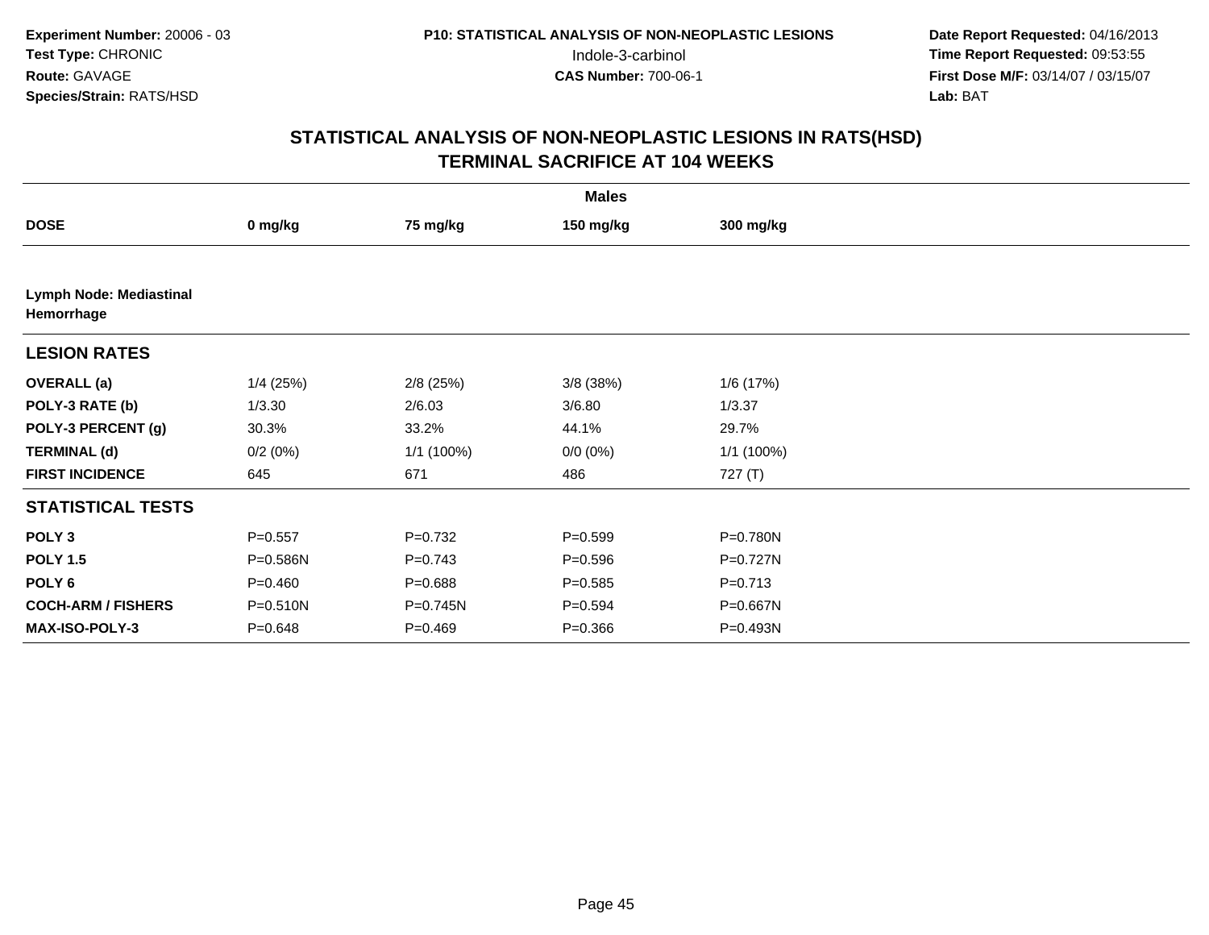Experiment Number: 20006 - 03
Test Type: CHRONIC
Route: GAVAGE
Species/Strain: RATS/HSD

P10: STATISTICAL ANALYSIS OF NON-NEOPLASTIC LESIONS
Indole-3-carbinol
CAS Number: 700-06-1

Date Report Requested: 04/16/2013
Time Report Requested: 09:53:55
First Dose M/F: 03/14/07 / 03/15/07
Lab: BAT

## STATISTICAL ANALYSIS OF NON-NEOPLASTIC LESIONS IN RATS(HSD)
## TERMINAL SACRIFICE AT 104 WEEKS

| | Males | | | |
|---|---|---|---|---|
| **DOSE** | **0 mg/kg** | **75 mg/kg** | **150 mg/kg** | **300 mg/kg** |
| **Lymph Node: Mediastinal Hemorrhage** | | | | |
| **LESION RATES** | | | | |
| **OVERALL (a)** | 1/4 (25%) | 2/8 (25%) | 3/8 (38%) | 1/6 (17%) |
| **POLY-3 RATE (b)** | 1/3.30 | 2/6.03 | 3/6.80 | 1/3.37 |
| **POLY-3 PERCENT (g)** | 30.3% | 33.2% | 44.1% | 29.7% |
| **TERMINAL (d)** | 0/2 (0%) | 1/1 (100%) | 0/0 (0%) | 1/1 (100%) |
| **FIRST INCIDENCE** | 645 | 671 | 486 | 727 (T) |
| **STATISTICAL TESTS** | | | | |
| **POLY 3** | P=0.557 | P=0.732 | P=0.599 | P=0.780N |
| **POLY 1.5** | P=0.586N | P=0.743 | P=0.596 | P=0.727N |
| **POLY 6** | P=0.460 | P=0.688 | P=0.585 | P=0.713 |
| **COCH-ARM / FISHERS** | P=0.510N | P=0.745N | P=0.594 | P=0.667N |
| **MAX-ISO-POLY-3** | P=0.648 | P=0.469 | P=0.366 | P=0.493N |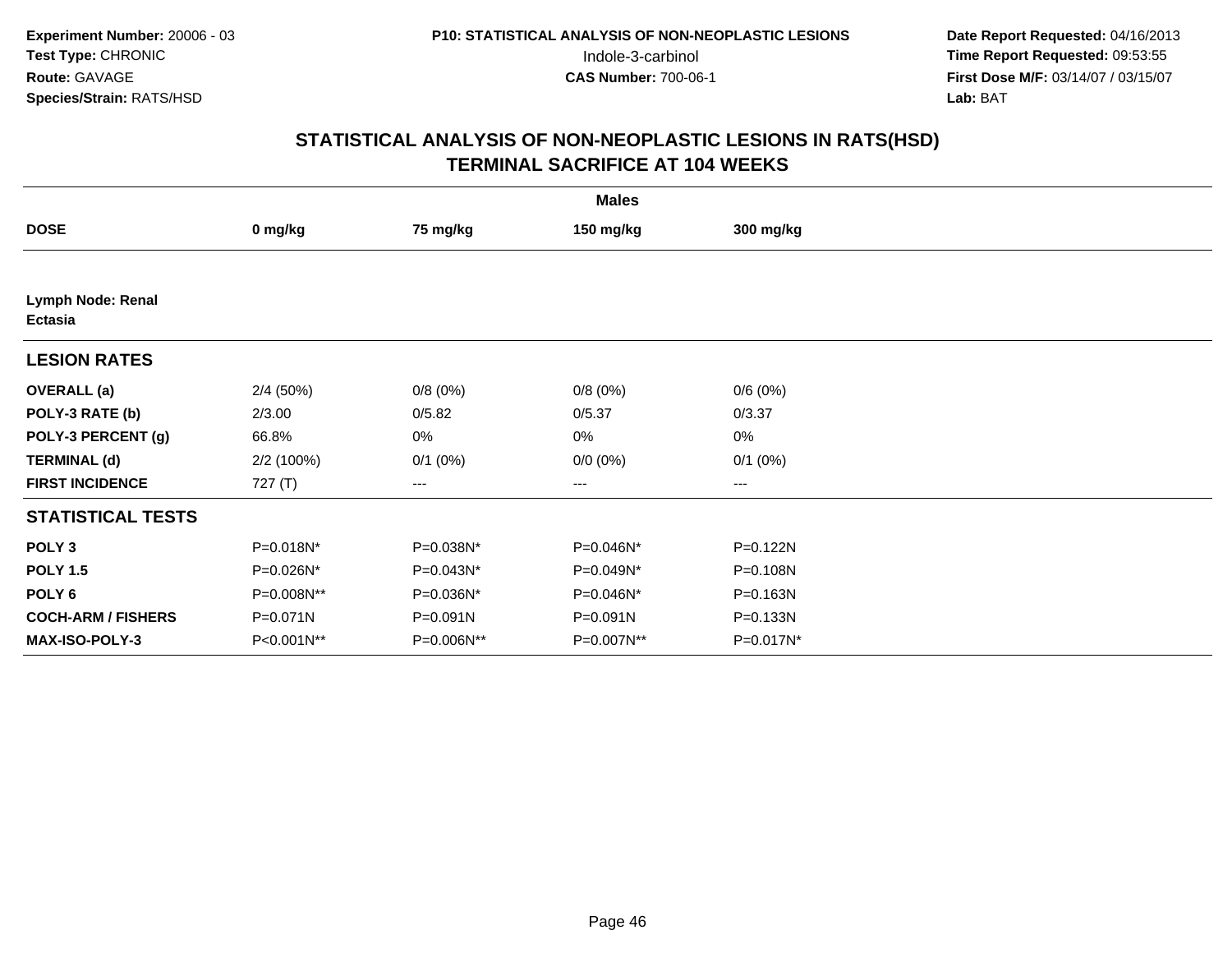Experiment Number: 20006 - 03
Test Type: CHRONIC
Route: GAVAGE
Species/Strain: RATS/HSD

P10: STATISTICAL ANALYSIS OF NON-NEOPLASTIC LESIONS
Indole-3-carbinol
CAS Number: 700-06-1

Date Report Requested: 04/16/2013
Time Report Requested: 09:53:55
First Dose M/F: 03/14/07 / 03/15/07
Lab: BAT

## STATISTICAL ANALYSIS OF NON-NEOPLASTIC LESIONS IN RATS(HSD)
## TERMINAL SACRIFICE AT 104 WEEKS

| | Males | | | |
|---|---|---|---|---|
| **DOSE** | **0 mg/kg** | **75 mg/kg** | **150 mg/kg** | **300 mg/kg** |
| **Lymph Node: Renal** **Ectasia** | | | | |
| **LESION RATES** | | | | |
| **OVERALL (a)** | 2/4 (50%) | 0/8 (0%) | 0/8 (0%) | 0/6 (0%) |
| **POLY-3 RATE (b)** | 2/3.00 | 0/5.82 | 0/5.37 | 0/3.37 |
| **POLY-3 PERCENT (g)** | 66.8% | 0% | 0% | 0% |
| **TERMINAL (d)** | 2/2 (100%) | 0/1 (0%) | 0/0 (0%) | 0/1 (0%) |
| **FIRST INCIDENCE** | 727 (T) | --- | --- | --- |
| **STATISTICAL TESTS** | | | | |
| **POLY 3** | P=0.018N* | P=0.038N* | P=0.046N* | P=0.122N |
| **POLY 1.5** | P=0.026N* | P=0.043N* | P=0.049N* | P=0.108N |
| **POLY 6** | P=0.008N** | P=0.036N* | P=0.046N* | P=0.163N |
| **COCH-ARM / FISHERS** | P=0.071N | P=0.091N | P=0.091N | P=0.133N |
| **MAX-ISO-POLY-3** | P<0.001N** | P=0.006N** | P=0.007N** | P=0.017N* |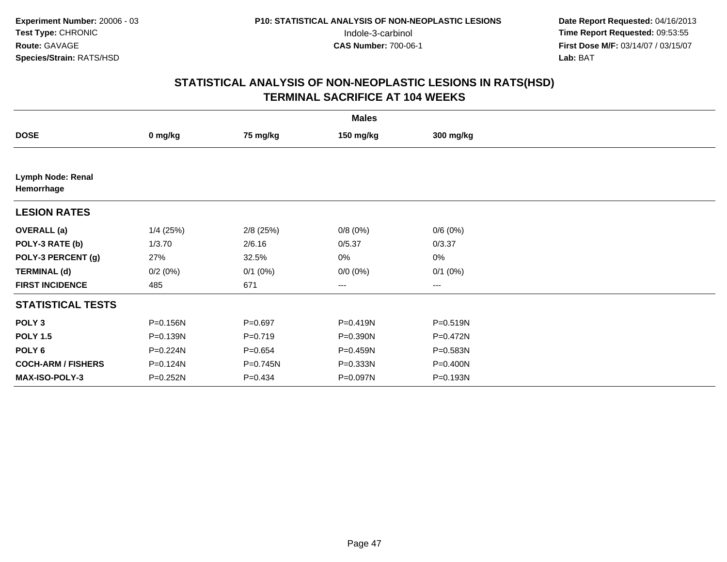**Experiment Number:** 20006 - 03
**Test Type:** CHRONIC
**Route:** GAVAGE
**Species/Strain:** RATS/HSD

**P10: STATISTICAL ANALYSIS OF NON-NEOPLASTIC LESIONS**
Indole-3-carbinol
**CAS Number:** 700-06-1

**Date Report Requested:** 04/16/2013
**Time Report Requested:** 09:53:55
**First Dose M/F:** 03/14/07 / 03/15/07
**Lab:** BAT

## STATISTICAL ANALYSIS OF NON-NEOPLASTIC LESIONS IN RATS(HSD)
## TERMINAL SACRIFICE AT 104 WEEKS

| | Males | | | |
|---|---|---|---|---|
| **DOSE** | **0 mg/kg** | **75 mg/kg** | **150 mg/kg** | **300 mg/kg** |
| **Lymph Node: Renal** | | | | |
| **Hemorrhage** | | | | |
| **LESION RATES** | | | | |
| **OVERALL (a)** | 1/4 (25%) | 2/8 (25%) | 0/8 (0%) | 0/6 (0%) |
| **POLY-3 RATE (b)** | 1/3.70 | 2/6.16 | 0/5.37 | 0/3.37 |
| **POLY-3 PERCENT (g)** | 27% | 32.5% | 0% | 0% |
| **TERMINAL (d)** | 0/2 (0%) | 0/1 (0%) | 0/0 (0%) | 0/1 (0%) |
| **FIRST INCIDENCE** | 485 | 671 | --- | --- |
| **STATISTICAL TESTS** | | | | |
| **POLY 3** | P=0.156N | P=0.697 | P=0.419N | P=0.519N |
| **POLY 1.5** | P=0.139N | P=0.719 | P=0.390N | P=0.472N |
| **POLY 6** | P=0.224N | P=0.654 | P=0.459N | P=0.583N |
| **COCH-ARM / FISHERS** | P=0.124N | P=0.745N | P=0.333N | P=0.400N |
| **MAX-ISO-POLY-3** | P=0.252N | P=0.434 | P=0.097N | P=0.193N |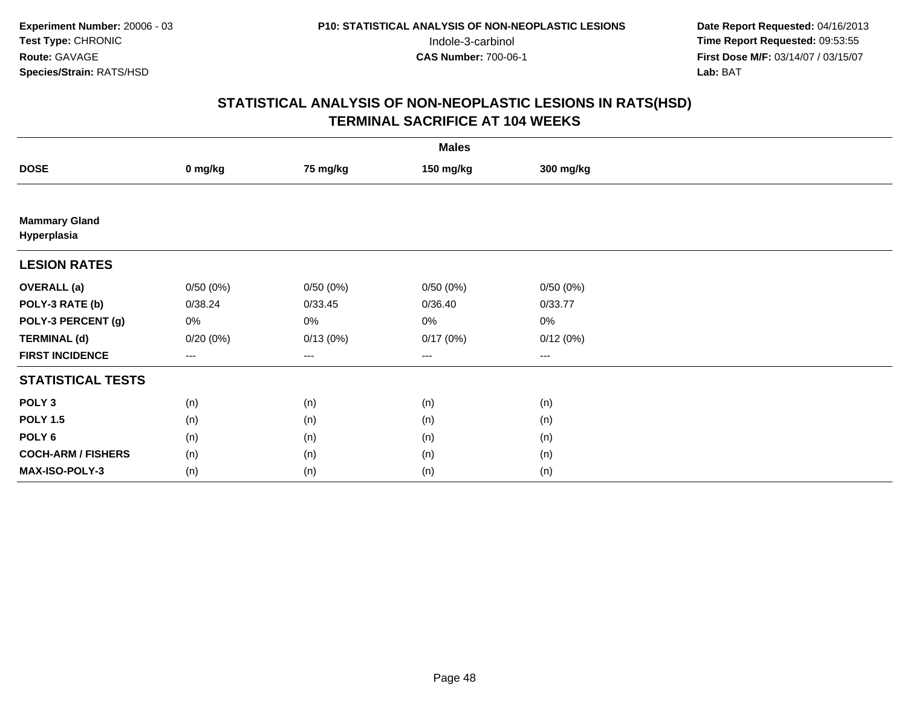**Experiment Number:** 20006 - 03
**Test Type:** CHRONIC
**Route:** GAVAGE
**Species/Strain:** RATS/HSD

**P10: STATISTICAL ANALYSIS OF NON-NEOPLASTIC LESIONS**
Indole-3-carbinol
**CAS Number:** 700-06-1

**Date Report Requested:** 04/16/2013
**Time Report Requested:** 09:53:55
**First Dose M/F:** 03/14/07 / 03/15/07
**Lab:** BAT

# STATISTICAL ANALYSIS OF NON-NEOPLASTIC LESIONS IN RATS(HSD)
# TERMINAL SACRIFICE AT 104 WEEKS

| | Males | | | |
|---|---|---|---|---|
| **DOSE** | **0 mg/kg** | **75 mg/kg** | **150 mg/kg** | **300 mg/kg** |
| **Mammary Gland Hyperplasia** | | | | |
| **LESION RATES** | | | | |
| **OVERALL (a)** | 0/50 (0%) | 0/50 (0%) | 0/50 (0%) | 0/50 (0%) |
| **POLY-3 RATE (b)** | 0/38.24 | 0/33.45 | 0/36.40 | 0/33.77 |
| **POLY-3 PERCENT (g)** | 0% | 0% | 0% | 0% |
| **TERMINAL (d)** | 0/20 (0%) | 0/13 (0%) | 0/17 (0%) | 0/12 (0%) |
| **FIRST INCIDENCE** | --- | --- | --- | --- |
| **STATISTICAL TESTS** | | | | |
| **POLY 3** | (n) | (n) | (n) | (n) |
| **POLY 1.5** | (n) | (n) | (n) | (n) |
| **POLY 6** | (n) | (n) | (n) | (n) |
| **COCH-ARM / FISHERS** | (n) | (n) | (n) | (n) |
| **MAX-ISO-POLY-3** | (n) | (n) | (n) | (n) |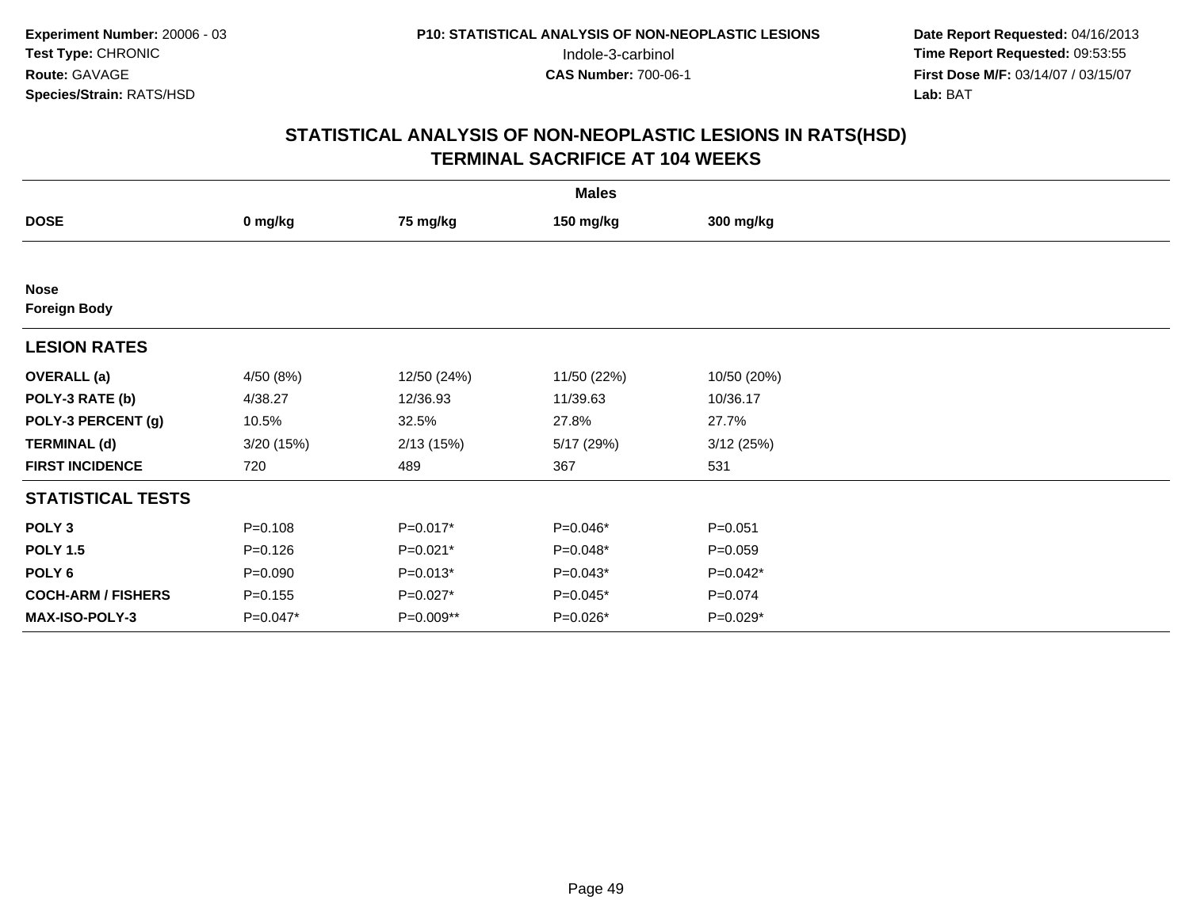**Experiment Number:** 20006 - 03
**Test Type:** CHRONIC
**Route:** GAVAGE
**Species/Strain:** RATS/HSD

**P10: STATISTICAL ANALYSIS OF NON-NEOPLASTIC LESIONS**
Indole-3-carbinol
**CAS Number:** 700-06-1

**Date Report Requested:** 04/16/2013
**Time Report Requested:** 09:53:55
**First Dose M/F:** 03/14/07 / 03/15/07
**Lab:** BAT

## STATISTICAL ANALYSIS OF NON-NEOPLASTIC LESIONS IN RATS(HSD)
## TERMINAL SACRIFICE AT 104 WEEKS

| | Males | | | |
|---|---|---|---|---|
| **DOSE** | **0 mg/kg** | **75 mg/kg** | **150 mg/kg** | **300 mg/kg** |
| **Nose** | | | | |
| **Foreign Body** | | | | |
| **LESION RATES** | | | | |
| **OVERALL (a)** | 4/50 (8%) | 12/50 (24%) | 11/50 (22%) | 10/50 (20%) |
| **POLY-3 RATE (b)** | 4/38.27 | 12/36.93 | 11/39.63 | 10/36.17 |
| **POLY-3 PERCENT (g)** | 10.5% | 32.5% | 27.8% | 27.7% |
| **TERMINAL (d)** | 3/20 (15%) | 2/13 (15%) | 5/17 (29%) | 3/12 (25%) |
| **FIRST INCIDENCE** | 720 | 489 | 367 | 531 |
| **STATISTICAL TESTS** | | | | |
| **POLY 3** | P=0.108 | P=0.017* | P=0.046* | P=0.051 |
| **POLY 1.5** | P=0.126 | P=0.021* | P=0.048* | P=0.059 |
| **POLY 6** | P=0.090 | P=0.013* | P=0.043* | P=0.042* |
| **COCH-ARM / FISHERS** | P=0.155 | P=0.027* | P=0.045* | P=0.074 |
| **MAX-ISO-POLY-3** | P=0.047* | P=0.009** | P=0.026* | P=0.029* |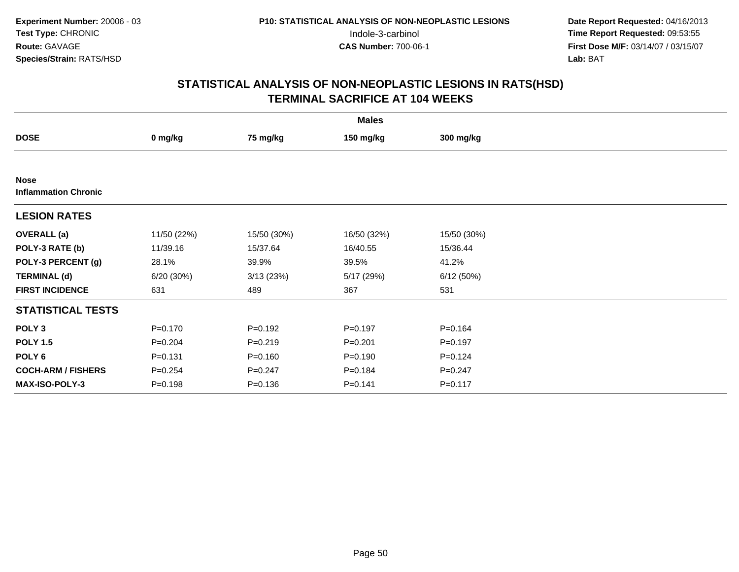**Experiment Number:** 20006 - 03
**Test Type:** CHRONIC
**Route:** GAVAGE
**Species/Strain:** RATS/HSD

**P10: STATISTICAL ANALYSIS OF NON-NEOPLASTIC LESIONS**
Indole-3-carbinol
**CAS Number:** 700-06-1

**Date Report Requested:** 04/16/2013
**Time Report Requested:** 09:53:55
**First Dose M/F:** 03/14/07 / 03/15/07
**Lab:** BAT

## STATISTICAL ANALYSIS OF NON-NEOPLASTIC LESIONS IN RATS(HSD)
## TERMINAL SACRIFICE AT 104 WEEKS

| | Males | | | |
|---|---|---|---|---|
| **DOSE** | **0 mg/kg** | **75 mg/kg** | **150 mg/kg** | **300 mg/kg** |
| **Nose** | | | | |
| **Inflammation Chronic** | | | | |
| **LESION RATES** | | | | |
| **OVERALL (a)** | 11/50 (22%) | 15/50 (30%) | 16/50 (32%) | 15/50 (30%) |
| **POLY-3 RATE (b)** | 11/39.16 | 15/37.64 | 16/40.55 | 15/36.44 |
| **POLY-3 PERCENT (g)** | 28.1% | 39.9% | 39.5% | 41.2% |
| **TERMINAL (d)** | 6/20 (30%) | 3/13 (23%) | 5/17 (29%) | 6/12 (50%) |
| **FIRST INCIDENCE** | 631 | 489 | 367 | 531 |
| **STATISTICAL TESTS** | | | | |
| **POLY 3** | P=0.170 | P=0.192 | P=0.197 | P=0.164 |
| **POLY 1.5** | P=0.204 | P=0.219 | P=0.201 | P=0.197 |
| **POLY 6** | P=0.131 | P=0.160 | P=0.190 | P=0.124 |
| **COCH-ARM / FISHERS** | P=0.254 | P=0.247 | P=0.184 | P=0.247 |
| **MAX-ISO-POLY-3** | P=0.198 | P=0.136 | P=0.141 | P=0.117 |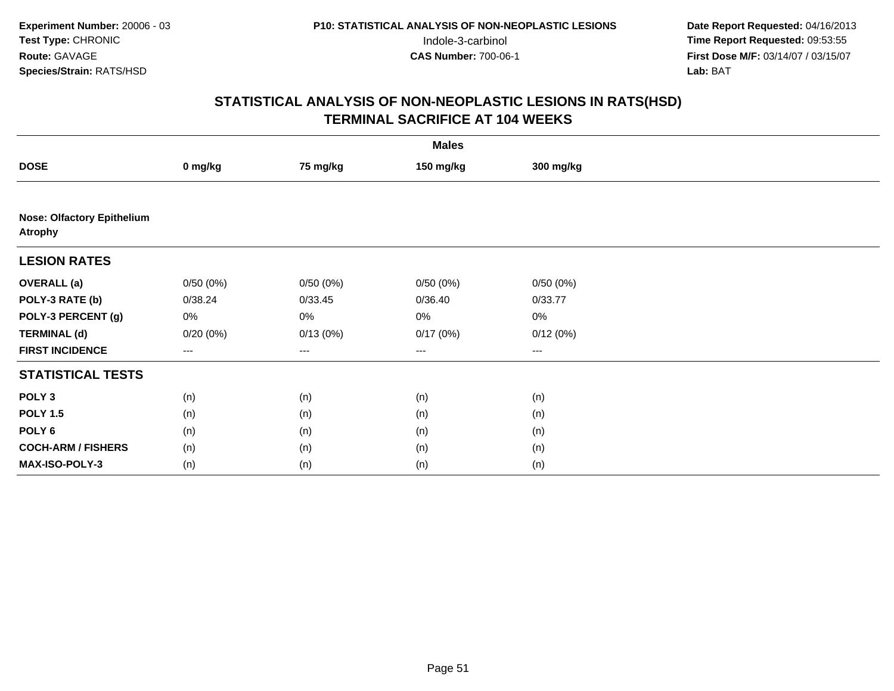**Experiment Number:** 20006 - 03
**Test Type:** CHRONIC
**Route:** GAVAGE
**Species/Strain:** RATS/HSD

**P10: STATISTICAL ANALYSIS OF NON-NEOPLASTIC LESIONS**
Indole-3-carbinol
**CAS Number:** 700-06-1

**Date Report Requested:** 04/16/2013
**Time Report Requested:** 09:53:55
**First Dose M/F:** 03/14/07 / 03/15/07
**Lab:** BAT

## STATISTICAL ANALYSIS OF NON-NEOPLASTIC LESIONS IN RATS(HSD)
## TERMINAL SACRIFICE AT 104 WEEKS

| | Males | | | |
|---|---|---|---|---|
| **DOSE** | **0 mg/kg** | **75 mg/kg** | **150 mg/kg** | **300 mg/kg** |
| **Nose: Olfactory Epithelium Atrophy** | | | | |
| **LESION RATES** | | | | |
| **OVERALL (a)** | 0/50 (0%) | 0/50 (0%) | 0/50 (0%) | 0/50 (0%) |
| **POLY-3 RATE (b)** | 0/38.24 | 0/33.45 | 0/36.40 | 0/33.77 |
| **POLY-3 PERCENT (g)** | 0% | 0% | 0% | 0% |
| **TERMINAL (d)** | 0/20 (0%) | 0/13 (0%) | 0/17 (0%) | 0/12 (0%) |
| **FIRST INCIDENCE** | --- | --- | --- | --- |
| **STATISTICAL TESTS** | | | | |
| **POLY 3** | (n) | (n) | (n) | (n) |
| **POLY 1.5** | (n) | (n) | (n) | (n) |
| **POLY 6** | (n) | (n) | (n) | (n) |
| **COCH-ARM / FISHERS** | (n) | (n) | (n) | (n) |
| **MAX-ISO-POLY-3** | (n) | (n) | (n) | (n) |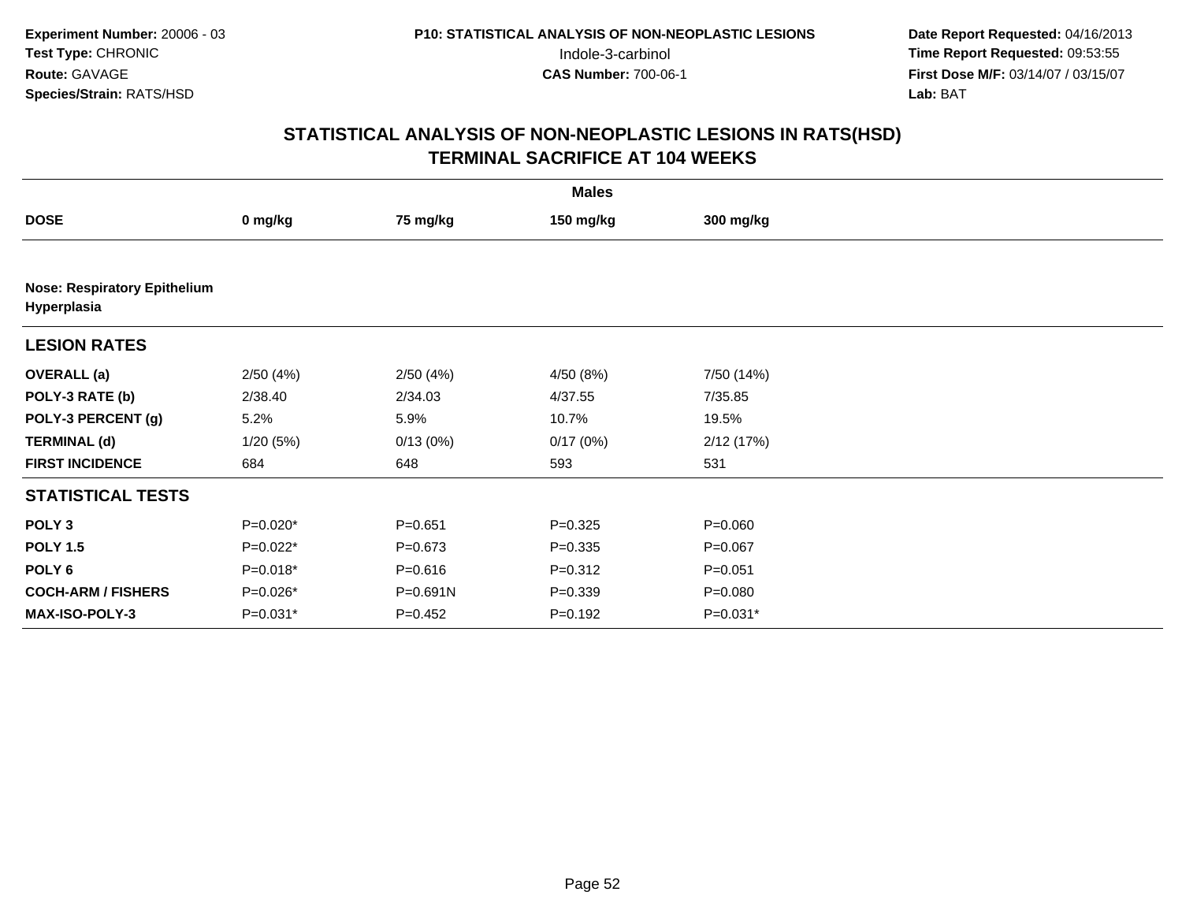Experiment Number: 20006 - 03
Test Type: CHRONIC
Route: GAVAGE
Species/Strain: RATS/HSD

P10: STATISTICAL ANALYSIS OF NON-NEOPLASTIC LESIONS
Indole-3-carbinol
CAS Number: 700-06-1

Date Report Requested: 04/16/2013
Time Report Requested: 09:53:55
First Dose M/F: 03/14/07 / 03/15/07
Lab: BAT

## STATISTICAL ANALYSIS OF NON-NEOPLASTIC LESIONS IN RATS(HSD)
## TERMINAL SACRIFICE AT 104 WEEKS

| | Males | | | |
|---|---|---|---|---|
| **DOSE** | **0 mg/kg** | **75 mg/kg** | **150 mg/kg** | **300 mg/kg** |
| **Nose: Respiratory Epithelium Hyperplasia** | | | | |
| **LESION RATES** | | | | |
| **OVERALL (a)** | 2/50 (4%) | 2/50 (4%) | 4/50 (8%) | 7/50 (14%) |
| **POLY-3 RATE (b)** | 2/38.40 | 2/34.03 | 4/37.55 | 7/35.85 |
| **POLY-3 PERCENT (g)** | 5.2% | 5.9% | 10.7% | 19.5% |
| **TERMINAL (d)** | 1/20 (5%) | 0/13 (0%) | 0/17 (0%) | 2/12 (17%) |
| **FIRST INCIDENCE** | 684 | 648 | 593 | 531 |
| **STATISTICAL TESTS** | | | | |
| **POLY 3** | P=0.020* | P=0.651 | P=0.325 | P=0.060 |
| **POLY 1.5** | P=0.022* | P=0.673 | P=0.335 | P=0.067 |
| **POLY 6** | P=0.018* | P=0.616 | P=0.312 | P=0.051 |
| **COCH-ARM / FISHERS** | P=0.026* | P=0.691N | P=0.339 | P=0.080 |
| **MAX-ISO-POLY-3** | P=0.031* | P=0.452 | P=0.192 | P=0.031* |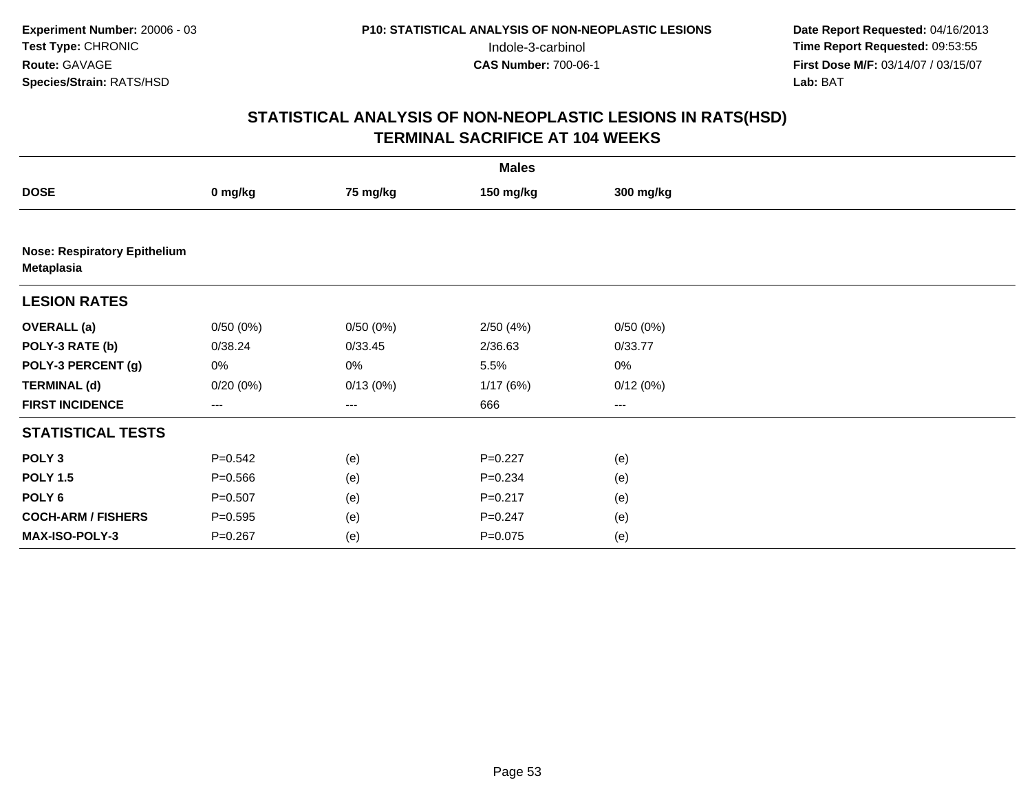Experiment Number: 20006 - 03
Test Type: CHRONIC
Route: GAVAGE
Species/Strain: RATS/HSD

P10: STATISTICAL ANALYSIS OF NON-NEOPLASTIC LESIONS
Indole-3-carbinol
CAS Number: 700-06-1

Date Report Requested: 04/16/2013
Time Report Requested: 09:53:55
First Dose M/F: 03/14/07 / 03/15/07
Lab: BAT

# STATISTICAL ANALYSIS OF NON-NEOPLASTIC LESIONS IN RATS(HSD) TERMINAL SACRIFICE AT 104 WEEKS

| | Males | | | |
|---|---|---|---|---|
| **DOSE** | **0 mg/kg** | **75 mg/kg** | **150 mg/kg** | **300 mg/kg** |
| **Nose: Respiratory Epithelium Metaplasia** | | | | |
| **LESION RATES** | | | | |
| **OVERALL (a)** | 0/50 (0%) | 0/50 (0%) | 2/50 (4%) | 0/50 (0%) |
| **POLY-3 RATE (b)** | 0/38.24 | 0/33.45 | 2/36.63 | 0/33.77 |
| **POLY-3 PERCENT (g)** | 0% | 0% | 5.5% | 0% |
| **TERMINAL (d)** | 0/20 (0%) | 0/13 (0%) | 1/17 (6%) | 0/12 (0%) |
| **FIRST INCIDENCE** | --- | --- | 666 | --- |
| **STATISTICAL TESTS** | | | | |
| **POLY 3** | P=0.542 | (e) | P=0.227 | (e) |
| **POLY 1.5** | P=0.566 | (e) | P=0.234 | (e) |
| **POLY 6** | P=0.507 | (e) | P=0.217 | (e) |
| **COCH-ARM / FISHERS** | P=0.595 | (e) | P=0.247 | (e) |
| **MAX-ISO-POLY-3** | P=0.267 | (e) | P=0.075 | (e) |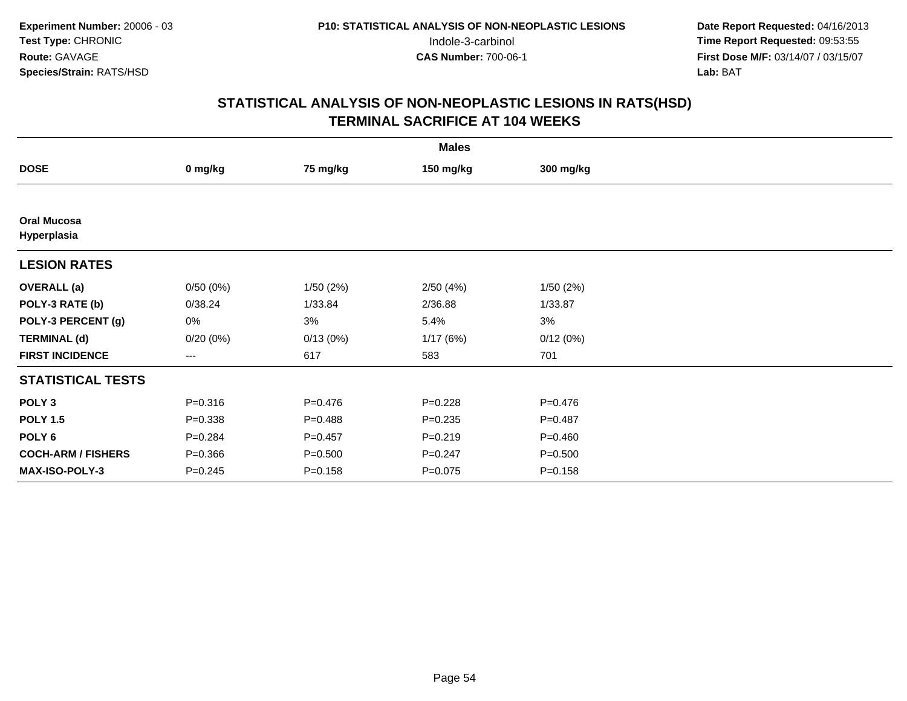**Experiment Number:** 20006 - 03
**Test Type:** CHRONIC
**Route:** GAVAGE
**Species/Strain:** RATS/HSD

**P10: STATISTICAL ANALYSIS OF NON-NEOPLASTIC LESIONS**
Indole-3-carbinol
**CAS Number:** 700-06-1

**Date Report Requested:** 04/16/2013
**Time Report Requested:** 09:53:55
**First Dose M/F:** 03/14/07 / 03/15/07
**Lab:** BAT

# STATISTICAL ANALYSIS OF NON-NEOPLASTIC LESIONS IN RATS(HSD)
## TERMINAL SACRIFICE AT 104 WEEKS

| | Males | | | |
|---|---|---|---|---|
| **DOSE** | **0 mg/kg** | **75 mg/kg** | **150 mg/kg** | **300 mg/kg** |
| **Oral Mucosa Hyperplasia** | | | | |
| **LESION RATES** | | | | |
| **OVERALL (a)** | 0/50 (0%) | 1/50 (2%) | 2/50 (4%) | 1/50 (2%) |
| **POLY-3 RATE (b)** | 0/38.24 | 1/33.84 | 2/36.88 | 1/33.87 |
| **POLY-3 PERCENT (g)** | 0% | 3% | 5.4% | 3% |
| **TERMINAL (d)** | 0/20 (0%) | 0/13 (0%) | 1/17 (6%) | 0/12 (0%) |
| **FIRST INCIDENCE** | --- | 617 | 583 | 701 |
| **STATISTICAL TESTS** | | | | |
| **POLY 3** | P=0.316 | P=0.476 | P=0.228 | P=0.476 |
| **POLY 1.5** | P=0.338 | P=0.488 | P=0.235 | P=0.487 |
| **POLY 6** | P=0.284 | P=0.457 | P=0.219 | P=0.460 |
| **COCH-ARM / FISHERS** | P=0.366 | P=0.500 | P=0.247 | P=0.500 |
| **MAX-ISO-POLY-3** | P=0.245 | P=0.158 | P=0.075 | P=0.158 |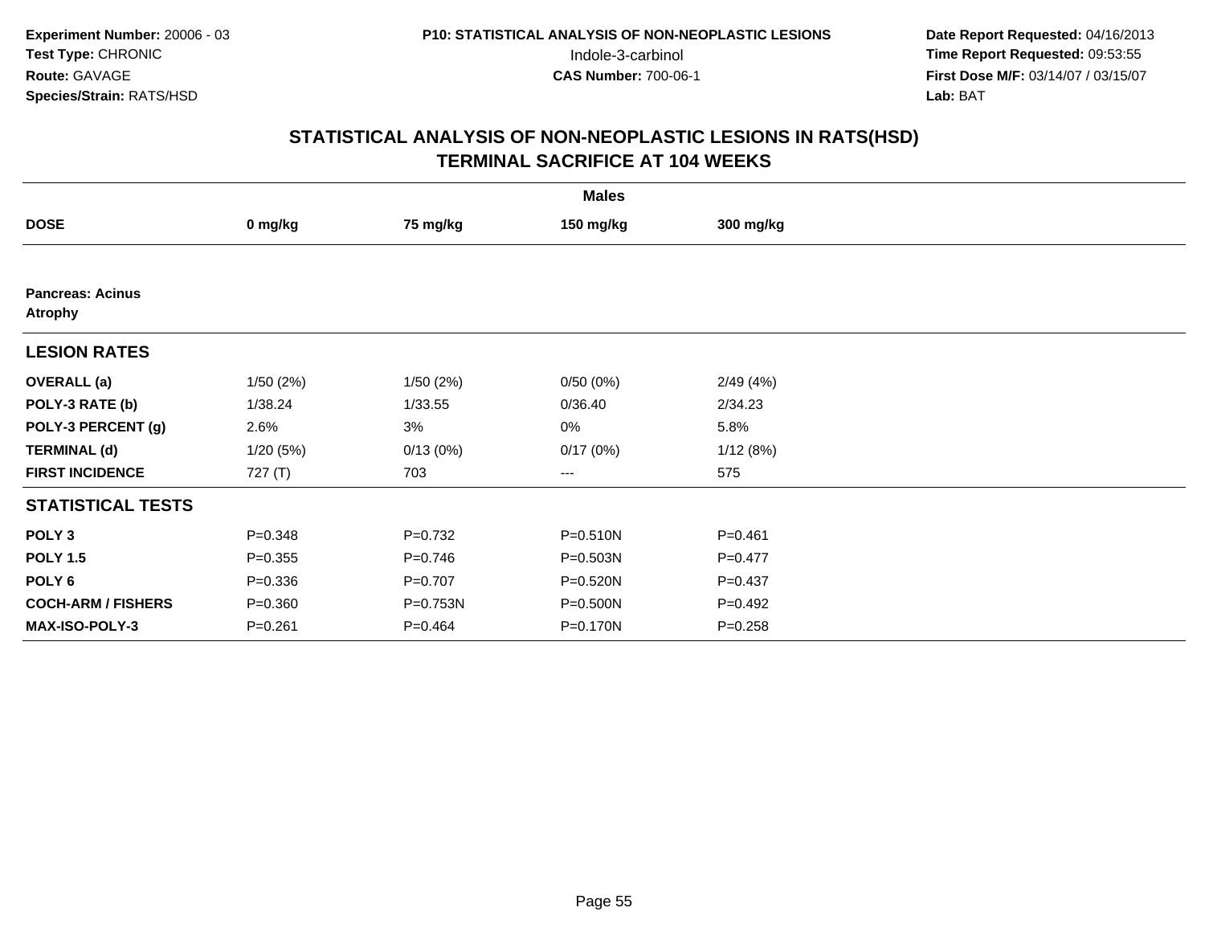**Experiment Number:** 20006 - 03
**Test Type:** CHRONIC
**Route:** GAVAGE
**Species/Strain:** RATS/HSD

**P10: STATISTICAL ANALYSIS OF NON-NEOPLASTIC LESIONS**
Indole-3-carbinol
**CAS Number:** 700-06-1

**Date Report Requested:** 04/16/2013
**Time Report Requested:** 09:53:55
**First Dose M/F:** 03/14/07 / 03/15/07
**Lab:** BAT

# STATISTICAL ANALYSIS OF NON-NEOPLASTIC LESIONS IN RATS(HSD) TERMINAL SACRIFICE AT 104 WEEKS

| | Males | | | |
|---|---|---|---|---|
| **DOSE** | **0 mg/kg** | **75 mg/kg** | **150 mg/kg** | **300 mg/kg** |
| **Pancreas: Acinus Atrophy** | | | | |
| **LESION RATES** | | | | |
| **OVERALL (a)** | 1/50 (2%) | 1/50 (2%) | 0/50 (0%) | 2/49 (4%) |
| **POLY-3 RATE (b)** | 1/38.24 | 1/33.55 | 0/36.40 | 2/34.23 |
| **POLY-3 PERCENT (g)** | 2.6% | 3% | 0% | 5.8% |
| **TERMINAL (d)** | 1/20 (5%) | 0/13 (0%) | 0/17 (0%) | 1/12 (8%) |
| **FIRST INCIDENCE** | 727 (T) | 703 | --- | 575 |
| **STATISTICAL TESTS** | | | | |
| **POLY 3** | P=0.348 | P=0.732 | P=0.510N | P=0.461 |
| **POLY 1.5** | P=0.355 | P=0.746 | P=0.503N | P=0.477 |
| **POLY 6** | P=0.336 | P=0.707 | P=0.520N | P=0.437 |
| **COCH-ARM / FISHERS** | P=0.360 | P=0.753N | P=0.500N | P=0.492 |
| **MAX-ISO-POLY-3** | P=0.261 | P=0.464 | P=0.170N | P=0.258 |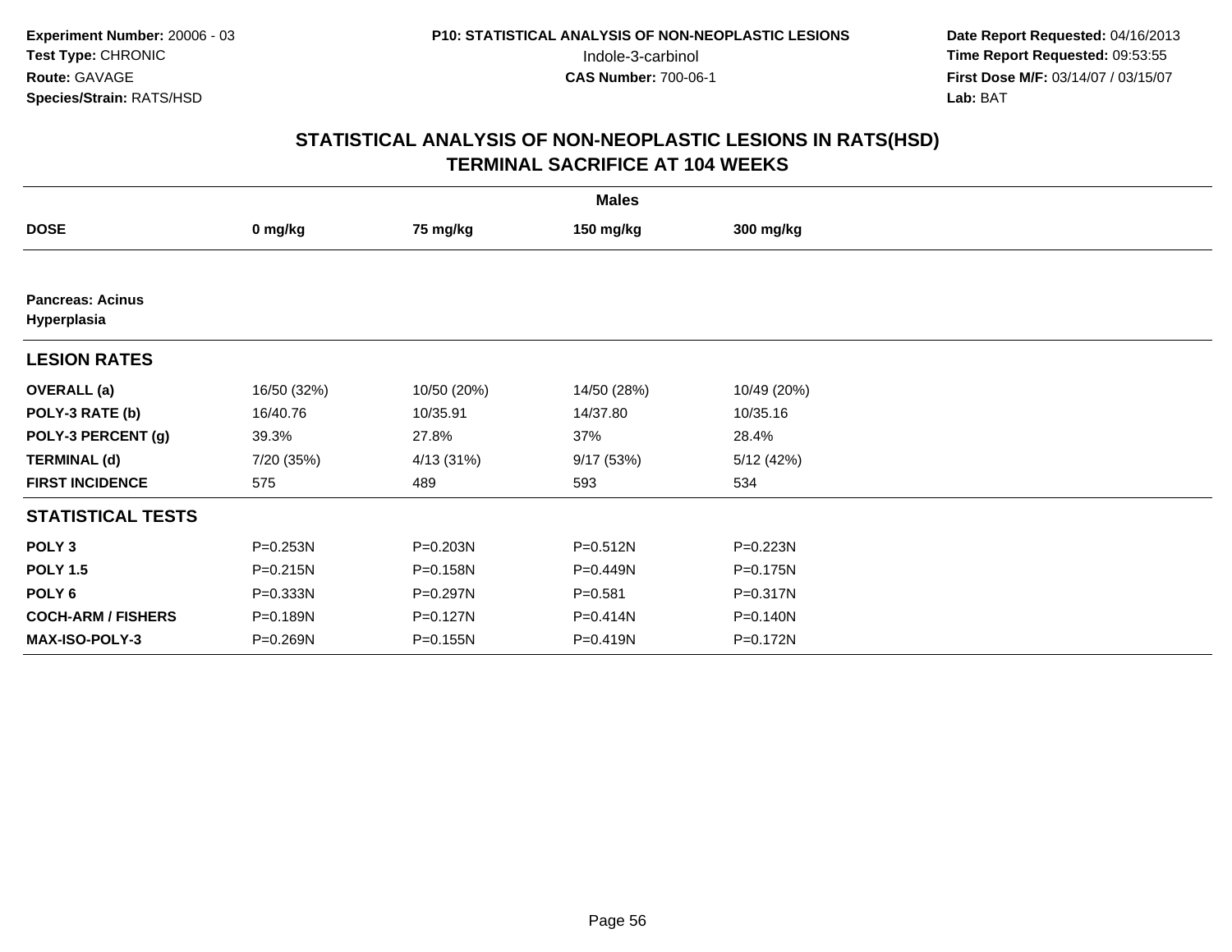**Experiment Number:** 20006 - 03
**Test Type:** CHRONIC
**Route:** GAVAGE
**Species/Strain:** RATS/HSD

**P10: STATISTICAL ANALYSIS OF NON-NEOPLASTIC LESIONS**
Indole-3-carbinol
**CAS Number:** 700-06-1

**Date Report Requested:** 04/16/2013
**Time Report Requested:** 09:53:55
**First Dose M/F:** 03/14/07 / 03/15/07
**Lab:** BAT

# STATISTICAL ANALYSIS OF NON-NEOPLASTIC LESIONS IN RATS(HSD)
## TERMINAL SACRIFICE AT 104 WEEKS

| | Males | | | |
|---|---|---|---|---|
| **DOSE** | **0 mg/kg** | **75 mg/kg** | **150 mg/kg** | **300 mg/kg** |
| **Pancreas: Acinus Hyperplasia** | | | | |
| **LESION RATES** | | | | |
| **OVERALL (a)** | 16/50 (32%) | 10/50 (20%) | 14/50 (28%) | 10/49 (20%) |
| **POLY-3 RATE (b)** | 16/40.76 | 10/35.91 | 14/37.80 | 10/35.16 |
| **POLY-3 PERCENT (g)** | 39.3% | 27.8% | 37% | 28.4% |
| **TERMINAL (d)** | 7/20 (35%) | 4/13 (31%) | 9/17 (53%) | 5/12 (42%) |
| **FIRST INCIDENCE** | 575 | 489 | 593 | 534 |
| **STATISTICAL TESTS** | | | | |
| **POLY 3** | P=0.253N | P=0.203N | P=0.512N | P=0.223N |
| **POLY 1.5** | P=0.215N | P=0.158N | P=0.449N | P=0.175N |
| **POLY 6** | P=0.333N | P=0.297N | P=0.581 | P=0.317N |
| **COCH-ARM / FISHERS** | P=0.189N | P=0.127N | P=0.414N | P=0.140N |
| **MAX-ISO-POLY-3** | P=0.269N | P=0.155N | P=0.419N | P=0.172N |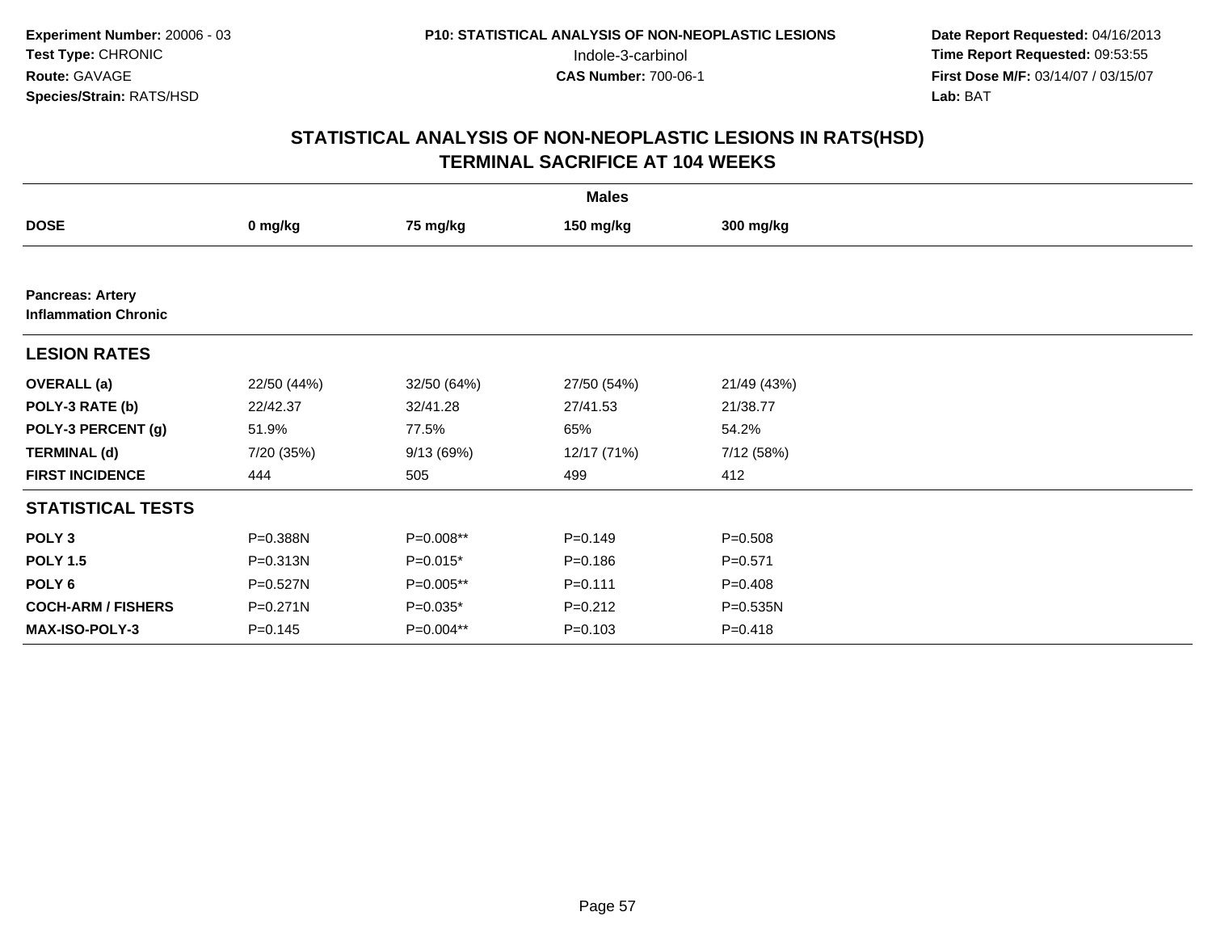**Experiment Number:** 20006 - 03
**Test Type:** CHRONIC
**Route:** GAVAGE
**Species/Strain:** RATS/HSD

**P10: STATISTICAL ANALYSIS OF NON-NEOPLASTIC LESIONS**
Indole-3-carbinol
**CAS Number:** 700-06-1

**Date Report Requested:** 04/16/2013
**Time Report Requested:** 09:53:55
**First Dose M/F:** 03/14/07 / 03/15/07
**Lab:** BAT

## STATISTICAL ANALYSIS OF NON-NEOPLASTIC LESIONS IN RATS(HSD)
## TERMINAL SACRIFICE AT 104 WEEKS

| | Males | | | |
|---|---|---|---|---|
| **DOSE** | **0 mg/kg** | **75 mg/kg** | **150 mg/kg** | **300 mg/kg** |
| **Pancreas: Artery** | | | | |
| **Inflammation Chronic** | | | | |
| **LESION RATES** | | | | |
| **OVERALL (a)** | 22/50 (44%) | 32/50 (64%) | 27/50 (54%) | 21/49 (43%) |
| **POLY-3 RATE (b)** | 22/42.37 | 32/41.28 | 27/41.53 | 21/38.77 |
| **POLY-3 PERCENT (g)** | 51.9% | 77.5% | 65% | 54.2% |
| **TERMINAL (d)** | 7/20 (35%) | 9/13 (69%) | 12/17 (71%) | 7/12 (58%) |
| **FIRST INCIDENCE** | 444 | 505 | 499 | 412 |
| **STATISTICAL TESTS** | | | | |
| **POLY 3** | P=0.388N | P=0.008** | P=0.149 | P=0.508 |
| **POLY 1.5** | P=0.313N | P=0.015* | P=0.186 | P=0.571 |
| **POLY 6** | P=0.527N | P=0.005** | P=0.111 | P=0.408 |
| **COCH-ARM / FISHERS** | P=0.271N | P=0.035* | P=0.212 | P=0.535N |
| **MAX-ISO-POLY-3** | P=0.145 | P=0.004** | P=0.103 | P=0.418 |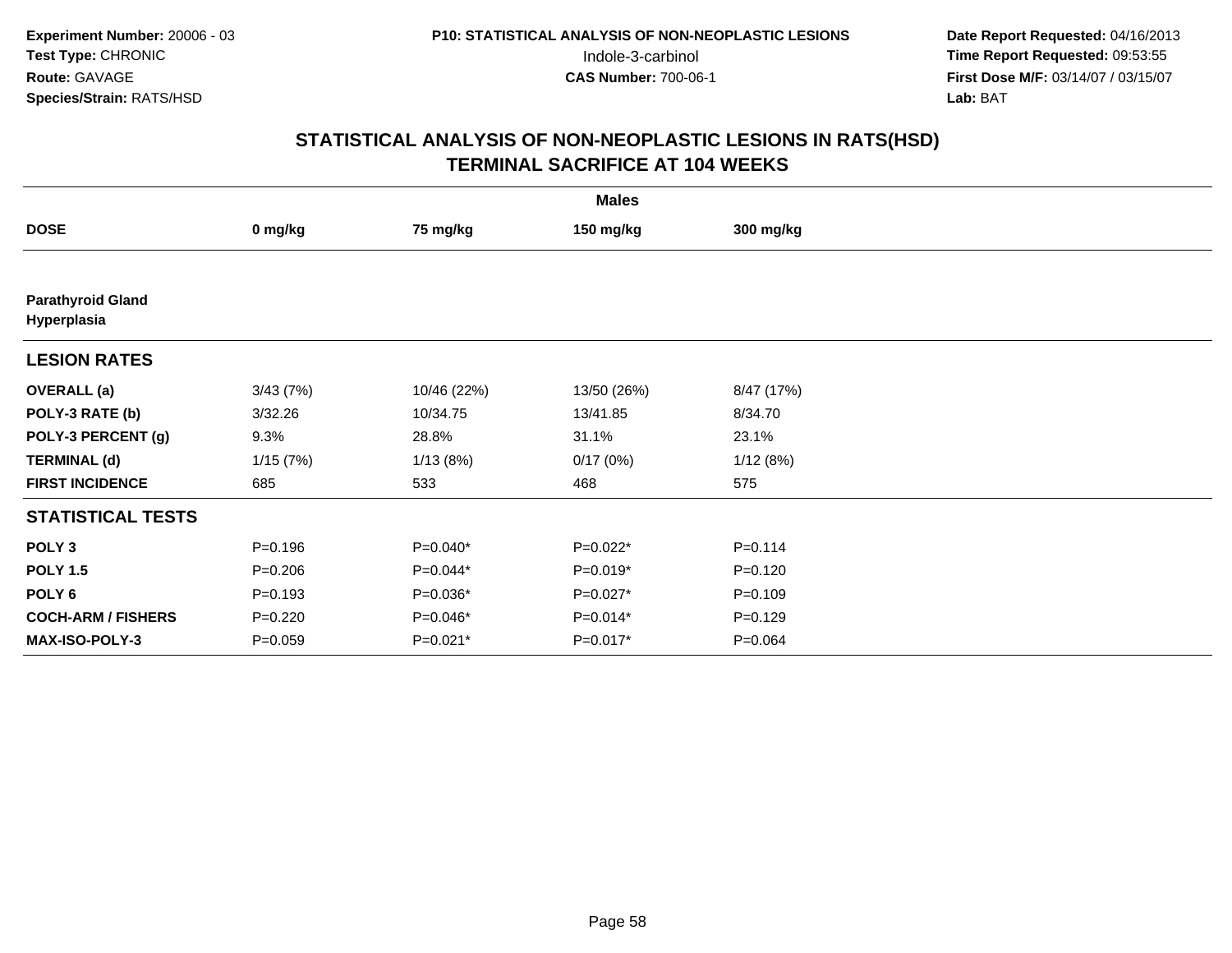**Experiment Number:** 20006 - 03
**Test Type:** CHRONIC
**Route:** GAVAGE
**Species/Strain:** RATS/HSD

**P10: STATISTICAL ANALYSIS OF NON-NEOPLASTIC LESIONS**
Indole-3-carbinol
**CAS Number:** 700-06-1

**Date Report Requested:** 04/16/2013
**Time Report Requested:** 09:53:55
**First Dose M/F:** 03/14/07 / 03/15/07
**Lab:** BAT

# STATISTICAL ANALYSIS OF NON-NEOPLASTIC LESIONS IN RATS(HSD)
## TERMINAL SACRIFICE AT 104 WEEKS

| | Males | | | |
|---|---|---|---|---|
| **DOSE** | **0 mg/kg** | **75 mg/kg** | **150 mg/kg** | **300 mg/kg** |
| **Parathyroid Gland Hyperplasia** | | | | |
| **LESION RATES** | | | | |
| **OVERALL (a)** | 3/43 (7%) | 10/46 (22%) | 13/50 (26%) | 8/47 (17%) |
| **POLY-3 RATE (b)** | 3/32.26 | 10/34.75 | 13/41.85 | 8/34.70 |
| **POLY-3 PERCENT (g)** | 9.3% | 28.8% | 31.1% | 23.1% |
| **TERMINAL (d)** | 1/15 (7%) | 1/13 (8%) | 0/17 (0%) | 1/12 (8%) |
| **FIRST INCIDENCE** | 685 | 533 | 468 | 575 |
| **STATISTICAL TESTS** | | | | |
| **POLY 3** | P=0.196 | P=0.040* | P=0.022* | P=0.114 |
| **POLY 1.5** | P=0.206 | P=0.044* | P=0.019* | P=0.120 |
| **POLY 6** | P=0.193 | P=0.036* | P=0.027* | P=0.109 |
| **COCH-ARM / FISHERS** | P=0.220 | P=0.046* | P=0.014* | P=0.129 |
| **MAX-ISO-POLY-3** | P=0.059 | P=0.021* | P=0.017* | P=0.064 |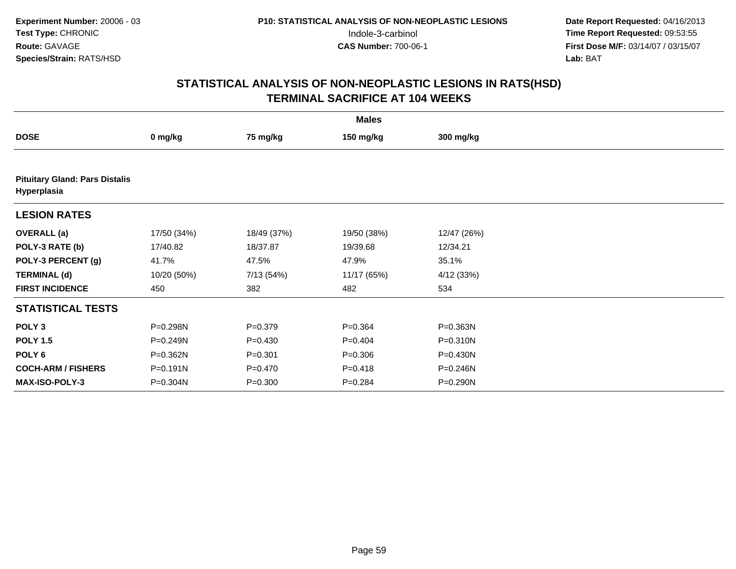Experiment Number: 20006 - 03
Test Type: CHRONIC
Route: GAVAGE
Species/Strain: RATS/HSD

P10: STATISTICAL ANALYSIS OF NON-NEOPLASTIC LESIONS
Indole-3-carbinol
CAS Number: 700-06-1

Date Report Requested: 04/16/2013
Time Report Requested: 09:53:55
First Dose M/F: 03/14/07 / 03/15/07
Lab: BAT

## STATISTICAL ANALYSIS OF NON-NEOPLASTIC LESIONS IN RATS(HSD)
## TERMINAL SACRIFICE AT 104 WEEKS

| Males | | | | |
|---|---|---|---|---|
| **DOSE** | **0 mg/kg** | **75 mg/kg** | **150 mg/kg** | **300 mg/kg** |
| **Pituitary Gland: Pars Distalis Hyperplasia** | | | | |
| **LESION RATES** | | | | |
| **OVERALL (a)** | 17/50 (34%) | 18/49 (37%) | 19/50 (38%) | 12/47 (26%) |
| **POLY-3 RATE (b)** | 17/40.82 | 18/37.87 | 19/39.68 | 12/34.21 |
| **POLY-3 PERCENT (g)** | 41.7% | 47.5% | 47.9% | 35.1% |
| **TERMINAL (d)** | 10/20 (50%) | 7/13 (54%) | 11/17 (65%) | 4/12 (33%) |
| **FIRST INCIDENCE** | 450 | 382 | 482 | 534 |
| **STATISTICAL TESTS** | | | | |
| **POLY 3** | P=0.298N | P=0.379 | P=0.364 | P=0.363N |
| **POLY 1.5** | P=0.249N | P=0.430 | P=0.404 | P=0.310N |
| **POLY 6** | P=0.362N | P=0.301 | P=0.306 | P=0.430N |
| **COCH-ARM / FISHERS** | P=0.191N | P=0.470 | P=0.418 | P=0.246N |
| **MAX-ISO-POLY-3** | P=0.304N | P=0.300 | P=0.284 | P=0.290N |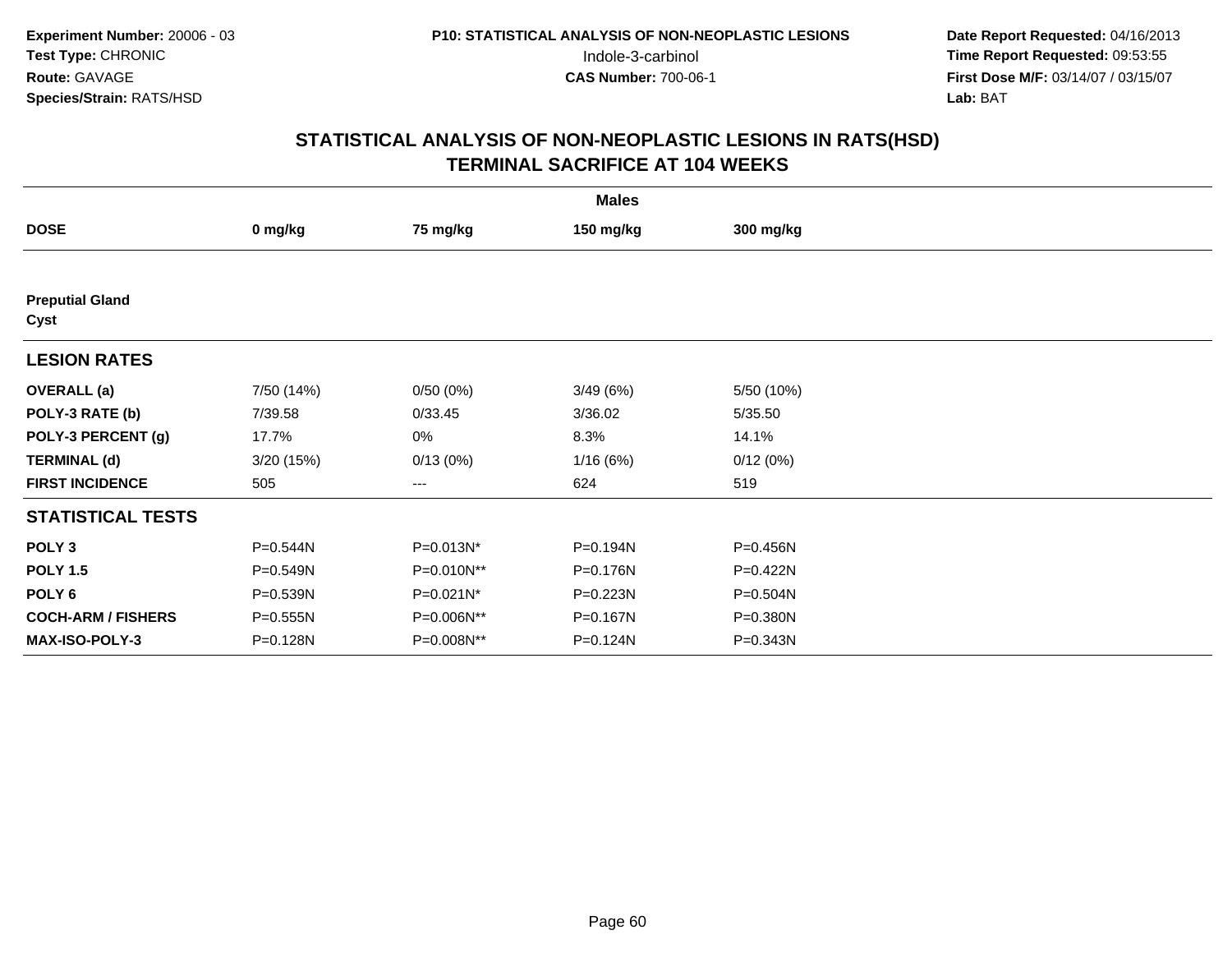**Experiment Number:** 20006 - 03
**Test Type:** CHRONIC
**Route:** GAVAGE
**Species/Strain:** RATS/HSD

**P10: STATISTICAL ANALYSIS OF NON-NEOPLASTIC LESIONS**
Indole-3-carbinol
**CAS Number:** 700-06-1

**Date Report Requested:** 04/16/2013
**Time Report Requested:** 09:53:55
**First Dose M/F:** 03/14/07 / 03/15/07
**Lab:** BAT

## STATISTICAL ANALYSIS OF NON-NEOPLASTIC LESIONS IN RATS(HSD)
## TERMINAL SACRIFICE AT 104 WEEKS

| | Males | | | |
|---|---|---|---|---|
| **DOSE** | **0 mg/kg** | **75 mg/kg** | **150 mg/kg** | **300 mg/kg** |
| **Preputial Gland** | | | | |
| **Cyst** | | | | |
| **LESION RATES** | | | | |
| **OVERALL (a)** | 7/50 (14%) | 0/50 (0%) | 3/49 (6%) | 5/50 (10%) |
| **POLY-3 RATE (b)** | 7/39.58 | 0/33.45 | 3/36.02 | 5/35.50 |
| **POLY-3 PERCENT (g)** | 17.7% | 0% | 8.3% | 14.1% |
| **TERMINAL (d)** | 3/20 (15%) | 0/13 (0%) | 1/16 (6%) | 0/12 (0%) |
| **FIRST INCIDENCE** | 505 | --- | 624 | 519 |
| **STATISTICAL TESTS** | | | | |
| **POLY 3** | P=0.544N | P=0.013N* | P=0.194N | P=0.456N |
| **POLY 1.5** | P=0.549N | P=0.010N** | P=0.176N | P=0.422N |
| **POLY 6** | P=0.539N | P=0.021N* | P=0.223N | P=0.504N |
| **COCH-ARM / FISHERS** | P=0.555N | P=0.006N** | P=0.167N | P=0.380N |
| **MAX-ISO-POLY-3** | P=0.128N | P=0.008N** | P=0.124N | P=0.343N |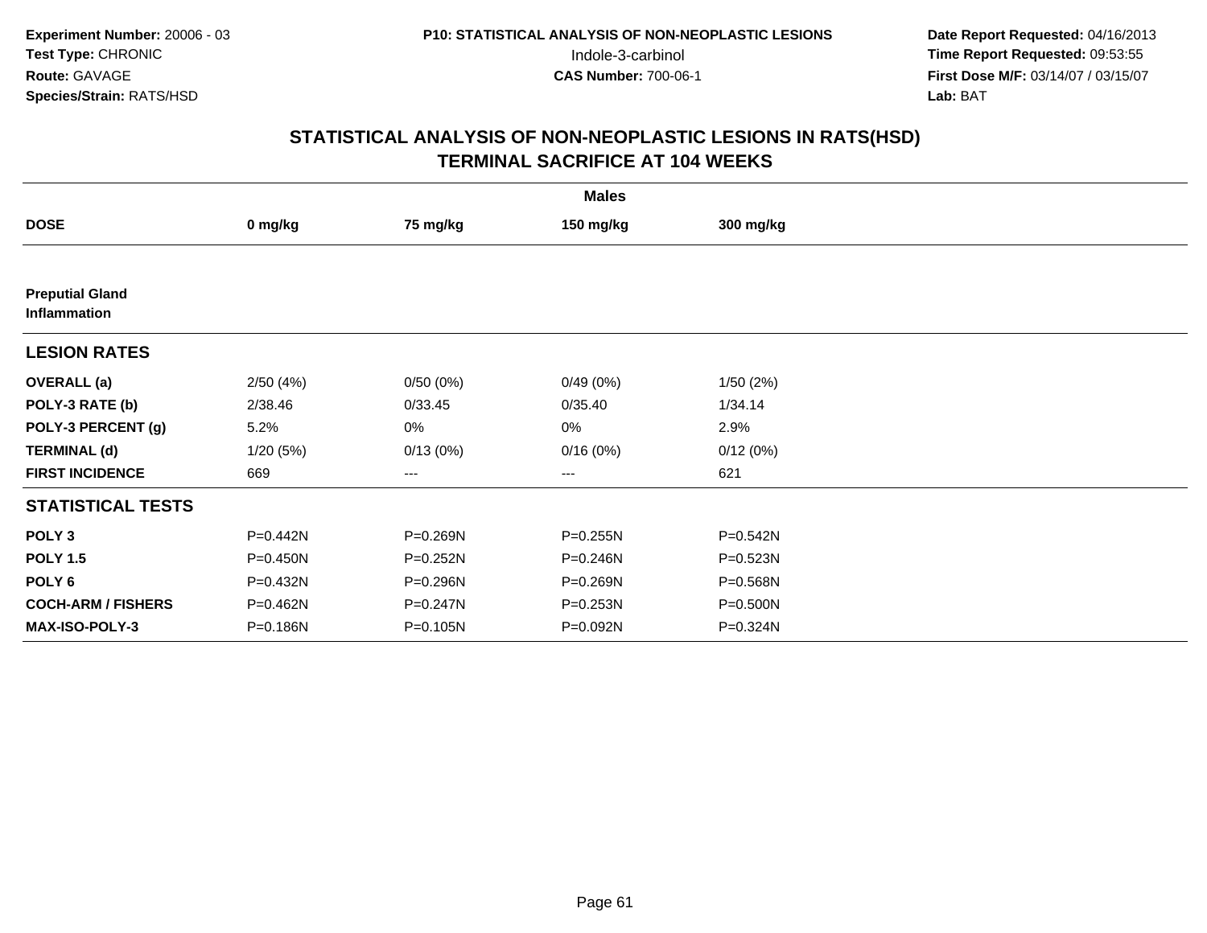Experiment Number: 20006 - 03
Test Type: CHRONIC
Route: GAVAGE
Species/Strain: RATS/HSD

P10: STATISTICAL ANALYSIS OF NON-NEOPLASTIC LESIONS
Indole-3-carbinol
CAS Number: 700-06-1

Date Report Requested: 04/16/2013
Time Report Requested: 09:53:55
First Dose M/F: 03/14/07 / 03/15/07
Lab: BAT

## STATISTICAL ANALYSIS OF NON-NEOPLASTIC LESIONS IN RATS(HSD)
## TERMINAL SACRIFICE AT 104 WEEKS

| | Males | | | |
|---|---|---|---|---|
| **DOSE** | **0 mg/kg** | **75 mg/kg** | **150 mg/kg** | **300 mg/kg** |
| **Preputial Gland Inflammation** | | | | |
| **LESION RATES** | | | | |
| **OVERALL (a)** | 2/50 (4%) | 0/50 (0%) | 0/49 (0%) | 1/50 (2%) |
| **POLY-3 RATE (b)** | 2/38.46 | 0/33.45 | 0/35.40 | 1/34.14 |
| **POLY-3 PERCENT (g)** | 5.2% | 0% | 0% | 2.9% |
| **TERMINAL (d)** | 1/20 (5%) | 0/13 (0%) | 0/16 (0%) | 0/12 (0%) |
| **FIRST INCIDENCE** | 669 | --- | --- | 621 |
| **STATISTICAL TESTS** | | | | |
| **POLY 3** | P=0.442N | P=0.269N | P=0.255N | P=0.542N |
| **POLY 1.5** | P=0.450N | P=0.252N | P=0.246N | P=0.523N |
| **POLY 6** | P=0.432N | P=0.296N | P=0.269N | P=0.568N |
| **COCH-ARM / FISHERS** | P=0.462N | P=0.247N | P=0.253N | P=0.500N |
| **MAX-ISO-POLY-3** | P=0.186N | P=0.105N | P=0.092N | P=0.324N |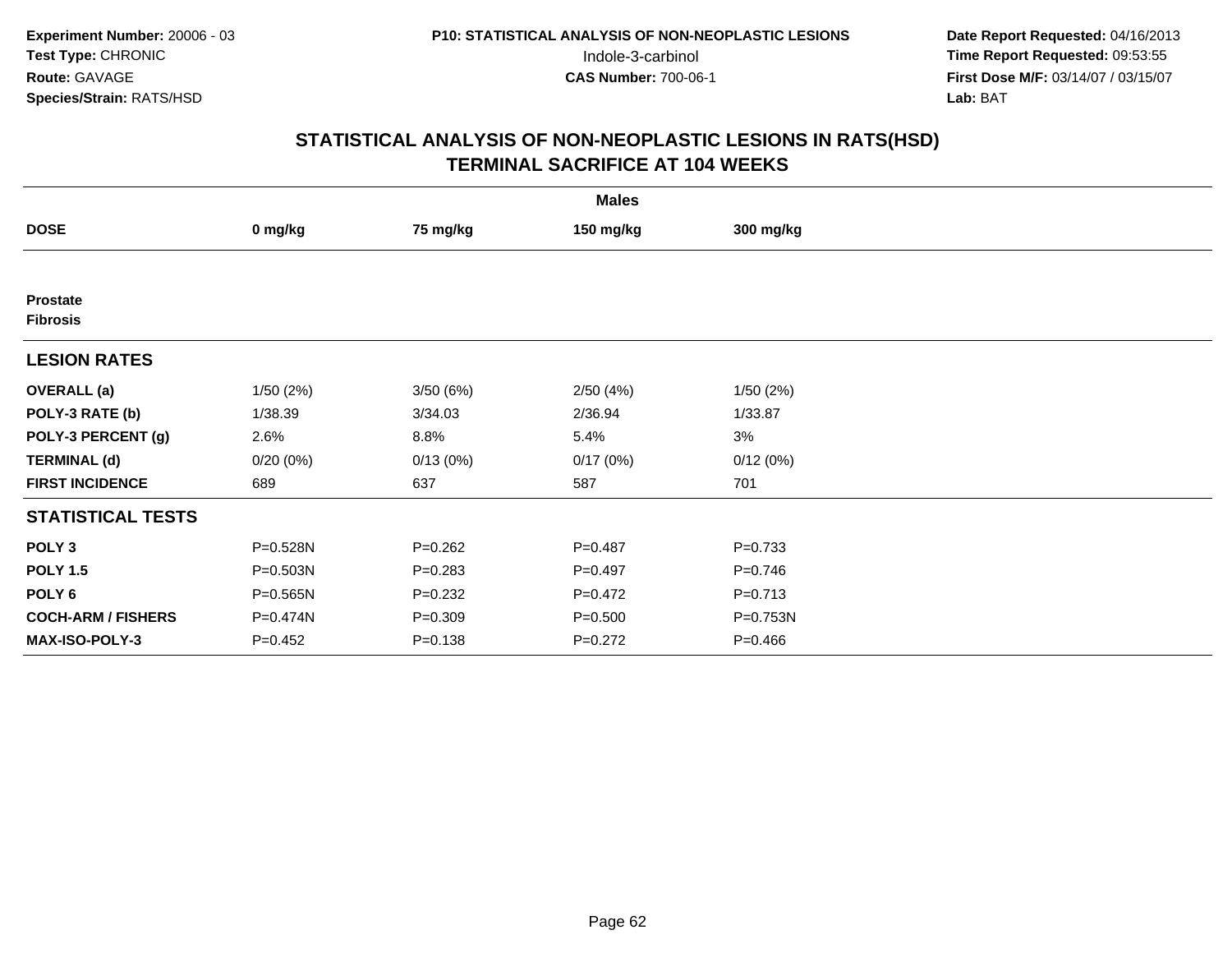Experiment Number: 20006 - 03
Test Type: CHRONIC
Route: GAVAGE
Species/Strain: RATS/HSD

P10: STATISTICAL ANALYSIS OF NON-NEOPLASTIC LESIONS
Indole-3-carbinol
CAS Number: 700-06-1

Date Report Requested: 04/16/2013
Time Report Requested: 09:53:55
First Dose M/F: 03/14/07 / 03/15/07
Lab: BAT

## STATISTICAL ANALYSIS OF NON-NEOPLASTIC LESIONS IN RATS(HSD)
## TERMINAL SACRIFICE AT 104 WEEKS

| | Males | | | |
|---|---|---|---|---|
| **DOSE** | **0 mg/kg** | **75 mg/kg** | **150 mg/kg** | **300 mg/kg** |
| **Prostate** | | | | |
| **Fibrosis** | | | | |
| **LESION RATES** | | | | |
| **OVERALL (a)** | 1/50 (2%) | 3/50 (6%) | 2/50 (4%) | 1/50 (2%) |
| **POLY-3 RATE (b)** | 1/38.39 | 3/34.03 | 2/36.94 | 1/33.87 |
| **POLY-3 PERCENT (g)** | 2.6% | 8.8% | 5.4% | 3% |
| **TERMINAL (d)** | 0/20 (0%) | 0/13 (0%) | 0/17 (0%) | 0/12 (0%) |
| **FIRST INCIDENCE** | 689 | 637 | 587 | 701 |
| **STATISTICAL TESTS** | | | | |
| **POLY 3** | P=0.528N | P=0.262 | P=0.487 | P=0.733 |
| **POLY 1.5** | P=0.503N | P=0.283 | P=0.497 | P=0.746 |
| **POLY 6** | P=0.565N | P=0.232 | P=0.472 | P=0.713 |
| **COCH-ARM / FISHERS** | P=0.474N | P=0.309 | P=0.500 | P=0.753N |
| **MAX-ISO-POLY-3** | P=0.452 | P=0.138 | P=0.272 | P=0.466 |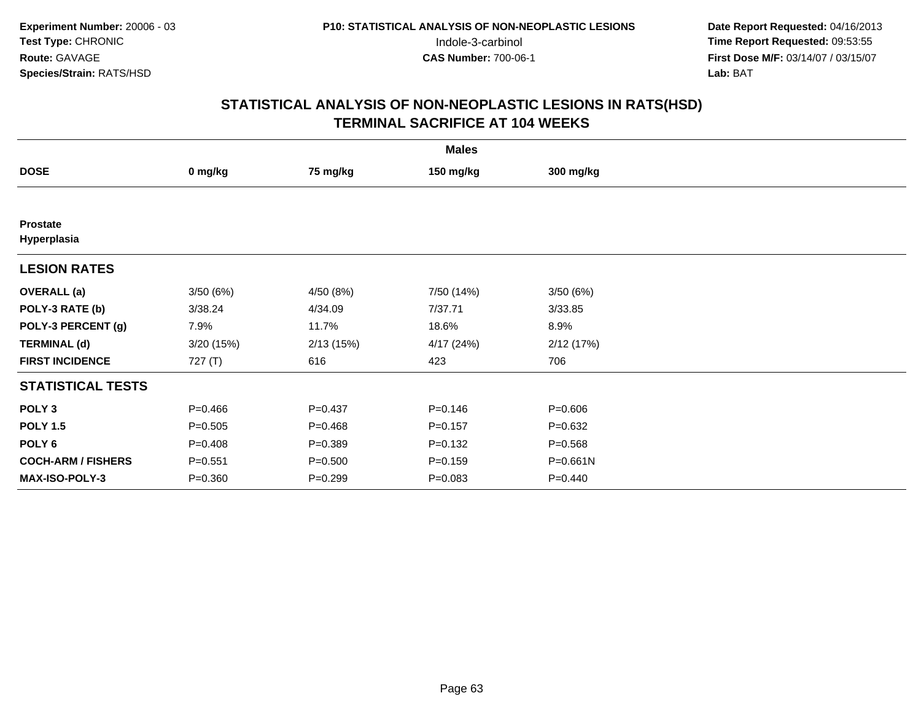**Experiment Number:** 20006 - 03
**Test Type:** CHRONIC
**Route:** GAVAGE
**Species/Strain:** RATS/HSD

P10: STATISTICAL ANALYSIS OF NON-NEOPLASTIC LESIONS
Indole-3-carbinol
**CAS Number:** 700-06-1

**Date Report Requested:** 04/16/2013
**Time Report Requested:** 09:53:55
**First Dose M/F:** 03/14/07 / 03/15/07
**Lab:** BAT

## STATISTICAL ANALYSIS OF NON-NEOPLASTIC LESIONS IN RATS(HSD)
## TERMINAL SACRIFICE AT 104 WEEKS

| Males | | | | |
|---|---|---|---|---|
| **DOSE** | **0 mg/kg** | **75 mg/kg** | **150 mg/kg** | **300 mg/kg** |
| **Prostate** | | | | |
| **Hyperplasia** | | | | |
| **LESION RATES** | | | | |
| **OVERALL (a)** | 3/50 (6%) | 4/50 (8%) | 7/50 (14%) | 3/50 (6%) |
| **POLY-3 RATE (b)** | 3/38.24 | 4/34.09 | 7/37.71 | 3/33.85 |
| **POLY-3 PERCENT (g)** | 7.9% | 11.7% | 18.6% | 8.9% |
| **TERMINAL (d)** | 3/20 (15%) | 2/13 (15%) | 4/17 (24%) | 2/12 (17%) |
| **FIRST INCIDENCE** | 727 (T) | 616 | 423 | 706 |
| **STATISTICAL TESTS** | | | | |
| **POLY 3** | P=0.466 | P=0.437 | P=0.146 | P=0.606 |
| **POLY 1.5** | P=0.505 | P=0.468 | P=0.157 | P=0.632 |
| **POLY 6** | P=0.408 | P=0.389 | P=0.132 | P=0.568 |
| **COCH-ARM / FISHERS** | P=0.551 | P=0.500 | P=0.159 | P=0.661N |
| **MAX-ISO-POLY-3** | P=0.360 | P=0.299 | P=0.083 | P=0.440 |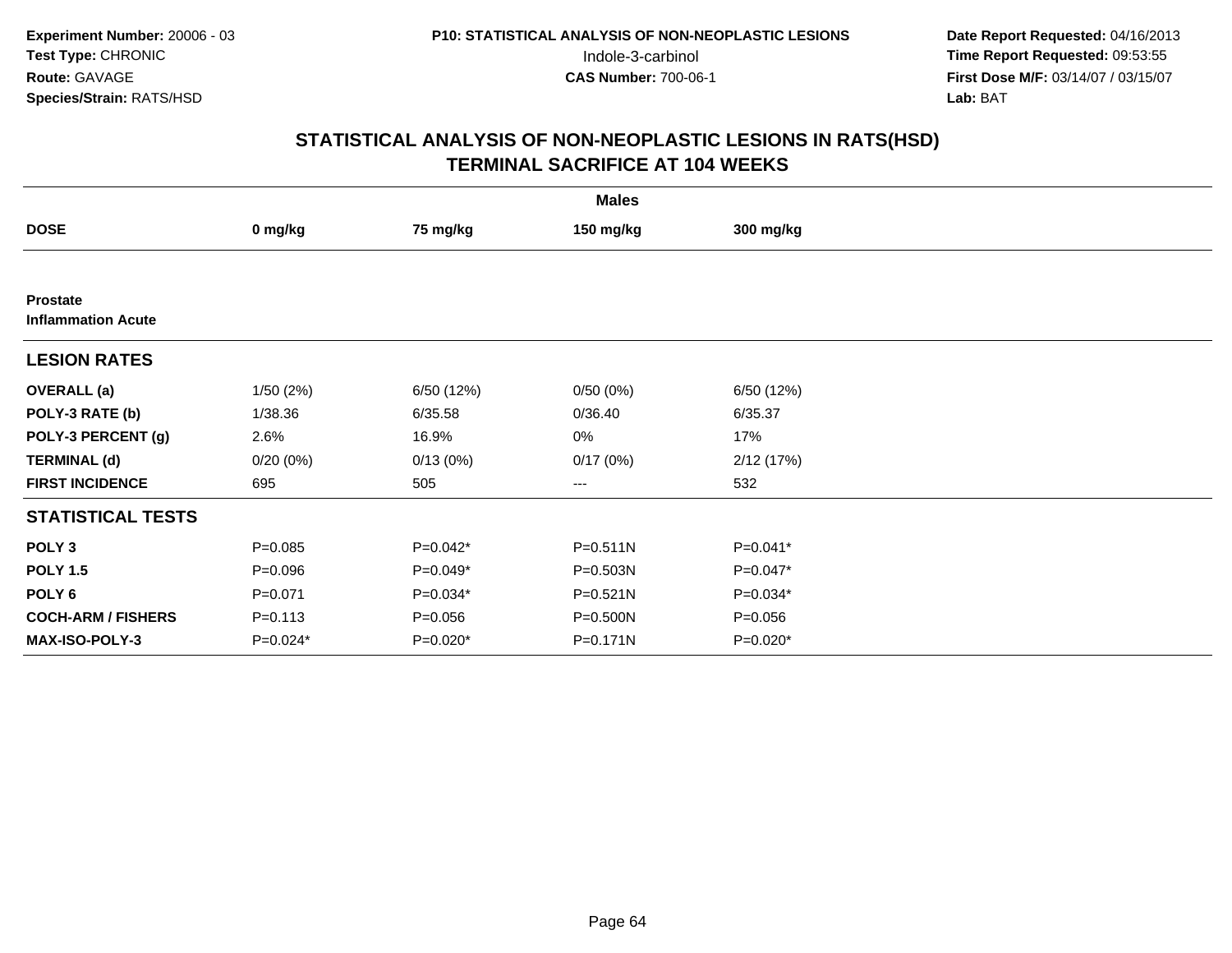**Experiment Number:** 20006 - 03
**Test Type:** CHRONIC
**Route:** GAVAGE
**Species/Strain:** RATS/HSD

**P10: STATISTICAL ANALYSIS OF NON-NEOPLASTIC LESIONS**
Indole-3-carbinol
**CAS Number:** 700-06-1

**Date Report Requested:** 04/16/2013
**Time Report Requested:** 09:53:55
**First Dose M/F:** 03/14/07 / 03/15/07
**Lab:** BAT

## STATISTICAL ANALYSIS OF NON-NEOPLASTIC LESIONS IN RATS(HSD)
## TERMINAL SACRIFICE AT 104 WEEKS

| | Males | | | |
|---|---|---|---|---|
| **DOSE** | **0 mg/kg** | **75 mg/kg** | **150 mg/kg** | **300 mg/kg** |
| **Prostate** | | | | |
| **Inflammation Acute** | | | | |
| **LESION RATES** | | | | |
| **OVERALL (a)** | 1/50 (2%) | 6/50 (12%) | 0/50 (0%) | 6/50 (12%) |
| **POLY-3 RATE (b)** | 1/38.36 | 6/35.58 | 0/36.40 | 6/35.37 |
| **POLY-3 PERCENT (g)** | 2.6% | 16.9% | 0% | 17% |
| **TERMINAL (d)** | 0/20 (0%) | 0/13 (0%) | 0/17 (0%) | 2/12 (17%) |
| **FIRST INCIDENCE** | 695 | 505 | --- | 532 |
| **STATISTICAL TESTS** | | | | |
| **POLY 3** | P=0.085 | P=0.042* | P=0.511N | P=0.041* |
| **POLY 1.5** | P=0.096 | P=0.049* | P=0.503N | P=0.047* |
| **POLY 6** | P=0.071 | P=0.034* | P=0.521N | P=0.034* |
| **COCH-ARM / FISHERS** | P=0.113 | P=0.056 | P=0.500N | P=0.056 |
| **MAX-ISO-POLY-3** | P=0.024* | P=0.020* | P=0.171N | P=0.020* |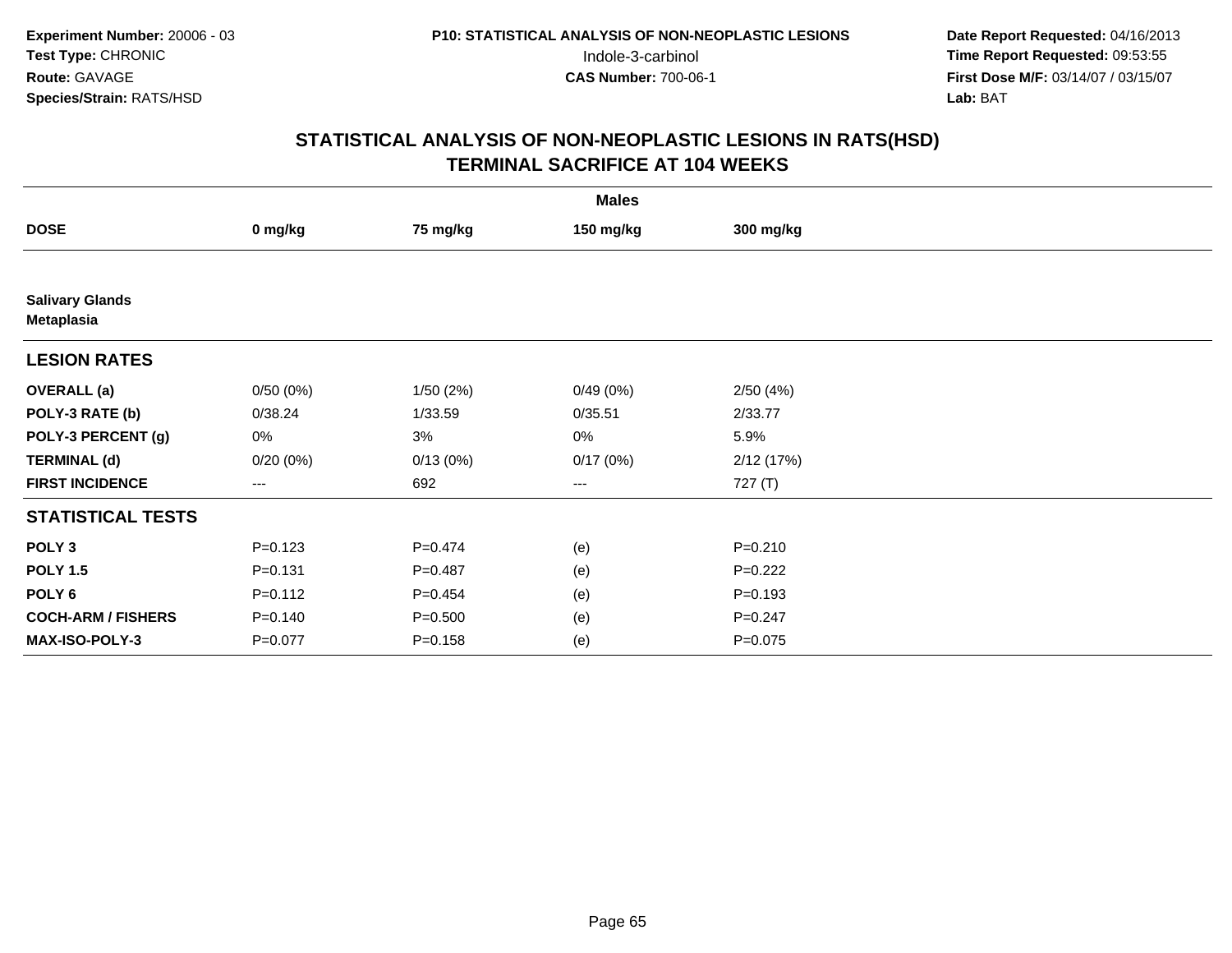Experiment Number: 20006 - 03
Test Type: CHRONIC
Route: GAVAGE
Species/Strain: RATS/HSD

P10: STATISTICAL ANALYSIS OF NON-NEOPLASTIC LESIONS
Indole-3-carbinol
CAS Number: 700-06-1

Date Report Requested: 04/16/2013
Time Report Requested: 09:53:55
First Dose M/F: 03/14/07 / 03/15/07
Lab: BAT

## STATISTICAL ANALYSIS OF NON-NEOPLASTIC LESIONS IN RATS(HSD)
## TERMINAL SACRIFICE AT 104 WEEKS

| | Males | | | |
|---|---|---|---|---|
| **DOSE** | **0 mg/kg** | **75 mg/kg** | **150 mg/kg** | **300 mg/kg** |
| **Salivary Glands** | | | | |
| **Metaplasia** | | | | |
| **LESION RATES** | | | | |
| **OVERALL (a)** | 0/50 (0%) | 1/50 (2%) | 0/49 (0%) | 2/50 (4%) |
| **POLY-3 RATE (b)** | 0/38.24 | 1/33.59 | 0/35.51 | 2/33.77 |
| **POLY-3 PERCENT (g)** | 0% | 3% | 0% | 5.9% |
| **TERMINAL (d)** | 0/20 (0%) | 0/13 (0%) | 0/17 (0%) | 2/12 (17%) |
| **FIRST INCIDENCE** | --- | 692 | --- | 727 (T) |
| **STATISTICAL TESTS** | | | | |
| **POLY 3** | P=0.123 | P=0.474 | (e) | P=0.210 |
| **POLY 1.5** | P=0.131 | P=0.487 | (e) | P=0.222 |
| **POLY 6** | P=0.112 | P=0.454 | (e) | P=0.193 |
| **COCH-ARM / FISHERS** | P=0.140 | P=0.500 | (e) | P=0.247 |
| **MAX-ISO-POLY-3** | P=0.077 | P=0.158 | (e) | P=0.075 |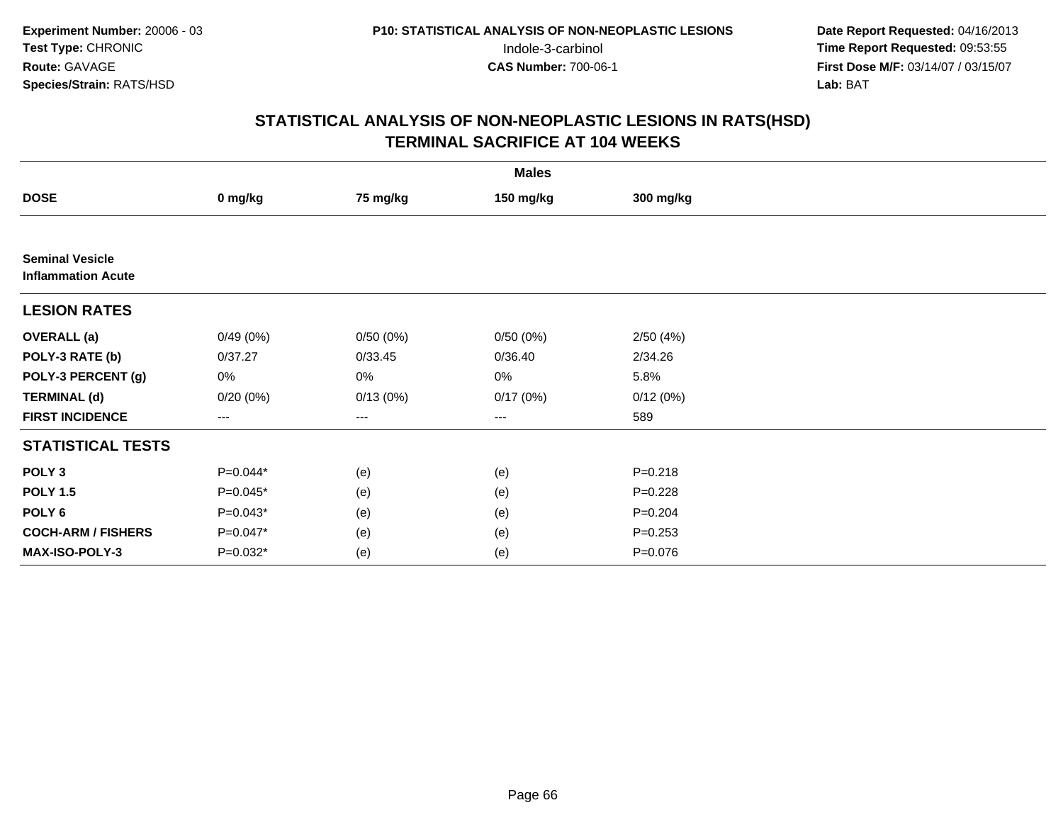**Experiment Number:** 20006 - 03
**Test Type:** CHRONIC
**Route:** GAVAGE
**Species/Strain:** RATS/HSD

**P10: STATISTICAL ANALYSIS OF NON-NEOPLASTIC LESIONS**
Indole-3-carbinol
**CAS Number:** 700-06-1

**Date Report Requested:** 04/16/2013
**Time Report Requested:** 09:53:55
**First Dose M/F:** 03/14/07 / 03/15/07
**Lab:** BAT

## STATISTICAL ANALYSIS OF NON-NEOPLASTIC LESIONS IN RATS(HSD)
## TERMINAL SACRIFICE AT 104 WEEKS

| | Males | | | |
|---|---|---|---|---|
| **DOSE** | **0 mg/kg** | **75 mg/kg** | **150 mg/kg** | **300 mg/kg** |
| **Seminal Vesicle** | | | | |
| **Inflammation Acute** | | | | |
| **LESION RATES** | | | | |
| **OVERALL (a)** | 0/49 (0%) | 0/50 (0%) | 0/50 (0%) | 2/50 (4%) |
| **POLY-3 RATE (b)** | 0/37.27 | 0/33.45 | 0/36.40 | 2/34.26 |
| **POLY-3 PERCENT (g)** | 0% | 0% | 0% | 5.8% |
| **TERMINAL (d)** | 0/20 (0%) | 0/13 (0%) | 0/17 (0%) | 0/12 (0%) |
| **FIRST INCIDENCE** | --- | --- | --- | 589 |
| **STATISTICAL TESTS** | | | | |
| **POLY 3** | P=0.044* | (e) | (e) | P=0.218 |
| **POLY 1.5** | P=0.045* | (e) | (e) | P=0.228 |
| **POLY 6** | P=0.043* | (e) | (e) | P=0.204 |
| **COCH-ARM / FISHERS** | P=0.047* | (e) | (e) | P=0.253 |
| **MAX-ISO-POLY-3** | P=0.032* | (e) | (e) | P=0.076 |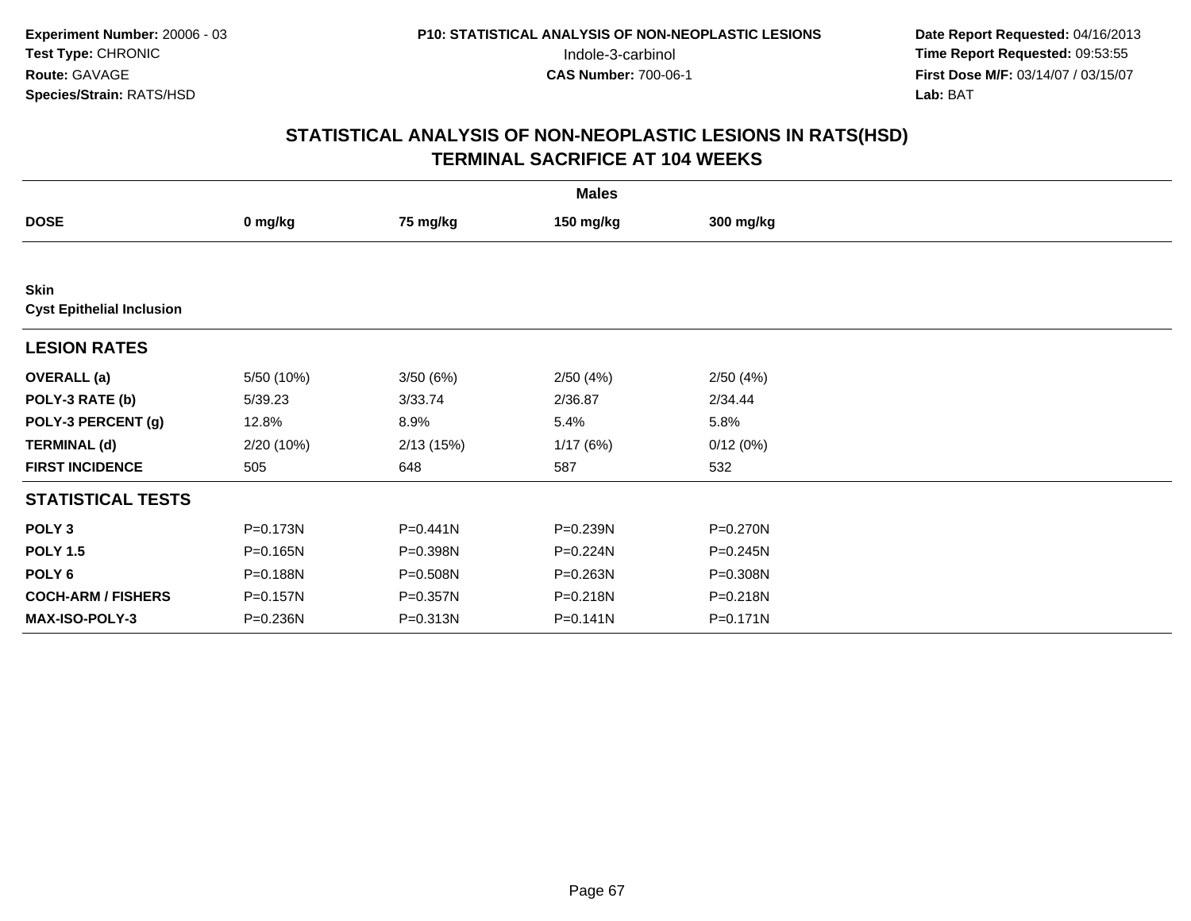**Experiment Number:** 20006 - 03
**Test Type:** CHRONIC
**Route:** GAVAGE
**Species/Strain:** RATS/HSD

**P10: STATISTICAL ANALYSIS OF NON-NEOPLASTIC LESIONS**
Indole-3-carbinol
**CAS Number:** 700-06-1

**Date Report Requested:** 04/16/2013
**Time Report Requested:** 09:53:55
**First Dose M/F:** 03/14/07 / 03/15/07
**Lab:** BAT

## STATISTICAL ANALYSIS OF NON-NEOPLASTIC LESIONS IN RATS(HSD)
## TERMINAL SACRIFICE AT 104 WEEKS

| | Males | | | |
|---|---|---|---|---|
| **DOSE** | **0 mg/kg** | **75 mg/kg** | **150 mg/kg** | **300 mg/kg** |
| **Skin** | | | | |
| **Cyst Epithelial Inclusion** | | | | |
| **LESION RATES** | | | | |
| **OVERALL (a)** | 5/50 (10%) | 3/50 (6%) | 2/50 (4%) | 2/50 (4%) |
| **POLY-3 RATE (b)** | 5/39.23 | 3/33.74 | 2/36.87 | 2/34.44 |
| **POLY-3 PERCENT (g)** | 12.8% | 8.9% | 5.4% | 5.8% |
| **TERMINAL (d)** | 2/20 (10%) | 2/13 (15%) | 1/17 (6%) | 0/12 (0%) |
| **FIRST INCIDENCE** | 505 | 648 | 587 | 532 |
| **STATISTICAL TESTS** | | | | |
| **POLY 3** | P=0.173N | P=0.441N | P=0.239N | P=0.270N |
| **POLY 1.5** | P=0.165N | P=0.398N | P=0.224N | P=0.245N |
| **POLY 6** | P=0.188N | P=0.508N | P=0.263N | P=0.308N |
| **COCH-ARM / FISHERS** | P=0.157N | P=0.357N | P=0.218N | P=0.218N |
| **MAX-ISO-POLY-3** | P=0.236N | P=0.313N | P=0.141N | P=0.171N |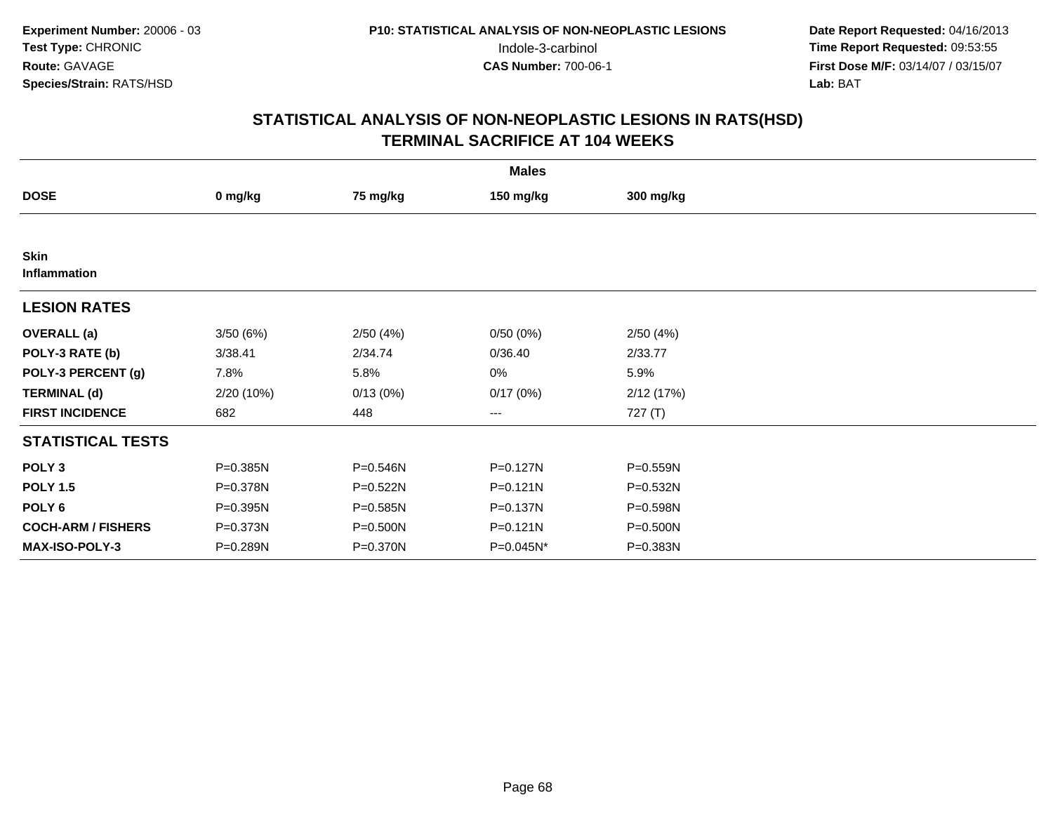**Experiment Number:** 20006 - 03
**Test Type:** CHRONIC
**Route:** GAVAGE
**Species/Strain:** RATS/HSD

**P10: STATISTICAL ANALYSIS OF NON-NEOPLASTIC LESIONS**
Indole-3-carbinol
**CAS Number:** 700-06-1

**Date Report Requested:** 04/16/2013
**Time Report Requested:** 09:53:55
**First Dose M/F:** 03/14/07 / 03/15/07
**Lab:** BAT

# STATISTICAL ANALYSIS OF NON-NEOPLASTIC LESIONS IN RATS(HSD)
## TERMINAL SACRIFICE AT 104 WEEKS

| | Males | | | |
|---|---|---|---|---|
| **DOSE** | **0 mg/kg** | **75 mg/kg** | **150 mg/kg** | **300 mg/kg** |
| **Skin** | | | | |
| **Inflammation** | | | | |
| **LESION RATES** | | | | |
| **OVERALL (a)** | 3/50 (6%) | 2/50 (4%) | 0/50 (0%) | 2/50 (4%) |
| **POLY-3 RATE (b)** | 3/38.41 | 2/34.74 | 0/36.40 | 2/33.77 |
| **POLY-3 PERCENT (g)** | 7.8% | 5.8% | 0% | 5.9% |
| **TERMINAL (d)** | 2/20 (10%) | 0/13 (0%) | 0/17 (0%) | 2/12 (17%) |
| **FIRST INCIDENCE** | 682 | 448 | --- | 727 (T) |
| **STATISTICAL TESTS** | | | | |
| **POLY 3** | P=0.385N | P=0.546N | P=0.127N | P=0.559N |
| **POLY 1.5** | P=0.378N | P=0.522N | P=0.121N | P=0.532N |
| **POLY 6** | P=0.395N | P=0.585N | P=0.137N | P=0.598N |
| **COCH-ARM / FISHERS** | P=0.373N | P=0.500N | P=0.121N | P=0.500N |
| **MAX-ISO-POLY-3** | P=0.289N | P=0.370N | P=0.045N* | P=0.383N |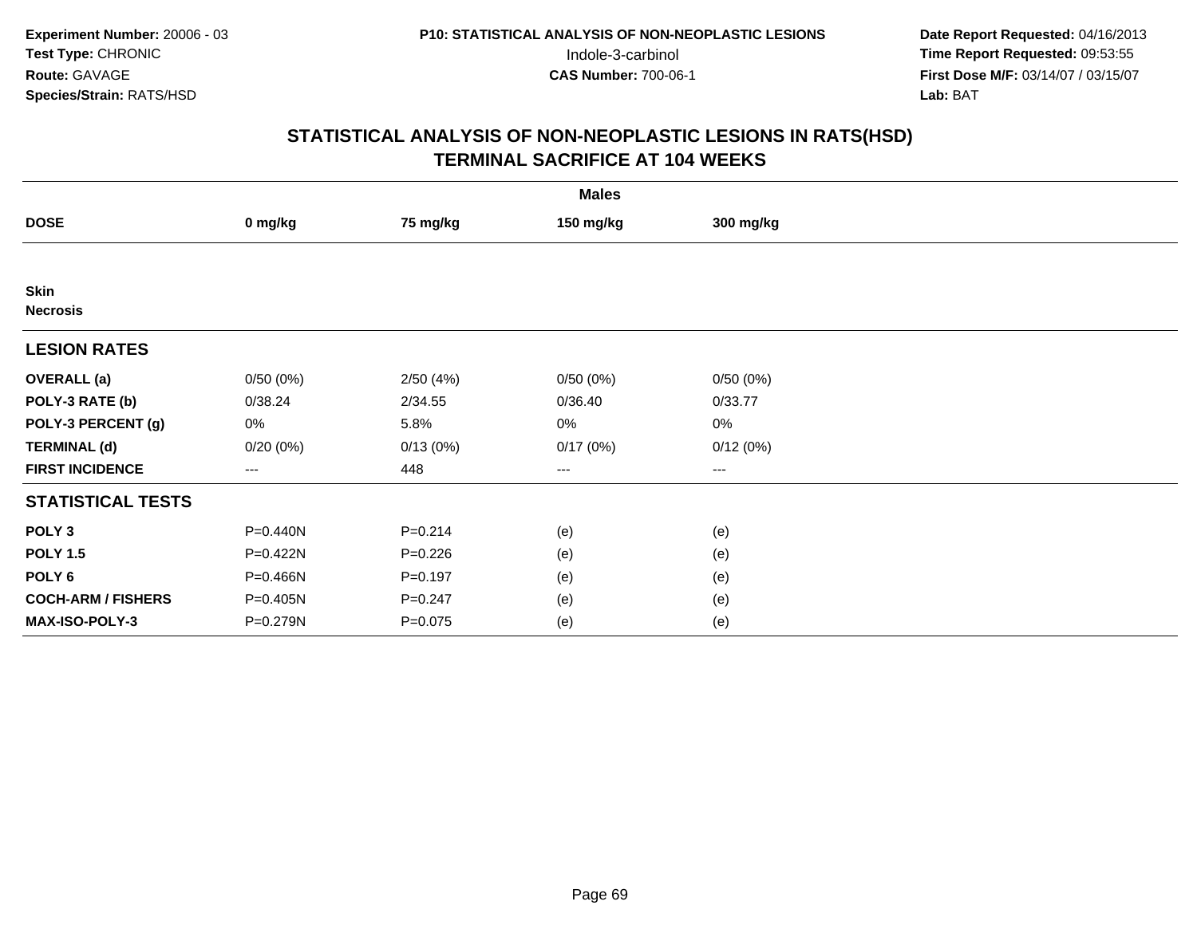**Experiment Number:** 20006 - 03
**Test Type:** CHRONIC
**Route:** GAVAGE
**Species/Strain:** RATS/HSD

**P10: STATISTICAL ANALYSIS OF NON-NEOPLASTIC LESIONS**
Indole-3-carbinol
**CAS Number:** 700-06-1

**Date Report Requested:** 04/16/2013
**Time Report Requested:** 09:53:55
**First Dose M/F:** 03/14/07 / 03/15/07
**Lab:** BAT

# STATISTICAL ANALYSIS OF NON-NEOPLASTIC LESIONS IN RATS(HSD)
## TERMINAL SACRIFICE AT 104 WEEKS

| | Males | | | |
|---|---|---|---|---|
| **DOSE** | **0 mg/kg** | **75 mg/kg** | **150 mg/kg** | **300 mg/kg** |
| **Skin** | | | | |
| **Necrosis** | | | | |
| **LESION RATES** | | | | |
| **OVERALL (a)** | 0/50 (0%) | 2/50 (4%) | 0/50 (0%) | 0/50 (0%) |
| **POLY-3 RATE (b)** | 0/38.24 | 2/34.55 | 0/36.40 | 0/33.77 |
| **POLY-3 PERCENT (g)** | 0% | 5.8% | 0% | 0% |
| **TERMINAL (d)** | 0/20 (0%) | 0/13 (0%) | 0/17 (0%) | 0/12 (0%) |
| **FIRST INCIDENCE** | --- | 448 | --- | --- |
| **STATISTICAL TESTS** | | | | |
| **POLY 3** | P=0.440N | P=0.214 | (e) | (e) |
| **POLY 1.5** | P=0.422N | P=0.226 | (e) | (e) |
| **POLY 6** | P=0.466N | P=0.197 | (e) | (e) |
| **COCH-ARM / FISHERS** | P=0.405N | P=0.247 | (e) | (e) |
| **MAX-ISO-POLY-3** | P=0.279N | P=0.075 | (e) | (e) |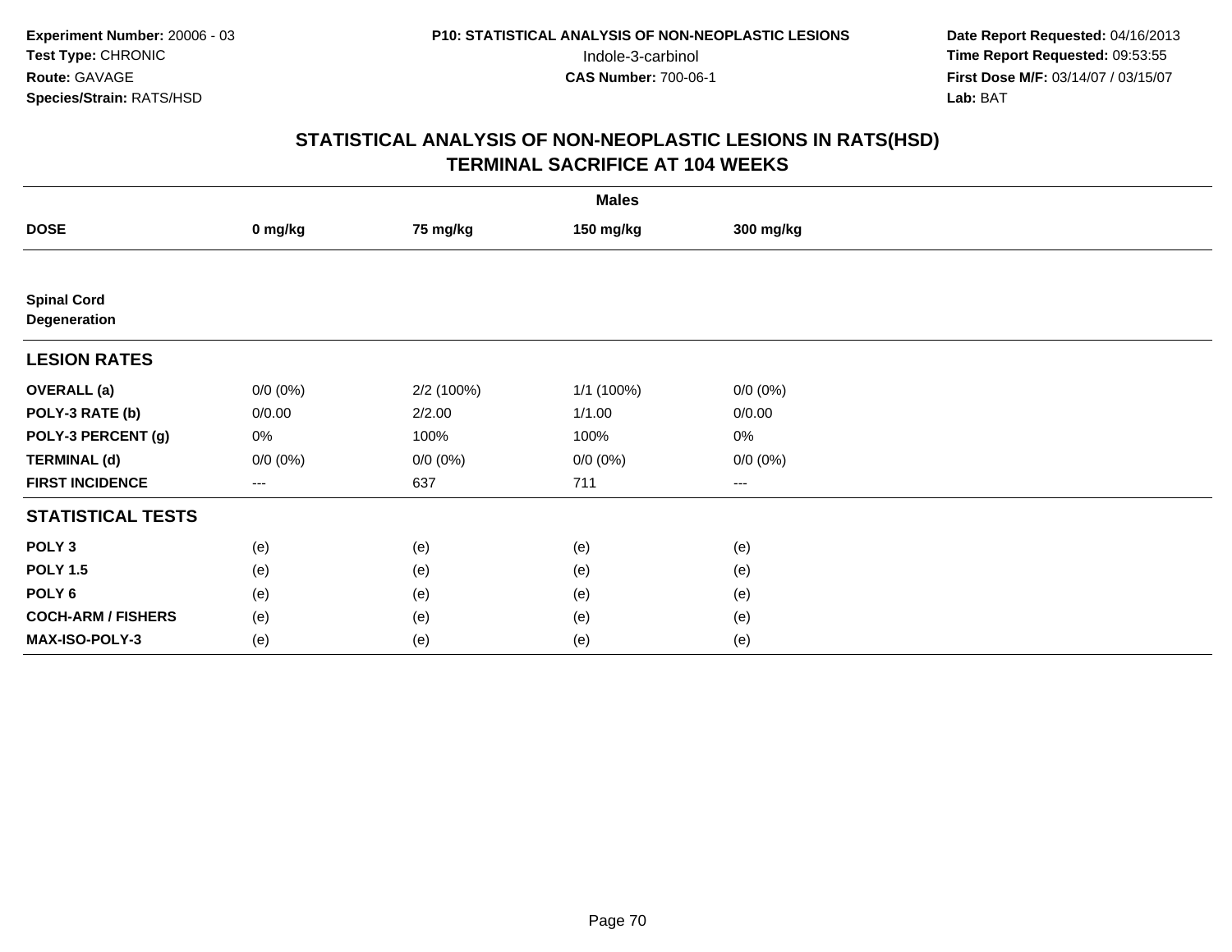**Experiment Number:** 20006 - 03
**Test Type:** CHRONIC
**Route:** GAVAGE
**Species/Strain:** RATS/HSD

**P10: STATISTICAL ANALYSIS OF NON-NEOPLASTIC LESIONS**
Indole-3-carbinol
**CAS Number:** 700-06-1

**Date Report Requested:** 04/16/2013
**Time Report Requested:** 09:53:55
**First Dose M/F:** 03/14/07 / 03/15/07
**Lab:** BAT

## STATISTICAL ANALYSIS OF NON-NEOPLASTIC LESIONS IN RATS(HSD)
## TERMINAL SACRIFICE AT 104 WEEKS

| | Males | | | |
|---|---|---|---|---|
| **DOSE** | **0 mg/kg** | **75 mg/kg** | **150 mg/kg** | **300 mg/kg** |
| **Spinal Cord** | | | | |
| **Degeneration** | | | | |
| **LESION RATES** | | | | |
| **OVERALL (a)** | 0/0 (0%) | 2/2 (100%) | 1/1 (100%) | 0/0 (0%) |
| **POLY-3 RATE (b)** | 0/0.00 | 2/2.00 | 1/1.00 | 0/0.00 |
| **POLY-3 PERCENT (g)** | 0% | 100% | 100% | 0% |
| **TERMINAL (d)** | 0/0 (0%) | 0/0 (0%) | 0/0 (0%) | 0/0 (0%) |
| **FIRST INCIDENCE** | --- | 637 | 711 | --- |
| **STATISTICAL TESTS** | | | | |
| **POLY 3** | (e) | (e) | (e) | (e) |
| **POLY 1.5** | (e) | (e) | (e) | (e) |
| **POLY 6** | (e) | (e) | (e) | (e) |
| **COCH-ARM / FISHERS** | (e) | (e) | (e) | (e) |
| **MAX-ISO-POLY-3** | (e) | (e) | (e) | (e) |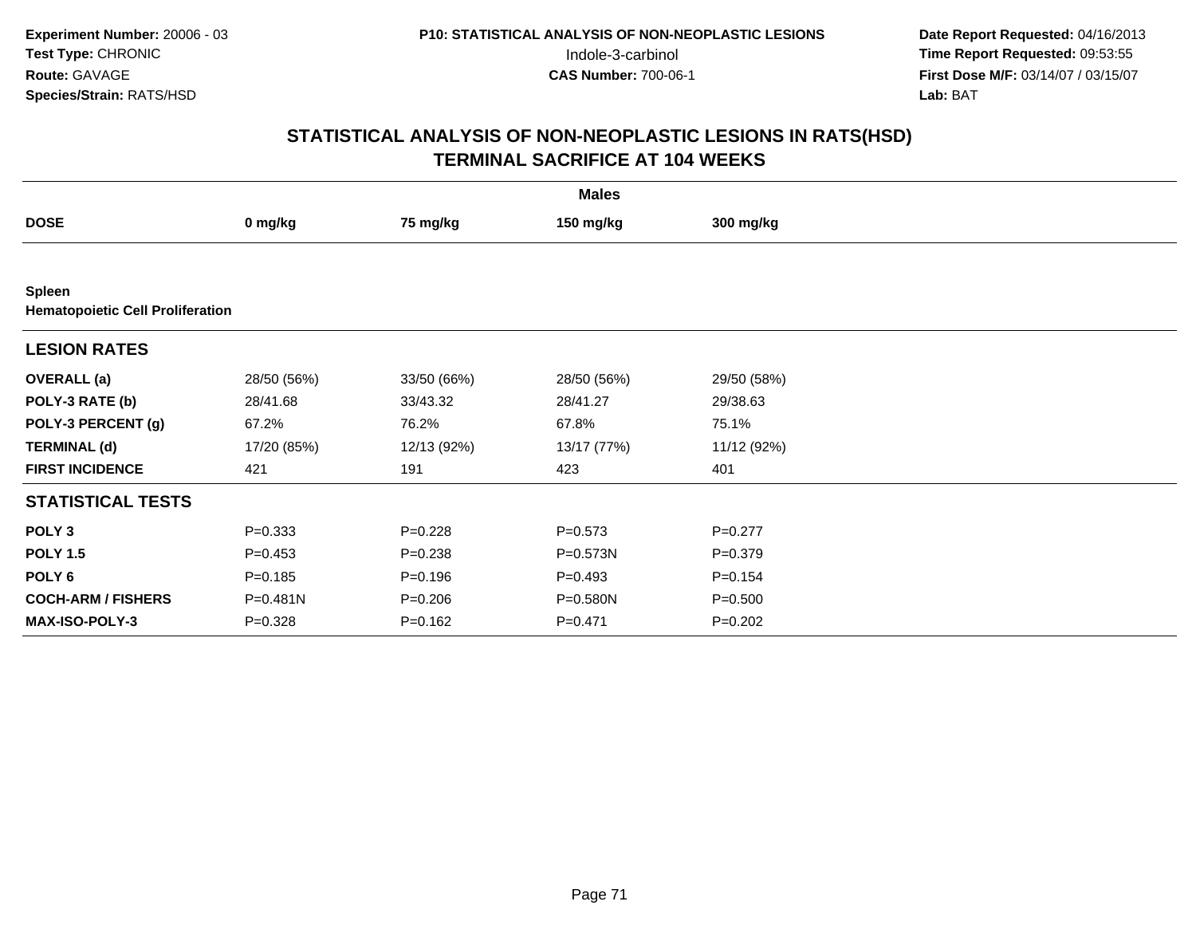**Experiment Number:** 20006 - 03
**Test Type:** CHRONIC
**Route:** GAVAGE
**Species/Strain:** RATS/HSD

**P10: STATISTICAL ANALYSIS OF NON-NEOPLASTIC LESIONS**
Indole-3-carbinol
**CAS Number:** 700-06-1

**Date Report Requested:** 04/16/2013
**Time Report Requested:** 09:53:55
**First Dose M/F:** 03/14/07 / 03/15/07
**Lab:** BAT

# STATISTICAL ANALYSIS OF NON-NEOPLASTIC LESIONS IN RATS(HSD) TERMINAL SACRIFICE AT 104 WEEKS

| Males | | | | |
|---|---|---|---|---|
| **DOSE** | **0 mg/kg** | **75 mg/kg** | **150 mg/kg** | **300 mg/kg** |
| **Spleen** | | | | |
| **Hematopoietic Cell Proliferation** | | | | |
| **LESION RATES** | | | | |
| **OVERALL (a)** | 28/50 (56%) | 33/50 (66%) | 28/50 (56%) | 29/50 (58%) |
| **POLY-3 RATE (b)** | 28/41.68 | 33/43.32 | 28/41.27 | 29/38.63 |
| **POLY-3 PERCENT (g)** | 67.2% | 76.2% | 67.8% | 75.1% |
| **TERMINAL (d)** | 17/20 (85%) | 12/13 (92%) | 13/17 (77%) | 11/12 (92%) |
| **FIRST INCIDENCE** | 421 | 191 | 423 | 401 |
| **STATISTICAL TESTS** | | | | |
| **POLY 3** | P=0.333 | P=0.228 | P=0.573 | P=0.277 |
| **POLY 1.5** | P=0.453 | P=0.238 | P=0.573N | P=0.379 |
| **POLY 6** | P=0.185 | P=0.196 | P=0.493 | P=0.154 |
| **COCH-ARM / FISHERS** | P=0.481N | P=0.206 | P=0.580N | P=0.500 |
| **MAX-ISO-POLY-3** | P=0.328 | P=0.162 | P=0.471 | P=0.202 |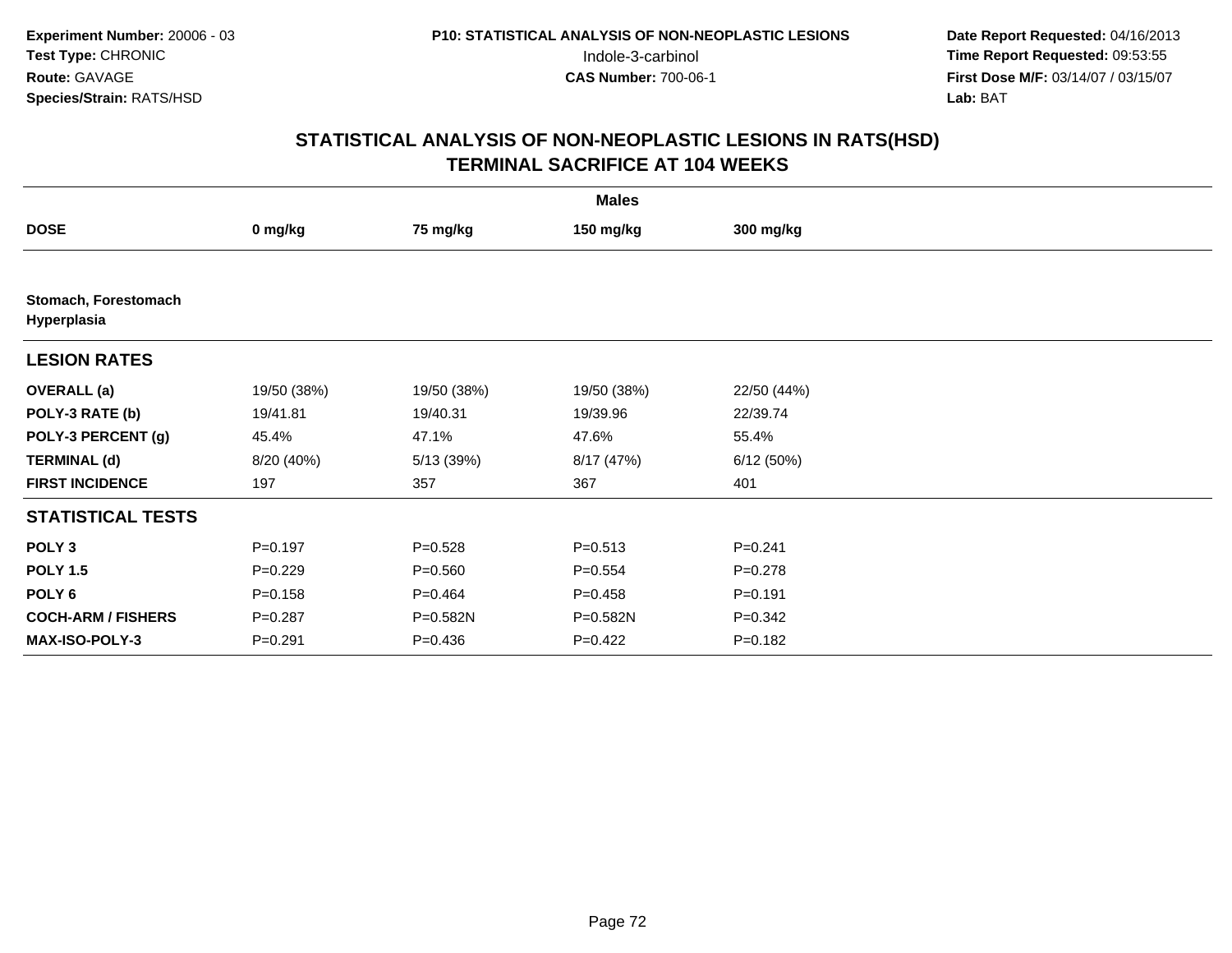**Experiment Number:** 20006 - 03
**Test Type:** CHRONIC
**Route:** GAVAGE
**Species/Strain:** RATS/HSD

**P10: STATISTICAL ANALYSIS OF NON-NEOPLASTIC LESIONS**
Indole-3-carbinol
**CAS Number:** 700-06-1

**Date Report Requested:** 04/16/2013
**Time Report Requested:** 09:53:55
**First Dose M/F:** 03/14/07 / 03/15/07
**Lab:** BAT

## STATISTICAL ANALYSIS OF NON-NEOPLASTIC LESIONS IN RATS(HSD) TERMINAL SACRIFICE AT 104 WEEKS

| | Males | | | |
|---|---|---|---|---|
| **DOSE** | **0 mg/kg** | **75 mg/kg** | **150 mg/kg** | **300 mg/kg** |
| **Stomach, Forestomach Hyperplasia** | | | | |
| **LESION RATES** | | | | |
| **OVERALL (a)** | 19/50 (38%) | 19/50 (38%) | 19/50 (38%) | 22/50 (44%) |
| **POLY-3 RATE (b)** | 19/41.81 | 19/40.31 | 19/39.96 | 22/39.74 |
| **POLY-3 PERCENT (g)** | 45.4% | 47.1% | 47.6% | 55.4% |
| **TERMINAL (d)** | 8/20 (40%) | 5/13 (39%) | 8/17 (47%) | 6/12 (50%) |
| **FIRST INCIDENCE** | 197 | 357 | 367 | 401 |
| **STATISTICAL TESTS** | | | | |
| **POLY 3** | P=0.197 | P=0.528 | P=0.513 | P=0.241 |
| **POLY 1.5** | P=0.229 | P=0.560 | P=0.554 | P=0.278 |
| **POLY 6** | P=0.158 | P=0.464 | P=0.458 | P=0.191 |
| **COCH-ARM / FISHERS** | P=0.287 | P=0.582N | P=0.582N | P=0.342 |
| **MAX-ISO-POLY-3** | P=0.291 | P=0.436 | P=0.422 | P=0.182 |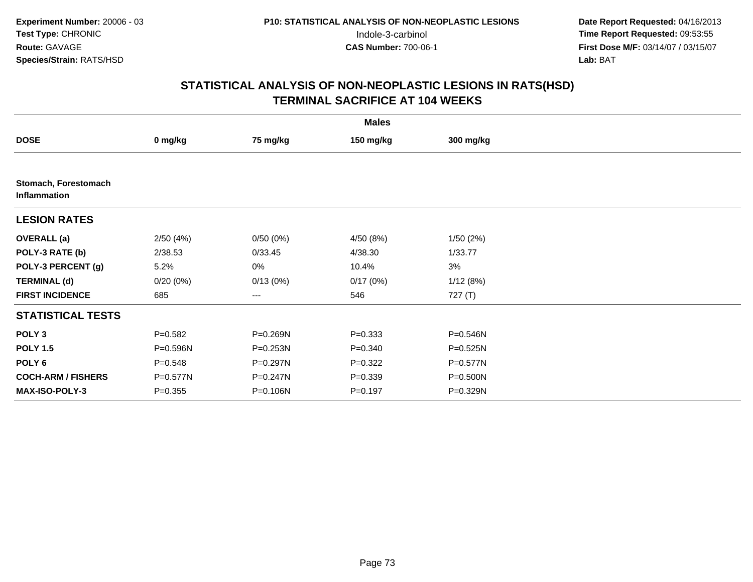**Experiment Number:** 20006 - 03
**Test Type:** CHRONIC
**Route:** GAVAGE
**Species/Strain:** RATS/HSD

**P10: STATISTICAL ANALYSIS OF NON-NEOPLASTIC LESIONS**
Indole-3-carbinol
**CAS Number:** 700-06-1

**Date Report Requested:** 04/16/2013
**Time Report Requested:** 09:53:55
**First Dose M/F:** 03/14/07 / 03/15/07
**Lab:** BAT

# STATISTICAL ANALYSIS OF NON-NEOPLASTIC LESIONS IN RATS(HSD)
## TERMINAL SACRIFICE AT 104 WEEKS

| | Males | | | |
|---|---|---|---|---|
| **DOSE** | **0 mg/kg** | **75 mg/kg** | **150 mg/kg** | **300 mg/kg** |
| **Stomach, Forestomach Inflammation** | | | | |
| **LESION RATES** | | | | |
| **OVERALL (a)** | 2/50 (4%) | 0/50 (0%) | 4/50 (8%) | 1/50 (2%) |
| **POLY-3 RATE (b)** | 2/38.53 | 0/33.45 | 4/38.30 | 1/33.77 |
| **POLY-3 PERCENT (g)** | 5.2% | 0% | 10.4% | 3% |
| **TERMINAL (d)** | 0/20 (0%) | 0/13 (0%) | 0/17 (0%) | 1/12 (8%) |
| **FIRST INCIDENCE** | 685 | --- | 546 | 727 (T) |
| **STATISTICAL TESTS** | | | | |
| **POLY 3** | P=0.582 | P=0.269N | P=0.333 | P=0.546N |
| **POLY 1.5** | P=0.596N | P=0.253N | P=0.340 | P=0.525N |
| **POLY 6** | P=0.548 | P=0.297N | P=0.322 | P=0.577N |
| **COCH-ARM / FISHERS** | P=0.577N | P=0.247N | P=0.339 | P=0.500N |
| **MAX-ISO-POLY-3** | P=0.355 | P=0.106N | P=0.197 | P=0.329N |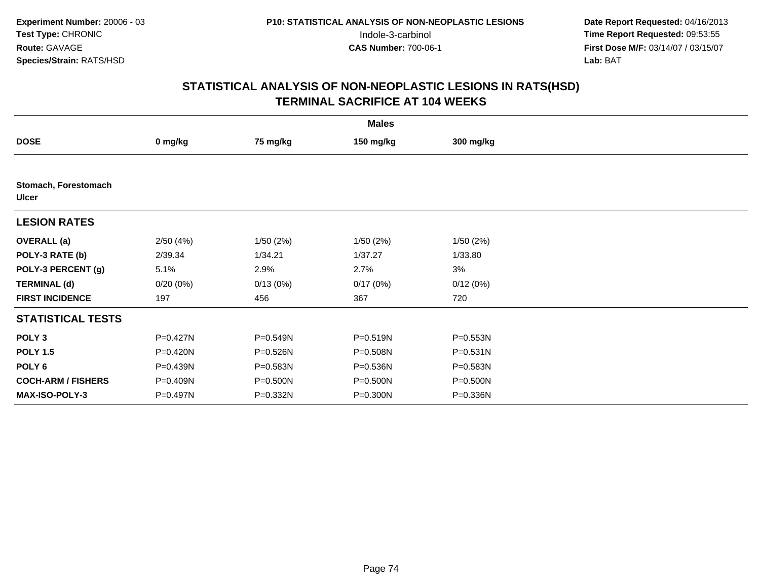**Experiment Number:** 20006 - 03
**Test Type:** CHRONIC
**Route:** GAVAGE
**Species/Strain:** RATS/HSD

**P10: STATISTICAL ANALYSIS OF NON-NEOPLASTIC LESIONS**
Indole-3-carbinol
**CAS Number:** 700-06-1

**Date Report Requested:** 04/16/2013
**Time Report Requested:** 09:53:55
**First Dose M/F:** 03/14/07 / 03/15/07
**Lab:** BAT

## STATISTICAL ANALYSIS OF NON-NEOPLASTIC LESIONS IN RATS(HSD)
## TERMINAL SACRIFICE AT 104 WEEKS

| | Males | | | |
|---|---|---|---|---|
| **DOSE** | **0 mg/kg** | **75 mg/kg** | **150 mg/kg** | **300 mg/kg** |
| **Stomach, Forestomach** | | | | |
| **Ulcer** | | | | |
| **LESION RATES** | | | | |
| **OVERALL (a)** | 2/50 (4%) | 1/50 (2%) | 1/50 (2%) | 1/50 (2%) |
| **POLY-3 RATE (b)** | 2/39.34 | 1/34.21 | 1/37.27 | 1/33.80 |
| **POLY-3 PERCENT (g)** | 5.1% | 2.9% | 2.7% | 3% |
| **TERMINAL (d)** | 0/20 (0%) | 0/13 (0%) | 0/17 (0%) | 0/12 (0%) |
| **FIRST INCIDENCE** | 197 | 456 | 367 | 720 |
| **STATISTICAL TESTS** | | | | |
| **POLY 3** | P=0.427N | P=0.549N | P=0.519N | P=0.553N |
| **POLY 1.5** | P=0.420N | P=0.526N | P=0.508N | P=0.531N |
| **POLY 6** | P=0.439N | P=0.583N | P=0.536N | P=0.583N |
| **COCH-ARM / FISHERS** | P=0.409N | P=0.500N | P=0.500N | P=0.500N |
| **MAX-ISO-POLY-3** | P=0.497N | P=0.332N | P=0.300N | P=0.336N |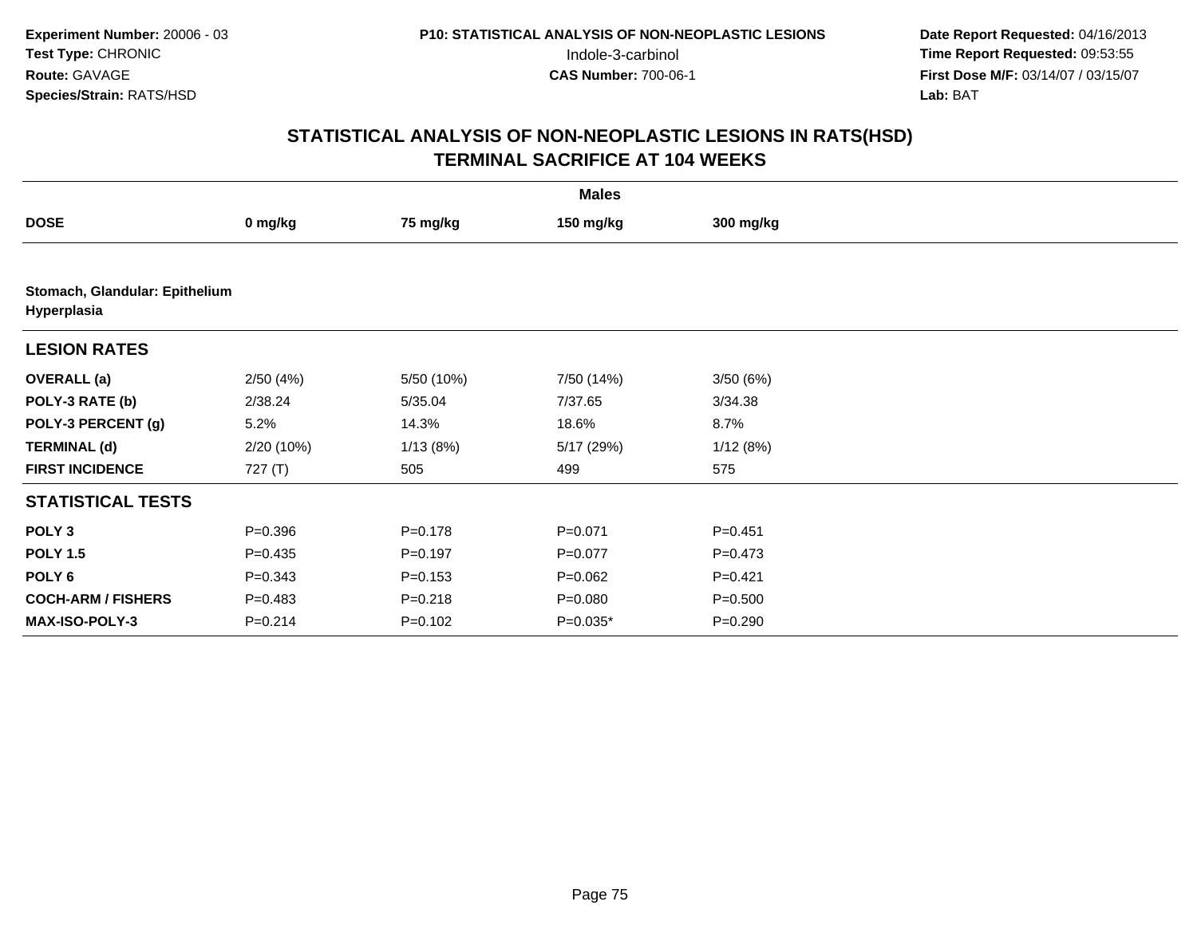**Experiment Number:** 20006 - 03
**Test Type:** CHRONIC
**Route:** GAVAGE
**Species/Strain:** RATS/HSD

**P10: STATISTICAL ANALYSIS OF NON-NEOPLASTIC LESIONS**
Indole-3-carbinol
**CAS Number:** 700-06-1

**Date Report Requested:** 04/16/2013
**Time Report Requested:** 09:53:55
**First Dose M/F:** 03/14/07 / 03/15/07
**Lab:** BAT

## STATISTICAL ANALYSIS OF NON-NEOPLASTIC LESIONS IN RATS(HSD)
## TERMINAL SACRIFICE AT 104 WEEKS

| | Males | | | |
|---|---|---|---|---|
| **DOSE** | **0 mg/kg** | **75 mg/kg** | **150 mg/kg** | **300 mg/kg** |
| **Stomach, Glandular: Epithelium Hyperplasia** | | | | |
| **LESION RATES** | | | | |
| **OVERALL (a)** | 2/50 (4%) | 5/50 (10%) | 7/50 (14%) | 3/50 (6%) |
| **POLY-3 RATE (b)** | 2/38.24 | 5/35.04 | 7/37.65 | 3/34.38 |
| **POLY-3 PERCENT (g)** | 5.2% | 14.3% | 18.6% | 8.7% |
| **TERMINAL (d)** | 2/20 (10%) | 1/13 (8%) | 5/17 (29%) | 1/12 (8%) |
| **FIRST INCIDENCE** | 727 (T) | 505 | 499 | 575 |
| **STATISTICAL TESTS** | | | | |
| **POLY 3** | P=0.396 | P=0.178 | P=0.071 | P=0.451 |
| **POLY 1.5** | P=0.435 | P=0.197 | P=0.077 | P=0.473 |
| **POLY 6** | P=0.343 | P=0.153 | P=0.062 | P=0.421 |
| **COCH-ARM / FISHERS** | P=0.483 | P=0.218 | P=0.080 | P=0.500 |
| **MAX-ISO-POLY-3** | P=0.214 | P=0.102 | P=0.035* | P=0.290 |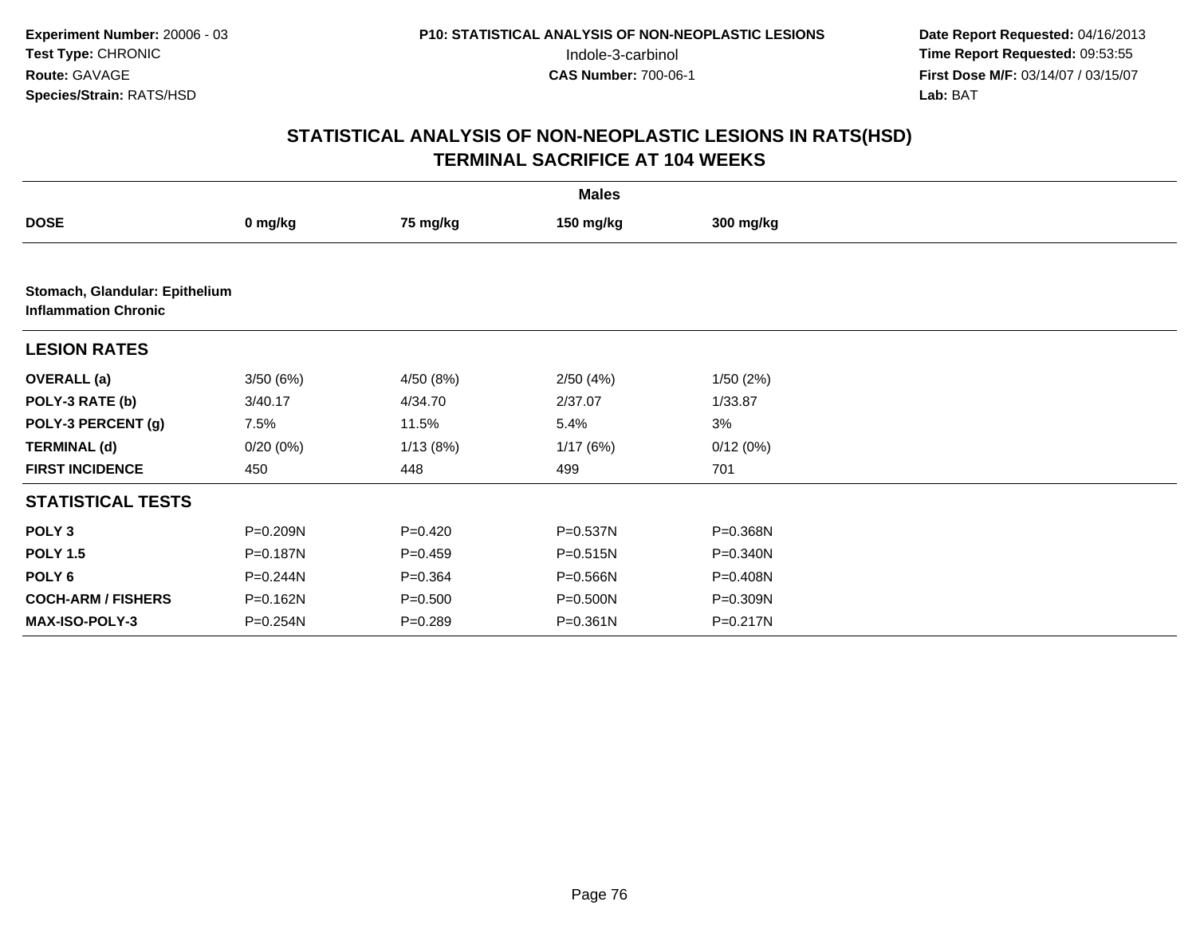**Experiment Number:** 20006 - 03
**Test Type:** CHRONIC
**Route:** GAVAGE
**Species/Strain:** RATS/HSD

**P10: STATISTICAL ANALYSIS OF NON-NEOPLASTIC LESIONS**
Indole-3-carbinol
**CAS Number:** 700-06-1

**Date Report Requested:** 04/16/2013
**Time Report Requested:** 09:53:55
**First Dose M/F:** 03/14/07 / 03/15/07
**Lab:** BAT

## STATISTICAL ANALYSIS OF NON-NEOPLASTIC LESIONS IN RATS(HSD)
## TERMINAL SACRIFICE AT 104 WEEKS

| | Males | | | |
|---|---|---|---|---|
| **DOSE** | **0 mg/kg** | **75 mg/kg** | **150 mg/kg** | **300 mg/kg** |
| **Stomach, Glandular: Epithelium Inflammation Chronic** | | | | |
| **LESION RATES** | | | | |
| **OVERALL (a)** | 3/50 (6%) | 4/50 (8%) | 2/50 (4%) | 1/50 (2%) |
| **POLY-3 RATE (b)** | 3/40.17 | 4/34.70 | 2/37.07 | 1/33.87 |
| **POLY-3 PERCENT (g)** | 7.5% | 11.5% | 5.4% | 3% |
| **TERMINAL (d)** | 0/20 (0%) | 1/13 (8%) | 1/17 (6%) | 0/12 (0%) |
| **FIRST INCIDENCE** | 450 | 448 | 499 | 701 |
| **STATISTICAL TESTS** | | | | |
| **POLY 3** | P=0.209N | P=0.420 | P=0.537N | P=0.368N |
| **POLY 1.5** | P=0.187N | P=0.459 | P=0.515N | P=0.340N |
| **POLY 6** | P=0.244N | P=0.364 | P=0.566N | P=0.408N |
| **COCH-ARM / FISHERS** | P=0.162N | P=0.500 | P=0.500N | P=0.309N |
| **MAX-ISO-POLY-3** | P=0.254N | P=0.289 | P=0.361N | P=0.217N |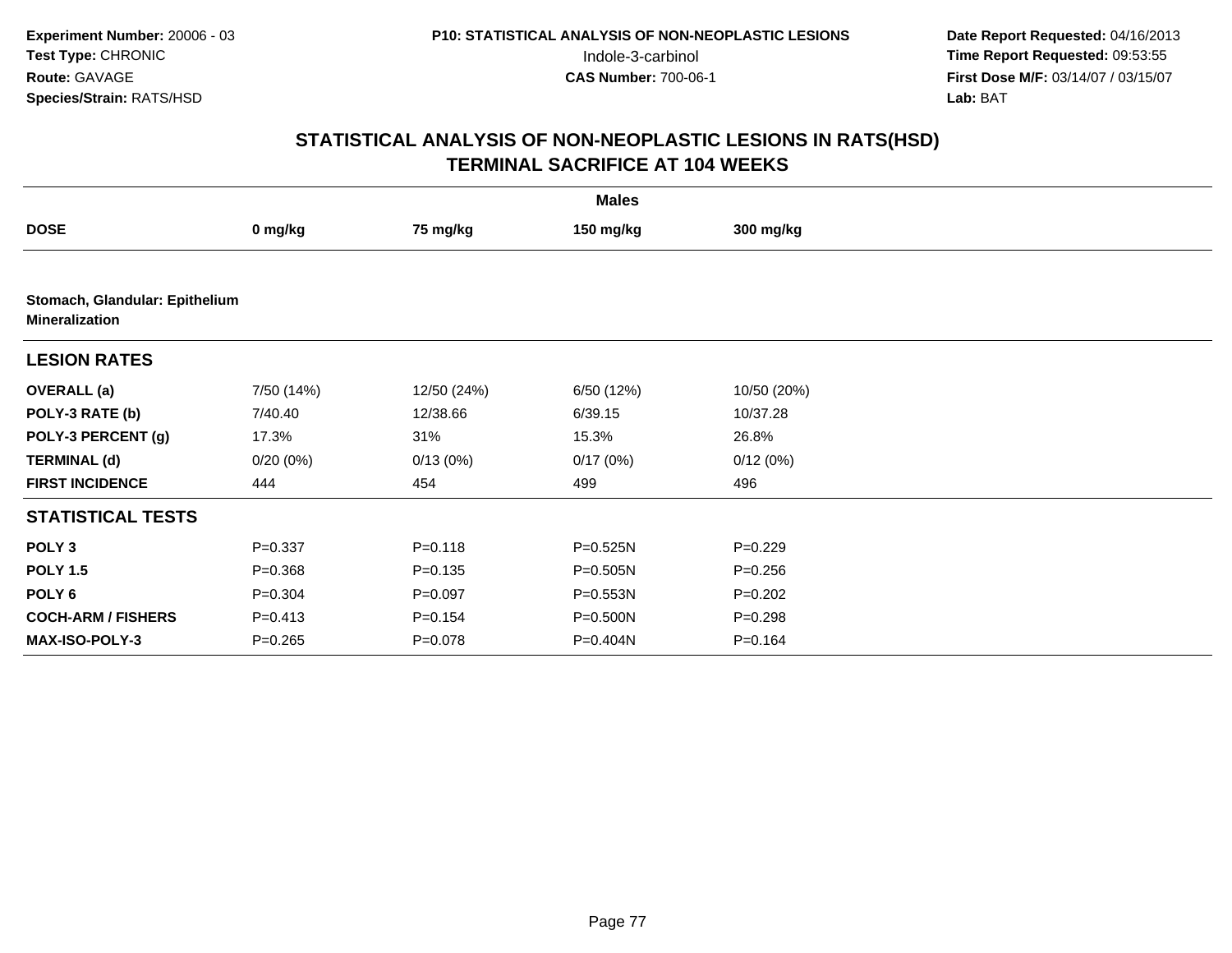Experiment Number: 20006 - 03
Test Type: CHRONIC
Route: GAVAGE
Species/Strain: RATS/HSD

P10: STATISTICAL ANALYSIS OF NON-NEOPLASTIC LESIONS
Indole-3-carbinol
CAS Number: 700-06-1

Date Report Requested: 04/16/2013
Time Report Requested: 09:53:55
First Dose M/F: 03/14/07 / 03/15/07
Lab: BAT

## STATISTICAL ANALYSIS OF NON-NEOPLASTIC LESIONS IN RATS(HSD)
## TERMINAL SACRIFICE AT 104 WEEKS

| | Males | | | |
|---|---|---|---|---|
| **DOSE** | **0 mg/kg** | **75 mg/kg** | **150 mg/kg** | **300 mg/kg** |
| **Stomach, Glandular: Epithelium Mineralization** | | | | |
| **LESION RATES** | | | | |
| **OVERALL (a)** | 7/50 (14%) | 12/50 (24%) | 6/50 (12%) | 10/50 (20%) |
| **POLY-3 RATE (b)** | 7/40.40 | 12/38.66 | 6/39.15 | 10/37.28 |
| **POLY-3 PERCENT (g)** | 17.3% | 31% | 15.3% | 26.8% |
| **TERMINAL (d)** | 0/20 (0%) | 0/13 (0%) | 0/17 (0%) | 0/12 (0%) |
| **FIRST INCIDENCE** | 444 | 454 | 499 | 496 |
| **STATISTICAL TESTS** | | | | |
| **POLY 3** | P=0.337 | P=0.118 | P=0.525N | P=0.229 |
| **POLY 1.5** | P=0.368 | P=0.135 | P=0.505N | P=0.256 |
| **POLY 6** | P=0.304 | P=0.097 | P=0.553N | P=0.202 |
| **COCH-ARM / FISHERS** | P=0.413 | P=0.154 | P=0.500N | P=0.298 |
| **MAX-ISO-POLY-3** | P=0.265 | P=0.078 | P=0.404N | P=0.164 |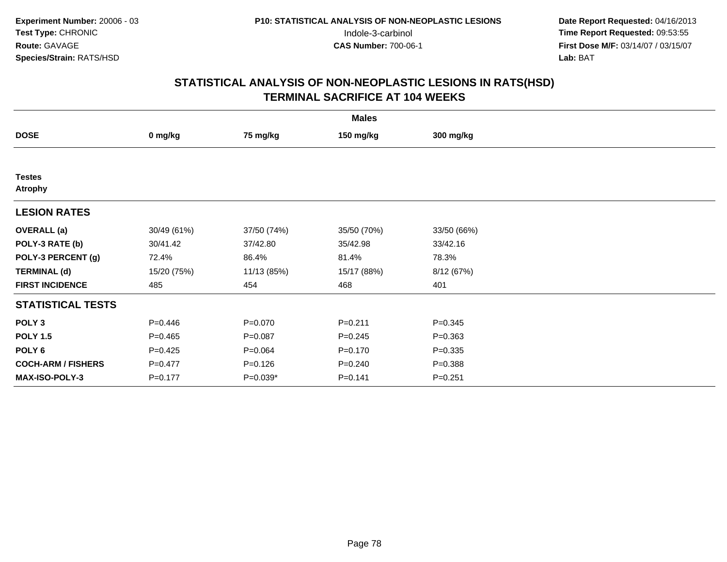**Experiment Number:** 20006 - 03
**Test Type:** CHRONIC
**Route:** GAVAGE
**Species/Strain:** RATS/HSD

**P10: STATISTICAL ANALYSIS OF NON-NEOPLASTIC LESIONS**
Indole-3-carbinol
**CAS Number:** 700-06-1

**Date Report Requested:** 04/16/2013
**Time Report Requested:** 09:53:55
**First Dose M/F:** 03/14/07 / 03/15/07
**Lab:** BAT

# STATISTICAL ANALYSIS OF NON-NEOPLASTIC LESIONS IN RATS(HSD)
## TERMINAL SACRIFICE AT 104 WEEKS

| | Males | | | |
|---|---|---|---|---|
| **DOSE** | **0 mg/kg** | **75 mg/kg** | **150 mg/kg** | **300 mg/kg** |
| **Testes** | | | | |
| **Atrophy** | | | | |
| **LESION RATES** | | | | |
| **OVERALL (a)** | 30/49 (61%) | 37/50 (74%) | 35/50 (70%) | 33/50 (66%) |
| **POLY-3 RATE (b)** | 30/41.42 | 37/42.80 | 35/42.98 | 33/42.16 |
| **POLY-3 PERCENT (g)** | 72.4% | 86.4% | 81.4% | 78.3% |
| **TERMINAL (d)** | 15/20 (75%) | 11/13 (85%) | 15/17 (88%) | 8/12 (67%) |
| **FIRST INCIDENCE** | 485 | 454 | 468 | 401 |
| **STATISTICAL TESTS** | | | | |
| **POLY 3** | P=0.446 | P=0.070 | P=0.211 | P=0.345 |
| **POLY 1.5** | P=0.465 | P=0.087 | P=0.245 | P=0.363 |
| **POLY 6** | P=0.425 | P=0.064 | P=0.170 | P=0.335 |
| **COCH-ARM / FISHERS** | P=0.477 | P=0.126 | P=0.240 | P=0.388 |
| **MAX-ISO-POLY-3** | P=0.177 | P=0.039* | P=0.141 | P=0.251 |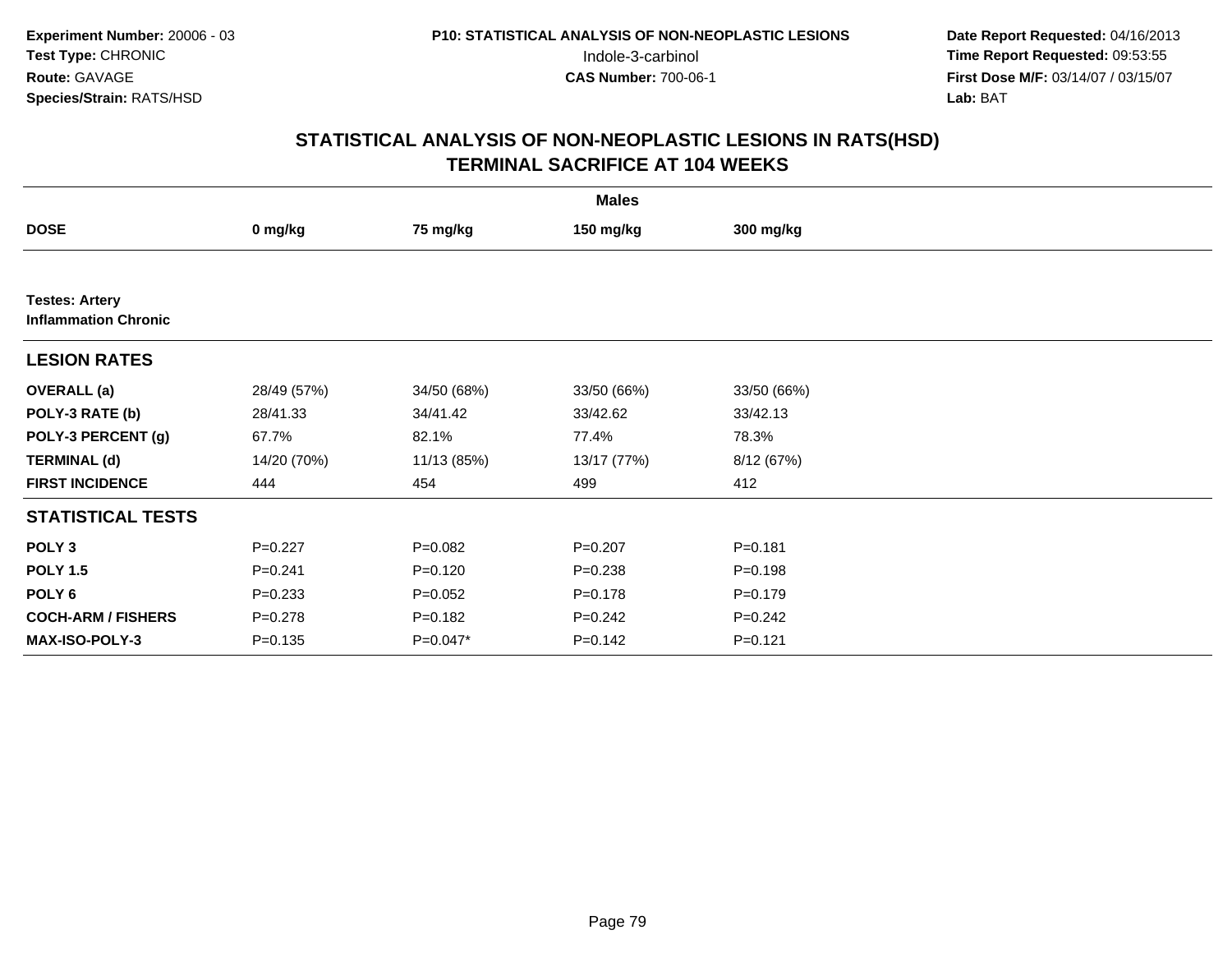**Experiment Number:** 20006 - 03
**Test Type:** CHRONIC
**Route:** GAVAGE
**Species/Strain:** RATS/HSD

**P10: STATISTICAL ANALYSIS OF NON-NEOPLASTIC LESIONS**
Indole-3-carbinol
**CAS Number:** 700-06-1

**Date Report Requested:** 04/16/2013
**Time Report Requested:** 09:53:55
**First Dose M/F:** 03/14/07 / 03/15/07
**Lab:** BAT

## STATISTICAL ANALYSIS OF NON-NEOPLASTIC LESIONS IN RATS(HSD)
## TERMINAL SACRIFICE AT 104 WEEKS

| | Males | | | |
|---|---|---|---|---|
| **DOSE** | **0 mg/kg** | **75 mg/kg** | **150 mg/kg** | **300 mg/kg** |
| **Testes: Artery** **Inflammation Chronic** | | | | |
| **LESION RATES** | | | | |
| **OVERALL (a)** | 28/49 (57%) | 34/50 (68%) | 33/50 (66%) | 33/50 (66%) |
| **POLY-3 RATE (b)** | 28/41.33 | 34/41.42 | 33/42.62 | 33/42.13 |
| **POLY-3 PERCENT (g)** | 67.7% | 82.1% | 77.4% | 78.3% |
| **TERMINAL (d)** | 14/20 (70%) | 11/13 (85%) | 13/17 (77%) | 8/12 (67%) |
| **FIRST INCIDENCE** | 444 | 454 | 499 | 412 |
| **STATISTICAL TESTS** | | | | |
| **POLY 3** | P=0.227 | P=0.082 | P=0.207 | P=0.181 |
| **POLY 1.5** | P=0.241 | P=0.120 | P=0.238 | P=0.198 |
| **POLY 6** | P=0.233 | P=0.052 | P=0.178 | P=0.179 |
| **COCH-ARM / FISHERS** | P=0.278 | P=0.182 | P=0.242 | P=0.242 |
| **MAX-ISO-POLY-3** | P=0.135 | P=0.047* | P=0.142 | P=0.121 |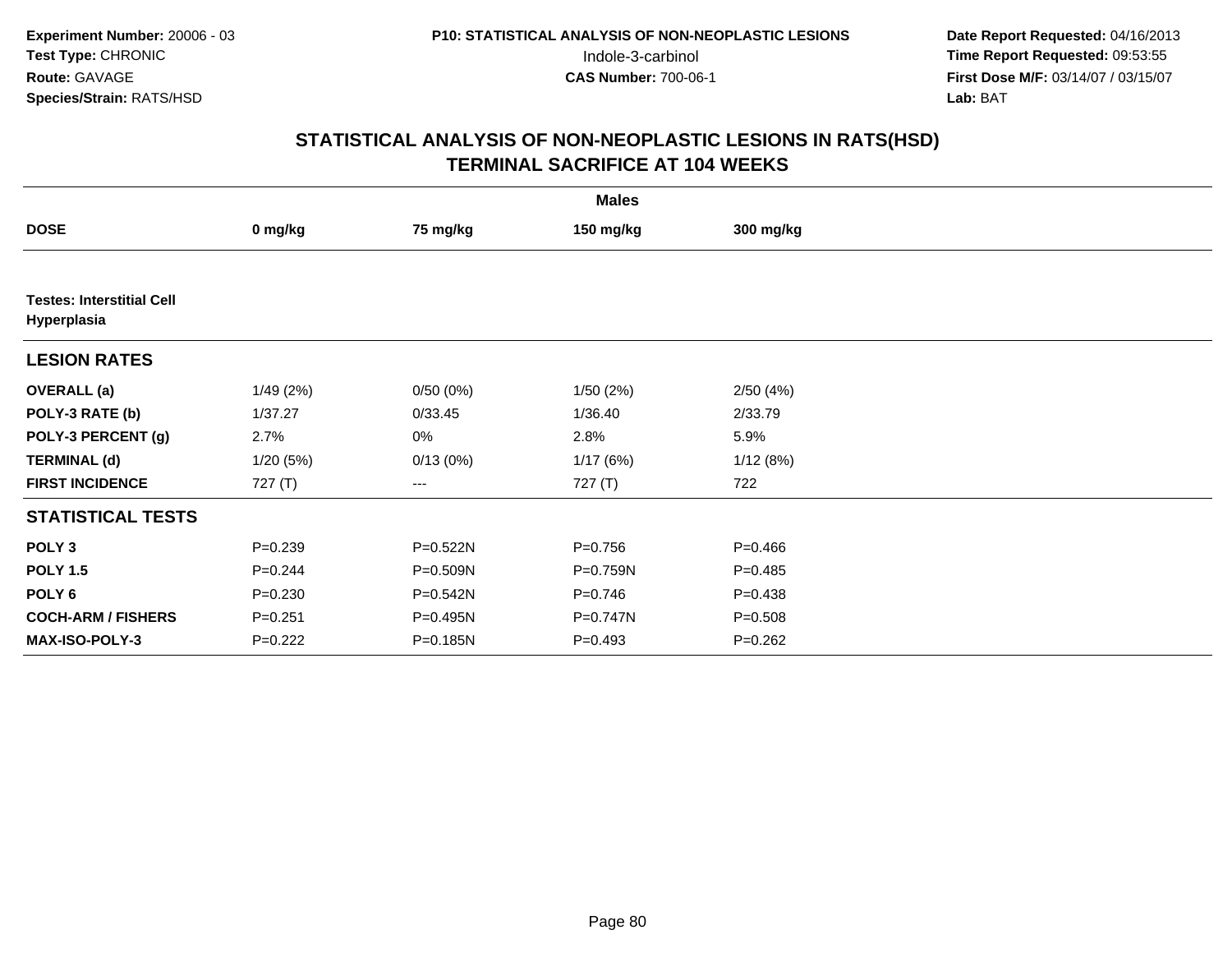Experiment Number: 20006 - 03
Test Type: CHRONIC
Route: GAVAGE
Species/Strain: RATS/HSD

P10: STATISTICAL ANALYSIS OF NON-NEOPLASTIC LESIONS
Indole-3-carbinol
CAS Number: 700-06-1

Date Report Requested: 04/16/2013
Time Report Requested: 09:53:55
First Dose M/F: 03/14/07 / 03/15/07
Lab: BAT

## STATISTICAL ANALYSIS OF NON-NEOPLASTIC LESIONS IN RATS(HSD) TERMINAL SACRIFICE AT 104 WEEKS

| | Males | | | |
|---|---|---|---|---|
| **DOSE** | **0 mg/kg** | **75 mg/kg** | **150 mg/kg** | **300 mg/kg** |
| **Testes: Interstitial Cell Hyperplasia** | | | | |
| **LESION RATES** | | | | |
| **OVERALL (a)** | 1/49 (2%) | 0/50 (0%) | 1/50 (2%) | 2/50 (4%) |
| **POLY-3 RATE (b)** | 1/37.27 | 0/33.45 | 1/36.40 | 2/33.79 |
| **POLY-3 PERCENT (g)** | 2.7% | 0% | 2.8% | 5.9% |
| **TERMINAL (d)** | 1/20 (5%) | 0/13 (0%) | 1/17 (6%) | 1/12 (8%) |
| **FIRST INCIDENCE** | 727 (T) | --- | 727 (T) | 722 |
| **STATISTICAL TESTS** | | | | |
| **POLY 3** | P=0.239 | P=0.522N | P=0.756 | P=0.466 |
| **POLY 1.5** | P=0.244 | P=0.509N | P=0.759N | P=0.485 |
| **POLY 6** | P=0.230 | P=0.542N | P=0.746 | P=0.438 |
| **COCH-ARM / FISHERS** | P=0.251 | P=0.495N | P=0.747N | P=0.508 |
| **MAX-ISO-POLY-3** | P=0.222 | P=0.185N | P=0.493 | P=0.262 |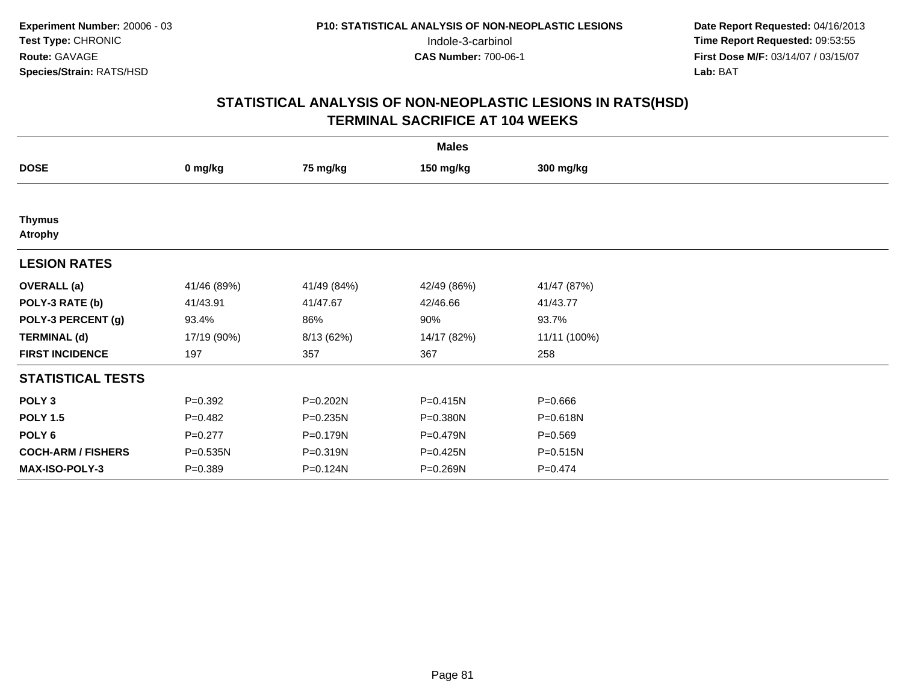**Experiment Number:** 20006 - 03
**Test Type:** CHRONIC
**Route:** GAVAGE
**Species/Strain:** RATS/HSD

**P10: STATISTICAL ANALYSIS OF NON-NEOPLASTIC LESIONS**
Indole-3-carbinol
**CAS Number:** 700-06-1

**Date Report Requested:** 04/16/2013
**Time Report Requested:** 09:53:55
**First Dose M/F:** 03/14/07 / 03/15/07
**Lab:** BAT

# STATISTICAL ANALYSIS OF NON-NEOPLASTIC LESIONS IN RATS(HSD)
## TERMINAL SACRIFICE AT 104 WEEKS

| | Males | | | |
|---|---|---|---|---|
| **DOSE** | **0 mg/kg** | **75 mg/kg** | **150 mg/kg** | **300 mg/kg** |
| **Thymus** | | | | |
| **Atrophy** | | | | |
| **LESION RATES** | | | | |
| **OVERALL (a)** | 41/46 (89%) | 41/49 (84%) | 42/49 (86%) | 41/47 (87%) |
| **POLY-3 RATE (b)** | 41/43.91 | 41/47.67 | 42/46.66 | 41/43.77 |
| **POLY-3 PERCENT (g)** | 93.4% | 86% | 90% | 93.7% |
| **TERMINAL (d)** | 17/19 (90%) | 8/13 (62%) | 14/17 (82%) | 11/11 (100%) |
| **FIRST INCIDENCE** | 197 | 357 | 367 | 258 |
| **STATISTICAL TESTS** | | | | |
| **POLY 3** | P=0.392 | P=0.202N | P=0.415N | P=0.666 |
| **POLY 1.5** | P=0.482 | P=0.235N | P=0.380N | P=0.618N |
| **POLY 6** | P=0.277 | P=0.179N | P=0.479N | P=0.569 |
| **COCH-ARM / FISHERS** | P=0.535N | P=0.319N | P=0.425N | P=0.515N |
| **MAX-ISO-POLY-3** | P=0.389 | P=0.124N | P=0.269N | P=0.474 |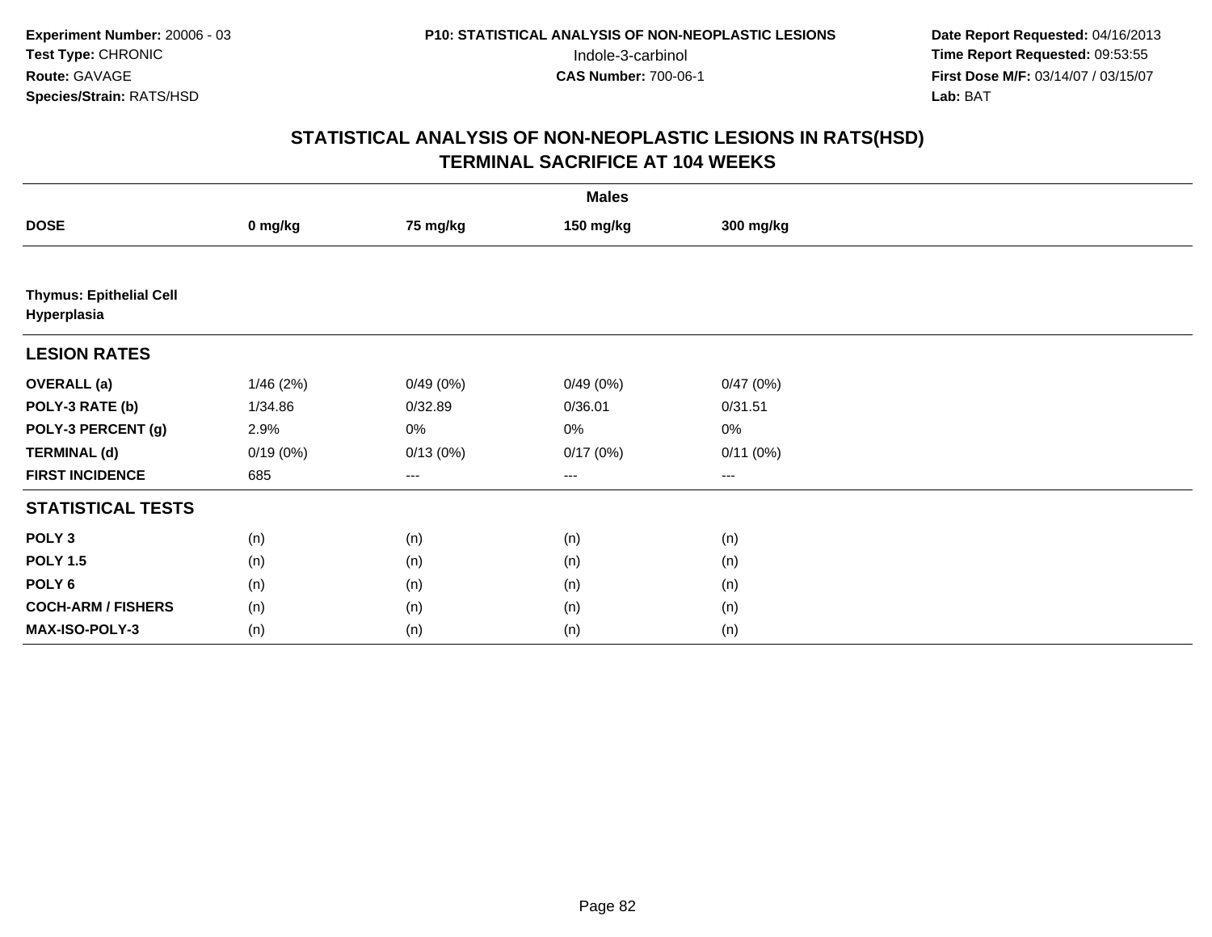Experiment Number: 20006 - 03
Test Type: CHRONIC
Route: GAVAGE
Species/Strain: RATS/HSD

P10: STATISTICAL ANALYSIS OF NON-NEOPLASTIC LESIONS
Indole-3-carbinol
CAS Number: 700-06-1

Date Report Requested: 04/16/2013
Time Report Requested: 09:53:55
First Dose M/F: 03/14/07 / 03/15/07
Lab: BAT

## STATISTICAL ANALYSIS OF NON-NEOPLASTIC LESIONS IN RATS(HSD)
## TERMINAL SACRIFICE AT 104 WEEKS

| | Males | | | |
|---|---|---|---|---|
| **DOSE** | **0 mg/kg** | **75 mg/kg** | **150 mg/kg** | **300 mg/kg** |
| **Thymus: Epithelial Cell Hyperplasia** | | | | |
| **LESION RATES** | | | | |
| **OVERALL (a)** | 1/46 (2%) | 0/49 (0%) | 0/49 (0%) | 0/47 (0%) |
| **POLY-3 RATE (b)** | 1/34.86 | 0/32.89 | 0/36.01 | 0/31.51 |
| **POLY-3 PERCENT (g)** | 2.9% | 0% | 0% | 0% |
| **TERMINAL (d)** | 0/19 (0%) | 0/13 (0%) | 0/17 (0%) | 0/11 (0%) |
| **FIRST INCIDENCE** | 685 | --- | --- | --- |
| **STATISTICAL TESTS** | | | | |
| **POLY 3** | (n) | (n) | (n) | (n) |
| **POLY 1.5** | (n) | (n) | (n) | (n) |
| **POLY 6** | (n) | (n) | (n) | (n) |
| **COCH-ARM / FISHERS** | (n) | (n) | (n) | (n) |
| **MAX-ISO-POLY-3** | (n) | (n) | (n) | (n) |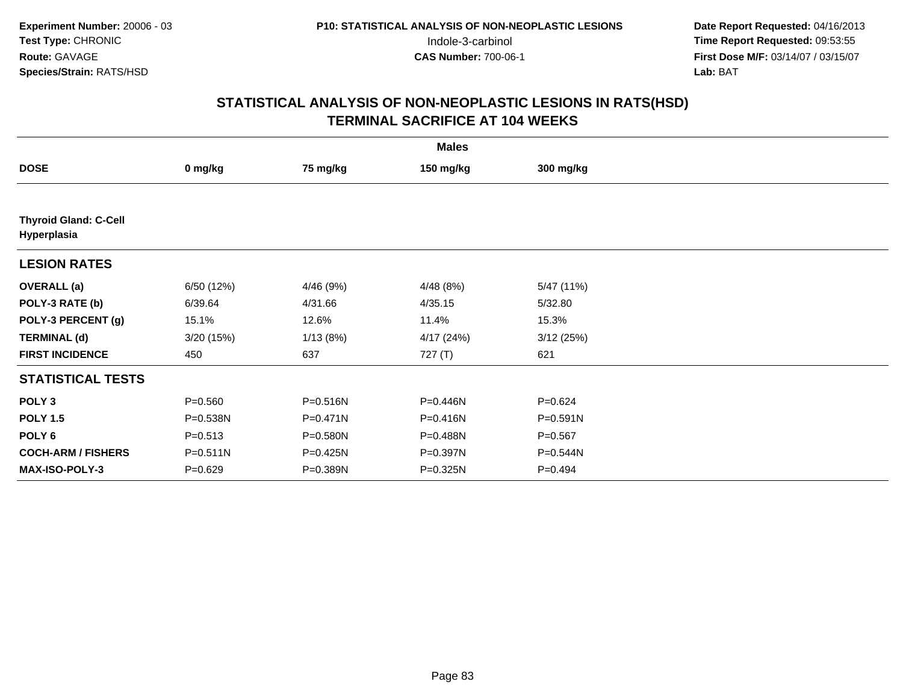**Experiment Number:** 20006 - 03
**Test Type:** CHRONIC
**Route:** GAVAGE
**Species/Strain:** RATS/HSD

**P10: STATISTICAL ANALYSIS OF NON-NEOPLASTIC LESIONS**
Indole-3-carbinol
**CAS Number:** 700-06-1

**Date Report Requested:** 04/16/2013
**Time Report Requested:** 09:53:55
**First Dose M/F:** 03/14/07 / 03/15/07
**Lab:** BAT

## STATISTICAL ANALYSIS OF NON-NEOPLASTIC LESIONS IN RATS(HSD)
## TERMINAL SACRIFICE AT 104 WEEKS

| | Males | | | |
|---|---|---|---|---|
| **DOSE** | **0 mg/kg** | **75 mg/kg** | **150 mg/kg** | **300 mg/kg** |
| **Thyroid Gland: C-Cell Hyperplasia** | | | | |
| **LESION RATES** | | | | |
| **OVERALL (a)** | 6/50 (12%) | 4/46 (9%) | 4/48 (8%) | 5/47 (11%) |
| **POLY-3 RATE (b)** | 6/39.64 | 4/31.66 | 4/35.15 | 5/32.80 |
| **POLY-3 PERCENT (g)** | 15.1% | 12.6% | 11.4% | 15.3% |
| **TERMINAL (d)** | 3/20 (15%) | 1/13 (8%) | 4/17 (24%) | 3/12 (25%) |
| **FIRST INCIDENCE** | 450 | 637 | 727 (T) | 621 |
| **STATISTICAL TESTS** | | | | |
| **POLY 3** | P=0.560 | P=0.516N | P=0.446N | P=0.624 |
| **POLY 1.5** | P=0.538N | P=0.471N | P=0.416N | P=0.591N |
| **POLY 6** | P=0.513 | P=0.580N | P=0.488N | P=0.567 |
| **COCH-ARM / FISHERS** | P=0.511N | P=0.425N | P=0.397N | P=0.544N |
| **MAX-ISO-POLY-3** | P=0.629 | P=0.389N | P=0.325N | P=0.494 |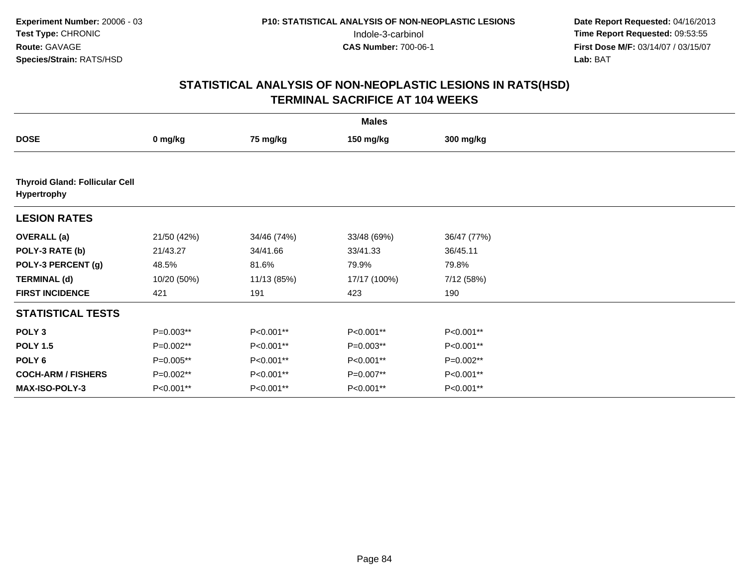**Experiment Number:** 20006 - 03
**Test Type:** CHRONIC
**Route:** GAVAGE
**Species/Strain:** RATS/HSD

**P10: STATISTICAL ANALYSIS OF NON-NEOPLASTIC LESIONS**
Indole-3-carbinol
**CAS Number:** 700-06-1

**Date Report Requested:** 04/16/2013
**Time Report Requested:** 09:53:55
**First Dose M/F:** 03/14/07 / 03/15/07
**Lab:** BAT

## STATISTICAL ANALYSIS OF NON-NEOPLASTIC LESIONS IN RATS(HSD)
## TERMINAL SACRIFICE AT 104 WEEKS

| | Males | | | |
|---|---|---|---|---|
| **DOSE** | **0 mg/kg** | **75 mg/kg** | **150 mg/kg** | **300 mg/kg** |
| **Thyroid Gland: Follicular Cell Hypertrophy** | | | | |
| **LESION RATES** | | | | |
| **OVERALL (a)** | 21/50 (42%) | 34/46 (74%) | 33/48 (69%) | 36/47 (77%) |
| **POLY-3 RATE (b)** | 21/43.27 | 34/41.66 | 33/41.33 | 36/45.11 |
| **POLY-3 PERCENT (g)** | 48.5% | 81.6% | 79.9% | 79.8% |
| **TERMINAL (d)** | 10/20 (50%) | 11/13 (85%) | 17/17 (100%) | 7/12 (58%) |
| **FIRST INCIDENCE** | 421 | 191 | 423 | 190 |
| **STATISTICAL TESTS** | | | | |
| **POLY 3** | P=0.003** | P<0.001** | P<0.001** | P<0.001** |
| **POLY 1.5** | P=0.002** | P<0.001** | P=0.003** | P<0.001** |
| **POLY 6** | P=0.005** | P<0.001** | P<0.001** | P=0.002** |
| **COCH-ARM / FISHERS** | P=0.002** | P<0.001** | P=0.007** | P<0.001** |
| **MAX-ISO-POLY-3** | P<0.001** | P<0.001** | P<0.001** | P<0.001** |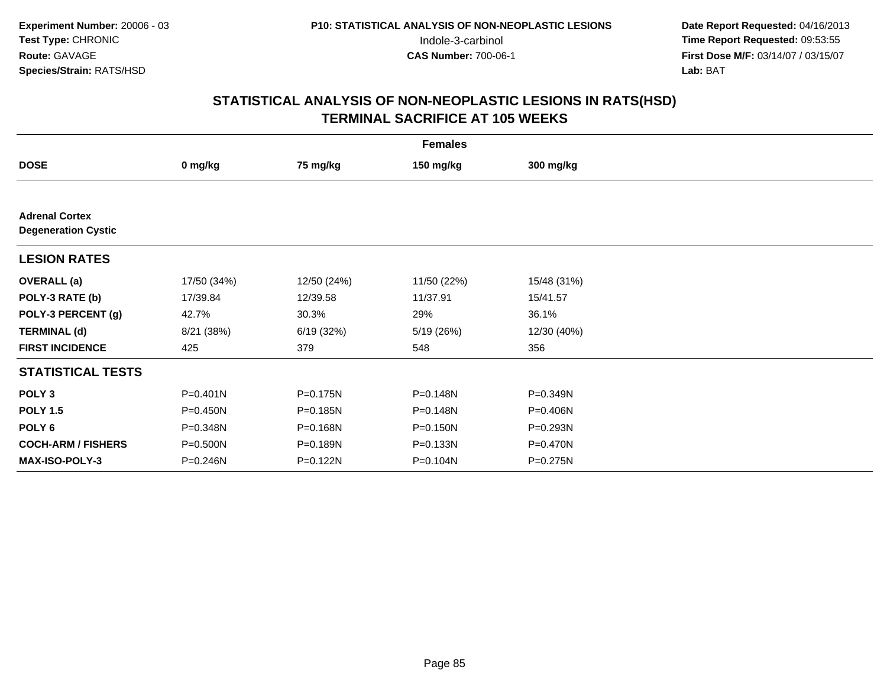**Experiment Number:** 20006 - 03
**Test Type:** CHRONIC
**Route:** GAVAGE
**Species/Strain:** RATS/HSD

P10: STATISTICAL ANALYSIS OF NON-NEOPLASTIC LESIONS
Indole-3-carbinol
**CAS Number:** 700-06-1

**Date Report Requested:** 04/16/2013
**Time Report Requested:** 09:53:55
**First Dose M/F:** 03/14/07 / 03/15/07
**Lab:** BAT

## STATISTICAL ANALYSIS OF NON-NEOPLASTIC LESIONS IN RATS(HSD)
## TERMINAL SACRIFICE AT 105 WEEKS

| Females | | | | |
|---|---|---|---|---|
| **DOSE** | **0 mg/kg** | **75 mg/kg** | **150 mg/kg** | **300 mg/kg** |
| **Adrenal Cortex** | | | | |
| **Degeneration Cystic** | | | | |
| **LESION RATES** | | | | |
| **OVERALL (a)** | 17/50 (34%) | 12/50 (24%) | 11/50 (22%) | 15/48 (31%) |
| **POLY-3 RATE (b)** | 17/39.84 | 12/39.58 | 11/37.91 | 15/41.57 |
| **POLY-3 PERCENT (g)** | 42.7% | 30.3% | 29% | 36.1% |
| **TERMINAL (d)** | 8/21 (38%) | 6/19 (32%) | 5/19 (26%) | 12/30 (40%) |
| **FIRST INCIDENCE** | 425 | 379 | 548 | 356 |
| **STATISTICAL TESTS** | | | | |
| **POLY 3** | P=0.401N | P=0.175N | P=0.148N | P=0.349N |
| **POLY 1.5** | P=0.450N | P=0.185N | P=0.148N | P=0.406N |
| **POLY 6** | P=0.348N | P=0.168N | P=0.150N | P=0.293N |
| **COCH-ARM / FISHERS** | P=0.500N | P=0.189N | P=0.133N | P=0.470N |
| **MAX-ISO-POLY-3** | P=0.246N | P=0.122N | P=0.104N | P=0.275N |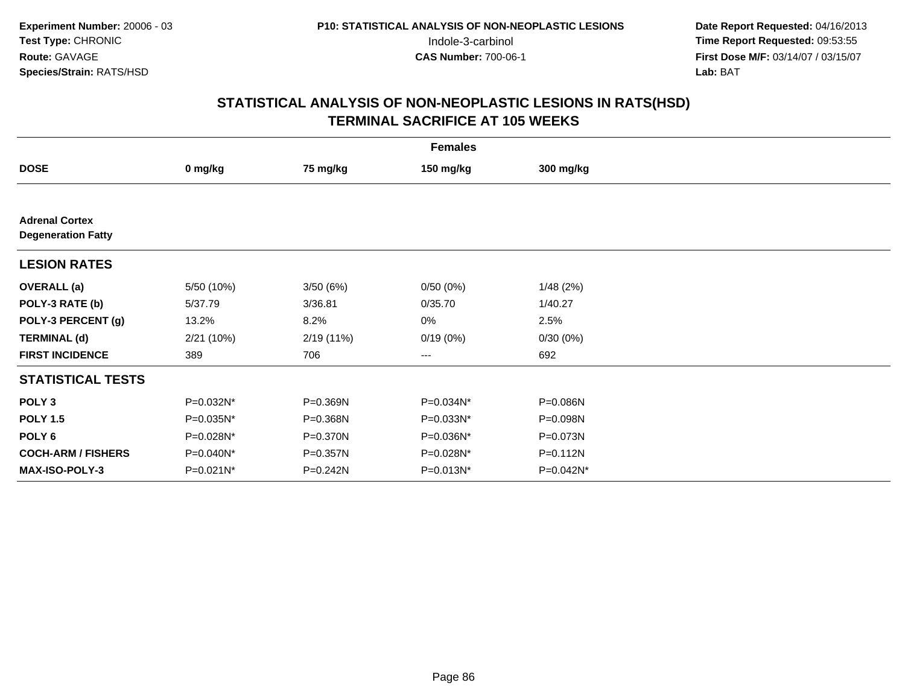**Experiment Number:** 20006 - 03
**Test Type:** CHRONIC
**Route:** GAVAGE
**Species/Strain:** RATS/HSD

**P10: STATISTICAL ANALYSIS OF NON-NEOPLASTIC LESIONS**
Indole-3-carbinol
**CAS Number:** 700-06-1

**Date Report Requested:** 04/16/2013
**Time Report Requested:** 09:53:55
**First Dose M/F:** 03/14/07 / 03/15/07
**Lab:** BAT

# STATISTICAL ANALYSIS OF NON-NEOPLASTIC LESIONS IN RATS(HSD)
# TERMINAL SACRIFICE AT 105 WEEKS

| Females | | | | |
|---|---|---|---|---|
| **DOSE** | **0 mg/kg** | **75 mg/kg** | **150 mg/kg** | **300 mg/kg** |
| **Adrenal Cortex** **Degeneration Fatty** | | | | |
| **LESION RATES** | | | | |
| **OVERALL (a)** | 5/50 (10%) | 3/50 (6%) | 0/50 (0%) | 1/48 (2%) |
| **POLY-3 RATE (b)** | 5/37.79 | 3/36.81 | 0/35.70 | 1/40.27 |
| **POLY-3 PERCENT (g)** | 13.2% | 8.2% | 0% | 2.5% |
| **TERMINAL (d)** | 2/21 (10%) | 2/19 (11%) | 0/19 (0%) | 0/30 (0%) |
| **FIRST INCIDENCE** | 389 | 706 | --- | 692 |
| **STATISTICAL TESTS** | | | | |
| **POLY 3** | P=0.032N* | P=0.369N | P=0.034N* | P=0.086N |
| **POLY 1.5** | P=0.035N* | P=0.368N | P=0.033N* | P=0.098N |
| **POLY 6** | P=0.028N* | P=0.370N | P=0.036N* | P=0.073N |
| **COCH-ARM / FISHERS** | P=0.040N* | P=0.357N | P=0.028N* | P=0.112N |
| **MAX-ISO-POLY-3** | P=0.021N* | P=0.242N | P=0.013N* | P=0.042N* |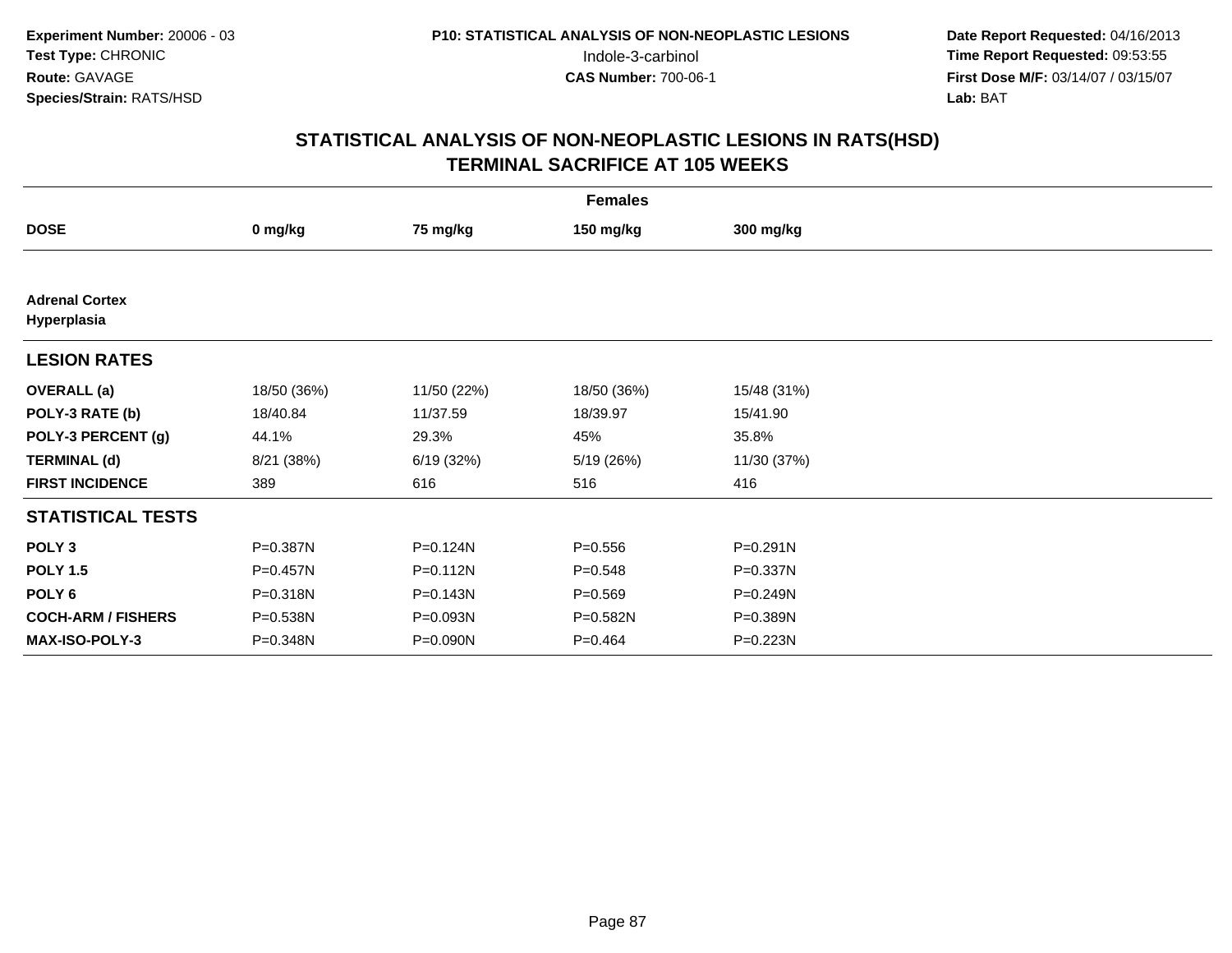**Experiment Number:** 20006 - 03
**Test Type:** CHRONIC
**Route:** GAVAGE
**Species/Strain:** RATS/HSD

**P10: STATISTICAL ANALYSIS OF NON-NEOPLASTIC LESIONS**
Indole-3-carbinol
**CAS Number:** 700-06-1

**Date Report Requested:** 04/16/2013
**Time Report Requested:** 09:53:55
**First Dose M/F:** 03/14/07 / 03/15/07
**Lab:** BAT

## STATISTICAL ANALYSIS OF NON-NEOPLASTIC LESIONS IN RATS(HSD)
## TERMINAL SACRIFICE AT 105 WEEKS

| | Females | | | |
|---|---|---|---|---|
| **DOSE** | **0 mg/kg** | **75 mg/kg** | **150 mg/kg** | **300 mg/kg** |
| **Adrenal Cortex** | | | | |
| **Hyperplasia** | | | | |
| **LESION RATES** | | | | |
| **OVERALL (a)** | 18/50 (36%) | 11/50 (22%) | 18/50 (36%) | 15/48 (31%) |
| **POLY-3 RATE (b)** | 18/40.84 | 11/37.59 | 18/39.97 | 15/41.90 |
| **POLY-3 PERCENT (g)** | 44.1% | 29.3% | 45% | 35.8% |
| **TERMINAL (d)** | 8/21 (38%) | 6/19 (32%) | 5/19 (26%) | 11/30 (37%) |
| **FIRST INCIDENCE** | 389 | 616 | 516 | 416 |
| **STATISTICAL TESTS** | | | | |
| **POLY 3** | P=0.387N | P=0.124N | P=0.556 | P=0.291N |
| **POLY 1.5** | P=0.457N | P=0.112N | P=0.548 | P=0.337N |
| **POLY 6** | P=0.318N | P=0.143N | P=0.569 | P=0.249N |
| **COCH-ARM / FISHERS** | P=0.538N | P=0.093N | P=0.582N | P=0.389N |
| **MAX-ISO-POLY-3** | P=0.348N | P=0.090N | P=0.464 | P=0.223N |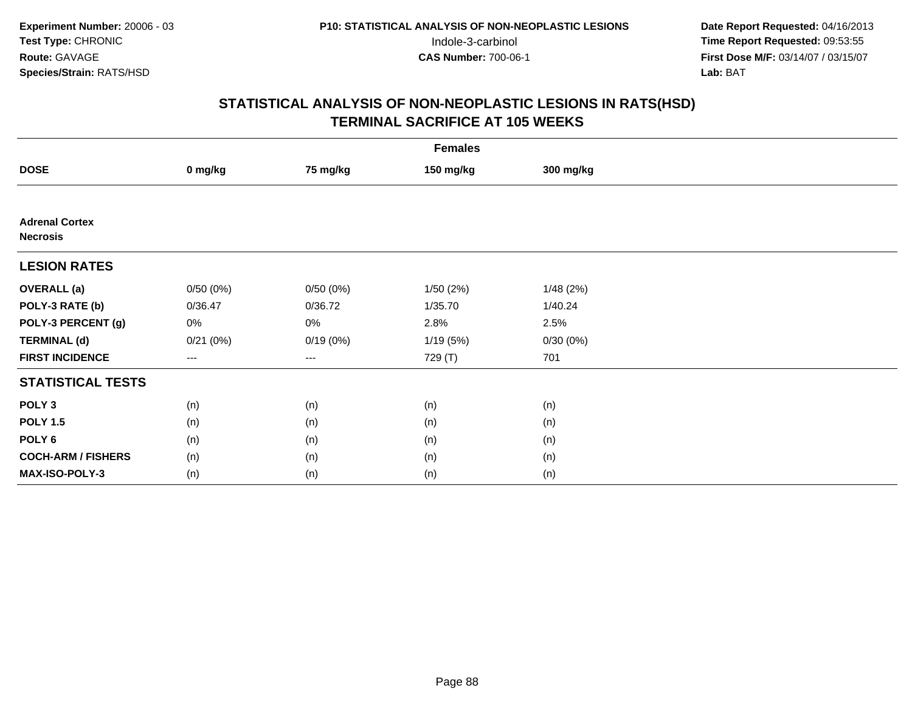**Experiment Number:** 20006 - 03
**Test Type:** CHRONIC
**Route:** GAVAGE
**Species/Strain:** RATS/HSD

**P10: STATISTICAL ANALYSIS OF NON-NEOPLASTIC LESIONS**
Indole-3-carbinol
**CAS Number:** 700-06-1

**Date Report Requested:** 04/16/2013
**Time Report Requested:** 09:53:55
**First Dose M/F:** 03/14/07 / 03/15/07
**Lab:** BAT

## STATISTICAL ANALYSIS OF NON-NEOPLASTIC LESIONS IN RATS(HSD)
## TERMINAL SACRIFICE AT 105 WEEKS

| | Females | | | |
|---|---|---|---|---|
| **DOSE** | **0 mg/kg** | **75 mg/kg** | **150 mg/kg** | **300 mg/kg** |
| **Adrenal Cortex** | | | | |
| **Necrosis** | | | | |
| **LESION RATES** | | | | |
| **OVERALL (a)** | 0/50 (0%) | 0/50 (0%) | 1/50 (2%) | 1/48 (2%) |
| **POLY-3 RATE (b)** | 0/36.47 | 0/36.72 | 1/35.70 | 1/40.24 |
| **POLY-3 PERCENT (g)** | 0% | 0% | 2.8% | 2.5% |
| **TERMINAL (d)** | 0/21 (0%) | 0/19 (0%) | 1/19 (5%) | 0/30 (0%) |
| **FIRST INCIDENCE** | --- | --- | 729 (T) | 701 |
| **STATISTICAL TESTS** | | | | |
| **POLY 3** | (n) | (n) | (n) | (n) |
| **POLY 1.5** | (n) | (n) | (n) | (n) |
| **POLY 6** | (n) | (n) | (n) | (n) |
| **COCH-ARM / FISHERS** | (n) | (n) | (n) | (n) |
| **MAX-ISO-POLY-3** | (n) | (n) | (n) | (n) |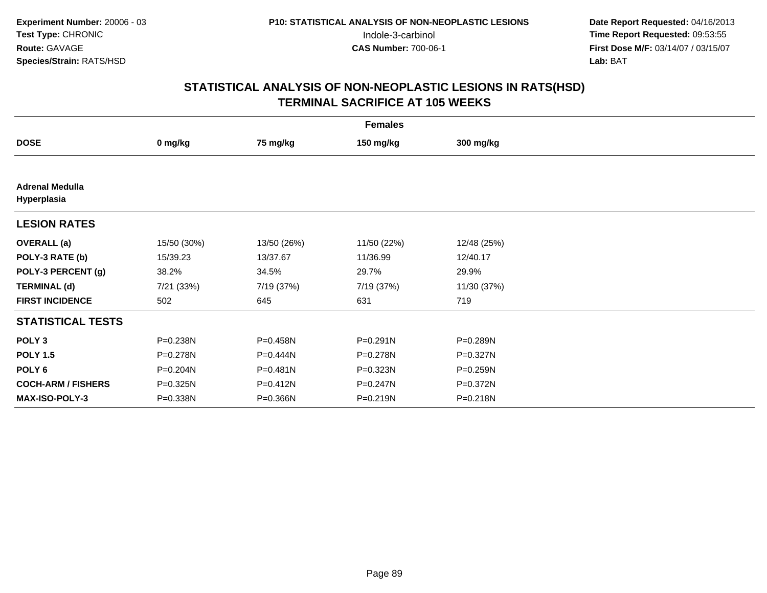**Experiment Number:** 20006 - 03
**Test Type:** CHRONIC
**Route:** GAVAGE
**Species/Strain:** RATS/HSD

**P10: STATISTICAL ANALYSIS OF NON-NEOPLASTIC LESIONS**
Indole-3-carbinol
**CAS Number:** 700-06-1

**Date Report Requested:** 04/16/2013
**Time Report Requested:** 09:53:55
**First Dose M/F:** 03/14/07 / 03/15/07
**Lab:** BAT

# STATISTICAL ANALYSIS OF NON-NEOPLASTIC LESIONS IN RATS(HSD)
## TERMINAL SACRIFICE AT 105 WEEKS

| | Females | | | |
|---|---|---|---|---|
| **DOSE** | **0 mg/kg** | **75 mg/kg** | **150 mg/kg** | **300 mg/kg** |
| **Adrenal Medulla Hyperplasia** | | | | |
| **LESION RATES** | | | | |
| **OVERALL (a)** | 15/50 (30%) | 13/50 (26%) | 11/50 (22%) | 12/48 (25%) |
| **POLY-3 RATE (b)** | 15/39.23 | 13/37.67 | 11/36.99 | 12/40.17 |
| **POLY-3 PERCENT (g)** | 38.2% | 34.5% | 29.7% | 29.9% |
| **TERMINAL (d)** | 7/21 (33%) | 7/19 (37%) | 7/19 (37%) | 11/30 (37%) |
| **FIRST INCIDENCE** | 502 | 645 | 631 | 719 |
| **STATISTICAL TESTS** | | | | |
| **POLY 3** | P=0.238N | P=0.458N | P=0.291N | P=0.289N |
| **POLY 1.5** | P=0.278N | P=0.444N | P=0.278N | P=0.327N |
| **POLY 6** | P=0.204N | P=0.481N | P=0.323N | P=0.259N |
| **COCH-ARM / FISHERS** | P=0.325N | P=0.412N | P=0.247N | P=0.372N |
| **MAX-ISO-POLY-3** | P=0.338N | P=0.366N | P=0.219N | P=0.218N |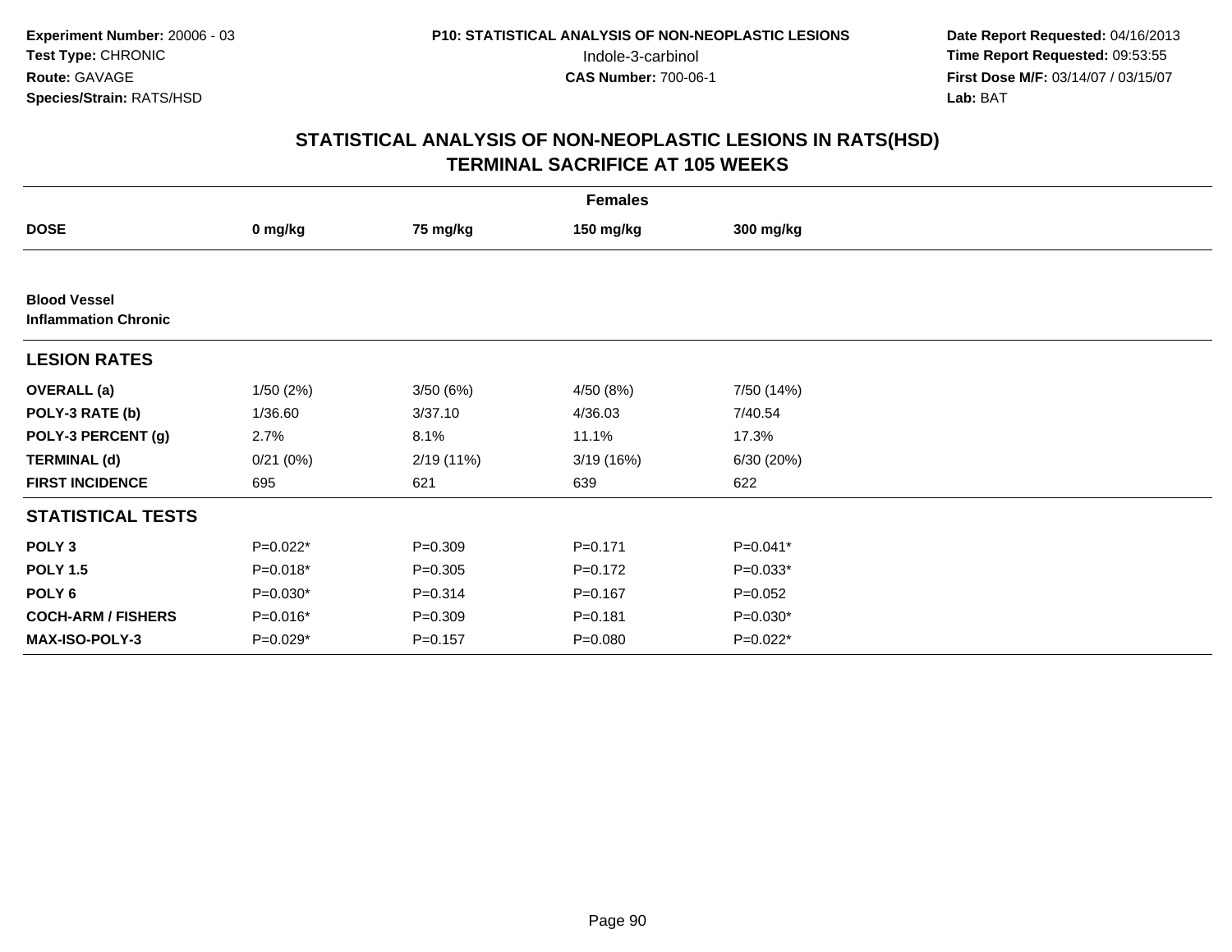**Experiment Number:** 20006 - 03
**Test Type:** CHRONIC
**Route:** GAVAGE
**Species/Strain:** RATS/HSD

**P10: STATISTICAL ANALYSIS OF NON-NEOPLASTIC LESIONS**
Indole-3-carbinol
**CAS Number:** 700-06-1

**Date Report Requested:** 04/16/2013
**Time Report Requested:** 09:53:55
**First Dose M/F:** 03/14/07 / 03/15/07
**Lab:** BAT

# STATISTICAL ANALYSIS OF NON-NEOPLASTIC LESIONS IN RATS(HSD)
## TERMINAL SACRIFICE AT 105 WEEKS

| | Females | | | |
|---|---|---|---|---|
| **DOSE** | **0 mg/kg** | **75 mg/kg** | **150 mg/kg** | **300 mg/kg** |
| **Blood Vessel** | | | | |
| **Inflammation Chronic** | | | | |
| **LESION RATES** | | | | |
| **OVERALL (a)** | 1/50 (2%) | 3/50 (6%) | 4/50 (8%) | 7/50 (14%) |
| **POLY-3 RATE (b)** | 1/36.60 | 3/37.10 | 4/36.03 | 7/40.54 |
| **POLY-3 PERCENT (g)** | 2.7% | 8.1% | 11.1% | 17.3% |
| **TERMINAL (d)** | 0/21 (0%) | 2/19 (11%) | 3/19 (16%) | 6/30 (20%) |
| **FIRST INCIDENCE** | 695 | 621 | 639 | 622 |
| **STATISTICAL TESTS** | | | | |
| **POLY 3** | P=0.022* | P=0.309 | P=0.171 | P=0.041* |
| **POLY 1.5** | P=0.018* | P=0.305 | P=0.172 | P=0.033* |
| **POLY 6** | P=0.030* | P=0.314 | P=0.167 | P=0.052 |
| **COCH-ARM / FISHERS** | P=0.016* | P=0.309 | P=0.181 | P=0.030* |
| **MAX-ISO-POLY-3** | P=0.029* | P=0.157 | P=0.080 | P=0.022* |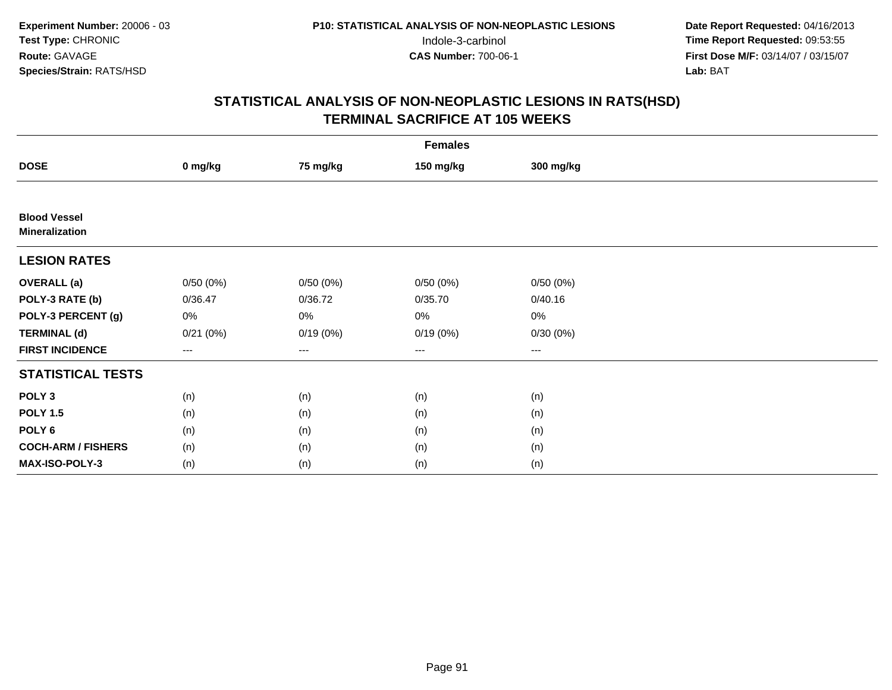**Experiment Number:** 20006 - 03
**Test Type:** CHRONIC
**Route:** GAVAGE
**Species/Strain:** RATS/HSD

**P10: STATISTICAL ANALYSIS OF NON-NEOPLASTIC LESIONS**
Indole-3-carbinol
**CAS Number:** 700-06-1

**Date Report Requested:** 04/16/2013
**Time Report Requested:** 09:53:55
**First Dose M/F:** 03/14/07 / 03/15/07
**Lab:** BAT

## STATISTICAL ANALYSIS OF NON-NEOPLASTIC LESIONS IN RATS(HSD)
## TERMINAL SACRIFICE AT 105 WEEKS

| | Females | | | |
|---|---|---|---|---|
| **DOSE** | **0 mg/kg** | **75 mg/kg** | **150 mg/kg** | **300 mg/kg** |
| **Blood Vessel** | | | | |
| **Mineralization** | | | | |
| **LESION RATES** | | | | |
| **OVERALL (a)** | 0/50 (0%) | 0/50 (0%) | 0/50 (0%) | 0/50 (0%) |
| **POLY-3 RATE (b)** | 0/36.47 | 0/36.72 | 0/35.70 | 0/40.16 |
| **POLY-3 PERCENT (g)** | 0% | 0% | 0% | 0% |
| **TERMINAL (d)** | 0/21 (0%) | 0/19 (0%) | 0/19 (0%) | 0/30 (0%) |
| **FIRST INCIDENCE** | --- | --- | --- | --- |
| **STATISTICAL TESTS** | | | | |
| **POLY 3** | (n) | (n) | (n) | (n) |
| **POLY 1.5** | (n) | (n) | (n) | (n) |
| **POLY 6** | (n) | (n) | (n) | (n) |
| **COCH-ARM / FISHERS** | (n) | (n) | (n) | (n) |
| **MAX-ISO-POLY-3** | (n) | (n) | (n) | (n) |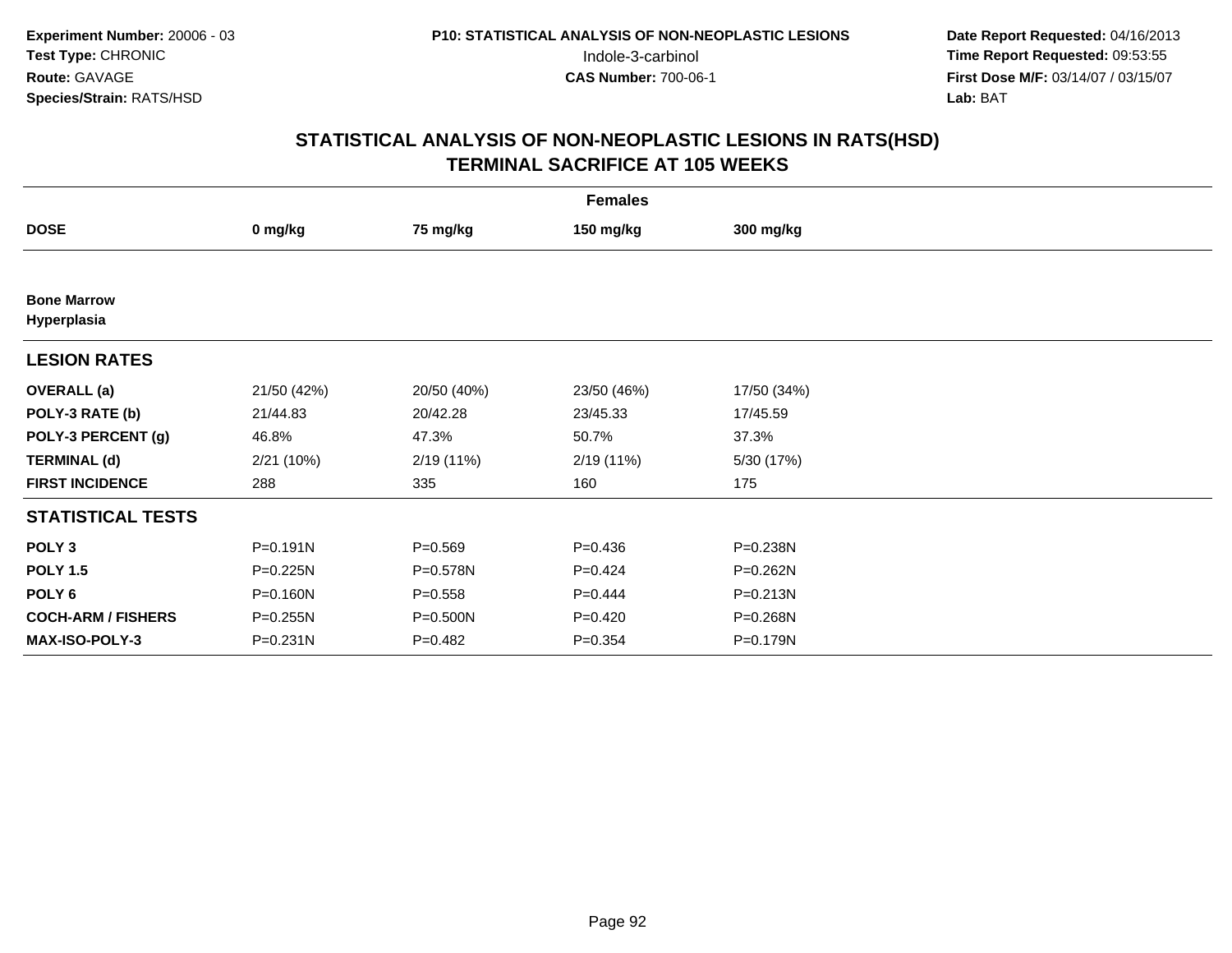**Experiment Number:** 20006 - 03
**Test Type:** CHRONIC
**Route:** GAVAGE
**Species/Strain:** RATS/HSD

**P10: STATISTICAL ANALYSIS OF NON-NEOPLASTIC LESIONS**
Indole-3-carbinol
**CAS Number:** 700-06-1

**Date Report Requested:** 04/16/2013
**Time Report Requested:** 09:53:55
**First Dose M/F:** 03/14/07 / 03/15/07
**Lab:** BAT

## STATISTICAL ANALYSIS OF NON-NEOPLASTIC LESIONS IN RATS(HSD)
## TERMINAL SACRIFICE AT 105 WEEKS

| Females | | | | |
|---|---|---|---|---|
| **DOSE** | **0 mg/kg** | **75 mg/kg** | **150 mg/kg** | **300 mg/kg** |
| **Bone Marrow** | | | | |
| **Hyperplasia** | | | | |
| **LESION RATES** | | | | |
| **OVERALL (a)** | 21/50 (42%) | 20/50 (40%) | 23/50 (46%) | 17/50 (34%) |
| **POLY-3 RATE (b)** | 21/44.83 | 20/42.28 | 23/45.33 | 17/45.59 |
| **POLY-3 PERCENT (g)** | 46.8% | 47.3% | 50.7% | 37.3% |
| **TERMINAL (d)** | 2/21 (10%) | 2/19 (11%) | 2/19 (11%) | 5/30 (17%) |
| **FIRST INCIDENCE** | 288 | 335 | 160 | 175 |
| **STATISTICAL TESTS** | | | | |
| **POLY 3** | P=0.191N | P=0.569 | P=0.436 | P=0.238N |
| **POLY 1.5** | P=0.225N | P=0.578N | P=0.424 | P=0.262N |
| **POLY 6** | P=0.160N | P=0.558 | P=0.444 | P=0.213N |
| **COCH-ARM / FISHERS** | P=0.255N | P=0.500N | P=0.420 | P=0.268N |
| **MAX-ISO-POLY-3** | P=0.231N | P=0.482 | P=0.354 | P=0.179N |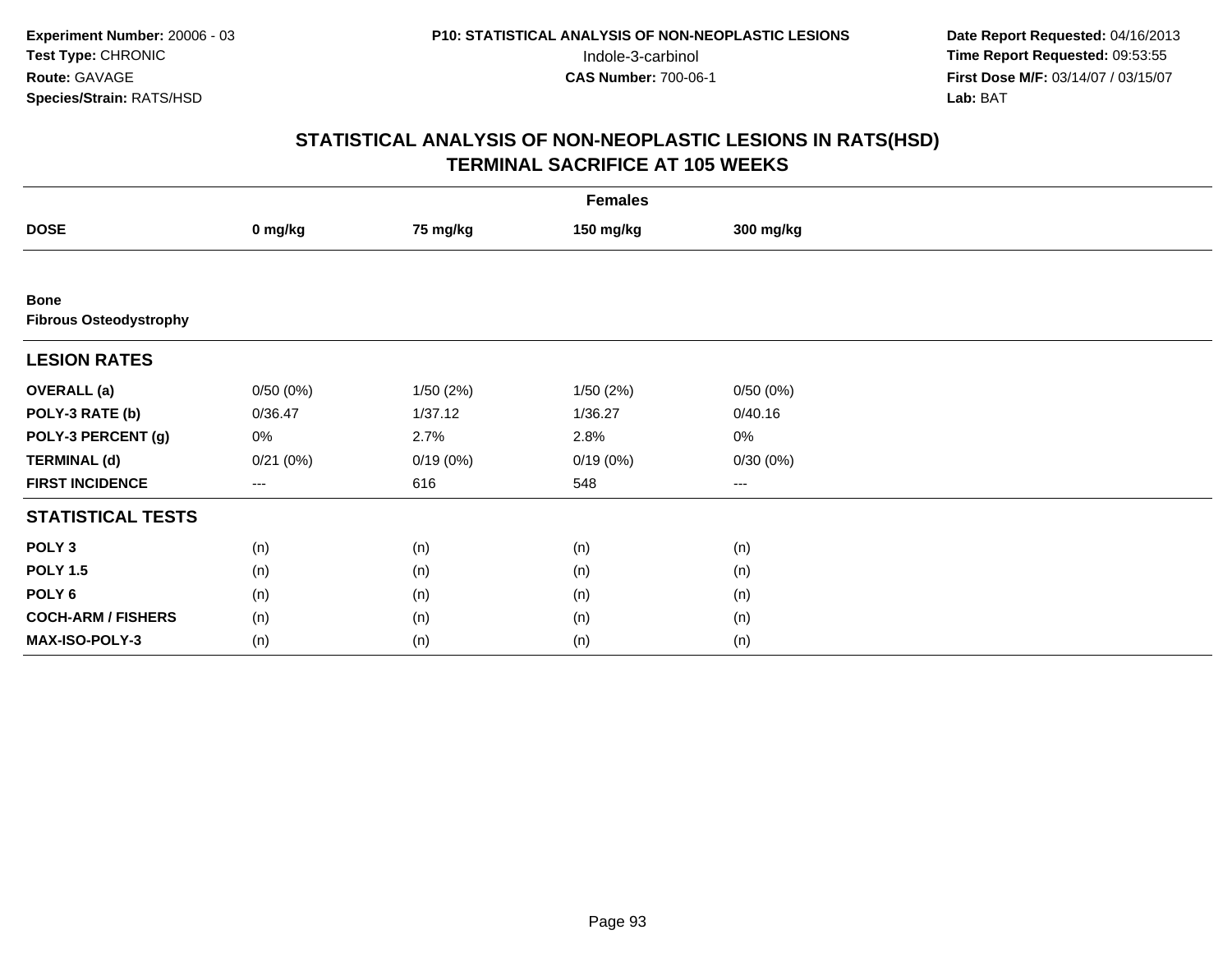Experiment Number: 20006 - 03
Test Type: CHRONIC
Route: GAVAGE
Species/Strain: RATS/HSD

P10: STATISTICAL ANALYSIS OF NON-NEOPLASTIC LESIONS
Indole-3-carbinol
CAS Number: 700-06-1

Date Report Requested: 04/16/2013
Time Report Requested: 09:53:55
First Dose M/F: 03/14/07 / 03/15/07
Lab: BAT

## STATISTICAL ANALYSIS OF NON-NEOPLASTIC LESIONS IN RATS(HSD)
## TERMINAL SACRIFICE AT 105 WEEKS

| | Females | | | |
|---|---|---|---|---|
| **DOSE** | **0 mg/kg** | **75 mg/kg** | **150 mg/kg** | **300 mg/kg** |
| **Bone** | | | | |
| **Fibrous Osteodystrophy** | | | | |
| **LESION RATES** | | | | |
| **OVERALL (a)** | 0/50 (0%) | 1/50 (2%) | 1/50 (2%) | 0/50 (0%) |
| **POLY-3 RATE (b)** | 0/36.47 | 1/37.12 | 1/36.27 | 0/40.16 |
| **POLY-3 PERCENT (g)** | 0% | 2.7% | 2.8% | 0% |
| **TERMINAL (d)** | 0/21 (0%) | 0/19 (0%) | 0/19 (0%) | 0/30 (0%) |
| **FIRST INCIDENCE** | --- | 616 | 548 | --- |
| **STATISTICAL TESTS** | | | | |
| **POLY 3** | (n) | (n) | (n) | (n) |
| **POLY 1.5** | (n) | (n) | (n) | (n) |
| **POLY 6** | (n) | (n) | (n) | (n) |
| **COCH-ARM / FISHERS** | (n) | (n) | (n) | (n) |
| **MAX-ISO-POLY-3** | (n) | (n) | (n) | (n) |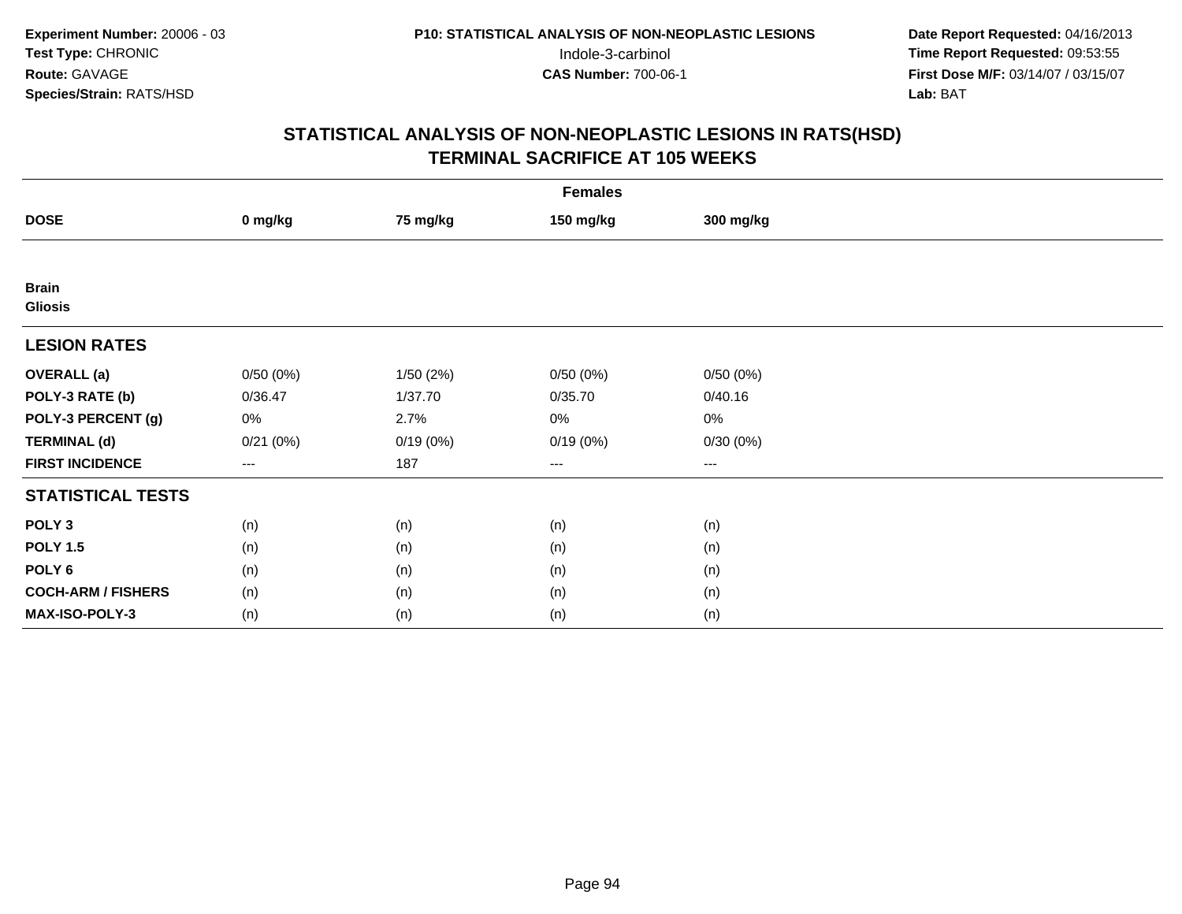**Experiment Number:** 20006 - 03
**Test Type:** CHRONIC
**Route:** GAVAGE
**Species/Strain:** RATS/HSD

**P10: STATISTICAL ANALYSIS OF NON-NEOPLASTIC LESIONS**
Indole-3-carbinol
**CAS Number:** 700-06-1

**Date Report Requested:** 04/16/2013
**Time Report Requested:** 09:53:55
**First Dose M/F:** 03/14/07 / 03/15/07
**Lab:** BAT

## STATISTICAL ANALYSIS OF NON-NEOPLASTIC LESIONS IN RATS(HSD)
## TERMINAL SACRIFICE AT 105 WEEKS

| Females | | | | |
|---|---|---|---|---|
| **DOSE** | **0 mg/kg** | **75 mg/kg** | **150 mg/kg** | **300 mg/kg** |
| **Brain** | | | | |
| **Gliosis** | | | | |
| **LESION RATES** | | | | |
| **OVERALL (a)** | 0/50 (0%) | 1/50 (2%) | 0/50 (0%) | 0/50 (0%) |
| **POLY-3 RATE (b)** | 0/36.47 | 1/37.70 | 0/35.70 | 0/40.16 |
| **POLY-3 PERCENT (g)** | 0% | 2.7% | 0% | 0% |
| **TERMINAL (d)** | 0/21 (0%) | 0/19 (0%) | 0/19 (0%) | 0/30 (0%) |
| **FIRST INCIDENCE** | --- | 187 | --- | --- |
| **STATISTICAL TESTS** | | | | |
| **POLY 3** | (n) | (n) | (n) | (n) |
| **POLY 1.5** | (n) | (n) | (n) | (n) |
| **POLY 6** | (n) | (n) | (n) | (n) |
| **COCH-ARM / FISHERS** | (n) | (n) | (n) | (n) |
| **MAX-ISO-POLY-3** | (n) | (n) | (n) | (n) |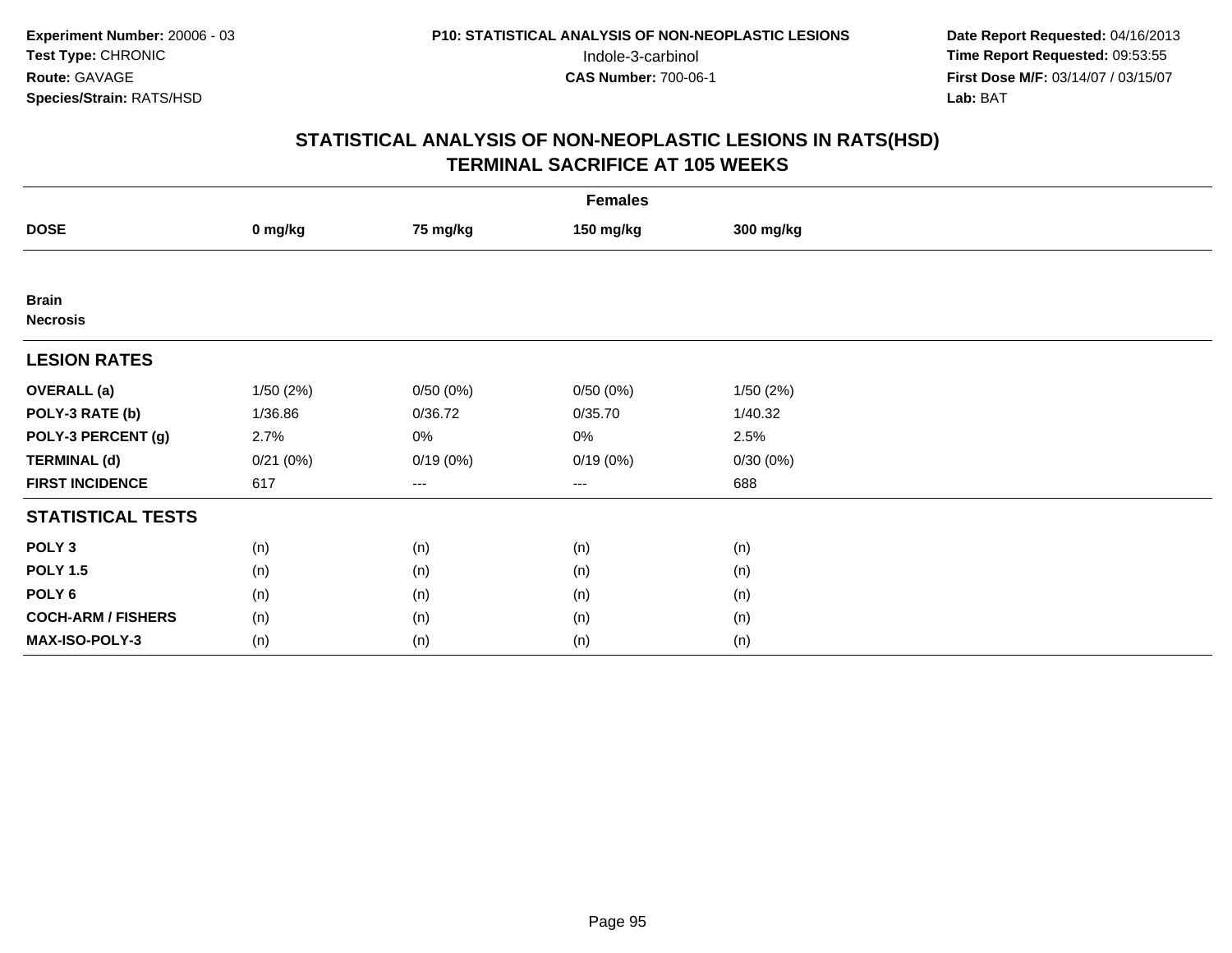Experiment Number: 20006 - 03
Test Type: CHRONIC
Route: GAVAGE
Species/Strain: RATS/HSD

P10: STATISTICAL ANALYSIS OF NON-NEOPLASTIC LESIONS
Indole-3-carbinol
CAS Number: 700-06-1

Date Report Requested: 04/16/2013
Time Report Requested: 09:53:55
First Dose M/F: 03/14/07 / 03/15/07
Lab: BAT

# STATISTICAL ANALYSIS OF NON-NEOPLASTIC LESIONS IN RATS(HSD)
## TERMINAL SACRIFICE AT 105 WEEKS

| Females | | | | |
|---|---|---|---|---|
| **DOSE** | **0 mg/kg** | **75 mg/kg** | **150 mg/kg** | **300 mg/kg** |
| **Brain** | | | | |
| **Necrosis** | | | | |
| **LESION RATES** | | | | |
| **OVERALL (a)** | 1/50 (2%) | 0/50 (0%) | 0/50 (0%) | 1/50 (2%) |
| **POLY-3 RATE (b)** | 1/36.86 | 0/36.72 | 0/35.70 | 1/40.32 |
| **POLY-3 PERCENT (g)** | 2.7% | 0% | 0% | 2.5% |
| **TERMINAL (d)** | 0/21 (0%) | 0/19 (0%) | 0/19 (0%) | 0/30 (0%) |
| **FIRST INCIDENCE** | 617 | --- | --- | 688 |
| **STATISTICAL TESTS** | | | | |
| **POLY 3** | (n) | (n) | (n) | (n) |
| **POLY 1.5** | (n) | (n) | (n) | (n) |
| **POLY 6** | (n) | (n) | (n) | (n) |
| **COCH-ARM / FISHERS** | (n) | (n) | (n) | (n) |
| **MAX-ISO-POLY-3** | (n) | (n) | (n) | (n) |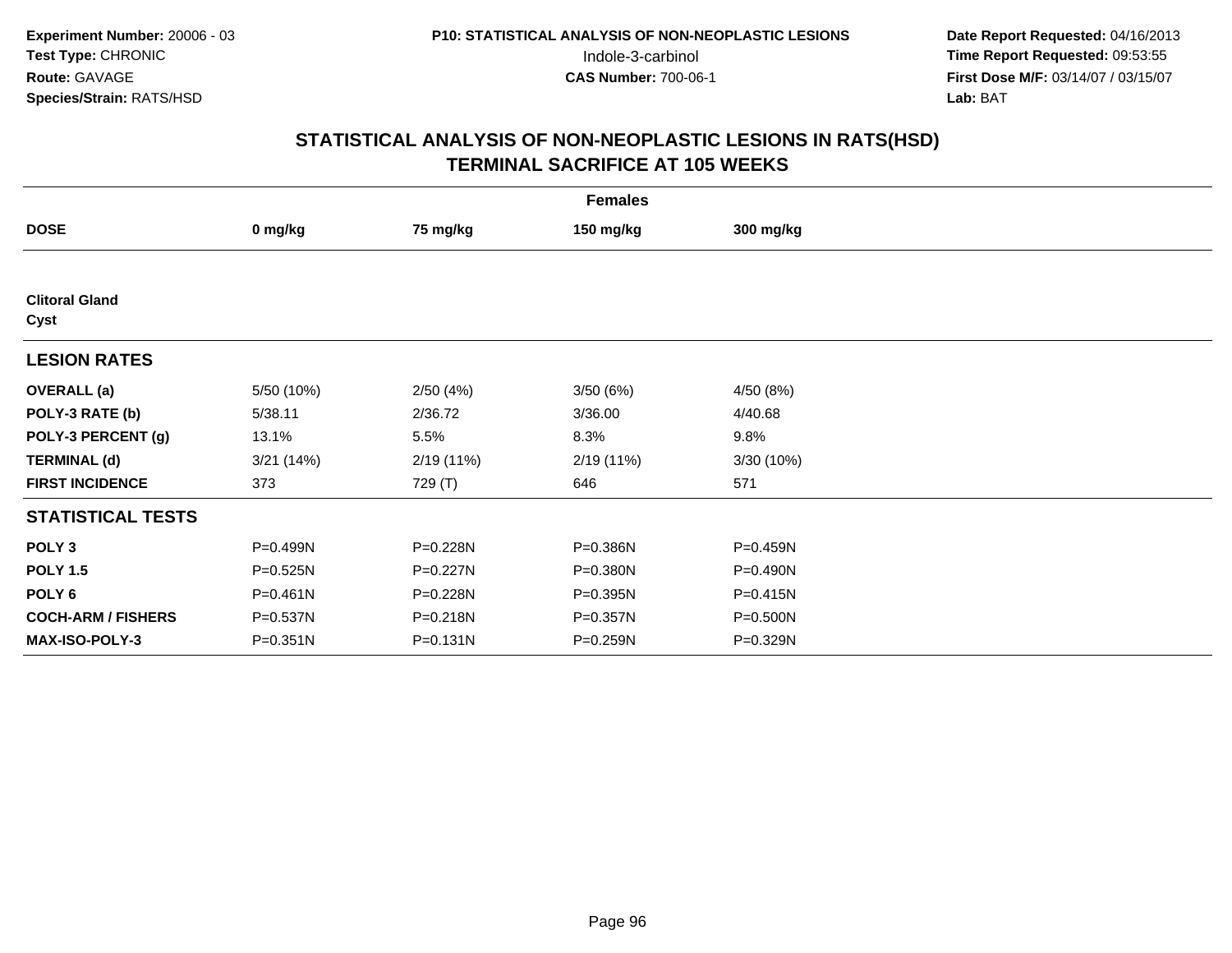**Experiment Number:** 20006 - 03
**Test Type:** CHRONIC
**Route:** GAVAGE
**Species/Strain:** RATS/HSD

**P10: STATISTICAL ANALYSIS OF NON-NEOPLASTIC LESIONS**
Indole-3-carbinol
**CAS Number:** 700-06-1

**Date Report Requested:** 04/16/2013
**Time Report Requested:** 09:53:55
**First Dose M/F:** 03/14/07 / 03/15/07
**Lab:** BAT

## STATISTICAL ANALYSIS OF NON-NEOPLASTIC LESIONS IN RATS(HSD)
## TERMINAL SACRIFICE AT 105 WEEKS

| Females | | | | |
|---|---|---|---|---|
| **DOSE** | **0 mg/kg** | **75 mg/kg** | **150 mg/kg** | **300 mg/kg** |
| **Clitoral Gland** | | | | |
| **Cyst** | | | | |
| **LESION RATES** | | | | |
| **OVERALL (a)** | 5/50 (10%) | 2/50 (4%) | 3/50 (6%) | 4/50 (8%) |
| **POLY-3 RATE (b)** | 5/38.11 | 2/36.72 | 3/36.00 | 4/40.68 |
| **POLY-3 PERCENT (g)** | 13.1% | 5.5% | 8.3% | 9.8% |
| **TERMINAL (d)** | 3/21 (14%) | 2/19 (11%) | 2/19 (11%) | 3/30 (10%) |
| **FIRST INCIDENCE** | 373 | 729 (T) | 646 | 571 |
| **STATISTICAL TESTS** | | | | |
| **POLY 3** | P=0.499N | P=0.228N | P=0.386N | P=0.459N |
| **POLY 1.5** | P=0.525N | P=0.227N | P=0.380N | P=0.490N |
| **POLY 6** | P=0.461N | P=0.228N | P=0.395N | P=0.415N |
| **COCH-ARM / FISHERS** | P=0.537N | P=0.218N | P=0.357N | P=0.500N |
| **MAX-ISO-POLY-3** | P=0.351N | P=0.131N | P=0.259N | P=0.329N |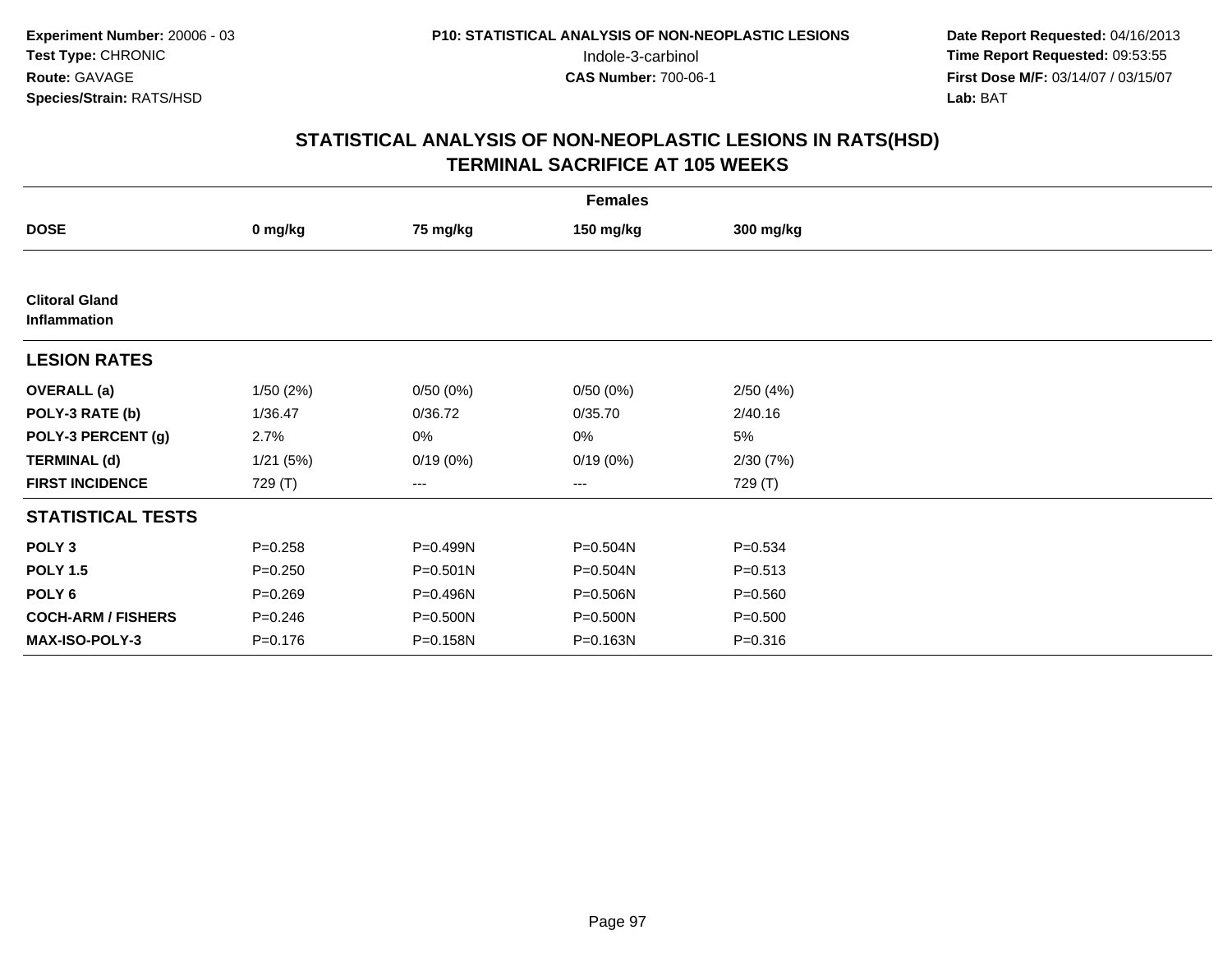Experiment Number: 20006 - 03
Test Type: CHRONIC
Route: GAVAGE
Species/Strain: RATS/HSD

P10: STATISTICAL ANALYSIS OF NON-NEOPLASTIC LESIONS
Indole-3-carbinol
CAS Number: 700-06-1

Date Report Requested: 04/16/2013
Time Report Requested: 09:53:55
First Dose M/F: 03/14/07 / 03/15/07
Lab: BAT

## STATISTICAL ANALYSIS OF NON-NEOPLASTIC LESIONS IN RATS(HSD)
## TERMINAL SACRIFICE AT 105 WEEKS

| | Females | | | |
|---|---|---|---|---|
| **DOSE** | **0 mg/kg** | **75 mg/kg** | **150 mg/kg** | **300 mg/kg** |
| **Clitoral Gland** | | | | |
| **Inflammation** | | | | |
| **LESION RATES** | | | | |
| **OVERALL (a)** | 1/50 (2%) | 0/50 (0%) | 0/50 (0%) | 2/50 (4%) |
| **POLY-3 RATE (b)** | 1/36.47 | 0/36.72 | 0/35.70 | 2/40.16 |
| **POLY-3 PERCENT (g)** | 2.7% | 0% | 0% | 5% |
| **TERMINAL (d)** | 1/21 (5%) | 0/19 (0%) | 0/19 (0%) | 2/30 (7%) |
| **FIRST INCIDENCE** | 729 (T) | --- | --- | 729 (T) |
| **STATISTICAL TESTS** | | | | |
| **POLY 3** | P=0.258 | P=0.499N | P=0.504N | P=0.534 |
| **POLY 1.5** | P=0.250 | P=0.501N | P=0.504N | P=0.513 |
| **POLY 6** | P=0.269 | P=0.496N | P=0.506N | P=0.560 |
| **COCH-ARM / FISHERS** | P=0.246 | P=0.500N | P=0.500N | P=0.500 |
| **MAX-ISO-POLY-3** | P=0.176 | P=0.158N | P=0.163N | P=0.316 |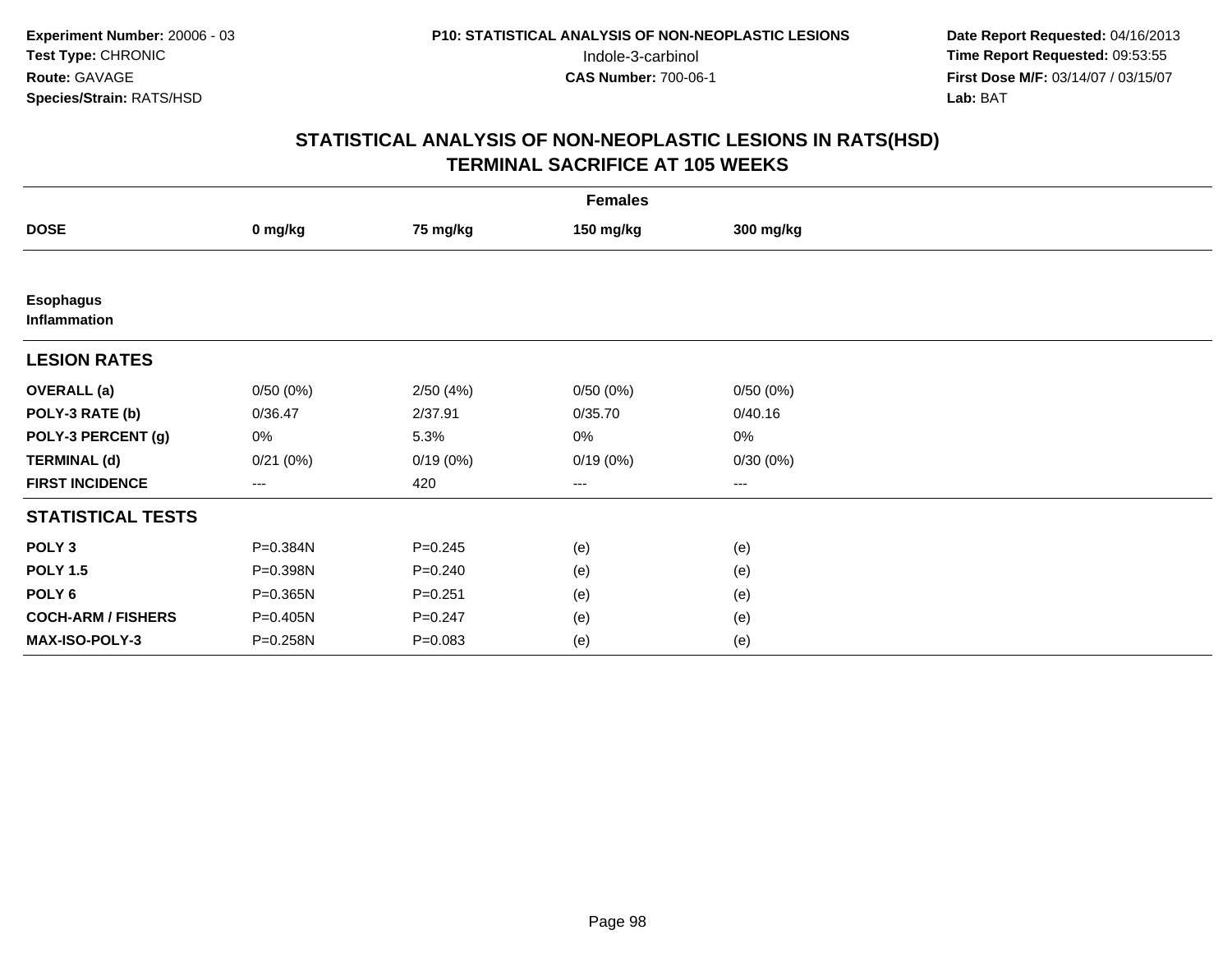**Experiment Number:** 20006 - 03
**Test Type:** CHRONIC
**Route:** GAVAGE
**Species/Strain:** RATS/HSD

**P10: STATISTICAL ANALYSIS OF NON-NEOPLASTIC LESIONS**
Indole-3-carbinol
**CAS Number:** 700-06-1

**Date Report Requested:** 04/16/2013
**Time Report Requested:** 09:53:55
**First Dose M/F:** 03/14/07 / 03/15/07
**Lab:** BAT

## STATISTICAL ANALYSIS OF NON-NEOPLASTIC LESIONS IN RATS(HSD)
## TERMINAL SACRIFICE AT 105 WEEKS

| | Females | | | |
|---|---|---|---|---|
| **DOSE** | **0 mg/kg** | **75 mg/kg** | **150 mg/kg** | **300 mg/kg** |
| **Esophagus** | | | | |
| **Inflammation** | | | | |
| **LESION RATES** | | | | |
| **OVERALL (a)** | 0/50 (0%) | 2/50 (4%) | 0/50 (0%) | 0/50 (0%) |
| **POLY-3 RATE (b)** | 0/36.47 | 2/37.91 | 0/35.70 | 0/40.16 |
| **POLY-3 PERCENT (g)** | 0% | 5.3% | 0% | 0% |
| **TERMINAL (d)** | 0/21 (0%) | 0/19 (0%) | 0/19 (0%) | 0/30 (0%) |
| **FIRST INCIDENCE** | --- | 420 | --- | --- |
| **STATISTICAL TESTS** | | | | |
| **POLY 3** | P=0.384N | P=0.245 | (e) | (e) |
| **POLY 1.5** | P=0.398N | P=0.240 | (e) | (e) |
| **POLY 6** | P=0.365N | P=0.251 | (e) | (e) |
| **COCH-ARM / FISHERS** | P=0.405N | P=0.247 | (e) | (e) |
| **MAX-ISO-POLY-3** | P=0.258N | P=0.083 | (e) | (e) |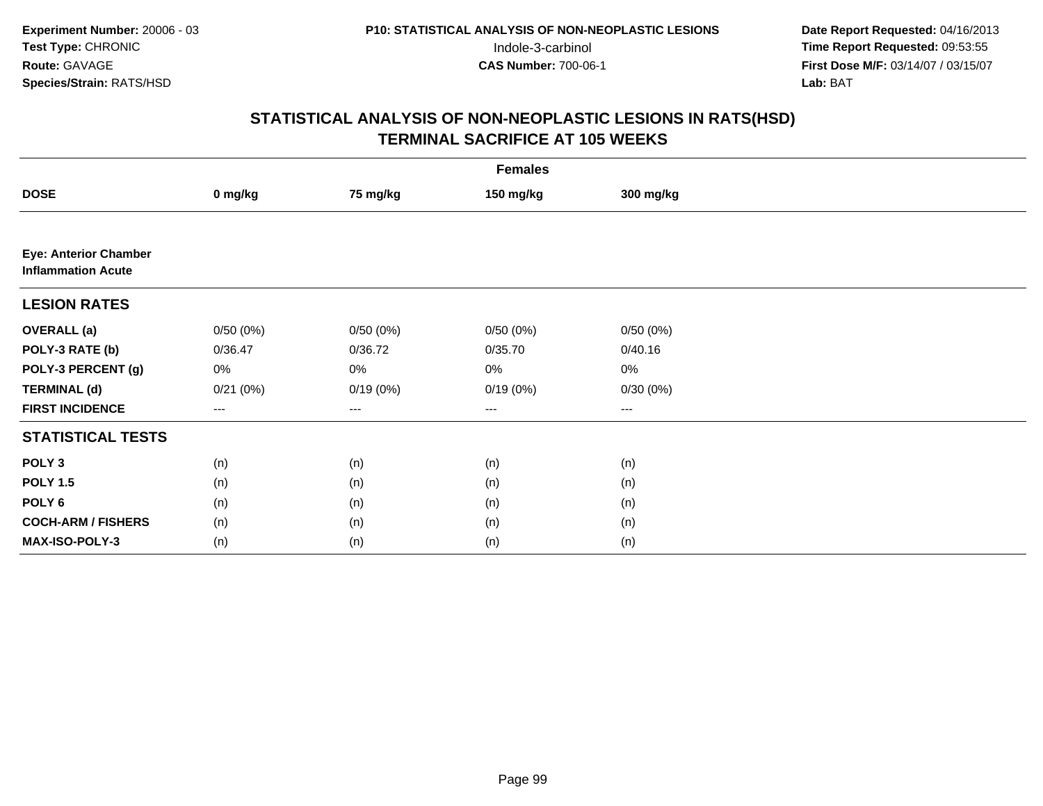**Experiment Number:** 20006 - 03
**Test Type:** CHRONIC
**Route:** GAVAGE
**Species/Strain:** RATS/HSD

**P10: STATISTICAL ANALYSIS OF NON-NEOPLASTIC LESIONS**
Indole-3-carbinol
**CAS Number:** 700-06-1

**Date Report Requested:** 04/16/2013
**Time Report Requested:** 09:53:55
**First Dose M/F:** 03/14/07 / 03/15/07
**Lab:** BAT

## STATISTICAL ANALYSIS OF NON-NEOPLASTIC LESIONS IN RATS(HSD)
## TERMINAL SACRIFICE AT 105 WEEKS

| | Females | | | |
|---|---|---|---|---|
| **DOSE** | **0 mg/kg** | **75 mg/kg** | **150 mg/kg** | **300 mg/kg** |
| **Eye: Anterior Chamber Inflammation Acute** | | | | |
| **LESION RATES** | | | | |
| **OVERALL (a)** | 0/50 (0%) | 0/50 (0%) | 0/50 (0%) | 0/50 (0%) |
| **POLY-3 RATE (b)** | 0/36.47 | 0/36.72 | 0/35.70 | 0/40.16 |
| **POLY-3 PERCENT (g)** | 0% | 0% | 0% | 0% |
| **TERMINAL (d)** | 0/21 (0%) | 0/19 (0%) | 0/19 (0%) | 0/30 (0%) |
| **FIRST INCIDENCE** | --- | --- | --- | --- |
| **STATISTICAL TESTS** | | | | |
| **POLY 3** | (n) | (n) | (n) | (n) |
| **POLY 1.5** | (n) | (n) | (n) | (n) |
| **POLY 6** | (n) | (n) | (n) | (n) |
| **COCH-ARM / FISHERS** | (n) | (n) | (n) | (n) |
| **MAX-ISO-POLY-3** | (n) | (n) | (n) | (n) |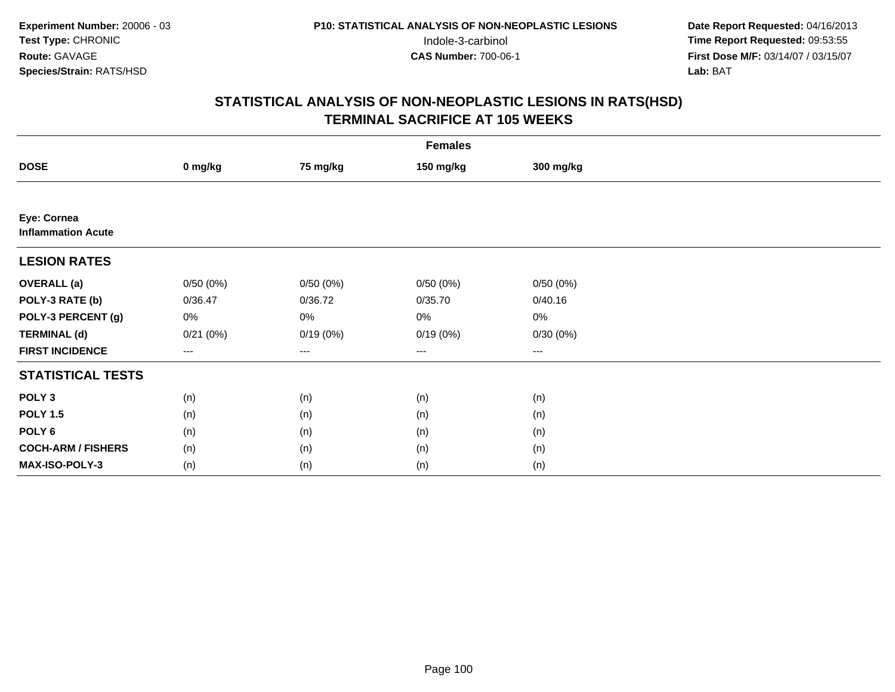**Experiment Number:** 20006 - 03
**Test Type:** CHRONIC
**Route:** GAVAGE
**Species/Strain:** RATS/HSD

**P10: STATISTICAL ANALYSIS OF NON-NEOPLASTIC LESIONS**
Indole-3-carbinol
**CAS Number:** 700-06-1

**Date Report Requested:** 04/16/2013
**Time Report Requested:** 09:53:55
**First Dose M/F:** 03/14/07 / 03/15/07
**Lab:** BAT

## STATISTICAL ANALYSIS OF NON-NEOPLASTIC LESIONS IN RATS(HSD)
## TERMINAL SACRIFICE AT 105 WEEKS

| | Females | | | |
|---|---|---|---|---|
| **DOSE** | **0 mg/kg** | **75 mg/kg** | **150 mg/kg** | **300 mg/kg** |
| **Eye: Cornea** | | | | |
| **Inflammation Acute** | | | | |
| **LESION RATES** | | | | |
| **OVERALL (a)** | 0/50 (0%) | 0/50 (0%) | 0/50 (0%) | 0/50 (0%) |
| **POLY-3 RATE (b)** | 0/36.47 | 0/36.72 | 0/35.70 | 0/40.16 |
| **POLY-3 PERCENT (g)** | 0% | 0% | 0% | 0% |
| **TERMINAL (d)** | 0/21 (0%) | 0/19 (0%) | 0/19 (0%) | 0/30 (0%) |
| **FIRST INCIDENCE** | --- | --- | --- | --- |
| **STATISTICAL TESTS** | | | | |
| **POLY 3** | (n) | (n) | (n) | (n) |
| **POLY 1.5** | (n) | (n) | (n) | (n) |
| **POLY 6** | (n) | (n) | (n) | (n) |
| **COCH-ARM / FISHERS** | (n) | (n) | (n) | (n) |
| **MAX-ISO-POLY-3** | (n) | (n) | (n) | (n) |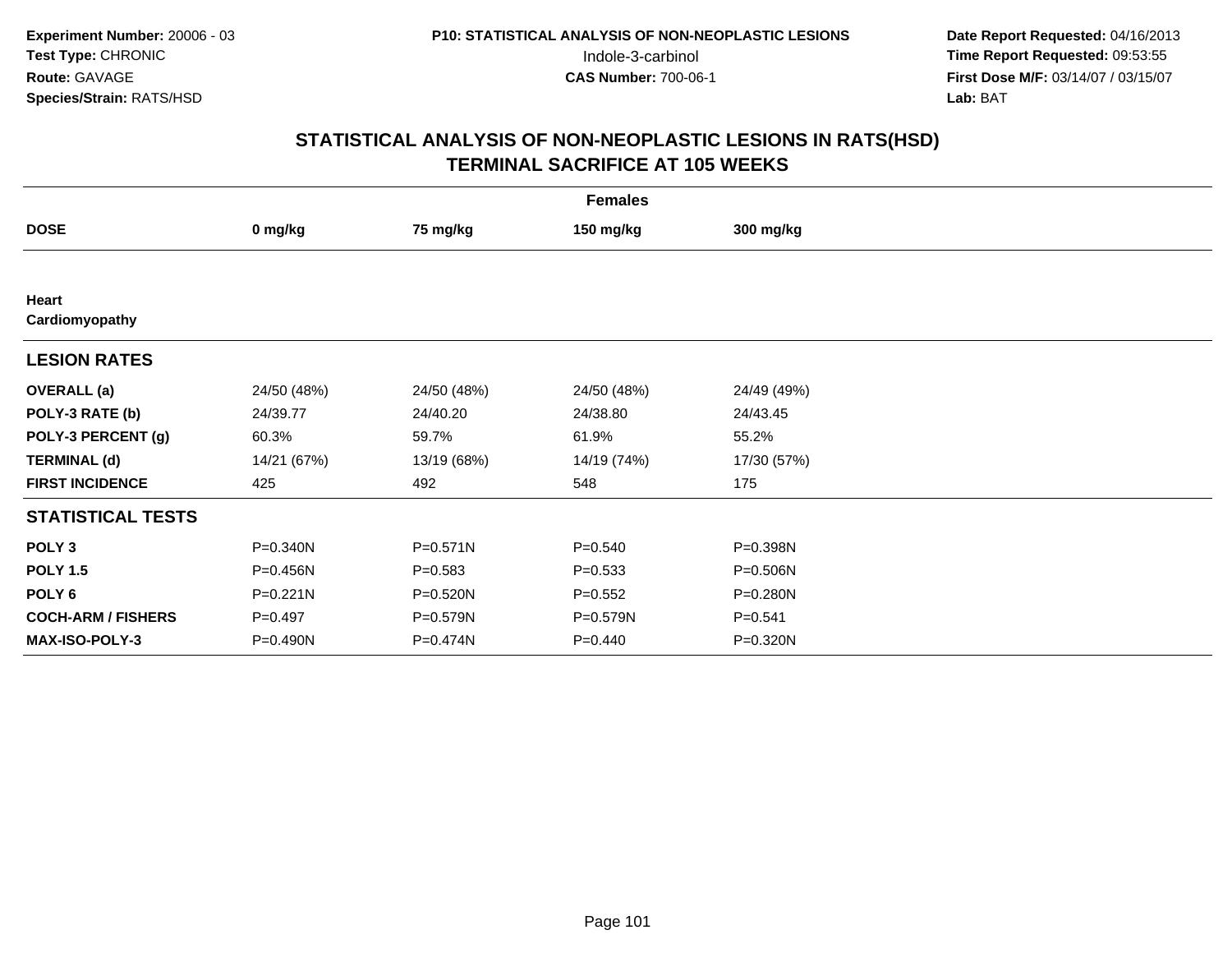**Experiment Number:** 20006 - 03
**Test Type:** CHRONIC
**Route:** GAVAGE
**Species/Strain:** RATS/HSD

**P10: STATISTICAL ANALYSIS OF NON-NEOPLASTIC LESIONS**
Indole-3-carbinol
**CAS Number:** 700-06-1

**Date Report Requested:** 04/16/2013
**Time Report Requested:** 09:53:55
**First Dose M/F:** 03/14/07 / 03/15/07
**Lab:** BAT

## STATISTICAL ANALYSIS OF NON-NEOPLASTIC LESIONS IN RATS(HSD)
## TERMINAL SACRIFICE AT 105 WEEKS

| | Females | | | |
|---|---|---|---|---|
| **DOSE** | **0 mg/kg** | **75 mg/kg** | **150 mg/kg** | **300 mg/kg** |
| **Heart** | | | | |
| **Cardiomyopathy** | | | | |
| **LESION RATES** | | | | |
| **OVERALL (a)** | 24/50 (48%) | 24/50 (48%) | 24/50 (48%) | 24/49 (49%) |
| **POLY-3 RATE (b)** | 24/39.77 | 24/40.20 | 24/38.80 | 24/43.45 |
| **POLY-3 PERCENT (g)** | 60.3% | 59.7% | 61.9% | 55.2% |
| **TERMINAL (d)** | 14/21 (67%) | 13/19 (68%) | 14/19 (74%) | 17/30 (57%) |
| **FIRST INCIDENCE** | 425 | 492 | 548 | 175 |
| **STATISTICAL TESTS** | | | | |
| **POLY 3** | P=0.340N | P=0.571N | P=0.540 | P=0.398N |
| **POLY 1.5** | P=0.456N | P=0.583 | P=0.533 | P=0.506N |
| **POLY 6** | P=0.221N | P=0.520N | P=0.552 | P=0.280N |
| **COCH-ARM / FISHERS** | P=0.497 | P=0.579N | P=0.579N | P=0.541 |
| **MAX-ISO-POLY-3** | P=0.490N | P=0.474N | P=0.440 | P=0.320N |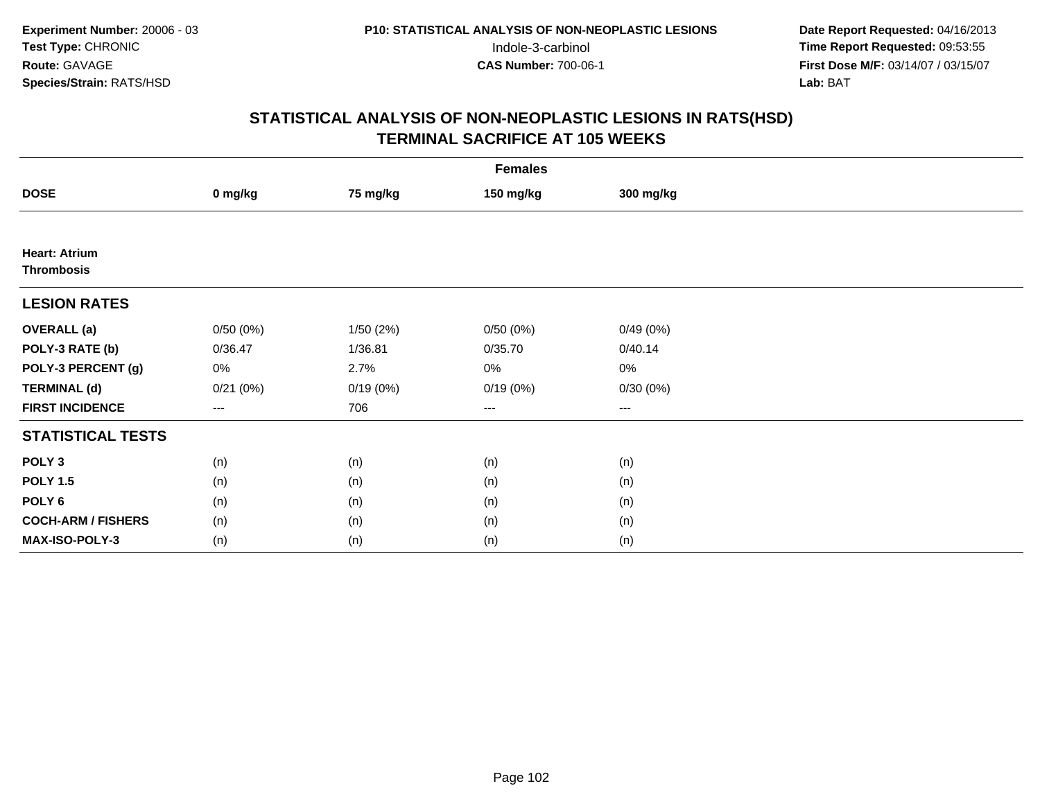**Experiment Number:** 20006 - 03
**Test Type:** CHRONIC
**Route:** GAVAGE
**Species/Strain:** RATS/HSD

**P10: STATISTICAL ANALYSIS OF NON-NEOPLASTIC LESIONS**
Indole-3-carbinol
**CAS Number:** 700-06-1

**Date Report Requested:** 04/16/2013
**Time Report Requested:** 09:53:55
**First Dose M/F:** 03/14/07 / 03/15/07
**Lab:** BAT

## STATISTICAL ANALYSIS OF NON-NEOPLASTIC LESIONS IN RATS(HSD)
## TERMINAL SACRIFICE AT 105 WEEKS

| | Females | | | |
|---|---|---|---|---|
| **DOSE** | **0 mg/kg** | **75 mg/kg** | **150 mg/kg** | **300 mg/kg** |
| **Heart: Atrium** | | | | |
| **Thrombosis** | | | | |
| **LESION RATES** | | | | |
| **OVERALL (a)** | 0/50 (0%) | 1/50 (2%) | 0/50 (0%) | 0/49 (0%) |
| **POLY-3 RATE (b)** | 0/36.47 | 1/36.81 | 0/35.70 | 0/40.14 |
| **POLY-3 PERCENT (g)** | 0% | 2.7% | 0% | 0% |
| **TERMINAL (d)** | 0/21 (0%) | 0/19 (0%) | 0/19 (0%) | 0/30 (0%) |
| **FIRST INCIDENCE** | --- | 706 | --- | --- |
| **STATISTICAL TESTS** | | | | |
| **POLY 3** | (n) | (n) | (n) | (n) |
| **POLY 1.5** | (n) | (n) | (n) | (n) |
| **POLY 6** | (n) | (n) | (n) | (n) |
| **COCH-ARM / FISHERS** | (n) | (n) | (n) | (n) |
| **MAX-ISO-POLY-3** | (n) | (n) | (n) | (n) |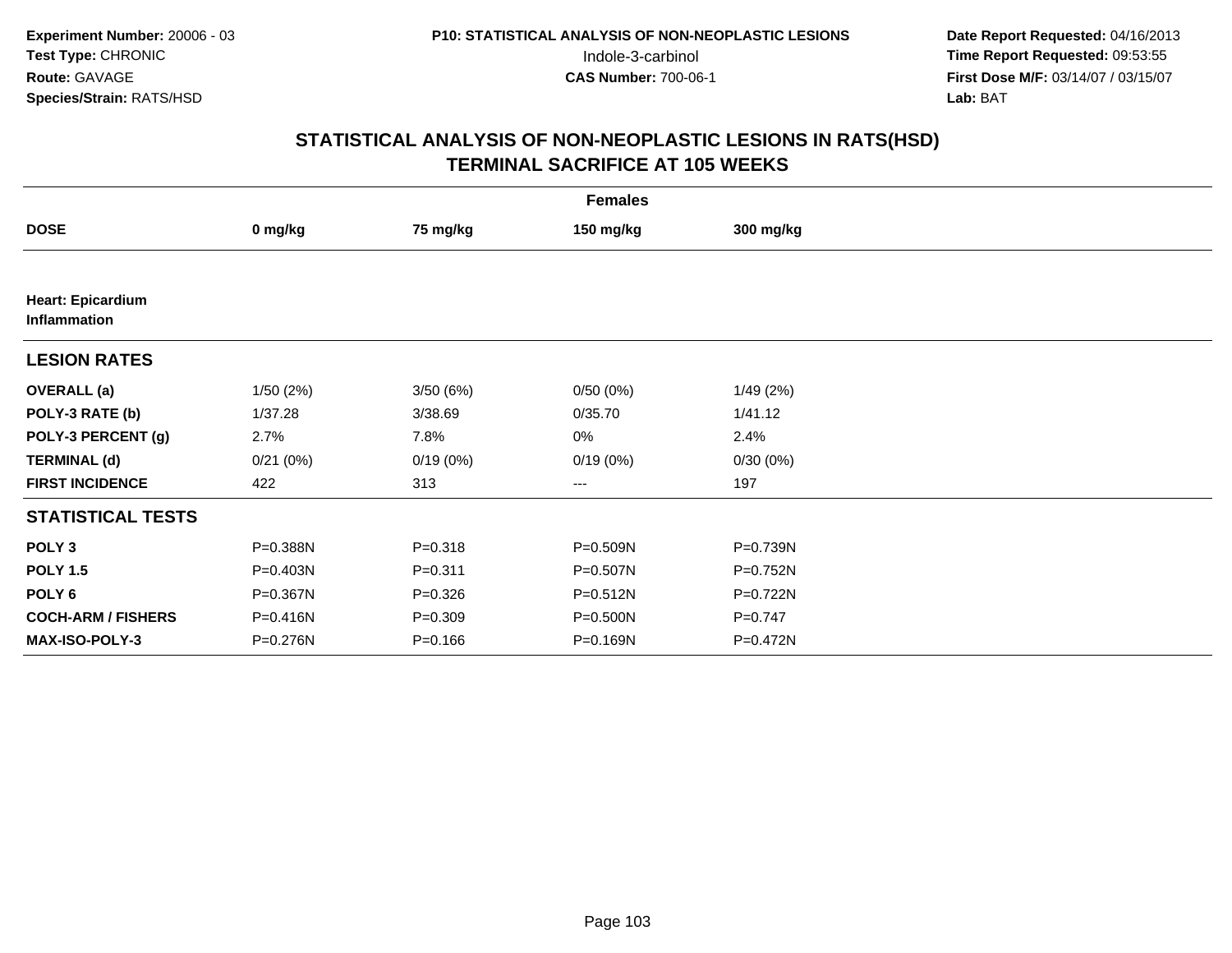**Experiment Number:** 20006 - 03
**Test Type:** CHRONIC
**Route:** GAVAGE
**Species/Strain:** RATS/HSD

**P10: STATISTICAL ANALYSIS OF NON-NEOPLASTIC LESIONS**
Indole-3-carbinol
**CAS Number:** 700-06-1

**Date Report Requested:** 04/16/2013
**Time Report Requested:** 09:53:55
**First Dose M/F:** 03/14/07 / 03/15/07
**Lab:** BAT

## STATISTICAL ANALYSIS OF NON-NEOPLASTIC LESIONS IN RATS(HSD)
## TERMINAL SACRIFICE AT 105 WEEKS

| | Females | | | |
|---|---|---|---|---|
| **DOSE** | **0 mg/kg** | **75 mg/kg** | **150 mg/kg** | **300 mg/kg** |
| **Heart: Epicardium Inflammation** | | | | |
| **LESION RATES** | | | | |
| **OVERALL (a)** | 1/50 (2%) | 3/50 (6%) | 0/50 (0%) | 1/49 (2%) |
| **POLY-3 RATE (b)** | 1/37.28 | 3/38.69 | 0/35.70 | 1/41.12 |
| **POLY-3 PERCENT (g)** | 2.7% | 7.8% | 0% | 2.4% |
| **TERMINAL (d)** | 0/21 (0%) | 0/19 (0%) | 0/19 (0%) | 0/30 (0%) |
| **FIRST INCIDENCE** | 422 | 313 | --- | 197 |
| **STATISTICAL TESTS** | | | | |
| **POLY 3** | P=0.388N | P=0.318 | P=0.509N | P=0.739N |
| **POLY 1.5** | P=0.403N | P=0.311 | P=0.507N | P=0.752N |
| **POLY 6** | P=0.367N | P=0.326 | P=0.512N | P=0.722N |
| **COCH-ARM / FISHERS** | P=0.416N | P=0.309 | P=0.500N | P=0.747 |
| **MAX-ISO-POLY-3** | P=0.276N | P=0.166 | P=0.169N | P=0.472N |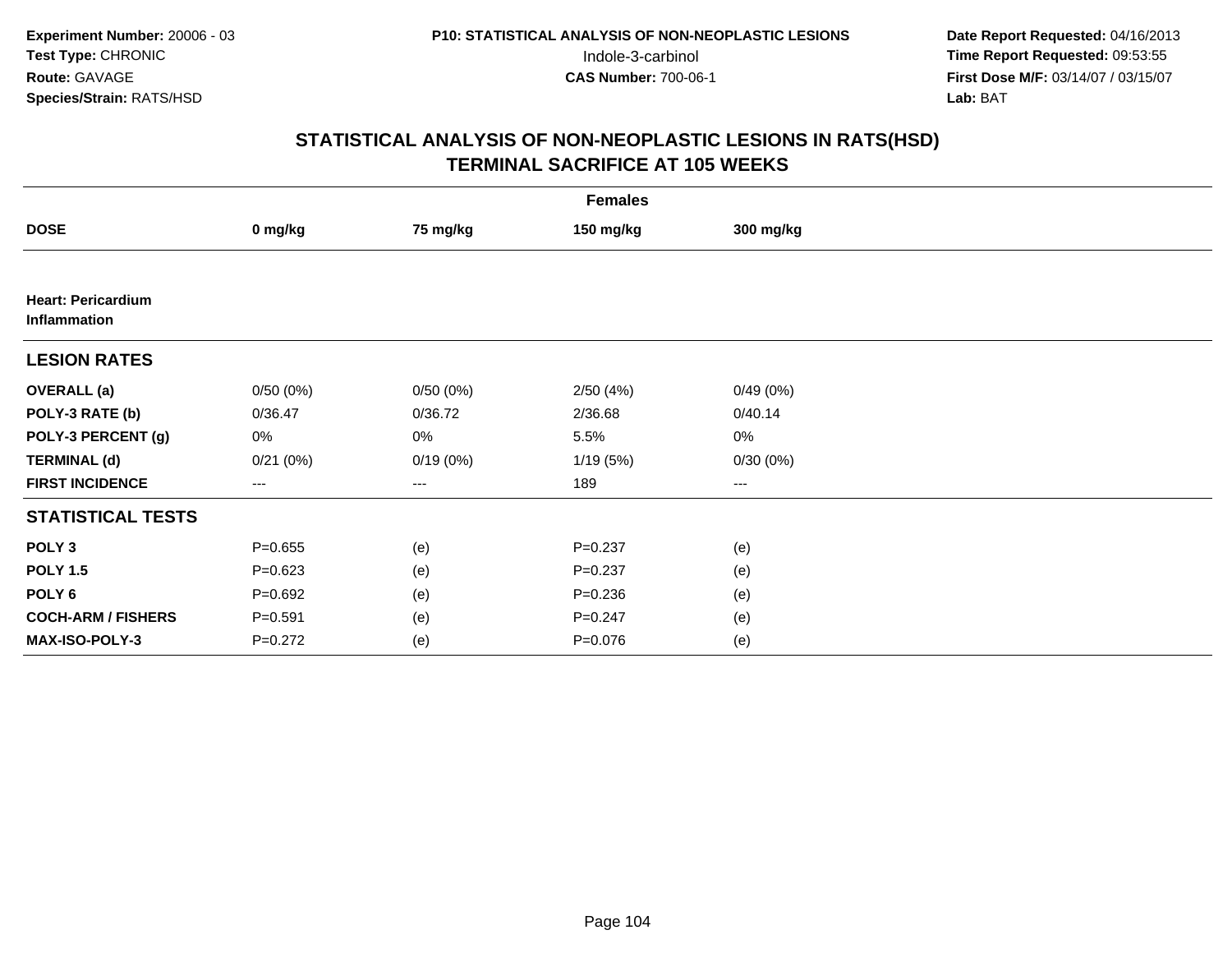**Experiment Number:** 20006 - 03
**Test Type:** CHRONIC
**Route:** GAVAGE
**Species/Strain:** RATS/HSD

**P10: STATISTICAL ANALYSIS OF NON-NEOPLASTIC LESIONS**
Indole-3-carbinol
**CAS Number:** 700-06-1

**Date Report Requested:** 04/16/2013
**Time Report Requested:** 09:53:55
**First Dose M/F:** 03/14/07 / 03/15/07
**Lab:** BAT

## STATISTICAL ANALYSIS OF NON-NEOPLASTIC LESIONS IN RATS(HSD)
## TERMINAL SACRIFICE AT 105 WEEKS

| | Females | | | |
|---|---|---|---|---|
| **DOSE** | **0 mg/kg** | **75 mg/kg** | **150 mg/kg** | **300 mg/kg** |
| **Heart: Pericardium Inflammation** | | | | |
| **LESION RATES** | | | | |
| **OVERALL (a)** | 0/50 (0%) | 0/50 (0%) | 2/50 (4%) | 0/49 (0%) |
| **POLY-3 RATE (b)** | 0/36.47 | 0/36.72 | 2/36.68 | 0/40.14 |
| **POLY-3 PERCENT (g)** | 0% | 0% | 5.5% | 0% |
| **TERMINAL (d)** | 0/21 (0%) | 0/19 (0%) | 1/19 (5%) | 0/30 (0%) |
| **FIRST INCIDENCE** | --- | --- | 189 | --- |
| **STATISTICAL TESTS** | | | | |
| **POLY 3** | P=0.655 | (e) | P=0.237 | (e) |
| **POLY 1.5** | P=0.623 | (e) | P=0.237 | (e) |
| **POLY 6** | P=0.692 | (e) | P=0.236 | (e) |
| **COCH-ARM / FISHERS** | P=0.591 | (e) | P=0.247 | (e) |
| **MAX-ISO-POLY-3** | P=0.272 | (e) | P=0.076 | (e) |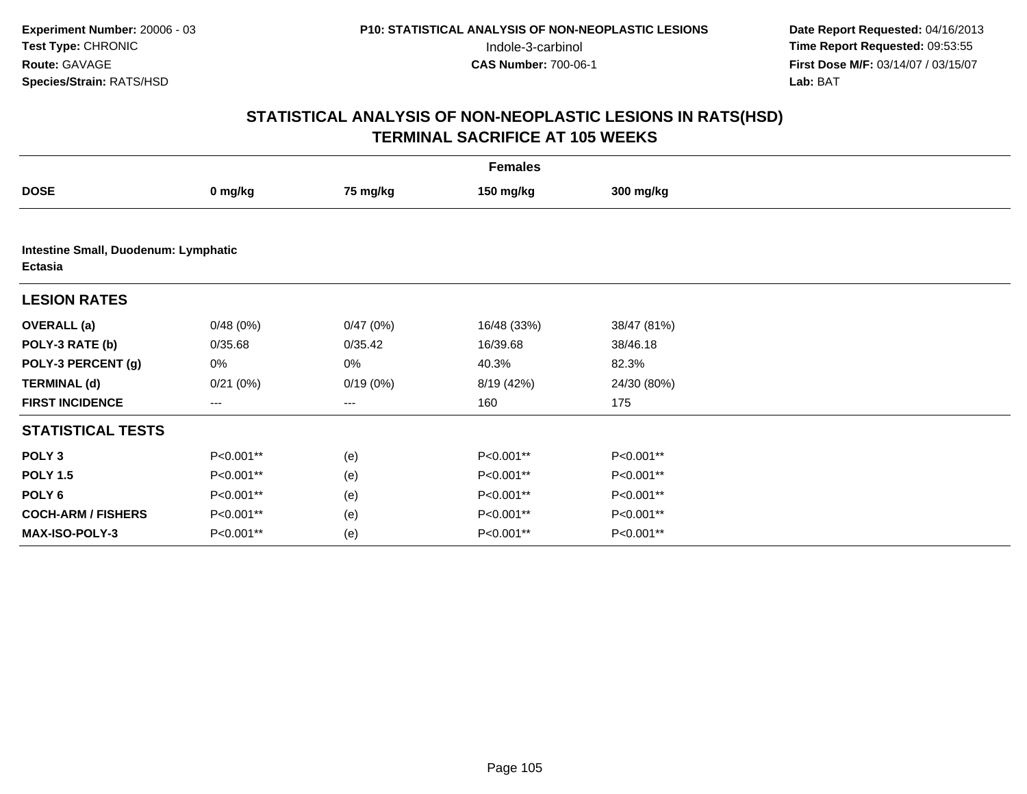**Experiment Number:** 20006 - 03
**Test Type:** CHRONIC
**Route:** GAVAGE
**Species/Strain:** RATS/HSD

**P10: STATISTICAL ANALYSIS OF NON-NEOPLASTIC LESIONS**
Indole-3-carbinol
**CAS Number:** 700-06-1

**Date Report Requested:** 04/16/2013
**Time Report Requested:** 09:53:55
**First Dose M/F:** 03/14/07 / 03/15/07
**Lab:** BAT

## STATISTICAL ANALYSIS OF NON-NEOPLASTIC LESIONS IN RATS(HSD)
## TERMINAL SACRIFICE AT 105 WEEKS

**Females**

| DOSE | 0 mg/kg | 75 mg/kg | 150 mg/kg | 300 mg/kg |
|---|---|---|---|---|
| **Intestine Small, Duodenum: Lymphatic Ectasia** | | | | |
| **LESION RATES** | | | | |
| **OVERALL (a)** | 0/48 (0%) | 0/47 (0%) | 16/48 (33%) | 38/47 (81%) |
| **POLY-3 RATE (b)** | 0/35.68 | 0/35.42 | 16/39.68 | 38/46.18 |
| **POLY-3 PERCENT (g)** | 0% | 0% | 40.3% | 82.3% |
| **TERMINAL (d)** | 0/21 (0%) | 0/19 (0%) | 8/19 (42%) | 24/30 (80%) |
| **FIRST INCIDENCE** | --- | --- | 160 | 175 |
| **STATISTICAL TESTS** | | | | |
| **POLY 3** | P<0.001** | (e) | P<0.001** | P<0.001** |
| **POLY 1.5** | P<0.001** | (e) | P<0.001** | P<0.001** |
| **POLY 6** | P<0.001** | (e) | P<0.001** | P<0.001** |
| **COCH-ARM / FISHERS** | P<0.001** | (e) | P<0.001** | P<0.001** |
| **MAX-ISO-POLY-3** | P<0.001** | (e) | P<0.001** | P<0.001** |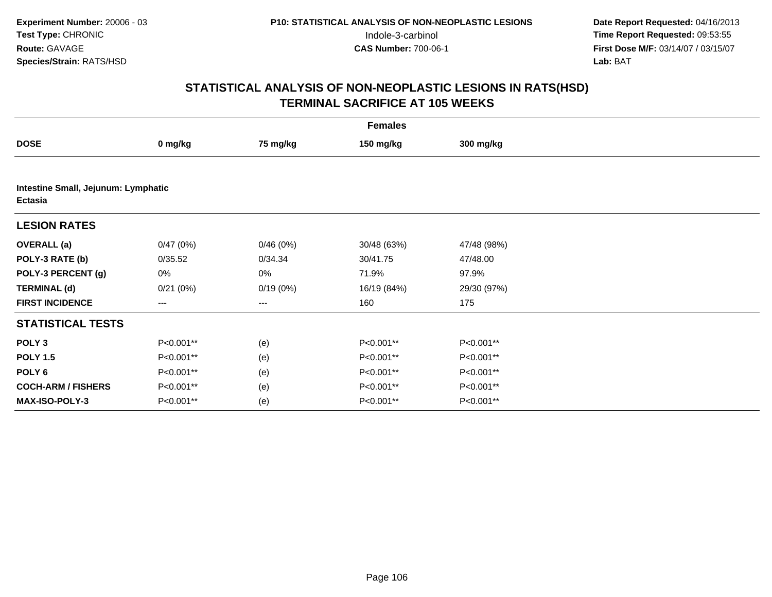**Experiment Number:** 20006 - 03
**Test Type:** CHRONIC
**Route:** GAVAGE
**Species/Strain:** RATS/HSD

**P10: STATISTICAL ANALYSIS OF NON-NEOPLASTIC LESIONS**
Indole-3-carbinol
**CAS Number:** 700-06-1

**Date Report Requested:** 04/16/2013
**Time Report Requested:** 09:53:55
**First Dose M/F:** 03/14/07 / 03/15/07
**Lab:** BAT

# STATISTICAL ANALYSIS OF NON-NEOPLASTIC LESIONS IN RATS(HSD)
## TERMINAL SACRIFICE AT 105 WEEKS

| | Females | | | |
|---|---|---|---|---|
| **DOSE** | **0 mg/kg** | **75 mg/kg** | **150 mg/kg** | **300 mg/kg** |
| **Intestine Small, Jejunum: Lymphatic Ectasia** | | | | |
| **LESION RATES** | | | | |
| **OVERALL (a)** | 0/47 (0%) | 0/46 (0%) | 30/48 (63%) | 47/48 (98%) |
| **POLY-3 RATE (b)** | 0/35.52 | 0/34.34 | 30/41.75 | 47/48.00 |
| **POLY-3 PERCENT (g)** | 0% | 0% | 71.9% | 97.9% |
| **TERMINAL (d)** | 0/21 (0%) | 0/19 (0%) | 16/19 (84%) | 29/30 (97%) |
| **FIRST INCIDENCE** | --- | --- | 160 | 175 |
| **STATISTICAL TESTS** | | | | |
| **POLY 3** | P<0.001** | (e) | P<0.001** | P<0.001** |
| **POLY 1.5** | P<0.001** | (e) | P<0.001** | P<0.001** |
| **POLY 6** | P<0.001** | (e) | P<0.001** | P<0.001** |
| **COCH-ARM / FISHERS** | P<0.001** | (e) | P<0.001** | P<0.001** |
| **MAX-ISO-POLY-3** | P<0.001** | (e) | P<0.001** | P<0.001** |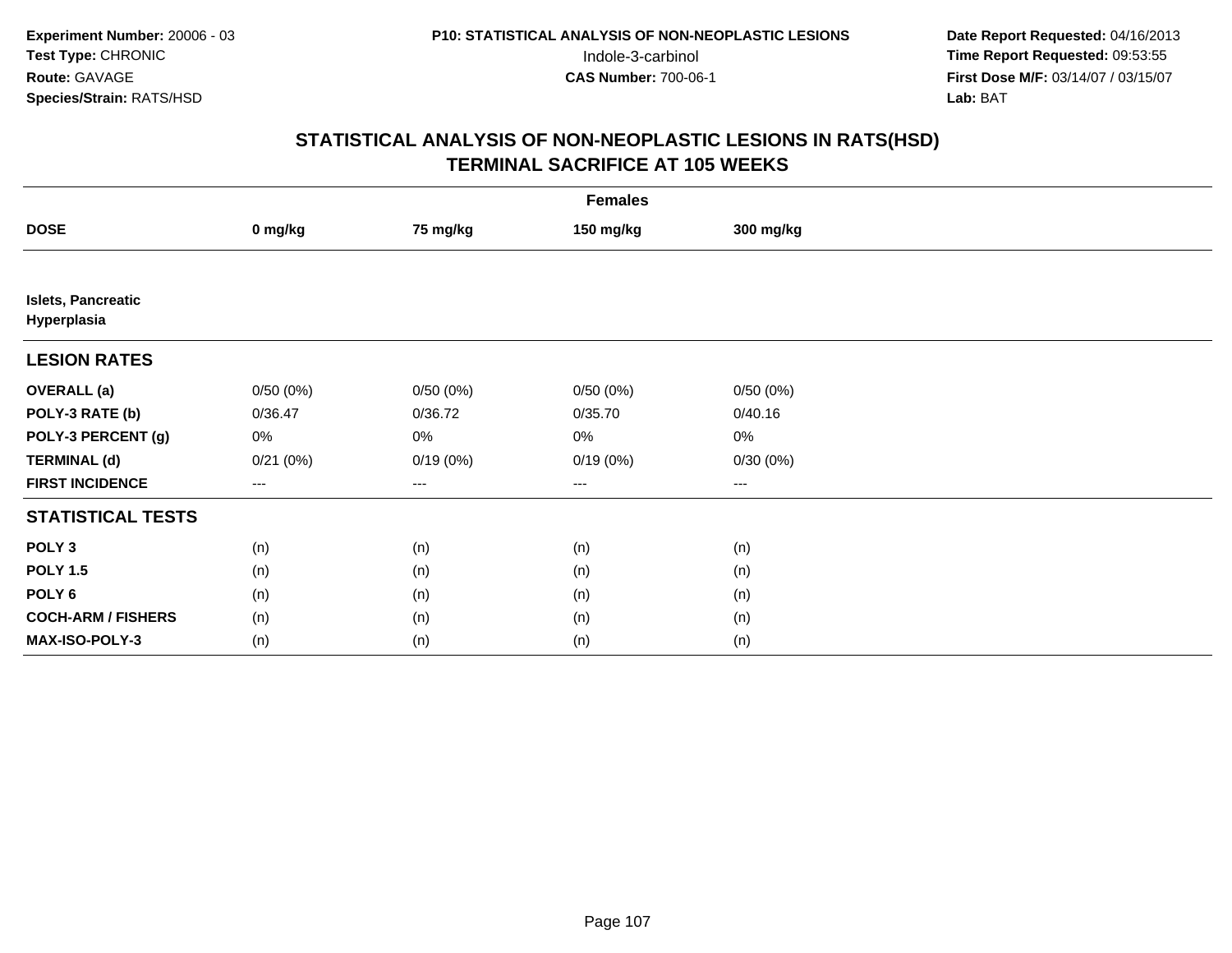**Experiment Number:** 20006 - 03
**Test Type:** CHRONIC
**Route:** GAVAGE
**Species/Strain:** RATS/HSD

**P10: STATISTICAL ANALYSIS OF NON-NEOPLASTIC LESIONS**
Indole-3-carbinol
**CAS Number:** 700-06-1

**Date Report Requested:** 04/16/2013
**Time Report Requested:** 09:53:55
**First Dose M/F:** 03/14/07 / 03/15/07
**Lab:** BAT

# STATISTICAL ANALYSIS OF NON-NEOPLASTIC LESIONS IN RATS(HSD)
# TERMINAL SACRIFICE AT 105 WEEKS

| | Females | | | |
|---|---|---|---|---|
| **DOSE** | **0 mg/kg** | **75 mg/kg** | **150 mg/kg** | **300 mg/kg** |
| **Islets, Pancreatic** | | | | |
| **Hyperplasia** | | | | |
| **LESION RATES** | | | | |
| **OVERALL (a)** | 0/50 (0%) | 0/50 (0%) | 0/50 (0%) | 0/50 (0%) |
| **POLY-3 RATE (b)** | 0/36.47 | 0/36.72 | 0/35.70 | 0/40.16 |
| **POLY-3 PERCENT (g)** | 0% | 0% | 0% | 0% |
| **TERMINAL (d)** | 0/21 (0%) | 0/19 (0%) | 0/19 (0%) | 0/30 (0%) |
| **FIRST INCIDENCE** | --- | --- | --- | --- |
| **STATISTICAL TESTS** | | | | |
| **POLY 3** | (n) | (n) | (n) | (n) |
| **POLY 1.5** | (n) | (n) | (n) | (n) |
| **POLY 6** | (n) | (n) | (n) | (n) |
| **COCH-ARM / FISHERS** | (n) | (n) | (n) | (n) |
| **MAX-ISO-POLY-3** | (n) | (n) | (n) | (n) |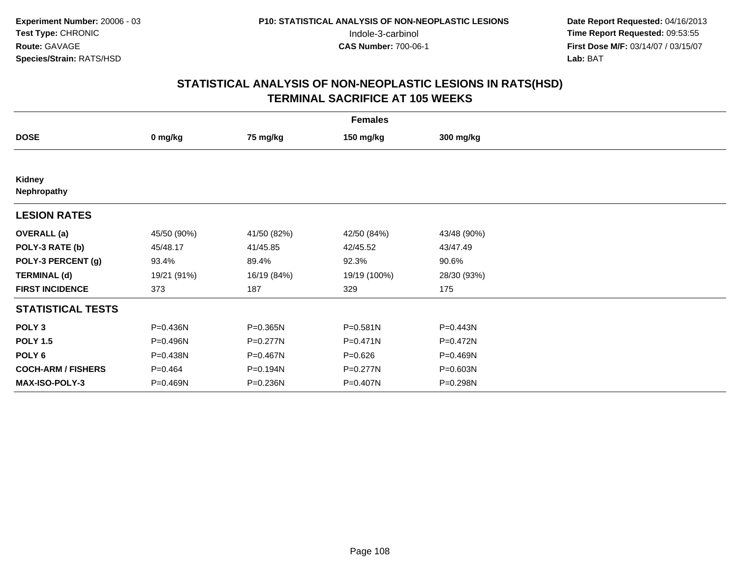Experiment Number: 20006 - 03
Test Type: CHRONIC
Route: GAVAGE
Species/Strain: RATS/HSD

P10: STATISTICAL ANALYSIS OF NON-NEOPLASTIC LESIONS
Indole-3-carbinol
CAS Number: 700-06-1

Date Report Requested: 04/16/2013
Time Report Requested: 09:53:55
First Dose M/F: 03/14/07 / 03/15/07
Lab: BAT

# STATISTICAL ANALYSIS OF NON-NEOPLASTIC LESIONS IN RATS(HSD)
## TERMINAL SACRIFICE AT 105 WEEKS

| Females | | | | |
|---|---|---|---|---|
| **DOSE** | **0 mg/kg** | **75 mg/kg** | **150 mg/kg** | **300 mg/kg** |
| **Kidney** | | | | |
| **Nephropathy** | | | | |
| **LESION RATES** | | | | |
| **OVERALL (a)** | 45/50 (90%) | 41/50 (82%) | 42/50 (84%) | 43/48 (90%) |
| **POLY-3 RATE (b)** | 45/48.17 | 41/45.85 | 42/45.52 | 43/47.49 |
| **POLY-3 PERCENT (g)** | 93.4% | 89.4% | 92.3% | 90.6% |
| **TERMINAL (d)** | 19/21 (91%) | 16/19 (84%) | 19/19 (100%) | 28/30 (93%) |
| **FIRST INCIDENCE** | 373 | 187 | 329 | 175 |
| **STATISTICAL TESTS** | | | | |
| **POLY 3** | P=0.436N | P=0.365N | P=0.581N | P=0.443N |
| **POLY 1.5** | P=0.496N | P=0.277N | P=0.471N | P=0.472N |
| **POLY 6** | P=0.438N | P=0.467N | P=0.626 | P=0.469N |
| **COCH-ARM / FISHERS** | P=0.464 | P=0.194N | P=0.277N | P=0.603N |
| **MAX-ISO-POLY-3** | P=0.469N | P=0.236N | P=0.407N | P=0.298N |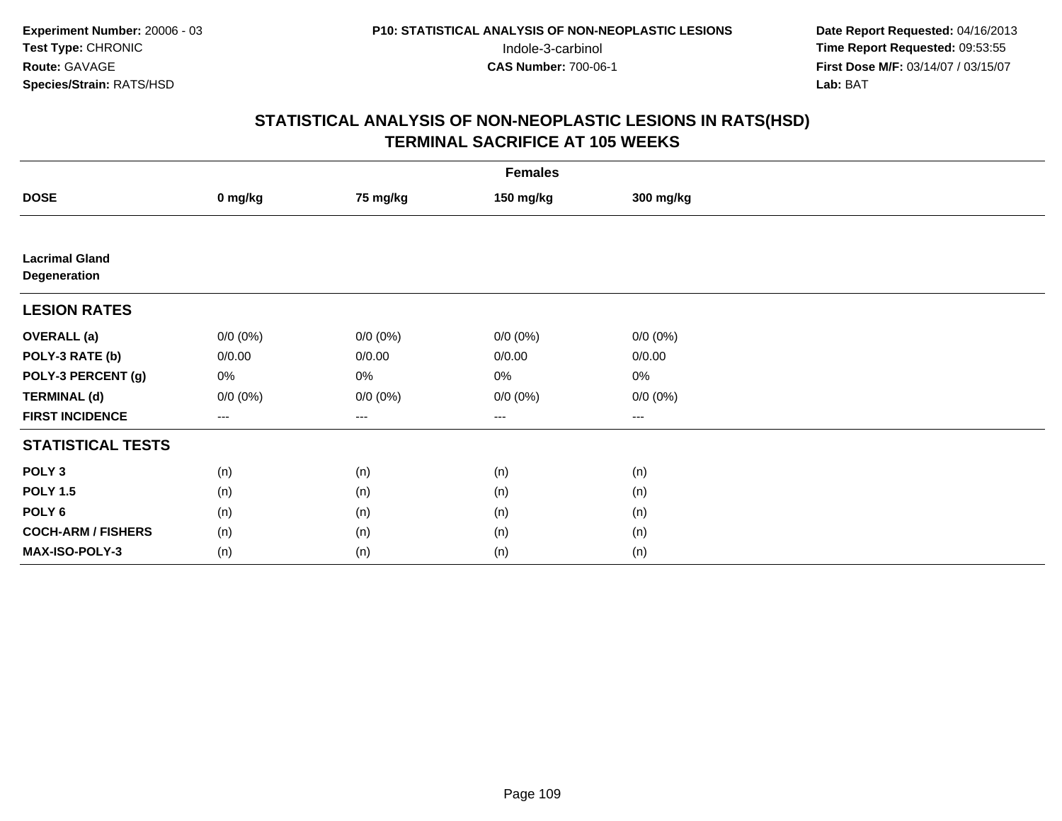**Experiment Number:** 20006 - 03
**Test Type:** CHRONIC
**Route:** GAVAGE
**Species/Strain:** RATS/HSD

**P10: STATISTICAL ANALYSIS OF NON-NEOPLASTIC LESIONS**
Indole-3-carbinol
**CAS Number:** 700-06-1

**Date Report Requested:** 04/16/2013
**Time Report Requested:** 09:53:55
**First Dose M/F:** 03/14/07 / 03/15/07
**Lab:** BAT

## STATISTICAL ANALYSIS OF NON-NEOPLASTIC LESIONS IN RATS(HSD)
## TERMINAL SACRIFICE AT 105 WEEKS

| | Females | | | |
|---|---|---|---|---|
| **DOSE** | **0 mg/kg** | **75 mg/kg** | **150 mg/kg** | **300 mg/kg** |
| **Lacrimal Gland Degeneration** | | | | |
| **LESION RATES** | | | | |
| **OVERALL (a)** | 0/0 (0%) | 0/0 (0%) | 0/0 (0%) | 0/0 (0%) |
| **POLY-3 RATE (b)** | 0/0.00 | 0/0.00 | 0/0.00 | 0/0.00 |
| **POLY-3 PERCENT (g)** | 0% | 0% | 0% | 0% |
| **TERMINAL (d)** | 0/0 (0%) | 0/0 (0%) | 0/0 (0%) | 0/0 (0%) |
| **FIRST INCIDENCE** | --- | --- | --- | --- |
| **STATISTICAL TESTS** | | | | |
| **POLY 3** | (n) | (n) | (n) | (n) |
| **POLY 1.5** | (n) | (n) | (n) | (n) |
| **POLY 6** | (n) | (n) | (n) | (n) |
| **COCH-ARM / FISHERS** | (n) | (n) | (n) | (n) |
| **MAX-ISO-POLY-3** | (n) | (n) | (n) | (n) |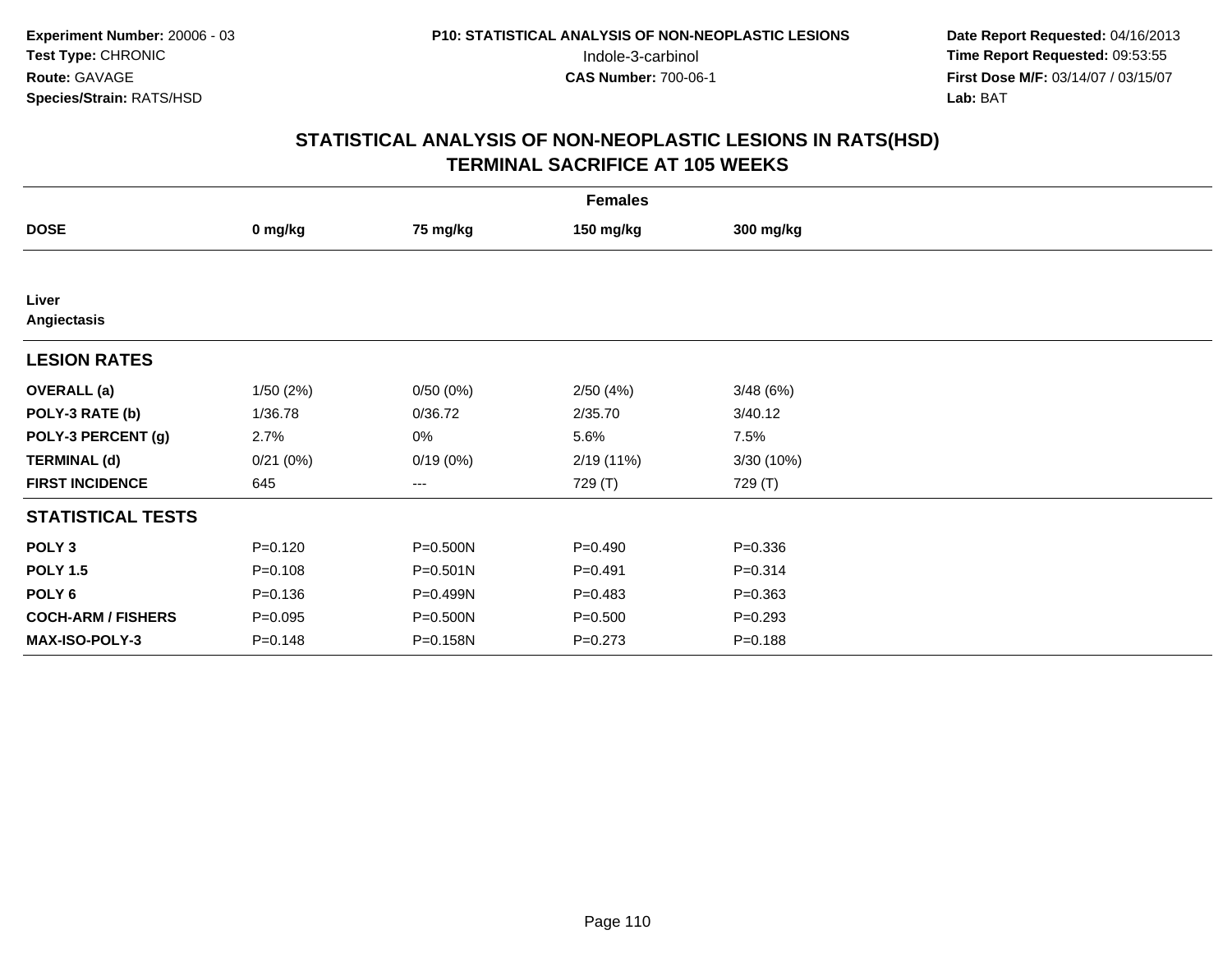**Experiment Number:** 20006 - 03
**Test Type:** CHRONIC
**Route:** GAVAGE
**Species/Strain:** RATS/HSD

**P10: STATISTICAL ANALYSIS OF NON-NEOPLASTIC LESIONS**
Indole-3-carbinol
**CAS Number:** 700-06-1

**Date Report Requested:** 04/16/2013
**Time Report Requested:** 09:53:55
**First Dose M/F:** 03/14/07 / 03/15/07
**Lab:** BAT

## STATISTICAL ANALYSIS OF NON-NEOPLASTIC LESIONS IN RATS(HSD)
## TERMINAL SACRIFICE AT 105 WEEKS

| | Females | | | |
|---|---|---|---|---|
| **DOSE** | **0 mg/kg** | **75 mg/kg** | **150 mg/kg** | **300 mg/kg** |
| **Liver** | | | | |
| **Angiectasis** | | | | |
| **LESION RATES** | | | | |
| **OVERALL (a)** | 1/50 (2%) | 0/50 (0%) | 2/50 (4%) | 3/48 (6%) |
| **POLY-3 RATE (b)** | 1/36.78 | 0/36.72 | 2/35.70 | 3/40.12 |
| **POLY-3 PERCENT (g)** | 2.7% | 0% | 5.6% | 7.5% |
| **TERMINAL (d)** | 0/21 (0%) | 0/19 (0%) | 2/19 (11%) | 3/30 (10%) |
| **FIRST INCIDENCE** | 645 | --- | 729 (T) | 729 (T) |
| **STATISTICAL TESTS** | | | | |
| **POLY 3** | P=0.120 | P=0.500N | P=0.490 | P=0.336 |
| **POLY 1.5** | P=0.108 | P=0.501N | P=0.491 | P=0.314 |
| **POLY 6** | P=0.136 | P=0.499N | P=0.483 | P=0.363 |
| **COCH-ARM / FISHERS** | P=0.095 | P=0.500N | P=0.500 | P=0.293 |
| **MAX-ISO-POLY-3** | P=0.148 | P=0.158N | P=0.273 | P=0.188 |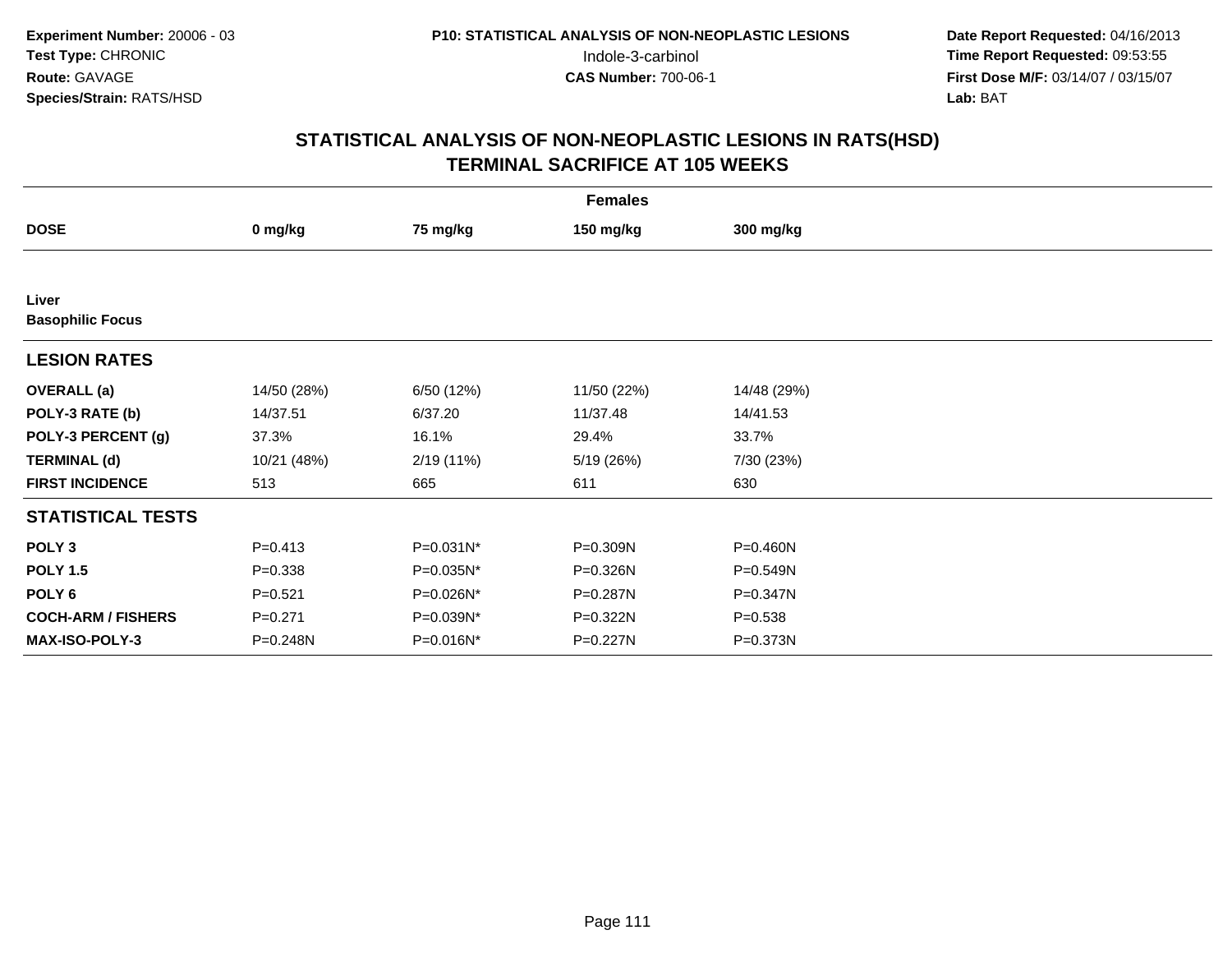Experiment Number: 20006 - 03
Test Type: CHRONIC
Route: GAVAGE
Species/Strain: RATS/HSD

P10: STATISTICAL ANALYSIS OF NON-NEOPLASTIC LESIONS
Indole-3-carbinol
CAS Number: 700-06-1

Date Report Requested: 04/16/2013
Time Report Requested: 09:53:55
First Dose M/F: 03/14/07 / 03/15/07
Lab: BAT

## STATISTICAL ANALYSIS OF NON-NEOPLASTIC LESIONS IN RATS(HSD)
## TERMINAL SACRIFICE AT 105 WEEKS

| | Females | | | |
|---|---|---|---|---|
| **DOSE** | **0 mg/kg** | **75 mg/kg** | **150 mg/kg** | **300 mg/kg** |
| **Liver** | | | | |
| **Basophilic Focus** | | | | |
| **LESION RATES** | | | | |
| **OVERALL (a)** | 14/50 (28%) | 6/50 (12%) | 11/50 (22%) | 14/48 (29%) |
| **POLY-3 RATE (b)** | 14/37.51 | 6/37.20 | 11/37.48 | 14/41.53 |
| **POLY-3 PERCENT (g)** | 37.3% | 16.1% | 29.4% | 33.7% |
| **TERMINAL (d)** | 10/21 (48%) | 2/19 (11%) | 5/19 (26%) | 7/30 (23%) |
| **FIRST INCIDENCE** | 513 | 665 | 611 | 630 |
| **STATISTICAL TESTS** | | | | |
| **POLY 3** | P=0.413 | P=0.031N* | P=0.309N | P=0.460N |
| **POLY 1.5** | P=0.338 | P=0.035N* | P=0.326N | P=0.549N |
| **POLY 6** | P=0.521 | P=0.026N* | P=0.287N | P=0.347N |
| **COCH-ARM / FISHERS** | P=0.271 | P=0.039N* | P=0.322N | P=0.538 |
| **MAX-ISO-POLY-3** | P=0.248N | P=0.016N* | P=0.227N | P=0.373N |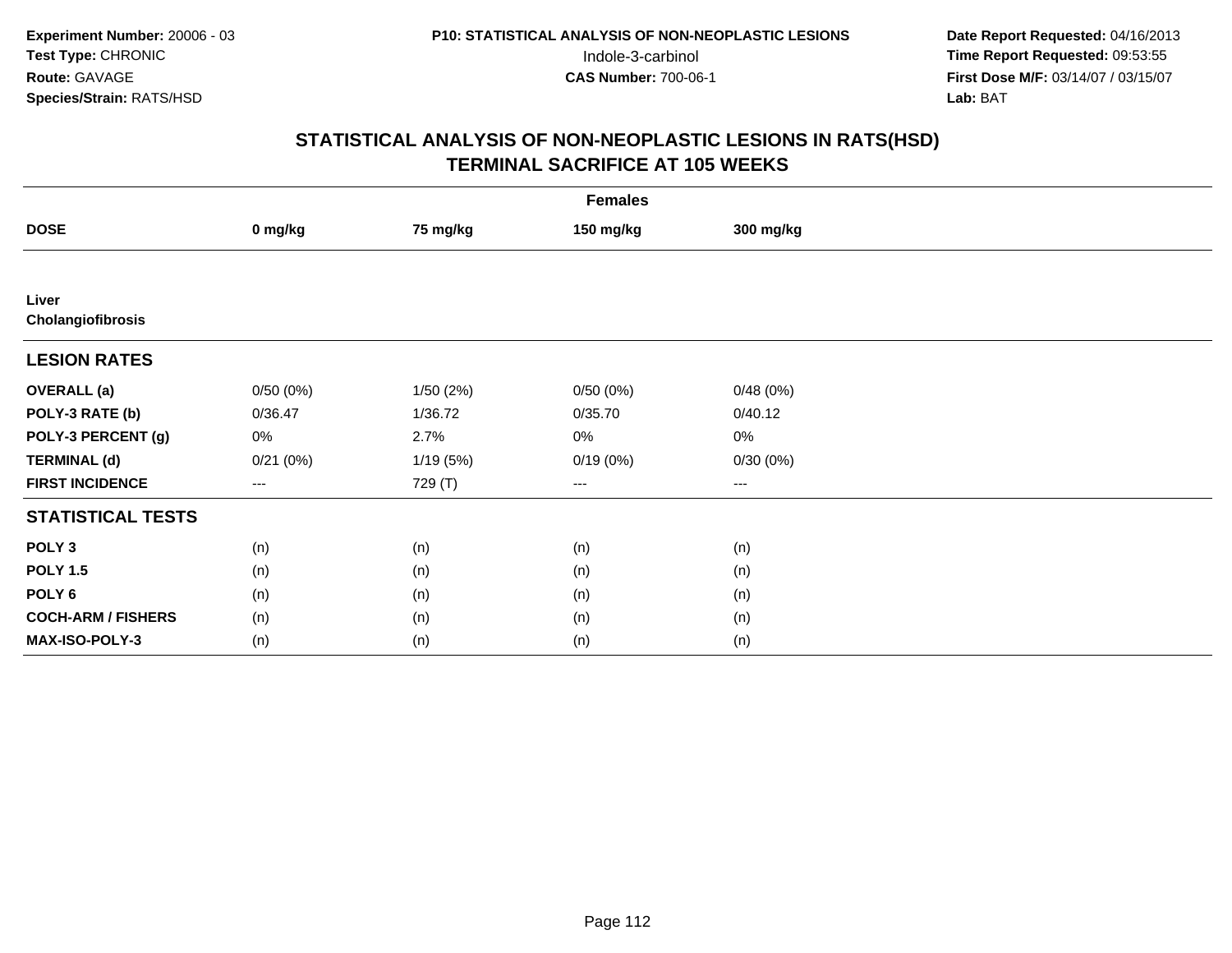**Experiment Number:** 20006 - 03
**Test Type:** CHRONIC
**Route:** GAVAGE
**Species/Strain:** RATS/HSD

**P10: STATISTICAL ANALYSIS OF NON-NEOPLASTIC LESIONS**
Indole-3-carbinol
**CAS Number:** 700-06-1

**Date Report Requested:** 04/16/2013
**Time Report Requested:** 09:53:55
**First Dose M/F:** 03/14/07 / 03/15/07
**Lab:** BAT

## STATISTICAL ANALYSIS OF NON-NEOPLASTIC LESIONS IN RATS(HSD)
## TERMINAL SACRIFICE AT 105 WEEKS

| | Females | | | |
|---|---|---|---|---|
| **DOSE** | **0 mg/kg** | **75 mg/kg** | **150 mg/kg** | **300 mg/kg** |
| **Liver** | | | | |
| **Cholangiofibrosis** | | | | |
| **LESION RATES** | | | | |
| **OVERALL (a)** | 0/50 (0%) | 1/50 (2%) | 0/50 (0%) | 0/48 (0%) |
| **POLY-3 RATE (b)** | 0/36.47 | 1/36.72 | 0/35.70 | 0/40.12 |
| **POLY-3 PERCENT (g)** | 0% | 2.7% | 0% | 0% |
| **TERMINAL (d)** | 0/21 (0%) | 1/19 (5%) | 0/19 (0%) | 0/30 (0%) |
| **FIRST INCIDENCE** | --- | 729 (T) | --- | --- |
| **STATISTICAL TESTS** | | | | |
| **POLY 3** | (n) | (n) | (n) | (n) |
| **POLY 1.5** | (n) | (n) | (n) | (n) |
| **POLY 6** | (n) | (n) | (n) | (n) |
| **COCH-ARM / FISHERS** | (n) | (n) | (n) | (n) |
| **MAX-ISO-POLY-3** | (n) | (n) | (n) | (n) |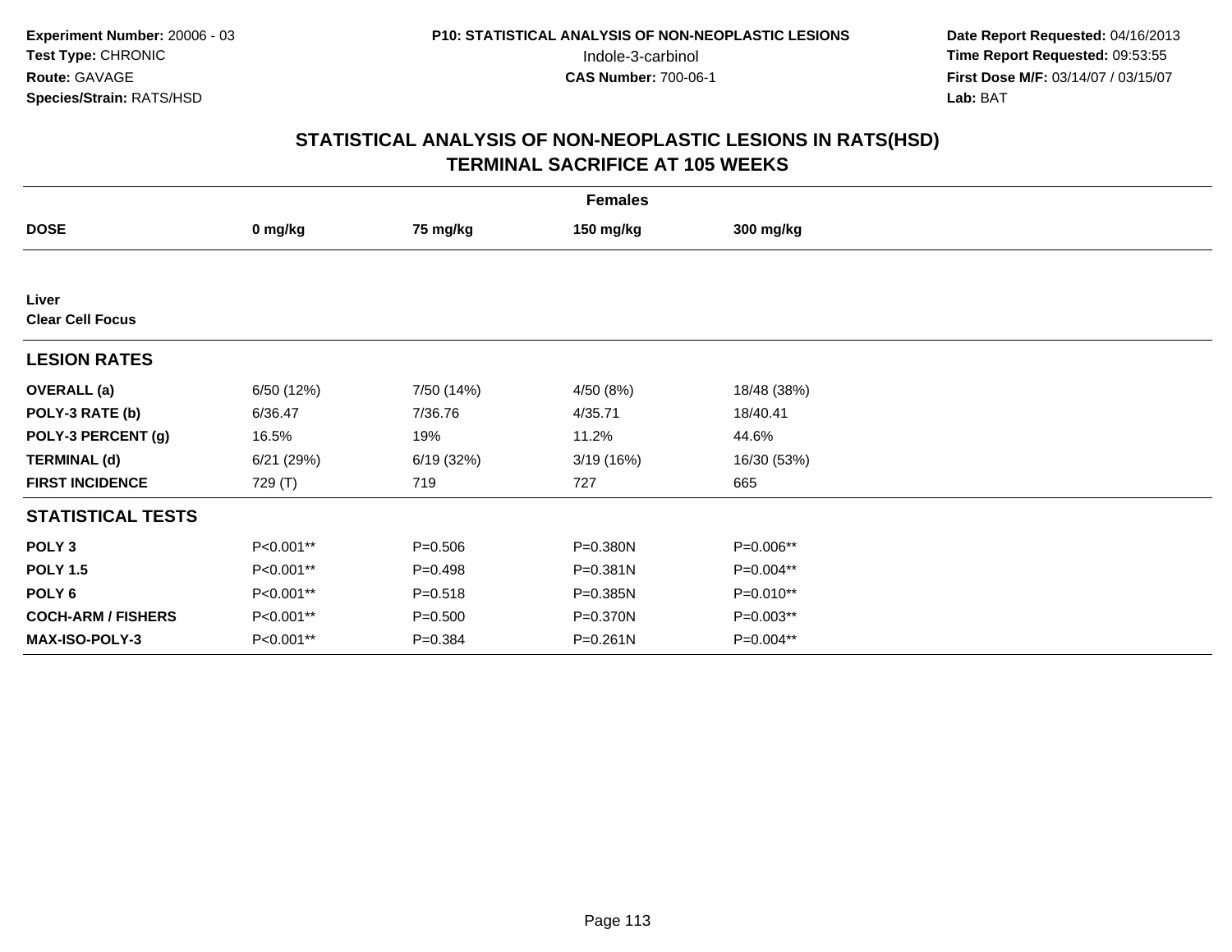**Experiment Number:** 20006 - 03
**Test Type:** CHRONIC
**Route:** GAVAGE
**Species/Strain:** RATS/HSD

**P10: STATISTICAL ANALYSIS OF NON-NEOPLASTIC LESIONS**
Indole-3-carbinol
**CAS Number:** 700-06-1

**Date Report Requested:** 04/16/2013
**Time Report Requested:** 09:53:55
**First Dose M/F:** 03/14/07 / 03/15/07
**Lab:** BAT

## STATISTICAL ANALYSIS OF NON-NEOPLASTIC LESIONS IN RATS(HSD)
## TERMINAL SACRIFICE AT 105 WEEKS

| | Females | | | |
|---|---|---|---|---|
| **DOSE** | **0 mg/kg** | **75 mg/kg** | **150 mg/kg** | **300 mg/kg** |
| **Liver** | | | | |
| **Clear Cell Focus** | | | | |
| **LESION RATES** | | | | |
| **OVERALL (a)** | 6/50 (12%) | 7/50 (14%) | 4/50 (8%) | 18/48 (38%) |
| **POLY-3 RATE (b)** | 6/36.47 | 7/36.76 | 4/35.71 | 18/40.41 |
| **POLY-3 PERCENT (g)** | 16.5% | 19% | 11.2% | 44.6% |
| **TERMINAL (d)** | 6/21 (29%) | 6/19 (32%) | 3/19 (16%) | 16/30 (53%) |
| **FIRST INCIDENCE** | 729 (T) | 719 | 727 | 665 |
| **STATISTICAL TESTS** | | | | |
| **POLY 3** | P<0.001** | P=0.506 | P=0.380N | P=0.006** |
| **POLY 1.5** | P<0.001** | P=0.498 | P=0.381N | P=0.004** |
| **POLY 6** | P<0.001** | P=0.518 | P=0.385N | P=0.010** |
| **COCH-ARM / FISHERS** | P<0.001** | P=0.500 | P=0.370N | P=0.003** |
| **MAX-ISO-POLY-3** | P<0.001** | P=0.384 | P=0.261N | P=0.004** |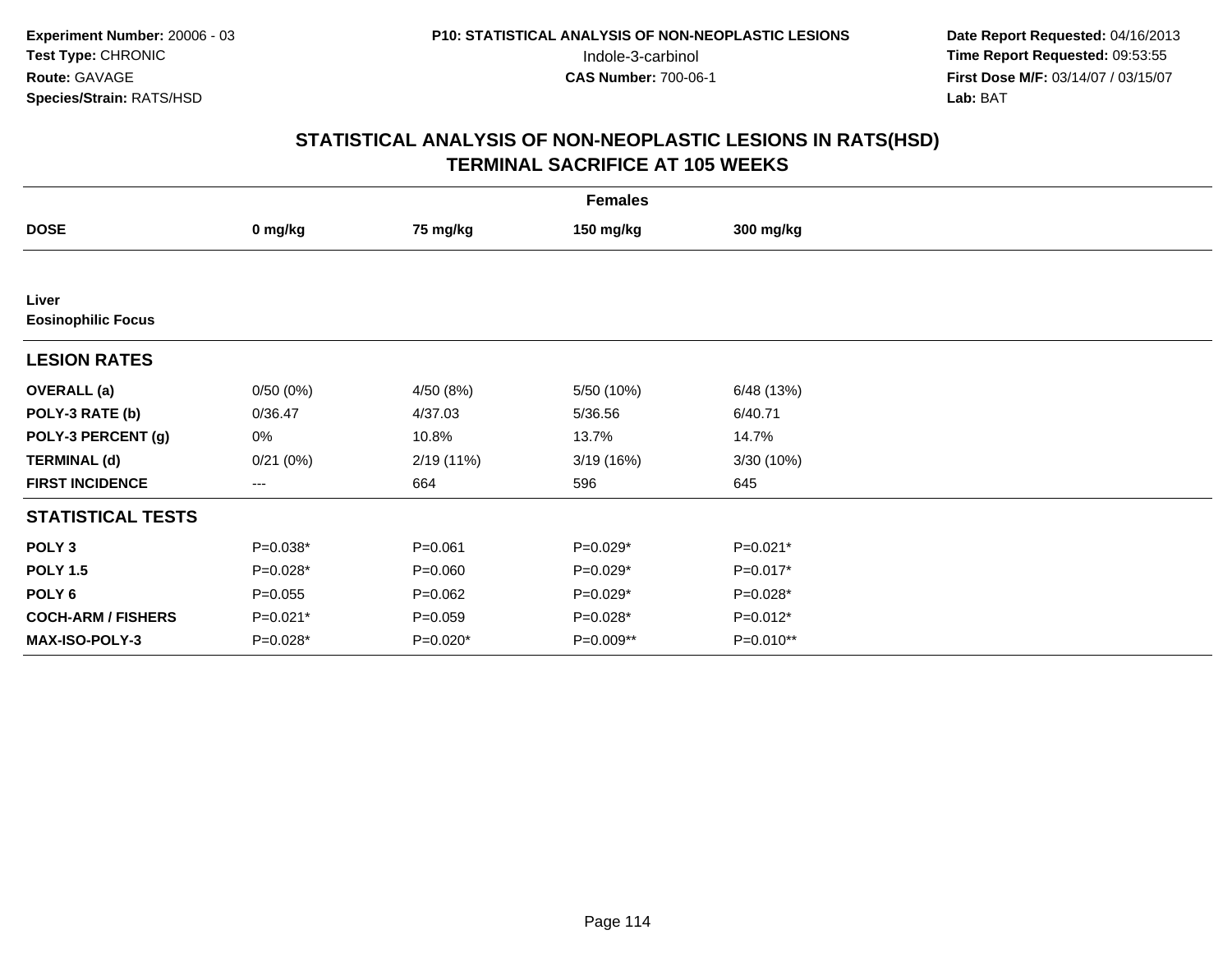Experiment Number: 20006 - 03
Test Type: CHRONIC
Route: GAVAGE
Species/Strain: RATS/HSD

P10: STATISTICAL ANALYSIS OF NON-NEOPLASTIC LESIONS
Indole-3-carbinol
CAS Number: 700-06-1

Date Report Requested: 04/16/2013
Time Report Requested: 09:53:55
First Dose M/F: 03/14/07 / 03/15/07
Lab: BAT

## STATISTICAL ANALYSIS OF NON-NEOPLASTIC LESIONS IN RATS(HSD)
## TERMINAL SACRIFICE AT 105 WEEKS

| | Females | | | |
|---|---|---|---|---|
| **DOSE** | **0 mg/kg** | **75 mg/kg** | **150 mg/kg** | **300 mg/kg** |
| **Liver** | | | | |
| **Eosinophilic Focus** | | | | |
| **LESION RATES** | | | | |
| **OVERALL (a)** | 0/50 (0%) | 4/50 (8%) | 5/50 (10%) | 6/48 (13%) |
| **POLY-3 RATE (b)** | 0/36.47 | 4/37.03 | 5/36.56 | 6/40.71 |
| **POLY-3 PERCENT (g)** | 0% | 10.8% | 13.7% | 14.7% |
| **TERMINAL (d)** | 0/21 (0%) | 2/19 (11%) | 3/19 (16%) | 3/30 (10%) |
| **FIRST INCIDENCE** | --- | 664 | 596 | 645 |
| **STATISTICAL TESTS** | | | | |
| **POLY 3** | P=0.038* | P=0.061 | P=0.029* | P=0.021* |
| **POLY 1.5** | P=0.028* | P=0.060 | P=0.029* | P=0.017* |
| **POLY 6** | P=0.055 | P=0.062 | P=0.029* | P=0.028* |
| **COCH-ARM / FISHERS** | P=0.021* | P=0.059 | P=0.028* | P=0.012* |
| **MAX-ISO-POLY-3** | P=0.028* | P=0.020* | P=0.009** | P=0.010** |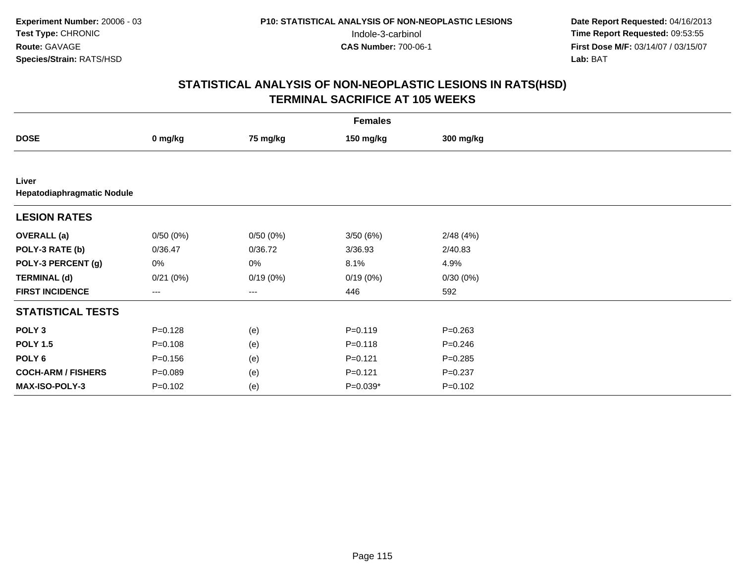Experiment Number: 20006 - 03
Test Type: CHRONIC
Route: GAVAGE
Species/Strain: RATS/HSD

P10: STATISTICAL ANALYSIS OF NON-NEOPLASTIC LESIONS
Indole-3-carbinol
CAS Number: 700-06-1

Date Report Requested: 04/16/2013
Time Report Requested: 09:53:55
First Dose M/F: 03/14/07 / 03/15/07
Lab: BAT

## STATISTICAL ANALYSIS OF NON-NEOPLASTIC LESIONS IN RATS(HSD)
## TERMINAL SACRIFICE AT 105 WEEKS

| Females | | | | |
|---|---|---|---|---|
| **DOSE** | **0 mg/kg** | **75 mg/kg** | **150 mg/kg** | **300 mg/kg** |
| **Liver** | | | | |
| **Hepatodiaphragmatic Nodule** | | | | |
| **LESION RATES** | | | | |
| **OVERALL (a)** | 0/50 (0%) | 0/50 (0%) | 3/50 (6%) | 2/48 (4%) |
| **POLY-3 RATE (b)** | 0/36.47 | 0/36.72 | 3/36.93 | 2/40.83 |
| **POLY-3 PERCENT (g)** | 0% | 0% | 8.1% | 4.9% |
| **TERMINAL (d)** | 0/21 (0%) | 0/19 (0%) | 0/19 (0%) | 0/30 (0%) |
| **FIRST INCIDENCE** | --- | --- | 446 | 592 |
| **STATISTICAL TESTS** | | | | |
| **POLY 3** | P=0.128 | (e) | P=0.119 | P=0.263 |
| **POLY 1.5** | P=0.108 | (e) | P=0.118 | P=0.246 |
| **POLY 6** | P=0.156 | (e) | P=0.121 | P=0.285 |
| **COCH-ARM / FISHERS** | P=0.089 | (e) | P=0.121 | P=0.237 |
| **MAX-ISO-POLY-3** | P=0.102 | (e) | P=0.039* | P=0.102 |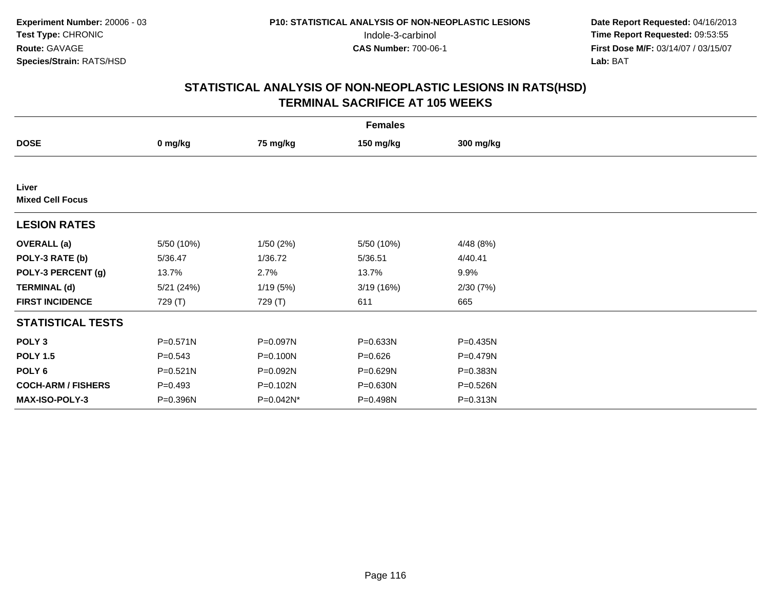**Experiment Number:** 20006 - 03
**Test Type:** CHRONIC
**Route:** GAVAGE
**Species/Strain:** RATS/HSD

**P10: STATISTICAL ANALYSIS OF NON-NEOPLASTIC LESIONS**
Indole-3-carbinol
**CAS Number:** 700-06-1

**Date Report Requested:** 04/16/2013
**Time Report Requested:** 09:53:55
**First Dose M/F:** 03/14/07 / 03/15/07
**Lab:** BAT

## STATISTICAL ANALYSIS OF NON-NEOPLASTIC LESIONS IN RATS(HSD)
## TERMINAL SACRIFICE AT 105 WEEKS

| | Females | | | |
|---|---|---|---|---|
| **DOSE** | **0 mg/kg** | **75 mg/kg** | **150 mg/kg** | **300 mg/kg** |
| **Liver** | | | | |
| **Mixed Cell Focus** | | | | |
| **LESION RATES** | | | | |
| **OVERALL (a)** | 5/50 (10%) | 1/50 (2%) | 5/50 (10%) | 4/48 (8%) |
| **POLY-3 RATE (b)** | 5/36.47 | 1/36.72 | 5/36.51 | 4/40.41 |
| **POLY-3 PERCENT (g)** | 13.7% | 2.7% | 13.7% | 9.9% |
| **TERMINAL (d)** | 5/21 (24%) | 1/19 (5%) | 3/19 (16%) | 2/30 (7%) |
| **FIRST INCIDENCE** | 729 (T) | 729 (T) | 611 | 665 |
| **STATISTICAL TESTS** | | | | |
| **POLY 3** | P=0.571N | P=0.097N | P=0.633N | P=0.435N |
| **POLY 1.5** | P=0.543 | P=0.100N | P=0.626 | P=0.479N |
| **POLY 6** | P=0.521N | P=0.092N | P=0.629N | P=0.383N |
| **COCH-ARM / FISHERS** | P=0.493 | P=0.102N | P=0.630N | P=0.526N |
| **MAX-ISO-POLY-3** | P=0.396N | P=0.042N* | P=0.498N | P=0.313N |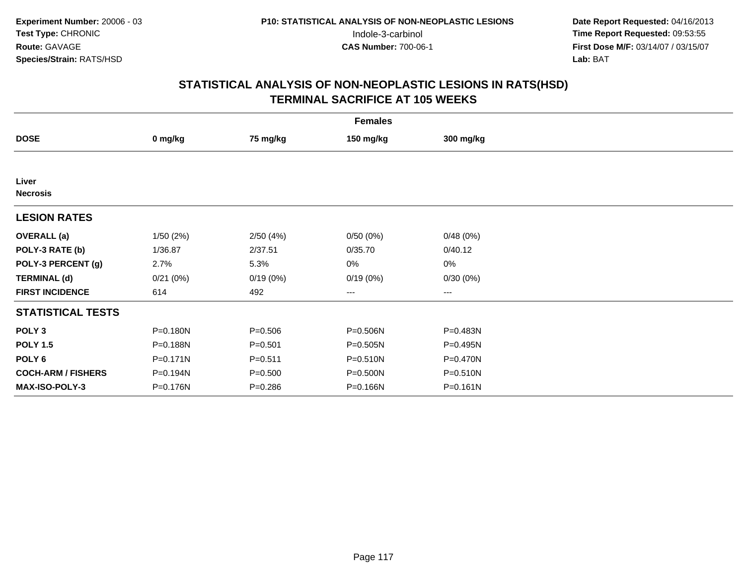**Experiment Number:** 20006 - 03
**Test Type:** CHRONIC
**Route:** GAVAGE
**Species/Strain:** RATS/HSD

**P10: STATISTICAL ANALYSIS OF NON-NEOPLASTIC LESIONS**
Indole-3-carbinol
**CAS Number:** 700-06-1

**Date Report Requested:** 04/16/2013
**Time Report Requested:** 09:53:55
**First Dose M/F:** 03/14/07 / 03/15/07
**Lab:** BAT

## STATISTICAL ANALYSIS OF NON-NEOPLASTIC LESIONS IN RATS(HSD)
## TERMINAL SACRIFICE AT 105 WEEKS

| | Females | | | |
|---|---|---|---|---|
| **DOSE** | **0 mg/kg** | **75 mg/kg** | **150 mg/kg** | **300 mg/kg** |
| **Liver** | | | | |
| **Necrosis** | | | | |
| **LESION RATES** | | | | |
| **OVERALL (a)** | 1/50 (2%) | 2/50 (4%) | 0/50 (0%) | 0/48 (0%) |
| **POLY-3 RATE (b)** | 1/36.87 | 2/37.51 | 0/35.70 | 0/40.12 |
| **POLY-3 PERCENT (g)** | 2.7% | 5.3% | 0% | 0% |
| **TERMINAL (d)** | 0/21 (0%) | 0/19 (0%) | 0/19 (0%) | 0/30 (0%) |
| **FIRST INCIDENCE** | 614 | 492 | --- | --- |
| **STATISTICAL TESTS** | | | | |
| **POLY 3** | P=0.180N | P=0.506 | P=0.506N | P=0.483N |
| **POLY 1.5** | P=0.188N | P=0.501 | P=0.505N | P=0.495N |
| **POLY 6** | P=0.171N | P=0.511 | P=0.510N | P=0.470N |
| **COCH-ARM / FISHERS** | P=0.194N | P=0.500 | P=0.500N | P=0.510N |
| **MAX-ISO-POLY-3** | P=0.176N | P=0.286 | P=0.166N | P=0.161N |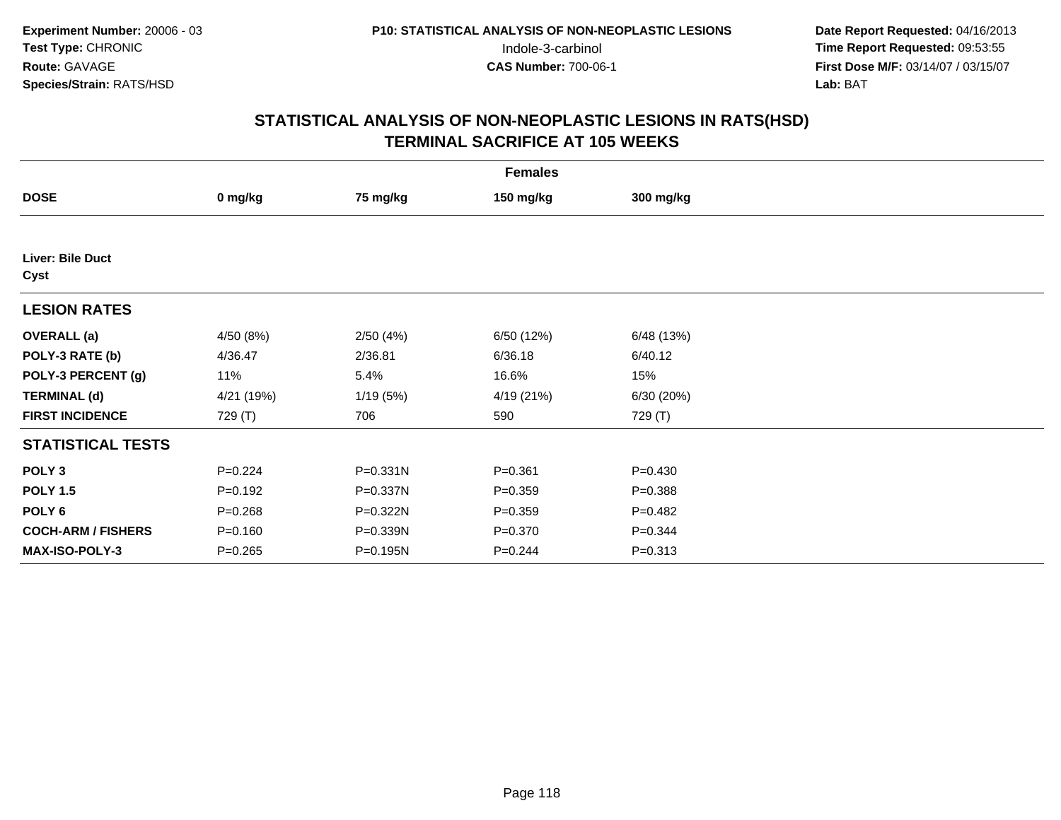**Experiment Number:** 20006 - 03
**Test Type:** CHRONIC
**Route:** GAVAGE
**Species/Strain:** RATS/HSD

**P10: STATISTICAL ANALYSIS OF NON-NEOPLASTIC LESIONS**
Indole-3-carbinol
**CAS Number:** 700-06-1

**Date Report Requested:** 04/16/2013
**Time Report Requested:** 09:53:55
**First Dose M/F:** 03/14/07 / 03/15/07
**Lab:** BAT

# STATISTICAL ANALYSIS OF NON-NEOPLASTIC LESIONS IN RATS(HSD)
## TERMINAL SACRIFICE AT 105 WEEKS

| | Females | | | |
|---|---|---|---|---|
| **DOSE** | **0 mg/kg** | **75 mg/kg** | **150 mg/kg** | **300 mg/kg** |
| **Liver: Bile Duct** | | | | |
| **Cyst** | | | | |
| **LESION RATES** | | | | |
| **OVERALL (a)** | 4/50 (8%) | 2/50 (4%) | 6/50 (12%) | 6/48 (13%) |
| **POLY-3 RATE (b)** | 4/36.47 | 2/36.81 | 6/36.18 | 6/40.12 |
| **POLY-3 PERCENT (g)** | 11% | 5.4% | 16.6% | 15% |
| **TERMINAL (d)** | 4/21 (19%) | 1/19 (5%) | 4/19 (21%) | 6/30 (20%) |
| **FIRST INCIDENCE** | 729 (T) | 706 | 590 | 729 (T) |
| **STATISTICAL TESTS** | | | | |
| **POLY 3** | P=0.224 | P=0.331N | P=0.361 | P=0.430 |
| **POLY 1.5** | P=0.192 | P=0.337N | P=0.359 | P=0.388 |
| **POLY 6** | P=0.268 | P=0.322N | P=0.359 | P=0.482 |
| **COCH-ARM / FISHERS** | P=0.160 | P=0.339N | P=0.370 | P=0.344 |
| **MAX-ISO-POLY-3** | P=0.265 | P=0.195N | P=0.244 | P=0.313 |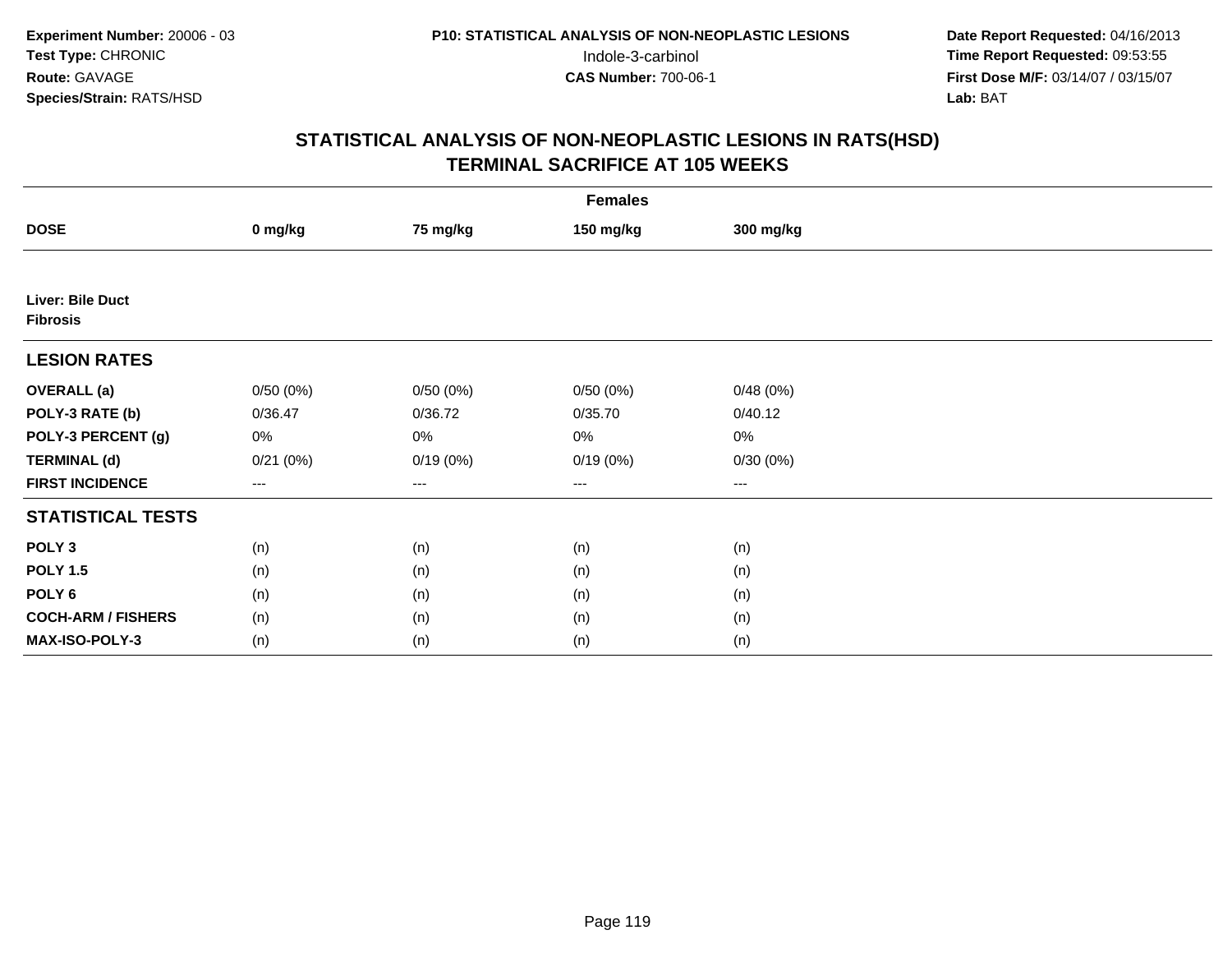**Experiment Number:** 20006 - 03
**Test Type:** CHRONIC
**Route:** GAVAGE
**Species/Strain:** RATS/HSD

**P10: STATISTICAL ANALYSIS OF NON-NEOPLASTIC LESIONS**
Indole-3-carbinol
**CAS Number:** 700-06-1

**Date Report Requested:** 04/16/2013
**Time Report Requested:** 09:53:55
**First Dose M/F:** 03/14/07 / 03/15/07
**Lab:** BAT

## STATISTICAL ANALYSIS OF NON-NEOPLASTIC LESIONS IN RATS(HSD)
## TERMINAL SACRIFICE AT 105 WEEKS

| | Females | | | |
|---|---|---|---|---|
| **DOSE** | **0 mg/kg** | **75 mg/kg** | **150 mg/kg** | **300 mg/kg** |
| **Liver: Bile Duct** | | | | |
| **Fibrosis** | | | | |
| **LESION RATES** | | | | |
| **OVERALL (a)** | 0/50 (0%) | 0/50 (0%) | 0/50 (0%) | 0/48 (0%) |
| **POLY-3 RATE (b)** | 0/36.47 | 0/36.72 | 0/35.70 | 0/40.12 |
| **POLY-3 PERCENT (g)** | 0% | 0% | 0% | 0% |
| **TERMINAL (d)** | 0/21 (0%) | 0/19 (0%) | 0/19 (0%) | 0/30 (0%) |
| **FIRST INCIDENCE** | --- | --- | --- | --- |
| **STATISTICAL TESTS** | | | | |
| **POLY 3** | (n) | (n) | (n) | (n) |
| **POLY 1.5** | (n) | (n) | (n) | (n) |
| **POLY 6** | (n) | (n) | (n) | (n) |
| **COCH-ARM / FISHERS** | (n) | (n) | (n) | (n) |
| **MAX-ISO-POLY-3** | (n) | (n) | (n) | (n) |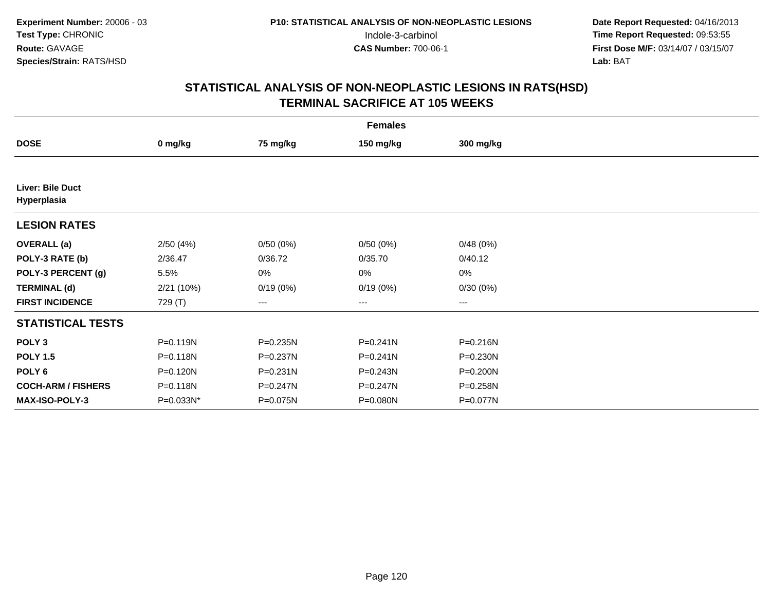**Experiment Number:** 20006 - 03
**Test Type:** CHRONIC
**Route:** GAVAGE
**Species/Strain:** RATS/HSD

**P10: STATISTICAL ANALYSIS OF NON-NEOPLASTIC LESIONS**
Indole-3-carbinol
**CAS Number:** 700-06-1

**Date Report Requested:** 04/16/2013
**Time Report Requested:** 09:53:55
**First Dose M/F:** 03/14/07 / 03/15/07
**Lab:** BAT

## STATISTICAL ANALYSIS OF NON-NEOPLASTIC LESIONS IN RATS(HSD)
## TERMINAL SACRIFICE AT 105 WEEKS

| Females | | | | |
|---|---|---|---|---|
| **DOSE** | **0 mg/kg** | **75 mg/kg** | **150 mg/kg** | **300 mg/kg** |
| **Liver: Bile Duct Hyperplasia** | | | | |
| **LESION RATES** | | | | |
| **OVERALL (a)** | 2/50 (4%) | 0/50 (0%) | 0/50 (0%) | 0/48 (0%) |
| **POLY-3 RATE (b)** | 2/36.47 | 0/36.72 | 0/35.70 | 0/40.12 |
| **POLY-3 PERCENT (g)** | 5.5% | 0% | 0% | 0% |
| **TERMINAL (d)** | 2/21 (10%) | 0/19 (0%) | 0/19 (0%) | 0/30 (0%) |
| **FIRST INCIDENCE** | 729 (T) | --- | --- | --- |
| **STATISTICAL TESTS** | | | | |
| **POLY 3** | P=0.119N | P=0.235N | P=0.241N | P=0.216N |
| **POLY 1.5** | P=0.118N | P=0.237N | P=0.241N | P=0.230N |
| **POLY 6** | P=0.120N | P=0.231N | P=0.243N | P=0.200N |
| **COCH-ARM / FISHERS** | P=0.118N | P=0.247N | P=0.247N | P=0.258N |
| **MAX-ISO-POLY-3** | P=0.033N* | P=0.075N | P=0.080N | P=0.077N |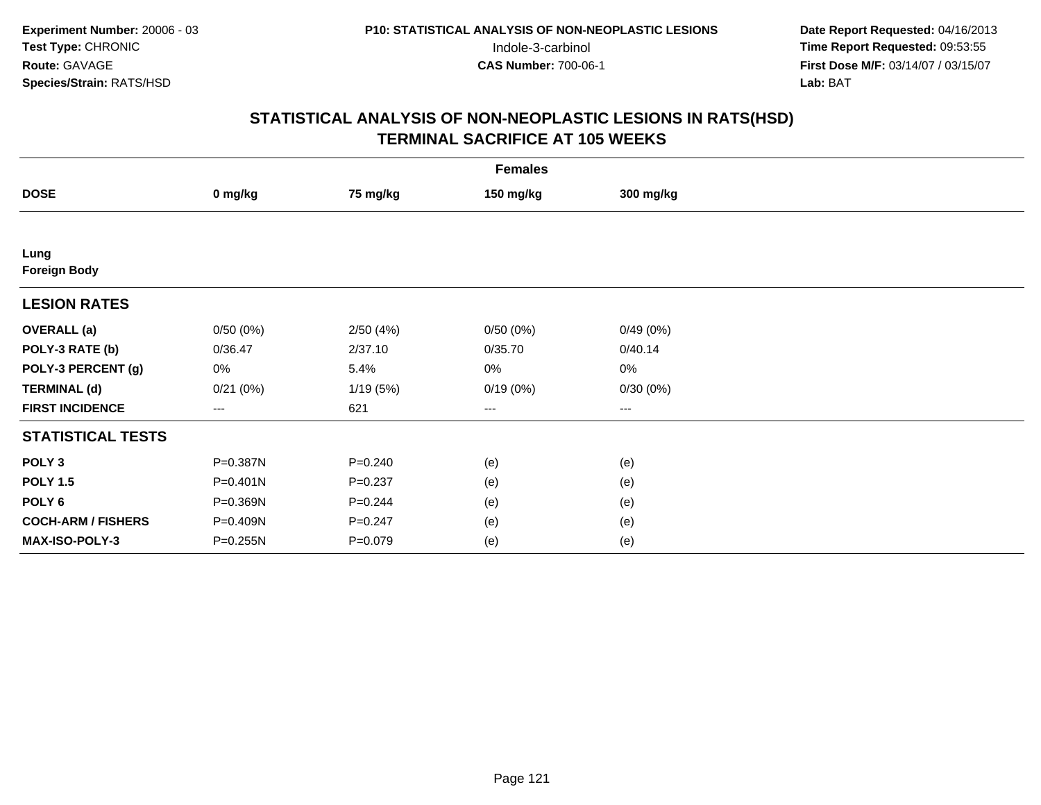**Experiment Number:** 20006 - 03
**Test Type:** CHRONIC
**Route:** GAVAGE
**Species/Strain:** RATS/HSD

**P10: STATISTICAL ANALYSIS OF NON-NEOPLASTIC LESIONS**
Indole-3-carbinol
**CAS Number:** 700-06-1

**Date Report Requested:** 04/16/2013
**Time Report Requested:** 09:53:55
**First Dose M/F:** 03/14/07 / 03/15/07
**Lab:** BAT

## STATISTICAL ANALYSIS OF NON-NEOPLASTIC LESIONS IN RATS(HSD)
## TERMINAL SACRIFICE AT 105 WEEKS

| | Females | | | |
|---|---|---|---|---|
| **DOSE** | **0 mg/kg** | **75 mg/kg** | **150 mg/kg** | **300 mg/kg** |
| **Lung** | | | | |
| **Foreign Body** | | | | |
| **LESION RATES** | | | | |
| **OVERALL (a)** | 0/50 (0%) | 2/50 (4%) | 0/50 (0%) | 0/49 (0%) |
| **POLY-3 RATE (b)** | 0/36.47 | 2/37.10 | 0/35.70 | 0/40.14 |
| **POLY-3 PERCENT (g)** | 0% | 5.4% | 0% | 0% |
| **TERMINAL (d)** | 0/21 (0%) | 1/19 (5%) | 0/19 (0%) | 0/30 (0%) |
| **FIRST INCIDENCE** | --- | 621 | --- | --- |
| **STATISTICAL TESTS** | | | | |
| **POLY 3** | P=0.387N | P=0.240 | (e) | (e) |
| **POLY 1.5** | P=0.401N | P=0.237 | (e) | (e) |
| **POLY 6** | P=0.369N | P=0.244 | (e) | (e) |
| **COCH-ARM / FISHERS** | P=0.409N | P=0.247 | (e) | (e) |
| **MAX-ISO-POLY-3** | P=0.255N | P=0.079 | (e) | (e) |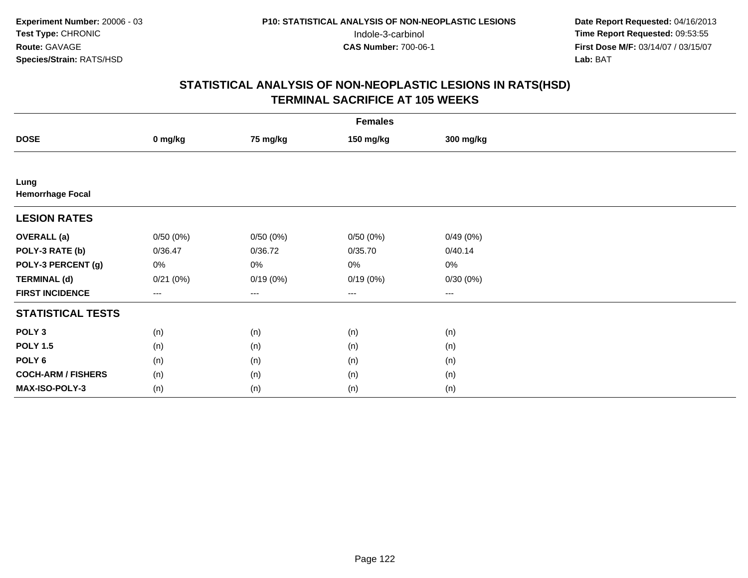**Experiment Number:** 20006 - 03
**Test Type:** CHRONIC
**Route:** GAVAGE
**Species/Strain:** RATS/HSD

**P10: STATISTICAL ANALYSIS OF NON-NEOPLASTIC LESIONS**
Indole-3-carbinol
**CAS Number:** 700-06-1

**Date Report Requested:** 04/16/2013
**Time Report Requested:** 09:53:55
**First Dose M/F:** 03/14/07 / 03/15/07
**Lab:** BAT

## STATISTICAL ANALYSIS OF NON-NEOPLASTIC LESIONS IN RATS(HSD)
## TERMINAL SACRIFICE AT 105 WEEKS

| Females | | | | |
|---|---|---|---|---|
| **DOSE** | **0 mg/kg** | **75 mg/kg** | **150 mg/kg** | **300 mg/kg** |
| **Lung** | | | | |
| **Hemorrhage Focal** | | | | |
| **LESION RATES** | | | | |
| **OVERALL (a)** | 0/50 (0%) | 0/50 (0%) | 0/50 (0%) | 0/49 (0%) |
| **POLY-3 RATE (b)** | 0/36.47 | 0/36.72 | 0/35.70 | 0/40.14 |
| **POLY-3 PERCENT (g)** | 0% | 0% | 0% | 0% |
| **TERMINAL (d)** | 0/21 (0%) | 0/19 (0%) | 0/19 (0%) | 0/30 (0%) |
| **FIRST INCIDENCE** | --- | --- | --- | --- |
| **STATISTICAL TESTS** | | | | |
| **POLY 3** | (n) | (n) | (n) | (n) |
| **POLY 1.5** | (n) | (n) | (n) | (n) |
| **POLY 6** | (n) | (n) | (n) | (n) |
| **COCH-ARM / FISHERS** | (n) | (n) | (n) | (n) |
| **MAX-ISO-POLY-3** | (n) | (n) | (n) | (n) |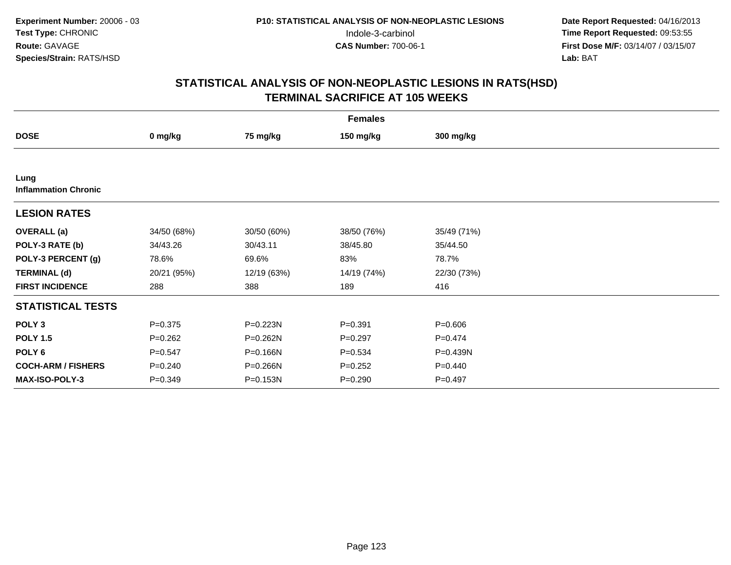Experiment Number: 20006 - 03
Test Type: CHRONIC
Route: GAVAGE
Species/Strain: RATS/HSD

P10: STATISTICAL ANALYSIS OF NON-NEOPLASTIC LESIONS
Indole-3-carbinol
CAS Number: 700-06-1

Date Report Requested: 04/16/2013
Time Report Requested: 09:53:55
First Dose M/F: 03/14/07 / 03/15/07
Lab: BAT

## STATISTICAL ANALYSIS OF NON-NEOPLASTIC LESIONS IN RATS(HSD) TERMINAL SACRIFICE AT 105 WEEKS

| Females | | | | |
|---|---|---|---|---|
| **DOSE** | **0 mg/kg** | **75 mg/kg** | **150 mg/kg** | **300 mg/kg** |
| **Lung** <br> **Inflammation Chronic** | | | | |
| **LESION RATES** | | | | |
| **OVERALL (a)** | 34/50 (68%) | 30/50 (60%) | 38/50 (76%) | 35/49 (71%) |
| **POLY-3 RATE (b)** | 34/43.26 | 30/43.11 | 38/45.80 | 35/44.50 |
| **POLY-3 PERCENT (g)** | 78.6% | 69.6% | 83% | 78.7% |
| **TERMINAL (d)** | 20/21 (95%) | 12/19 (63%) | 14/19 (74%) | 22/30 (73%) |
| **FIRST INCIDENCE** | 288 | 388 | 189 | 416 |
| **STATISTICAL TESTS** | | | | |
| **POLY 3** | P=0.375 | P=0.223N | P=0.391 | P=0.606 |
| **POLY 1.5** | P=0.262 | P=0.262N | P=0.297 | P=0.474 |
| **POLY 6** | P=0.547 | P=0.166N | P=0.534 | P=0.439N |
| **COCH-ARM / FISHERS** | P=0.240 | P=0.266N | P=0.252 | P=0.440 |
| **MAX-ISO-POLY-3** | P=0.349 | P=0.153N | P=0.290 | P=0.497 |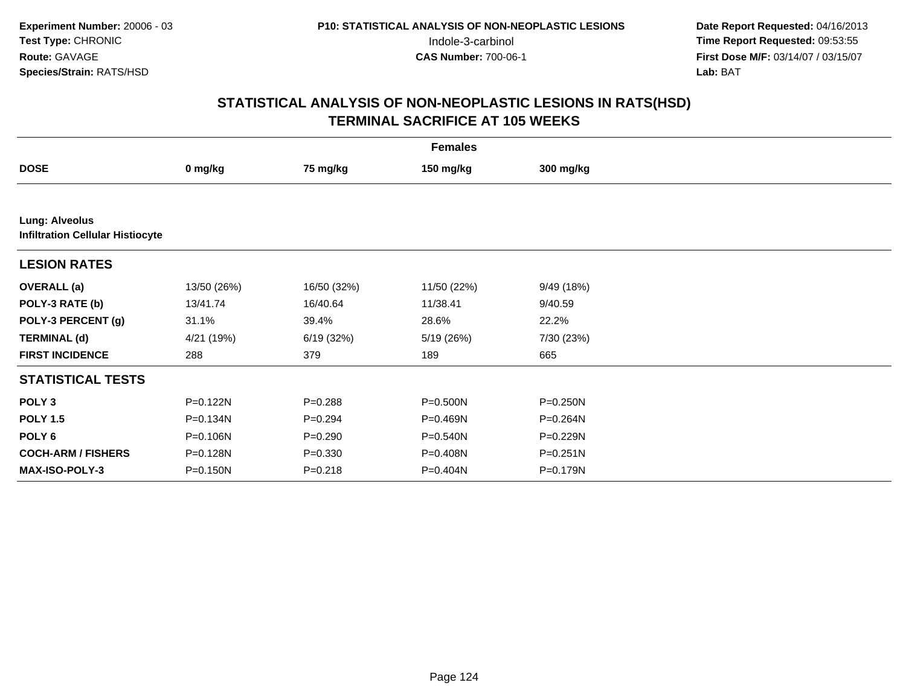**Experiment Number:** 20006 - 03
**Test Type:** CHRONIC
**Route:** GAVAGE
**Species/Strain:** RATS/HSD

P10: STATISTICAL ANALYSIS OF NON-NEOPLASTIC LESIONS
Indole-3-carbinol
**CAS Number:** 700-06-1

**Date Report Requested:** 04/16/2013
**Time Report Requested:** 09:53:55
**First Dose M/F:** 03/14/07 / 03/15/07
**Lab:** BAT

# STATISTICAL ANALYSIS OF NON-NEOPLASTIC LESIONS IN RATS(HSD)
## TERMINAL SACRIFICE AT 105 WEEKS

| | Females | | | |
|---|---|---|---|---|
| **DOSE** | **0 mg/kg** | **75 mg/kg** | **150 mg/kg** | **300 mg/kg** |
| **Lung: Alveolus** | | | | |
| **Infiltration Cellular Histiocyte** | | | | |
| **LESION RATES** | | | | |
| **OVERALL (a)** | 13/50 (26%) | 16/50 (32%) | 11/50 (22%) | 9/49 (18%) |
| **POLY-3 RATE (b)** | 13/41.74 | 16/40.64 | 11/38.41 | 9/40.59 |
| **POLY-3 PERCENT (g)** | 31.1% | 39.4% | 28.6% | 22.2% |
| **TERMINAL (d)** | 4/21 (19%) | 6/19 (32%) | 5/19 (26%) | 7/30 (23%) |
| **FIRST INCIDENCE** | 288 | 379 | 189 | 665 |
| **STATISTICAL TESTS** | | | | |
| **POLY 3** | P=0.122N | P=0.288 | P=0.500N | P=0.250N |
| **POLY 1.5** | P=0.134N | P=0.294 | P=0.469N | P=0.264N |
| **POLY 6** | P=0.106N | P=0.290 | P=0.540N | P=0.229N |
| **COCH-ARM / FISHERS** | P=0.128N | P=0.330 | P=0.408N | P=0.251N |
| **MAX-ISO-POLY-3** | P=0.150N | P=0.218 | P=0.404N | P=0.179N |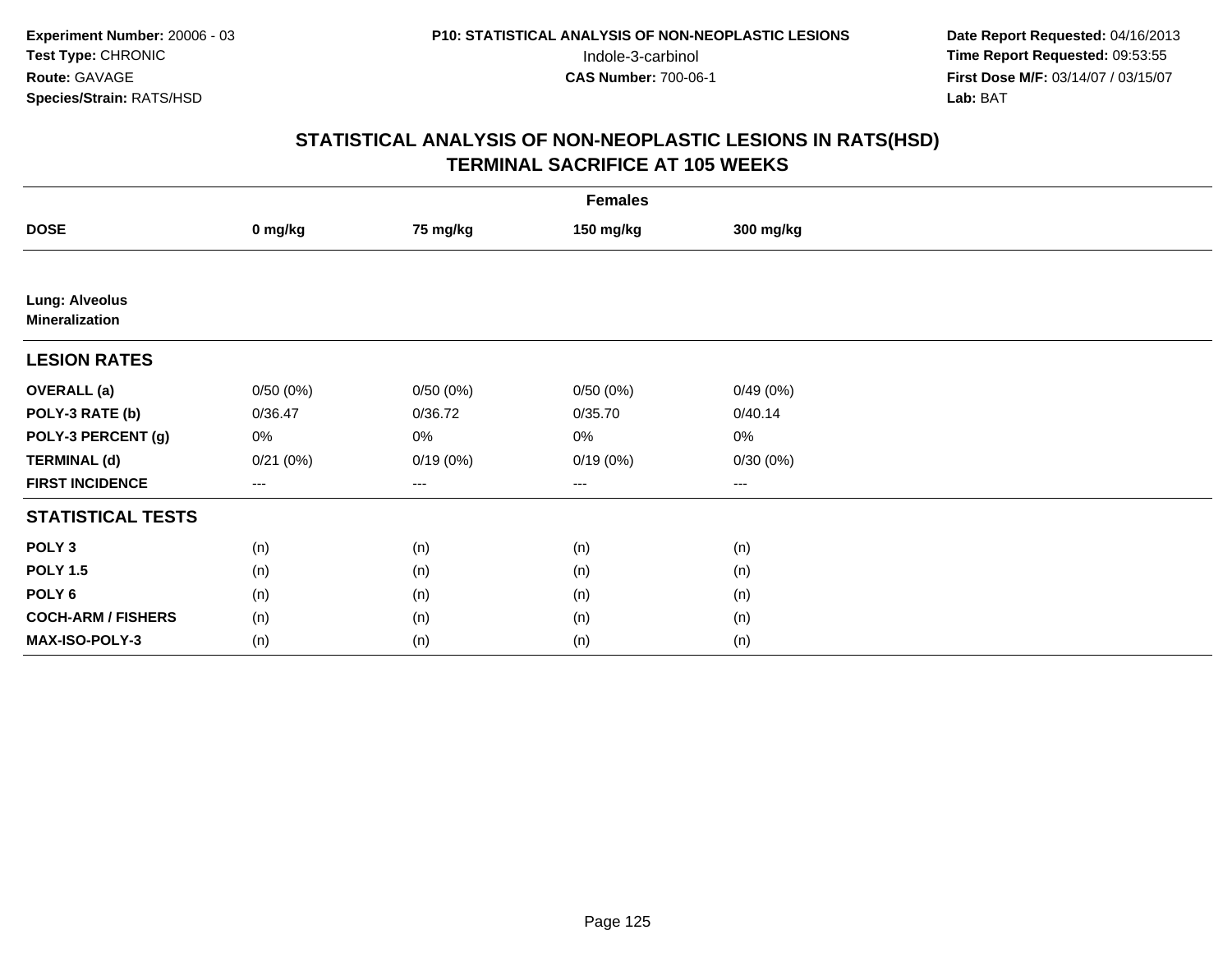**Experiment Number:** 20006 - 03
**Test Type:** CHRONIC
**Route:** GAVAGE
**Species/Strain:** RATS/HSD

**P10: STATISTICAL ANALYSIS OF NON-NEOPLASTIC LESIONS**
Indole-3-carbinol
**CAS Number:** 700-06-1

**Date Report Requested:** 04/16/2013
**Time Report Requested:** 09:53:55
**First Dose M/F:** 03/14/07 / 03/15/07
**Lab:** BAT

## STATISTICAL ANALYSIS OF NON-NEOPLASTIC LESIONS IN RATS(HSD)
## TERMINAL SACRIFICE AT 105 WEEKS

| | Females | | | |
|---|---|---|---|---|
| **DOSE** | **0 mg/kg** | **75 mg/kg** | **150 mg/kg** | **300 mg/kg** |
| **Lung: Alveolus** | | | | |
| **Mineralization** | | | | |
| **LESION RATES** | | | | |
| **OVERALL (a)** | 0/50 (0%) | 0/50 (0%) | 0/50 (0%) | 0/49 (0%) |
| **POLY-3 RATE (b)** | 0/36.47 | 0/36.72 | 0/35.70 | 0/40.14 |
| **POLY-3 PERCENT (g)** | 0% | 0% | 0% | 0% |
| **TERMINAL (d)** | 0/21 (0%) | 0/19 (0%) | 0/19 (0%) | 0/30 (0%) |
| **FIRST INCIDENCE** | --- | --- | --- | --- |
| **STATISTICAL TESTS** | | | | |
| **POLY 3** | (n) | (n) | (n) | (n) |
| **POLY 1.5** | (n) | (n) | (n) | (n) |
| **POLY 6** | (n) | (n) | (n) | (n) |
| **COCH-ARM / FISHERS** | (n) | (n) | (n) | (n) |
| **MAX-ISO-POLY-3** | (n) | (n) | (n) | (n) |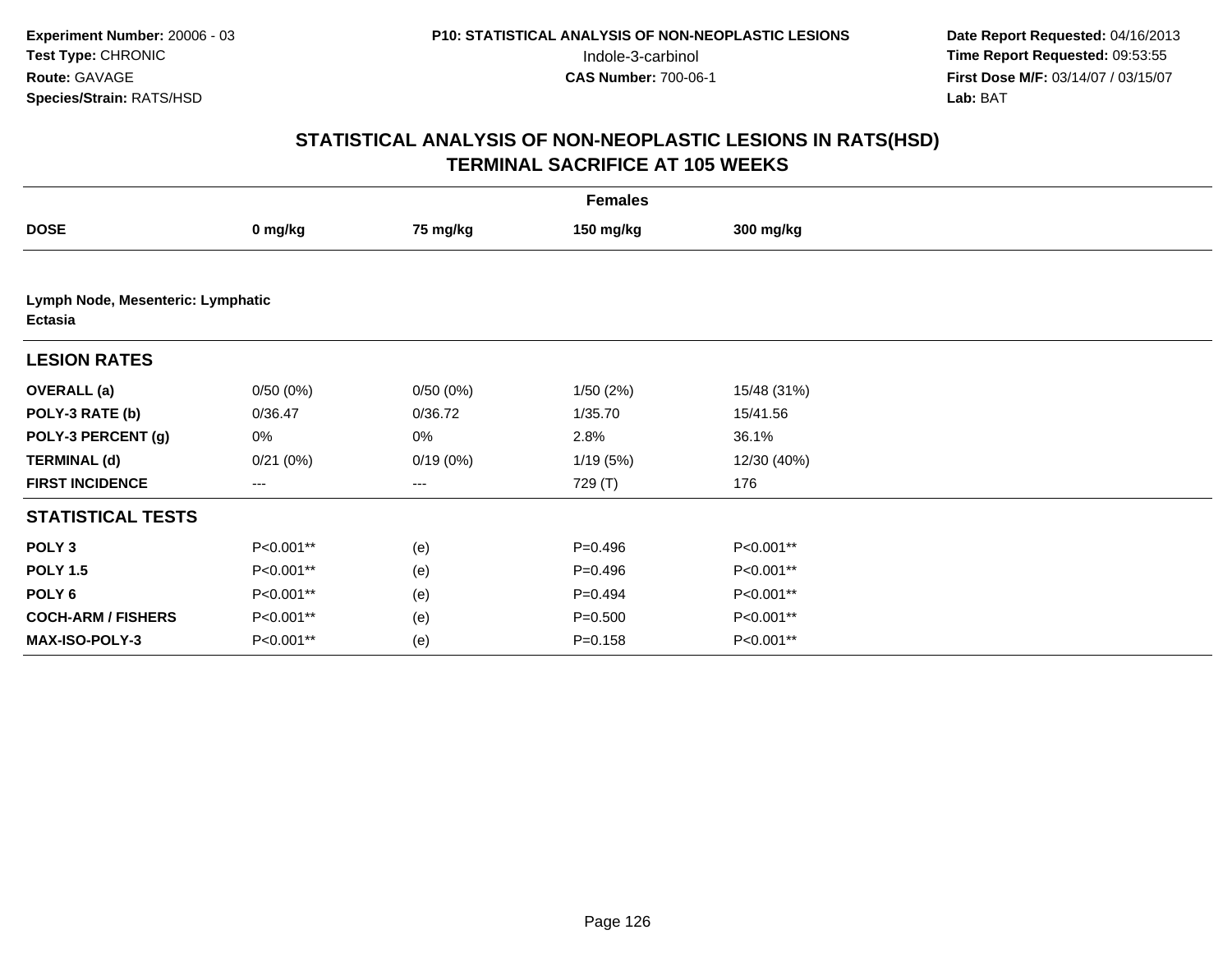Experiment Number: 20006 - 03
Test Type: CHRONIC
Route: GAVAGE
Species/Strain: RATS/HSD

P10: STATISTICAL ANALYSIS OF NON-NEOPLASTIC LESIONS
Indole-3-carbinol
CAS Number: 700-06-1

Date Report Requested: 04/16/2013
Time Report Requested: 09:53:55
First Dose M/F: 03/14/07 / 03/15/07
Lab: BAT

# STATISTICAL ANALYSIS OF NON-NEOPLASTIC LESIONS IN RATS(HSD)
## TERMINAL SACRIFICE AT 105 WEEKS

| Females | | | | |
|---|---|---|---|---|
| **DOSE** | **0 mg/kg** | **75 mg/kg** | **150 mg/kg** | **300 mg/kg** |
| **Lymph Node, Mesenteric: Lymphatic Ectasia** | | | | |
| **LESION RATES** | | | | |
| **OVERALL (a)** | 0/50 (0%) | 0/50 (0%) | 1/50 (2%) | 15/48 (31%) |
| **POLY-3 RATE (b)** | 0/36.47 | 0/36.72 | 1/35.70 | 15/41.56 |
| **POLY-3 PERCENT (g)** | 0% | 0% | 2.8% | 36.1% |
| **TERMINAL (d)** | 0/21 (0%) | 0/19 (0%) | 1/19 (5%) | 12/30 (40%) |
| **FIRST INCIDENCE** | --- | --- | 729 (T) | 176 |
| **STATISTICAL TESTS** | | | | |
| **POLY 3** | P<0.001** | (e) | P=0.496 | P<0.001** |
| **POLY 1.5** | P<0.001** | (e) | P=0.496 | P<0.001** |
| **POLY 6** | P<0.001** | (e) | P=0.494 | P<0.001** |
| **COCH-ARM / FISHERS** | P<0.001** | (e) | P=0.500 | P<0.001** |
| **MAX-ISO-POLY-3** | P<0.001** | (e) | P=0.158 | P<0.001** |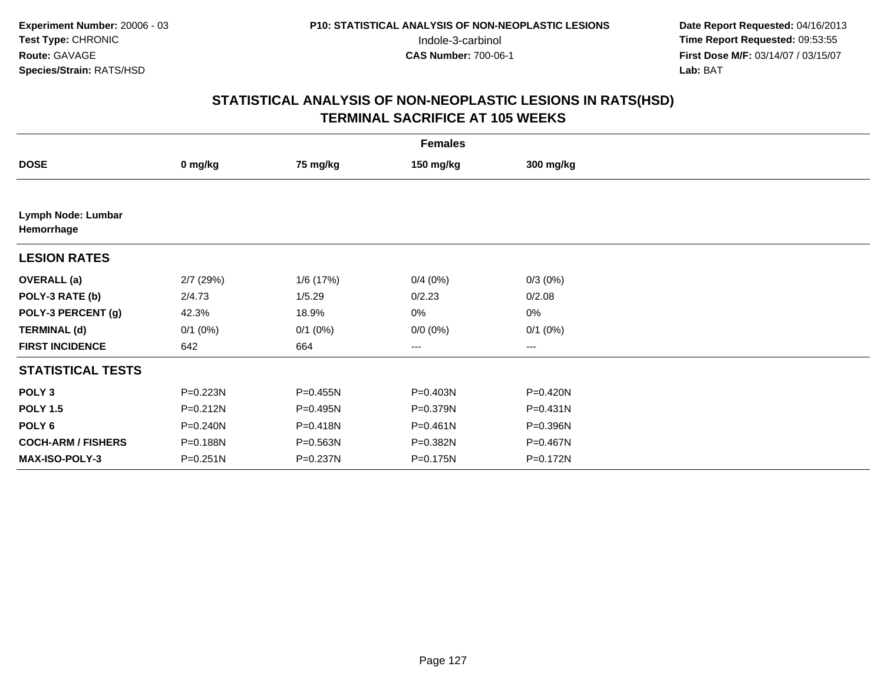**Experiment Number:** 20006 - 03
**Test Type:** CHRONIC
**Route:** GAVAGE
**Species/Strain:** RATS/HSD

**P10: STATISTICAL ANALYSIS OF NON-NEOPLASTIC LESIONS**
Indole-3-carbinol
**CAS Number:** 700-06-1

**Date Report Requested:** 04/16/2013
**Time Report Requested:** 09:53:55
**First Dose M/F:** 03/14/07 / 03/15/07
**Lab:** BAT

## STATISTICAL ANALYSIS OF NON-NEOPLASTIC LESIONS IN RATS(HSD)
## TERMINAL SACRIFICE AT 105 WEEKS

| | Females | | | |
|---|---|---|---|---|
| **DOSE** | **0 mg/kg** | **75 mg/kg** | **150 mg/kg** | **300 mg/kg** |
| **Lymph Node: Lumbar** | | | | |
| **Hemorrhage** | | | | |
| **LESION RATES** | | | | |
| **OVERALL (a)** | 2/7 (29%) | 1/6 (17%) | 0/4 (0%) | 0/3 (0%) |
| **POLY-3 RATE (b)** | 2/4.73 | 1/5.29 | 0/2.23 | 0/2.08 |
| **POLY-3 PERCENT (g)** | 42.3% | 18.9% | 0% | 0% |
| **TERMINAL (d)** | 0/1 (0%) | 0/1 (0%) | 0/0 (0%) | 0/1 (0%) |
| **FIRST INCIDENCE** | 642 | 664 | --- | --- |
| **STATISTICAL TESTS** | | | | |
| **POLY 3** | P=0.223N | P=0.455N | P=0.403N | P=0.420N |
| **POLY 1.5** | P=0.212N | P=0.495N | P=0.379N | P=0.431N |
| **POLY 6** | P=0.240N | P=0.418N | P=0.461N | P=0.396N |
| **COCH-ARM / FISHERS** | P=0.188N | P=0.563N | P=0.382N | P=0.467N |
| **MAX-ISO-POLY-3** | P=0.251N | P=0.237N | P=0.175N | P=0.172N |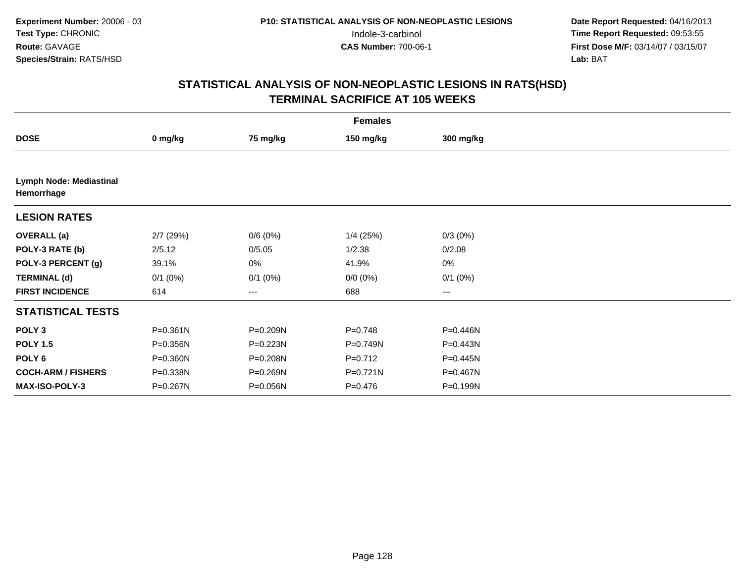**Experiment Number:** 20006 - 03
**Test Type:** CHRONIC
**Route:** GAVAGE
**Species/Strain:** RATS/HSD

**P10: STATISTICAL ANALYSIS OF NON-NEOPLASTIC LESIONS**
Indole-3-carbinol
**CAS Number:** 700-06-1

**Date Report Requested:** 04/16/2013
**Time Report Requested:** 09:53:55
**First Dose M/F:** 03/14/07 / 03/15/07
**Lab:** BAT

# STATISTICAL ANALYSIS OF NON-NEOPLASTIC LESIONS IN RATS(HSD)
## TERMINAL SACRIFICE AT 105 WEEKS

| Females | | | | |
|---|---|---|---|---|
| **DOSE** | **0 mg/kg** | **75 mg/kg** | **150 mg/kg** | **300 mg/kg** |
| **Lymph Node: Mediastinal Hemorrhage** | | | | |
| **LESION RATES** | | | | |
| **OVERALL (a)** | 2/7 (29%) | 0/6 (0%) | 1/4 (25%) | 0/3 (0%) |
| **POLY-3 RATE (b)** | 2/5.12 | 0/5.05 | 1/2.38 | 0/2.08 |
| **POLY-3 PERCENT (g)** | 39.1% | 0% | 41.9% | 0% |
| **TERMINAL (d)** | 0/1 (0%) | 0/1 (0%) | 0/0 (0%) | 0/1 (0%) |
| **FIRST INCIDENCE** | 614 | --- | 688 | --- |
| **STATISTICAL TESTS** | | | | |
| **POLY 3** | P=0.361N | P=0.209N | P=0.748 | P=0.446N |
| **POLY 1.5** | P=0.356N | P=0.223N | P=0.749N | P=0.443N |
| **POLY 6** | P=0.360N | P=0.208N | P=0.712 | P=0.445N |
| **COCH-ARM / FISHERS** | P=0.338N | P=0.269N | P=0.721N | P=0.467N |
| **MAX-ISO-POLY-3** | P=0.267N | P=0.056N | P=0.476 | P=0.199N |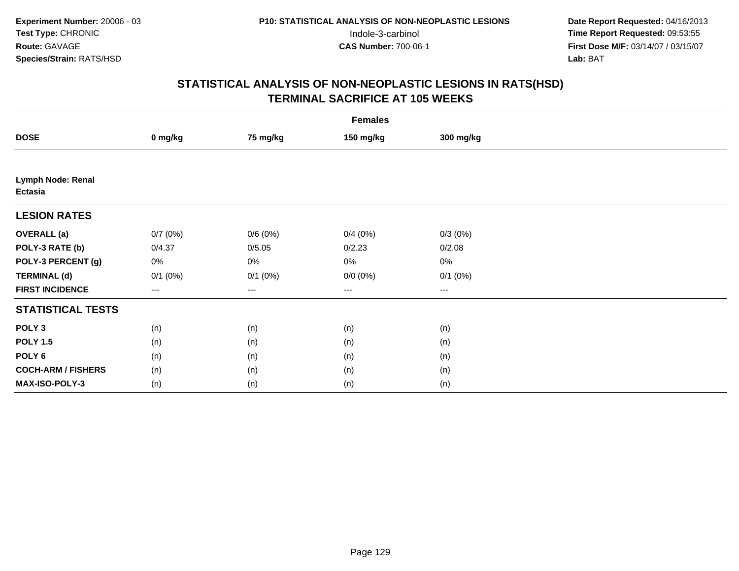Experiment Number: 20006 - 03
Test Type: CHRONIC
Route: GAVAGE
Species/Strain: RATS/HSD

P10: STATISTICAL ANALYSIS OF NON-NEOPLASTIC LESIONS
Indole-3-carbinol
CAS Number: 700-06-1

Date Report Requested: 04/16/2013
Time Report Requested: 09:53:55
First Dose M/F: 03/14/07 / 03/15/07
Lab: BAT

## STATISTICAL ANALYSIS OF NON-NEOPLASTIC LESIONS IN RATS(HSD)
## TERMINAL SACRIFICE AT 105 WEEKS

| | Females | | | |
|---|---|---|---|---|
| **DOSE** | **0 mg/kg** | **75 mg/kg** | **150 mg/kg** | **300 mg/kg** |
| **Lymph Node: Renal** | | | | |
| **Ectasia** | | | | |
| **LESION RATES** | | | | |
| **OVERALL (a)** | 0/7 (0%) | 0/6 (0%) | 0/4 (0%) | 0/3 (0%) |
| **POLY-3 RATE (b)** | 0/4.37 | 0/5.05 | 0/2.23 | 0/2.08 |
| **POLY-3 PERCENT (g)** | 0% | 0% | 0% | 0% |
| **TERMINAL (d)** | 0/1 (0%) | 0/1 (0%) | 0/0 (0%) | 0/1 (0%) |
| **FIRST INCIDENCE** | --- | --- | --- | --- |
| **STATISTICAL TESTS** | | | | |
| **POLY 3** | (n) | (n) | (n) | (n) |
| **POLY 1.5** | (n) | (n) | (n) | (n) |
| **POLY 6** | (n) | (n) | (n) | (n) |
| **COCH-ARM / FISHERS** | (n) | (n) | (n) | (n) |
| **MAX-ISO-POLY-3** | (n) | (n) | (n) | (n) |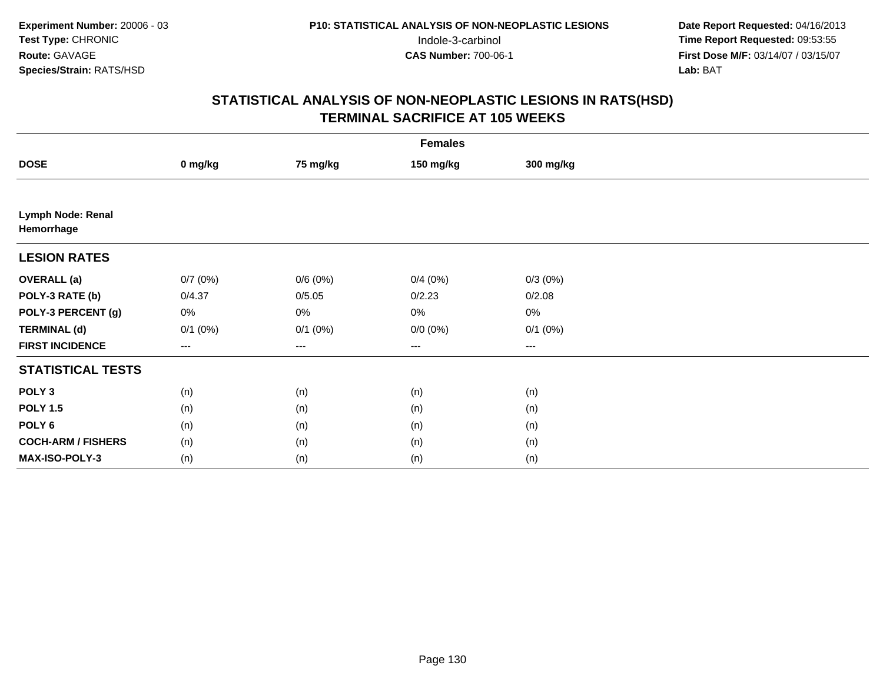Experiment Number: 20006 - 03
Test Type: CHRONIC
Route: GAVAGE
Species/Strain: RATS/HSD

P10: STATISTICAL ANALYSIS OF NON-NEOPLASTIC LESIONS
Indole-3-carbinol
CAS Number: 700-06-1

Date Report Requested: 04/16/2013
Time Report Requested: 09:53:55
First Dose M/F: 03/14/07 / 03/15/07
Lab: BAT

## STATISTICAL ANALYSIS OF NON-NEOPLASTIC LESIONS IN RATS(HSD)
## TERMINAL SACRIFICE AT 105 WEEKS

| | Females | | | |
|---|---|---|---|---|
| **DOSE** | **0 mg/kg** | **75 mg/kg** | **150 mg/kg** | **300 mg/kg** |
| **Lymph Node: Renal Hemorrhage** | | | | |
| **LESION RATES** | | | | |
| **OVERALL (a)** | 0/7 (0%) | 0/6 (0%) | 0/4 (0%) | 0/3 (0%) |
| **POLY-3 RATE (b)** | 0/4.37 | 0/5.05 | 0/2.23 | 0/2.08 |
| **POLY-3 PERCENT (g)** | 0% | 0% | 0% | 0% |
| **TERMINAL (d)** | 0/1 (0%) | 0/1 (0%) | 0/0 (0%) | 0/1 (0%) |
| **FIRST INCIDENCE** | --- | --- | --- | --- |
| **STATISTICAL TESTS** | | | | |
| **POLY 3** | (n) | (n) | (n) | (n) |
| **POLY 1.5** | (n) | (n) | (n) | (n) |
| **POLY 6** | (n) | (n) | (n) | (n) |
| **COCH-ARM / FISHERS** | (n) | (n) | (n) | (n) |
| **MAX-ISO-POLY-3** | (n) | (n) | (n) | (n) |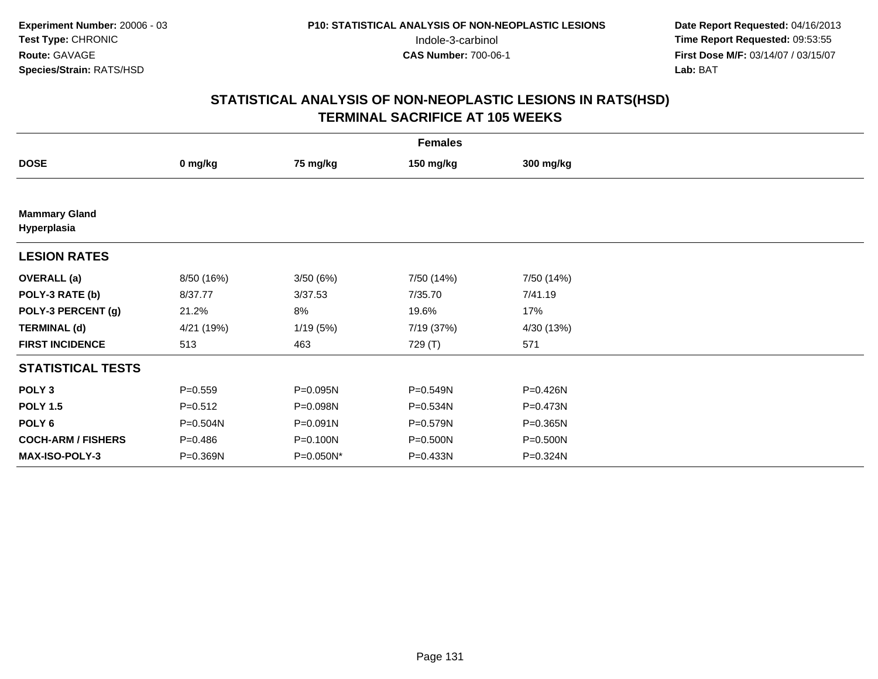**Experiment Number:** 20006 - 03
**Test Type:** CHRONIC
**Route:** GAVAGE
**Species/Strain:** RATS/HSD

**P10: STATISTICAL ANALYSIS OF NON-NEOPLASTIC LESIONS**
Indole-3-carbinol
**CAS Number:** 700-06-1

**Date Report Requested:** 04/16/2013
**Time Report Requested:** 09:53:55
**First Dose M/F:** 03/14/07 / 03/15/07
**Lab:** BAT

## STATISTICAL ANALYSIS OF NON-NEOPLASTIC LESIONS IN RATS(HSD)
## TERMINAL SACRIFICE AT 105 WEEKS

| | Females | | | |
|---|---|---|---|---|
| **DOSE** | **0 mg/kg** | **75 mg/kg** | **150 mg/kg** | **300 mg/kg** |
| **Mammary Gland** | | | | |
| **Hyperplasia** | | | | |
| **LESION RATES** | | | | |
| **OVERALL (a)** | 8/50 (16%) | 3/50 (6%) | 7/50 (14%) | 7/50 (14%) |
| **POLY-3 RATE (b)** | 8/37.77 | 3/37.53 | 7/35.70 | 7/41.19 |
| **POLY-3 PERCENT (g)** | 21.2% | 8% | 19.6% | 17% |
| **TERMINAL (d)** | 4/21 (19%) | 1/19 (5%) | 7/19 (37%) | 4/30 (13%) |
| **FIRST INCIDENCE** | 513 | 463 | 729 (T) | 571 |
| **STATISTICAL TESTS** | | | | |
| **POLY 3** | P=0.559 | P=0.095N | P=0.549N | P=0.426N |
| **POLY 1.5** | P=0.512 | P=0.098N | P=0.534N | P=0.473N |
| **POLY 6** | P=0.504N | P=0.091N | P=0.579N | P=0.365N |
| **COCH-ARM / FISHERS** | P=0.486 | P=0.100N | P=0.500N | P=0.500N |
| **MAX-ISO-POLY-3** | P=0.369N | P=0.050N* | P=0.433N | P=0.324N |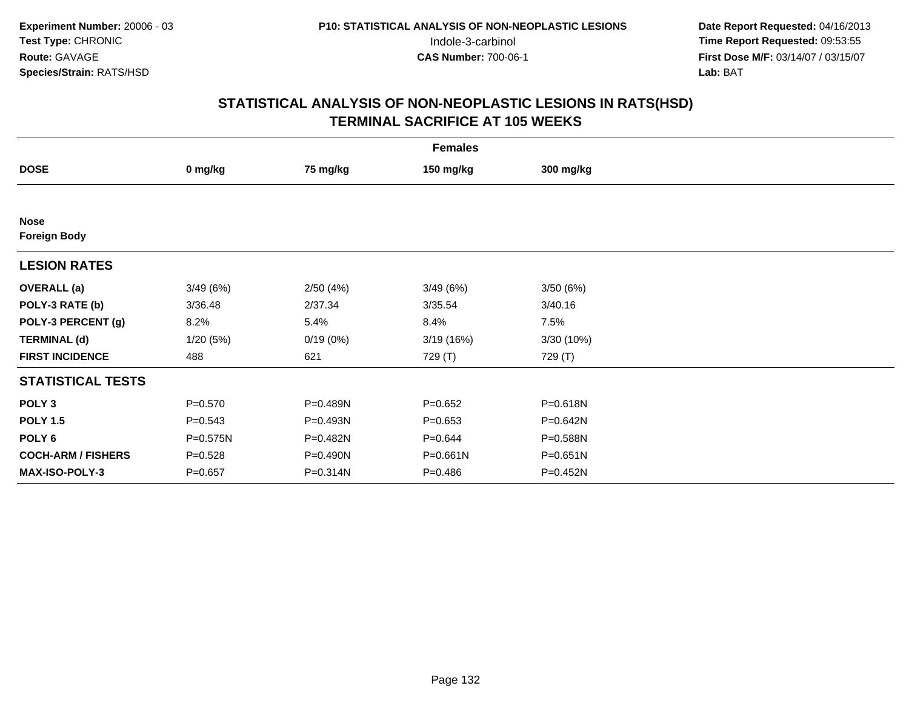Experiment Number: 20006 - 03
Test Type: CHRONIC
Route: GAVAGE
Species/Strain: RATS/HSD

P10: STATISTICAL ANALYSIS OF NON-NEOPLASTIC LESIONS
Indole-3-carbinol
CAS Number: 700-06-1

Date Report Requested: 04/16/2013
Time Report Requested: 09:53:55
First Dose M/F: 03/14/07 / 03/15/07
Lab: BAT

# STATISTICAL ANALYSIS OF NON-NEOPLASTIC LESIONS IN RATS(HSD)
## TERMINAL SACRIFICE AT 105 WEEKS

| Females | | | | |
|---|---|---|---|---|
| **DOSE** | **0 mg/kg** | **75 mg/kg** | **150 mg/kg** | **300 mg/kg** |
| **Nose** | | | | |
| **Foreign Body** | | | | |
| **LESION RATES** | | | | |
| **OVERALL (a)** | 3/49 (6%) | 2/50 (4%) | 3/49 (6%) | 3/50 (6%) |
| **POLY-3 RATE (b)** | 3/36.48 | 2/37.34 | 3/35.54 | 3/40.16 |
| **POLY-3 PERCENT (g)** | 8.2% | 5.4% | 8.4% | 7.5% |
| **TERMINAL (d)** | 1/20 (5%) | 0/19 (0%) | 3/19 (16%) | 3/30 (10%) |
| **FIRST INCIDENCE** | 488 | 621 | 729 (T) | 729 (T) |
| **STATISTICAL TESTS** | | | | |
| **POLY 3** | P=0.570 | P=0.489N | P=0.652 | P=0.618N |
| **POLY 1.5** | P=0.543 | P=0.493N | P=0.653 | P=0.642N |
| **POLY 6** | P=0.575N | P=0.482N | P=0.644 | P=0.588N |
| **COCH-ARM / FISHERS** | P=0.528 | P=0.490N | P=0.661N | P=0.651N |
| **MAX-ISO-POLY-3** | P=0.657 | P=0.314N | P=0.486 | P=0.452N |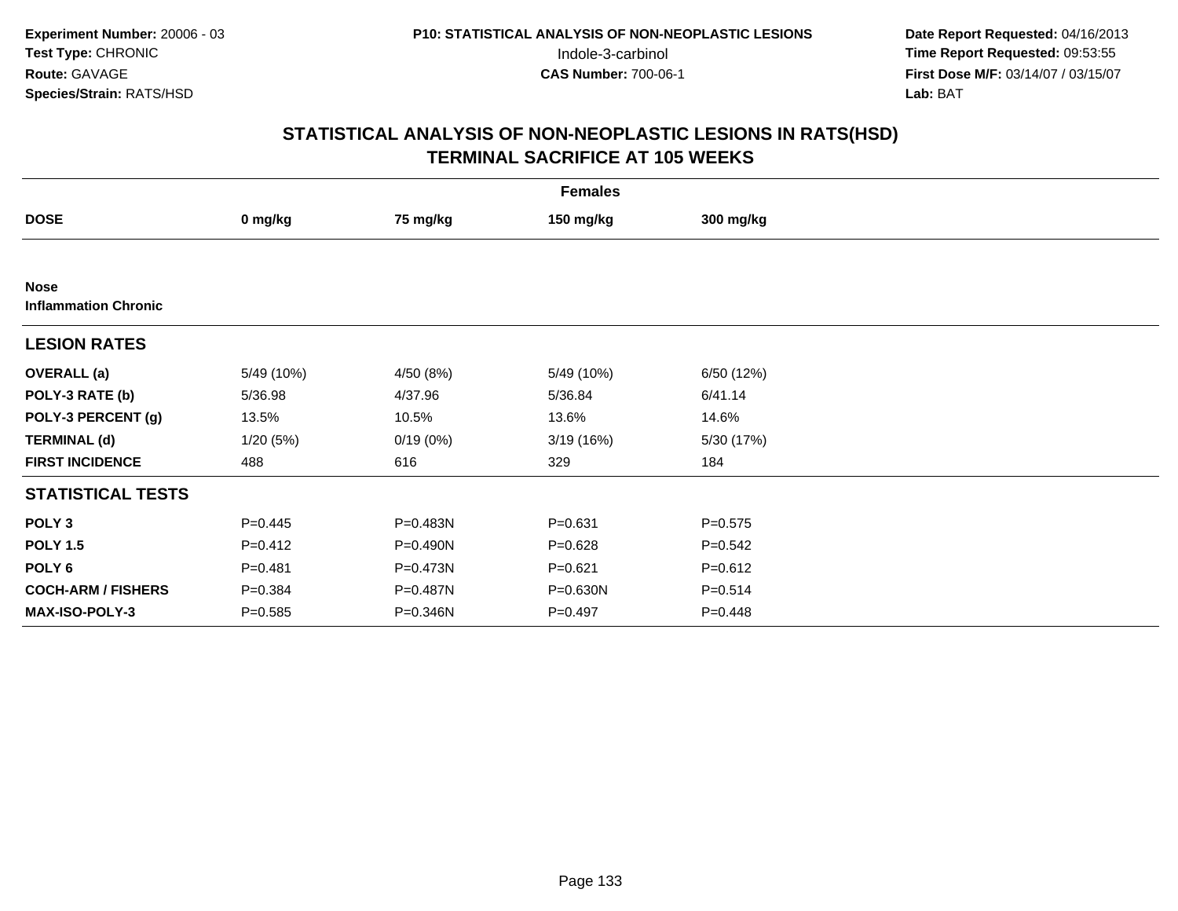**Experiment Number:** 20006 - 03
**Test Type:** CHRONIC
**Route:** GAVAGE
**Species/Strain:** RATS/HSD

**P10: STATISTICAL ANALYSIS OF NON-NEOPLASTIC LESIONS**
Indole-3-carbinol
**CAS Number:** 700-06-1

**Date Report Requested:** 04/16/2013
**Time Report Requested:** 09:53:55
**First Dose M/F:** 03/14/07 / 03/15/07
**Lab:** BAT

## STATISTICAL ANALYSIS OF NON-NEOPLASTIC LESIONS IN RATS(HSD)
## TERMINAL SACRIFICE AT 105 WEEKS

| | Females | | | |
|---|---|---|---|---|
| **DOSE** | **0 mg/kg** | **75 mg/kg** | **150 mg/kg** | **300 mg/kg** |
| **Nose** | | | | |
| **Inflammation Chronic** | | | | |
| **LESION RATES** | | | | |
| **OVERALL (a)** | 5/49 (10%) | 4/50 (8%) | 5/49 (10%) | 6/50 (12%) |
| **POLY-3 RATE (b)** | 5/36.98 | 4/37.96 | 5/36.84 | 6/41.14 |
| **POLY-3 PERCENT (g)** | 13.5% | 10.5% | 13.6% | 14.6% |
| **TERMINAL (d)** | 1/20 (5%) | 0/19 (0%) | 3/19 (16%) | 5/30 (17%) |
| **FIRST INCIDENCE** | 488 | 616 | 329 | 184 |
| **STATISTICAL TESTS** | | | | |
| **POLY 3** | P=0.445 | P=0.483N | P=0.631 | P=0.575 |
| **POLY 1.5** | P=0.412 | P=0.490N | P=0.628 | P=0.542 |
| **POLY 6** | P=0.481 | P=0.473N | P=0.621 | P=0.612 |
| **COCH-ARM / FISHERS** | P=0.384 | P=0.487N | P=0.630N | P=0.514 |
| **MAX-ISO-POLY-3** | P=0.585 | P=0.346N | P=0.497 | P=0.448 |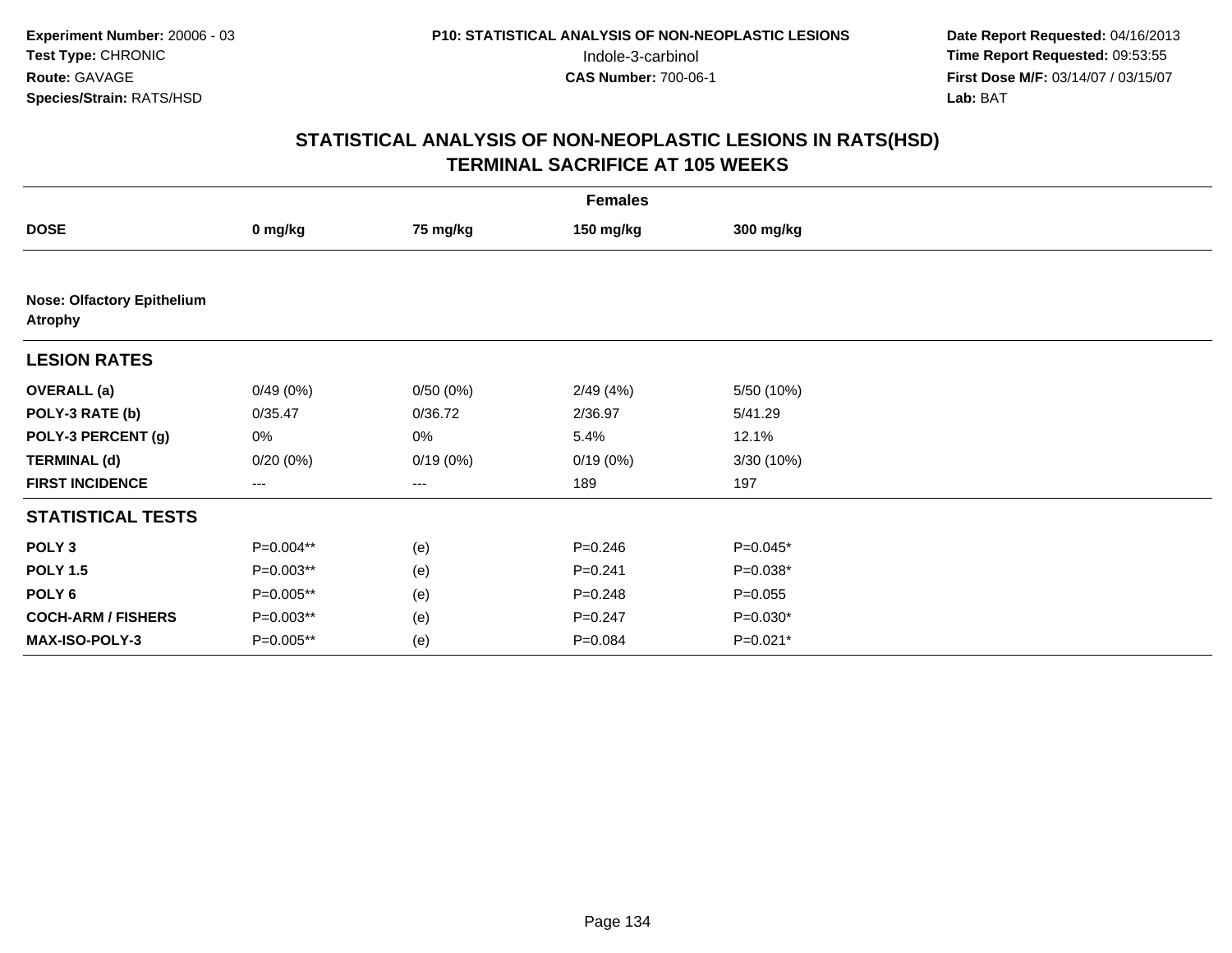**Experiment Number:** 20006 - 03
**Test Type:** CHRONIC
**Route:** GAVAGE
**Species/Strain:** RATS/HSD

**P10: STATISTICAL ANALYSIS OF NON-NEOPLASTIC LESIONS**
Indole-3-carbinol
**CAS Number:** 700-06-1

**Date Report Requested:** 04/16/2013
**Time Report Requested:** 09:53:55
**First Dose M/F:** 03/14/07 / 03/15/07
**Lab:** BAT

# STATISTICAL ANALYSIS OF NON-NEOPLASTIC LESIONS IN RATS(HSD)
# TERMINAL SACRIFICE AT 105 WEEKS

| | Females | | | |
|---|---|---|---|---|
| **DOSE** | **0 mg/kg** | **75 mg/kg** | **150 mg/kg** | **300 mg/kg** |
| **Nose: Olfactory Epithelium Atrophy** | | | | |
| **LESION RATES** | | | | |
| **OVERALL (a)** | 0/49 (0%) | 0/50 (0%) | 2/49 (4%) | 5/50 (10%) |
| **POLY-3 RATE (b)** | 0/35.47 | 0/36.72 | 2/36.97 | 5/41.29 |
| **POLY-3 PERCENT (g)** | 0% | 0% | 5.4% | 12.1% |
| **TERMINAL (d)** | 0/20 (0%) | 0/19 (0%) | 0/19 (0%) | 3/30 (10%) |
| **FIRST INCIDENCE** | --- | --- | 189 | 197 |
| **STATISTICAL TESTS** | | | | |
| **POLY 3** | P=0.004** | (e) | P=0.246 | P=0.045* |
| **POLY 1.5** | P=0.003** | (e) | P=0.241 | P=0.038* |
| **POLY 6** | P=0.005** | (e) | P=0.248 | P=0.055 |
| **COCH-ARM / FISHERS** | P=0.003** | (e) | P=0.247 | P=0.030* |
| **MAX-ISO-POLY-3** | P=0.005** | (e) | P=0.084 | P=0.021* |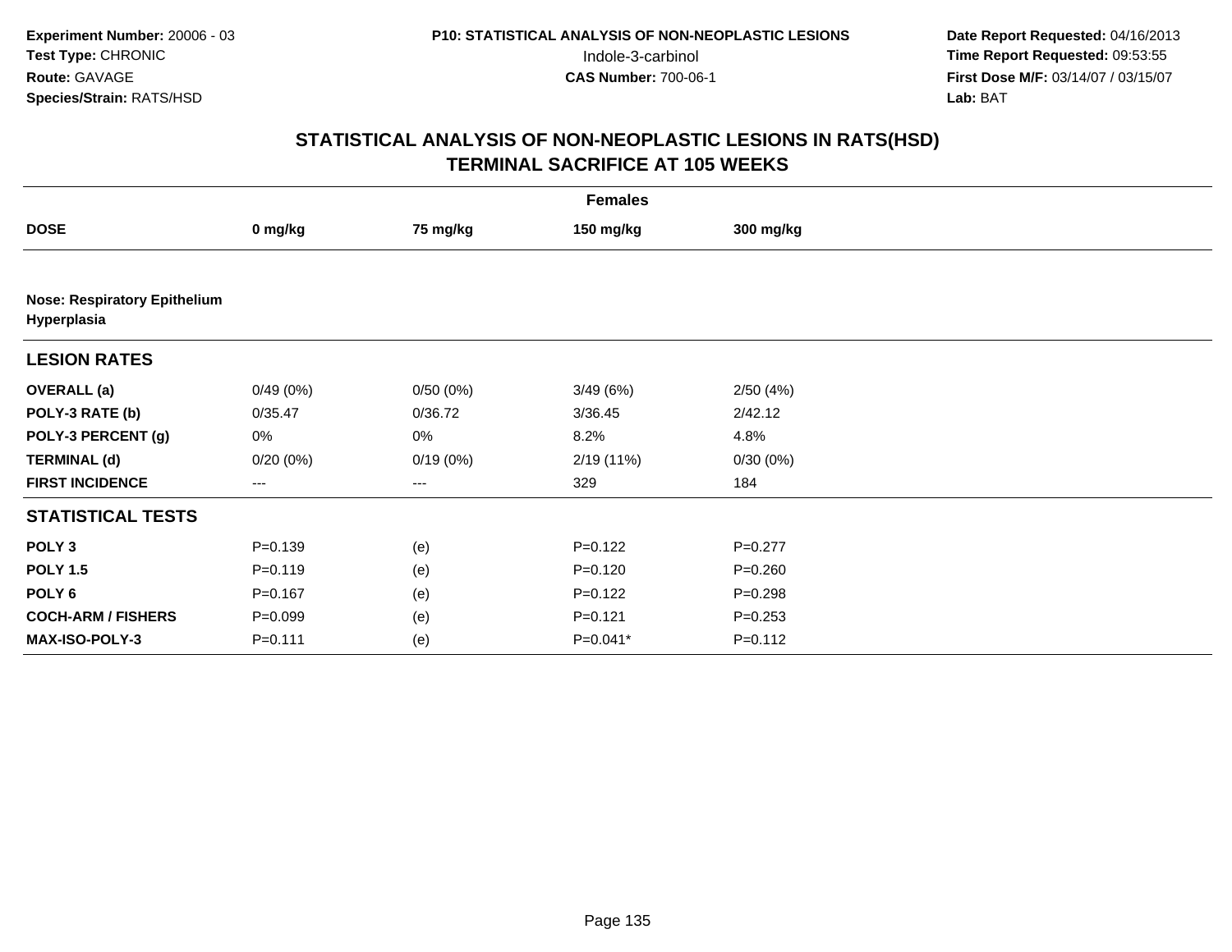**Experiment Number:** 20006 - 03
**Test Type:** CHRONIC
**Route:** GAVAGE
**Species/Strain:** RATS/HSD

**P10: STATISTICAL ANALYSIS OF NON-NEOPLASTIC LESIONS**
Indole-3-carbinol
**CAS Number:** 700-06-1

**Date Report Requested:** 04/16/2013
**Time Report Requested:** 09:53:55
**First Dose M/F:** 03/14/07 / 03/15/07
**Lab:** BAT

## STATISTICAL ANALYSIS OF NON-NEOPLASTIC LESIONS IN RATS(HSD)
## TERMINAL SACRIFICE AT 105 WEEKS

| | Females | | | |
|---|---|---|---|---|
| **DOSE** | **0 mg/kg** | **75 mg/kg** | **150 mg/kg** | **300 mg/kg** |
| **Nose: Respiratory Epithelium Hyperplasia** | | | | |
| **LESION RATES** | | | | |
| **OVERALL (a)** | 0/49 (0%) | 0/50 (0%) | 3/49 (6%) | 2/50 (4%) |
| **POLY-3 RATE (b)** | 0/35.47 | 0/36.72 | 3/36.45 | 2/42.12 |
| **POLY-3 PERCENT (g)** | 0% | 0% | 8.2% | 4.8% |
| **TERMINAL (d)** | 0/20 (0%) | 0/19 (0%) | 2/19 (11%) | 0/30 (0%) |
| **FIRST INCIDENCE** | --- | --- | 329 | 184 |
| **STATISTICAL TESTS** | | | | |
| **POLY 3** | P=0.139 | (e) | P=0.122 | P=0.277 |
| **POLY 1.5** | P=0.119 | (e) | P=0.120 | P=0.260 |
| **POLY 6** | P=0.167 | (e) | P=0.122 | P=0.298 |
| **COCH-ARM / FISHERS** | P=0.099 | (e) | P=0.121 | P=0.253 |
| **MAX-ISO-POLY-3** | P=0.111 | (e) | P=0.041* | P=0.112 |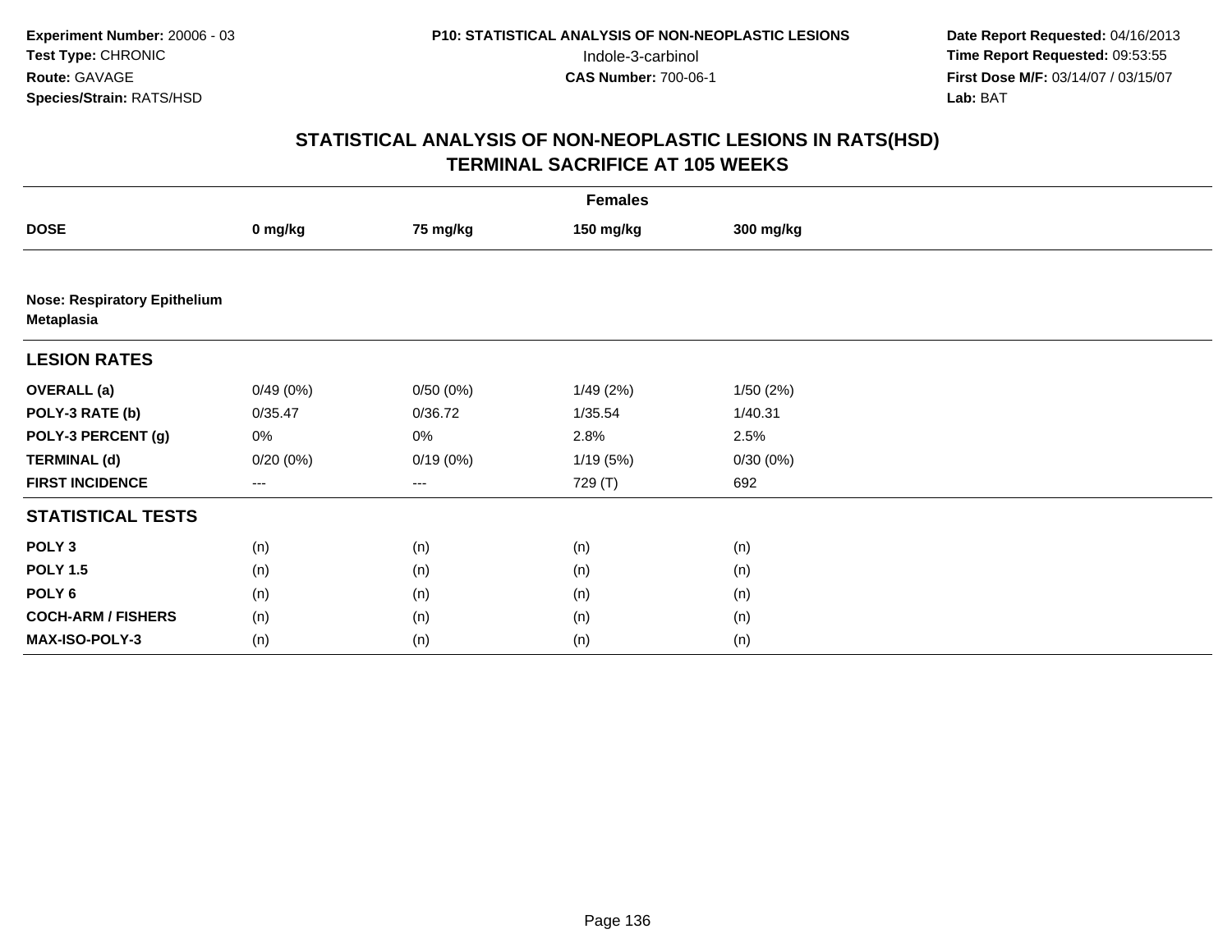**Experiment Number:** 20006 - 03
**Test Type:** CHRONIC
**Route:** GAVAGE
**Species/Strain:** RATS/HSD

**P10: STATISTICAL ANALYSIS OF NON-NEOPLASTIC LESIONS**
Indole-3-carbinol
**CAS Number:** 700-06-1

**Date Report Requested:** 04/16/2013
**Time Report Requested:** 09:53:55
**First Dose M/F:** 03/14/07 / 03/15/07
**Lab:** BAT

## STATISTICAL ANALYSIS OF NON-NEOPLASTIC LESIONS IN RATS(HSD)
## TERMINAL SACRIFICE AT 105 WEEKS

| | Females | | | |
|---|---|---|---|---|
| **DOSE** | **0 mg/kg** | **75 mg/kg** | **150 mg/kg** | **300 mg/kg** |
| **Nose: Respiratory Epithelium Metaplasia** | | | | |
| **LESION RATES** | | | | |
| **OVERALL (a)** | 0/49 (0%) | 0/50 (0%) | 1/49 (2%) | 1/50 (2%) |
| **POLY-3 RATE (b)** | 0/35.47 | 0/36.72 | 1/35.54 | 1/40.31 |
| **POLY-3 PERCENT (g)** | 0% | 0% | 2.8% | 2.5% |
| **TERMINAL (d)** | 0/20 (0%) | 0/19 (0%) | 1/19 (5%) | 0/30 (0%) |
| **FIRST INCIDENCE** | --- | --- | 729 (T) | 692 |
| **STATISTICAL TESTS** | | | | |
| **POLY 3** | (n) | (n) | (n) | (n) |
| **POLY 1.5** | (n) | (n) | (n) | (n) |
| **POLY 6** | (n) | (n) | (n) | (n) |
| **COCH-ARM / FISHERS** | (n) | (n) | (n) | (n) |
| **MAX-ISO-POLY-3** | (n) | (n) | (n) | (n) |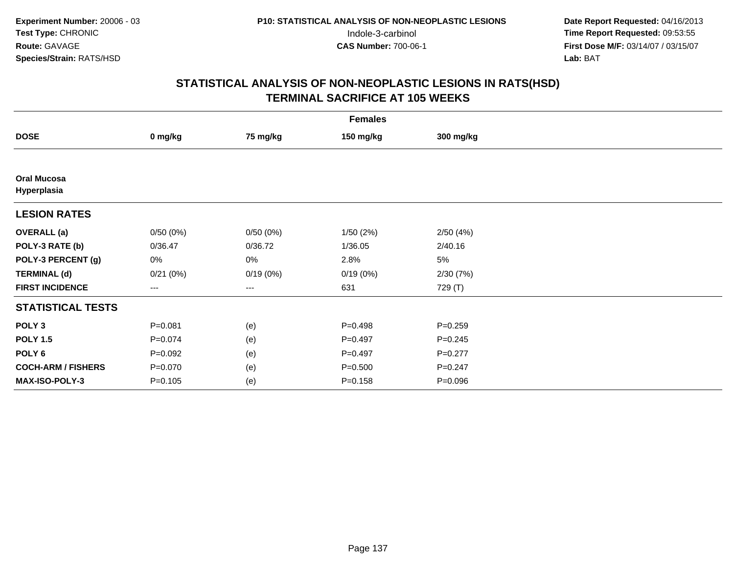**Experiment Number:** 20006 - 03
**Test Type:** CHRONIC
**Route:** GAVAGE
**Species/Strain:** RATS/HSD

**P10: STATISTICAL ANALYSIS OF NON-NEOPLASTIC LESIONS**
Indole-3-carbinol
**CAS Number:** 700-06-1

**Date Report Requested:** 04/16/2013
**Time Report Requested:** 09:53:55
**First Dose M/F:** 03/14/07 / 03/15/07
**Lab:** BAT

## STATISTICAL ANALYSIS OF NON-NEOPLASTIC LESIONS IN RATS(HSD) TERMINAL SACRIFICE AT 105 WEEKS

| | Females | | | |
|---|---|---|---|---|
| **DOSE** | **0 mg/kg** | **75 mg/kg** | **150 mg/kg** | **300 mg/kg** |
| **Oral Mucosa Hyperplasia** | | | | |
| **LESION RATES** | | | | |
| **OVERALL (a)** | 0/50 (0%) | 0/50 (0%) | 1/50 (2%) | 2/50 (4%) |
| **POLY-3 RATE (b)** | 0/36.47 | 0/36.72 | 1/36.05 | 2/40.16 |
| **POLY-3 PERCENT (g)** | 0% | 0% | 2.8% | 5% |
| **TERMINAL (d)** | 0/21 (0%) | 0/19 (0%) | 0/19 (0%) | 2/30 (7%) |
| **FIRST INCIDENCE** | --- | --- | 631 | 729 (T) |
| **STATISTICAL TESTS** | | | | |
| **POLY 3** | P=0.081 | (e) | P=0.498 | P=0.259 |
| **POLY 1.5** | P=0.074 | (e) | P=0.497 | P=0.245 |
| **POLY 6** | P=0.092 | (e) | P=0.497 | P=0.277 |
| **COCH-ARM / FISHERS** | P=0.070 | (e) | P=0.500 | P=0.247 |
| **MAX-ISO-POLY-3** | P=0.105 | (e) | P=0.158 | P=0.096 |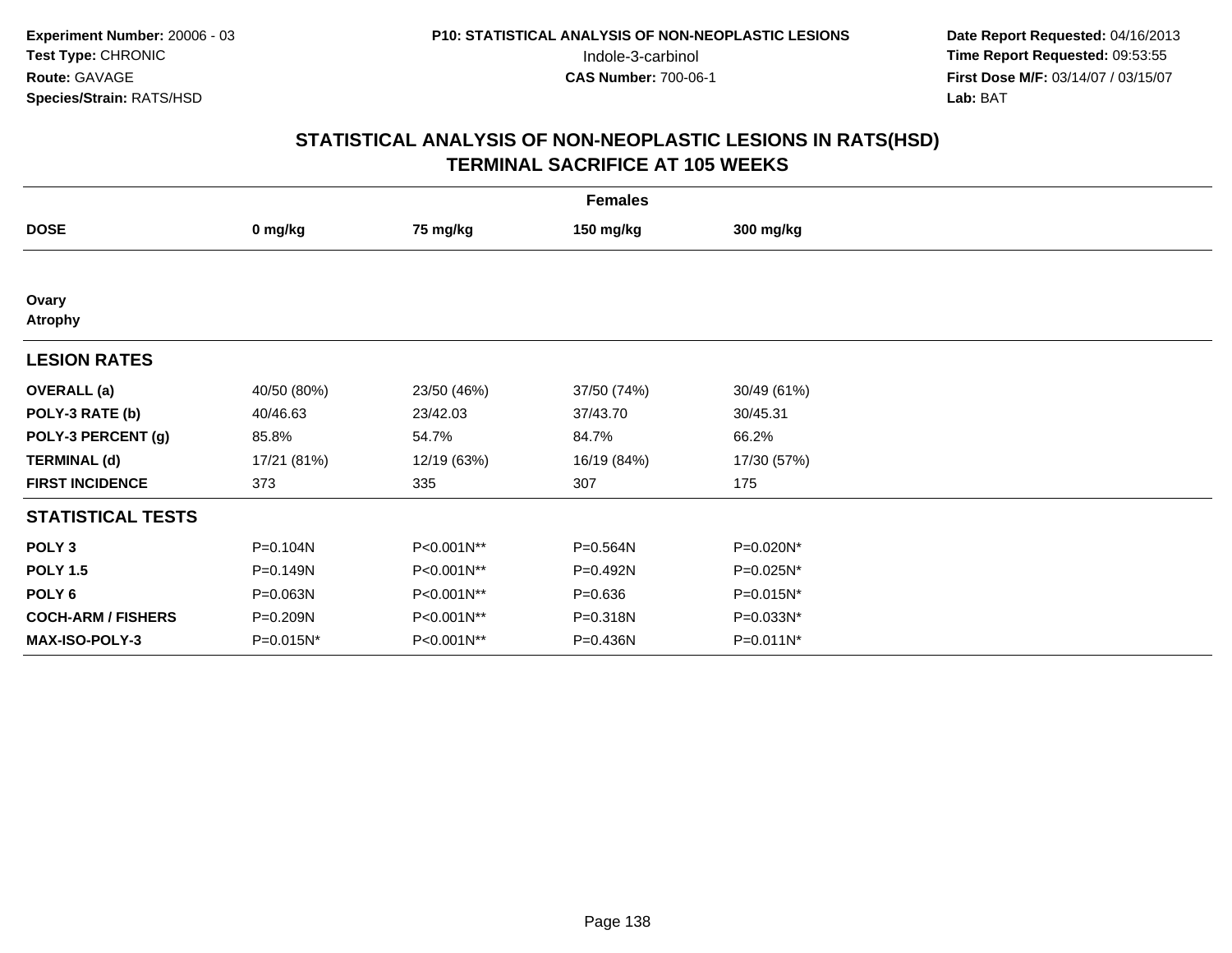**Experiment Number:** 20006 - 03
**Test Type:** CHRONIC
**Route:** GAVAGE
**Species/Strain:** RATS/HSD

**P10: STATISTICAL ANALYSIS OF NON-NEOPLASTIC LESIONS**
Indole-3-carbinol
**CAS Number:** 700-06-1

**Date Report Requested:** 04/16/2013
**Time Report Requested:** 09:53:55
**First Dose M/F:** 03/14/07 / 03/15/07
**Lab:** BAT

## STATISTICAL ANALYSIS OF NON-NEOPLASTIC LESIONS IN RATS(HSD)
## TERMINAL SACRIFICE AT 105 WEEKS

| | Females | | | |
|---|---|---|---|---|
| **DOSE** | **0 mg/kg** | **75 mg/kg** | **150 mg/kg** | **300 mg/kg** |
| **Ovary** | | | | |
| **Atrophy** | | | | |
| **LESION RATES** | | | | |
| **OVERALL (a)** | 40/50 (80%) | 23/50 (46%) | 37/50 (74%) | 30/49 (61%) |
| **POLY-3 RATE (b)** | 40/46.63 | 23/42.03 | 37/43.70 | 30/45.31 |
| **POLY-3 PERCENT (g)** | 85.8% | 54.7% | 84.7% | 66.2% |
| **TERMINAL (d)** | 17/21 (81%) | 12/19 (63%) | 16/19 (84%) | 17/30 (57%) |
| **FIRST INCIDENCE** | 373 | 335 | 307 | 175 |
| **STATISTICAL TESTS** | | | | |
| **POLY 3** | P=0.104N | P<0.001N** | P=0.564N | P=0.020N* |
| **POLY 1.5** | P=0.149N | P<0.001N** | P=0.492N | P=0.025N* |
| **POLY 6** | P=0.063N | P<0.001N** | P=0.636 | P=0.015N* |
| **COCH-ARM / FISHERS** | P=0.209N | P<0.001N** | P=0.318N | P=0.033N* |
| **MAX-ISO-POLY-3** | P=0.015N* | P<0.001N** | P=0.436N | P=0.011N* |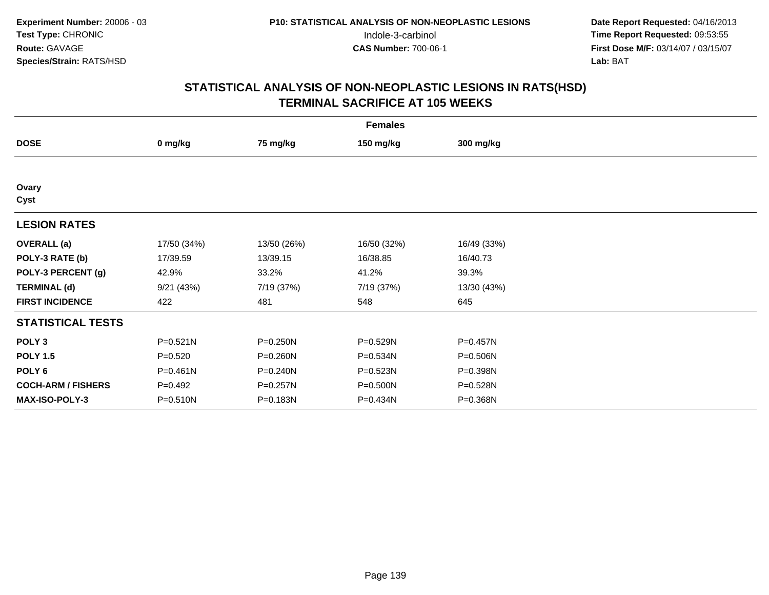**Experiment Number:** 20006 - 03
**Test Type:** CHRONIC
**Route:** GAVAGE
**Species/Strain:** RATS/HSD

**P10: STATISTICAL ANALYSIS OF NON-NEOPLASTIC LESIONS**
Indole-3-carbinol
**CAS Number:** 700-06-1

**Date Report Requested:** 04/16/2013
**Time Report Requested:** 09:53:55
**First Dose M/F:** 03/14/07 / 03/15/07
**Lab:** BAT

## STATISTICAL ANALYSIS OF NON-NEOPLASTIC LESIONS IN RATS(HSD)
## TERMINAL SACRIFICE AT 105 WEEKS

| | Females | | | |
|---|---|---|---|---|
| **DOSE** | **0 mg/kg** | **75 mg/kg** | **150 mg/kg** | **300 mg/kg** |
| **Ovary** | | | | |
| **Cyst** | | | | |
| **LESION RATES** | | | | |
| **OVERALL (a)** | 17/50 (34%) | 13/50 (26%) | 16/50 (32%) | 16/49 (33%) |
| **POLY-3 RATE (b)** | 17/39.59 | 13/39.15 | 16/38.85 | 16/40.73 |
| **POLY-3 PERCENT (g)** | 42.9% | 33.2% | 41.2% | 39.3% |
| **TERMINAL (d)** | 9/21 (43%) | 7/19 (37%) | 7/19 (37%) | 13/30 (43%) |
| **FIRST INCIDENCE** | 422 | 481 | 548 | 645 |
| **STATISTICAL TESTS** | | | | |
| **POLY 3** | P=0.521N | P=0.250N | P=0.529N | P=0.457N |
| **POLY 1.5** | P=0.520 | P=0.260N | P=0.534N | P=0.506N |
| **POLY 6** | P=0.461N | P=0.240N | P=0.523N | P=0.398N |
| **COCH-ARM / FISHERS** | P=0.492 | P=0.257N | P=0.500N | P=0.528N |
| **MAX-ISO-POLY-3** | P=0.510N | P=0.183N | P=0.434N | P=0.368N |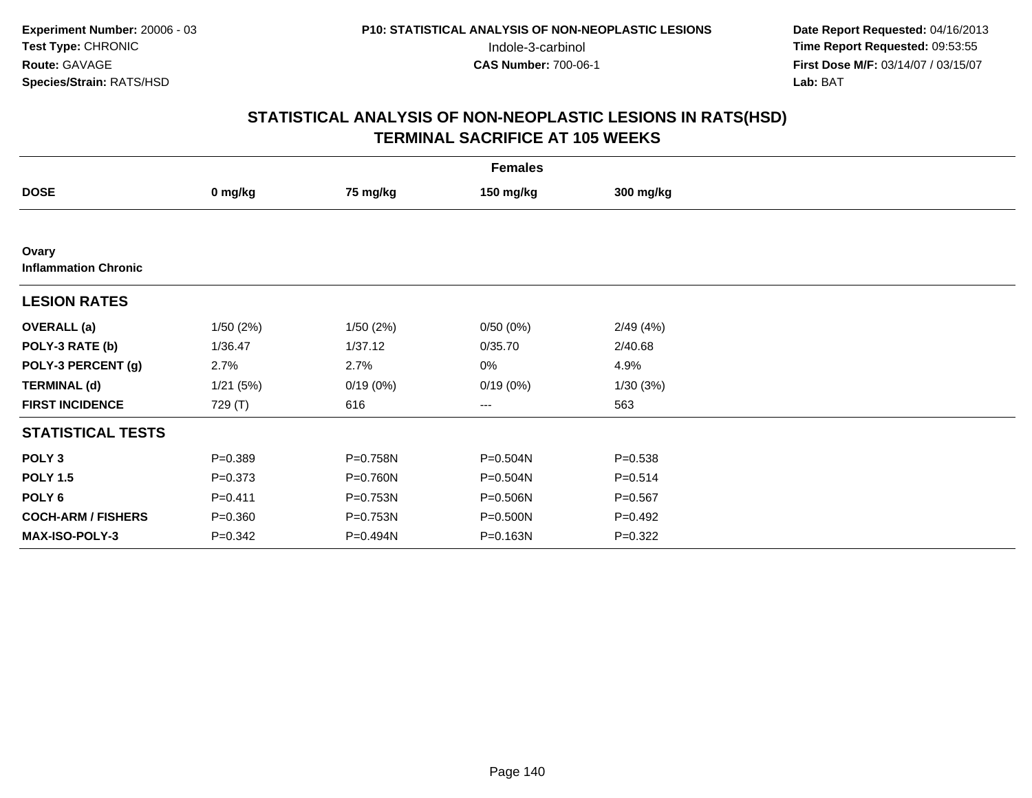**Experiment Number:** 20006 - 03
**Test Type:** CHRONIC
**Route:** GAVAGE
**Species/Strain:** RATS/HSD

**P10: STATISTICAL ANALYSIS OF NON-NEOPLASTIC LESIONS**
Indole-3-carbinol
**CAS Number:** 700-06-1

**Date Report Requested:** 04/16/2013
**Time Report Requested:** 09:53:55
**First Dose M/F:** 03/14/07 / 03/15/07
**Lab:** BAT

# STATISTICAL ANALYSIS OF NON-NEOPLASTIC LESIONS IN RATS(HSD)
## TERMINAL SACRIFICE AT 105 WEEKS

| | Females | | | |
|---|---|---|---|---|
| **DOSE** | **0 mg/kg** | **75 mg/kg** | **150 mg/kg** | **300 mg/kg** |
| **Ovary** | | | | |
| **Inflammation Chronic** | | | | |
| **LESION RATES** | | | | |
| **OVERALL (a)** | 1/50 (2%) | 1/50 (2%) | 0/50 (0%) | 2/49 (4%) |
| **POLY-3 RATE (b)** | 1/36.47 | 1/37.12 | 0/35.70 | 2/40.68 |
| **POLY-3 PERCENT (g)** | 2.7% | 2.7% | 0% | 4.9% |
| **TERMINAL (d)** | 1/21 (5%) | 0/19 (0%) | 0/19 (0%) | 1/30 (3%) |
| **FIRST INCIDENCE** | 729 (T) | 616 | --- | 563 |
| **STATISTICAL TESTS** | | | | |
| **POLY 3** | P=0.389 | P=0.758N | P=0.504N | P=0.538 |
| **POLY 1.5** | P=0.373 | P=0.760N | P=0.504N | P=0.514 |
| **POLY 6** | P=0.411 | P=0.753N | P=0.506N | P=0.567 |
| **COCH-ARM / FISHERS** | P=0.360 | P=0.753N | P=0.500N | P=0.492 |
| **MAX-ISO-POLY-3** | P=0.342 | P=0.494N | P=0.163N | P=0.322 |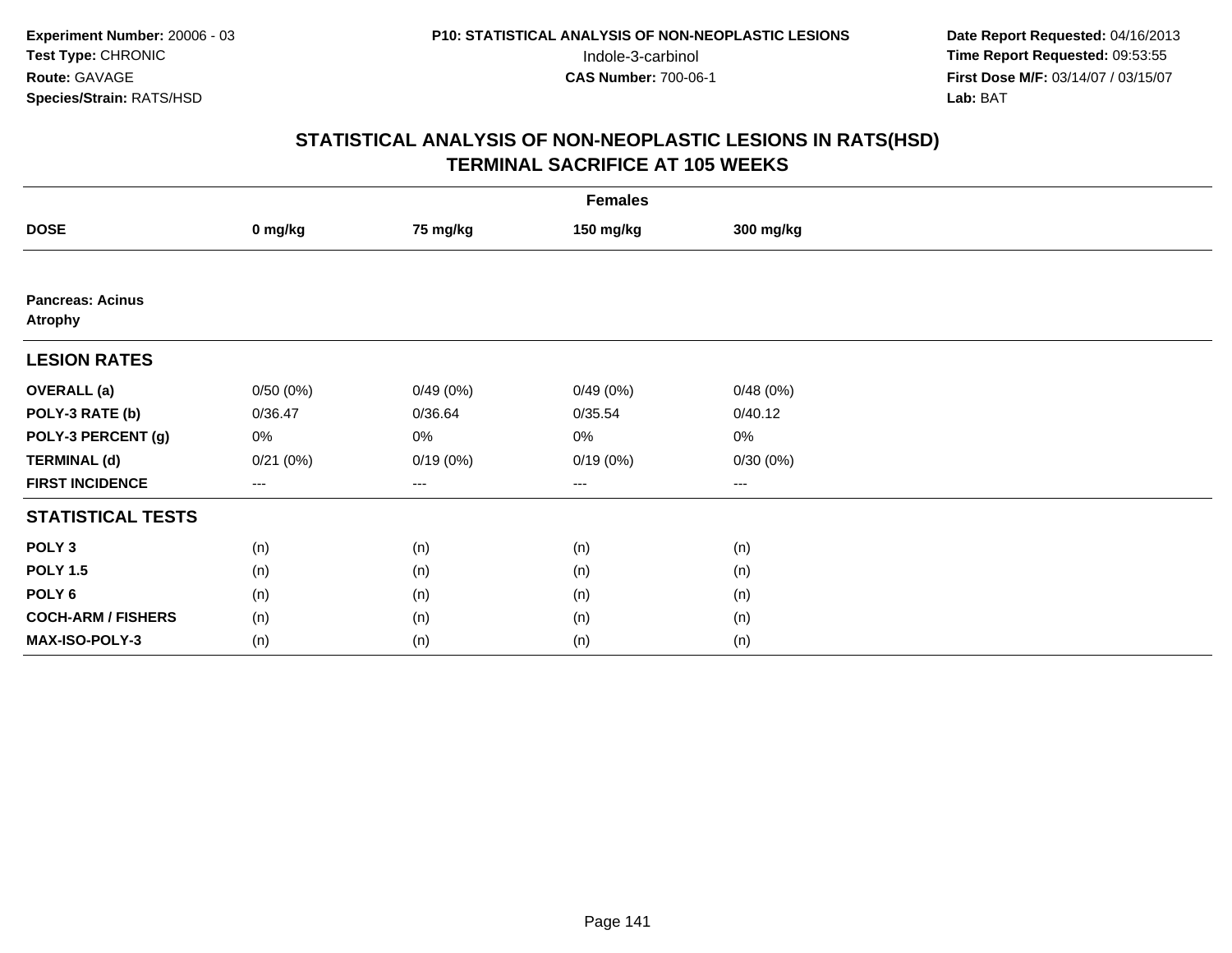**Experiment Number:** 20006 - 03
**Test Type:** CHRONIC
**Route:** GAVAGE
**Species/Strain:** RATS/HSD

**P10: STATISTICAL ANALYSIS OF NON-NEOPLASTIC LESIONS**
Indole-3-carbinol
**CAS Number:** 700-06-1

**Date Report Requested:** 04/16/2013
**Time Report Requested:** 09:53:55
**First Dose M/F:** 03/14/07 / 03/15/07
**Lab:** BAT

## STATISTICAL ANALYSIS OF NON-NEOPLASTIC LESIONS IN RATS(HSD)
## TERMINAL SACRIFICE AT 105 WEEKS

| | Females | | | |
|---|---|---|---|---|
| **DOSE** | **0 mg/kg** | **75 mg/kg** | **150 mg/kg** | **300 mg/kg** |
| **Pancreas: Acinus** | | | | |
| **Atrophy** | | | | |
| **LESION RATES** | | | | |
| **OVERALL (a)** | 0/50 (0%) | 0/49 (0%) | 0/49 (0%) | 0/48 (0%) |
| **POLY-3 RATE (b)** | 0/36.47 | 0/36.64 | 0/35.54 | 0/40.12 |
| **POLY-3 PERCENT (g)** | 0% | 0% | 0% | 0% |
| **TERMINAL (d)** | 0/21 (0%) | 0/19 (0%) | 0/19 (0%) | 0/30 (0%) |
| **FIRST INCIDENCE** | --- | --- | --- | --- |
| **STATISTICAL TESTS** | | | | |
| **POLY 3** | (n) | (n) | (n) | (n) |
| **POLY 1.5** | (n) | (n) | (n) | (n) |
| **POLY 6** | (n) | (n) | (n) | (n) |
| **COCH-ARM / FISHERS** | (n) | (n) | (n) | (n) |
| **MAX-ISO-POLY-3** | (n) | (n) | (n) | (n) |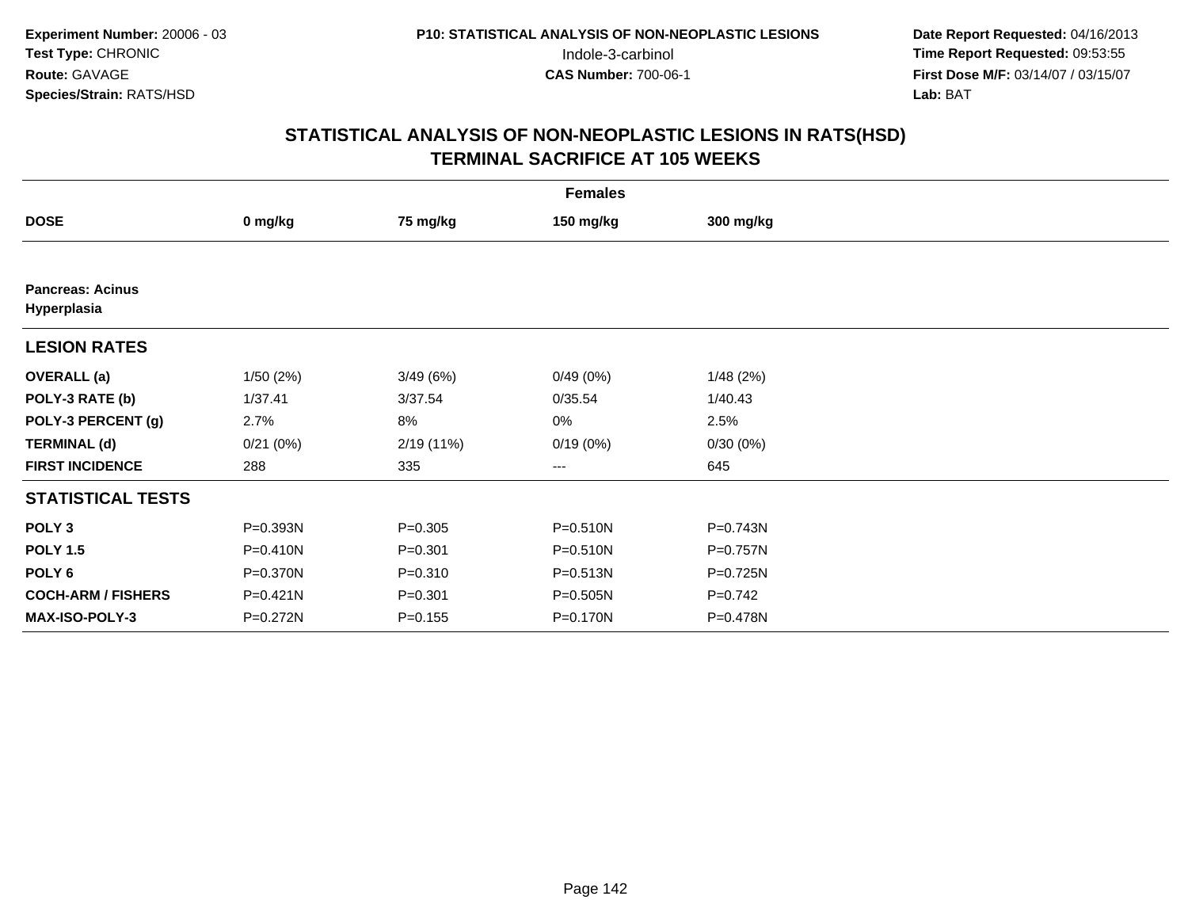**Experiment Number:** 20006 - 03
**Test Type:** CHRONIC
**Route:** GAVAGE
**Species/Strain:** RATS/HSD

**P10: STATISTICAL ANALYSIS OF NON-NEOPLASTIC LESIONS**
Indole-3-carbinol
**CAS Number:** 700-06-1

**Date Report Requested:** 04/16/2013
**Time Report Requested:** 09:53:55
**First Dose M/F:** 03/14/07 / 03/15/07
**Lab:** BAT

# STATISTICAL ANALYSIS OF NON-NEOPLASTIC LESIONS IN RATS(HSD)
## TERMINAL SACRIFICE AT 105 WEEKS

| | Females | | | |
|---|---|---|---|---|
| **DOSE** | **0 mg/kg** | **75 mg/kg** | **150 mg/kg** | **300 mg/kg** |
| **Pancreas: Acinus Hyperplasia** | | | | |
| **LESION RATES** | | | | |
| **OVERALL (a)** | 1/50 (2%) | 3/49 (6%) | 0/49 (0%) | 1/48 (2%) |
| **POLY-3 RATE (b)** | 1/37.41 | 3/37.54 | 0/35.54 | 1/40.43 |
| **POLY-3 PERCENT (g)** | 2.7% | 8% | 0% | 2.5% |
| **TERMINAL (d)** | 0/21 (0%) | 2/19 (11%) | 0/19 (0%) | 0/30 (0%) |
| **FIRST INCIDENCE** | 288 | 335 | --- | 645 |
| **STATISTICAL TESTS** | | | | |
| **POLY 3** | P=0.393N | P=0.305 | P=0.510N | P=0.743N |
| **POLY 1.5** | P=0.410N | P=0.301 | P=0.510N | P=0.757N |
| **POLY 6** | P=0.370N | P=0.310 | P=0.513N | P=0.725N |
| **COCH-ARM / FISHERS** | P=0.421N | P=0.301 | P=0.505N | P=0.742 |
| **MAX-ISO-POLY-3** | P=0.272N | P=0.155 | P=0.170N | P=0.478N |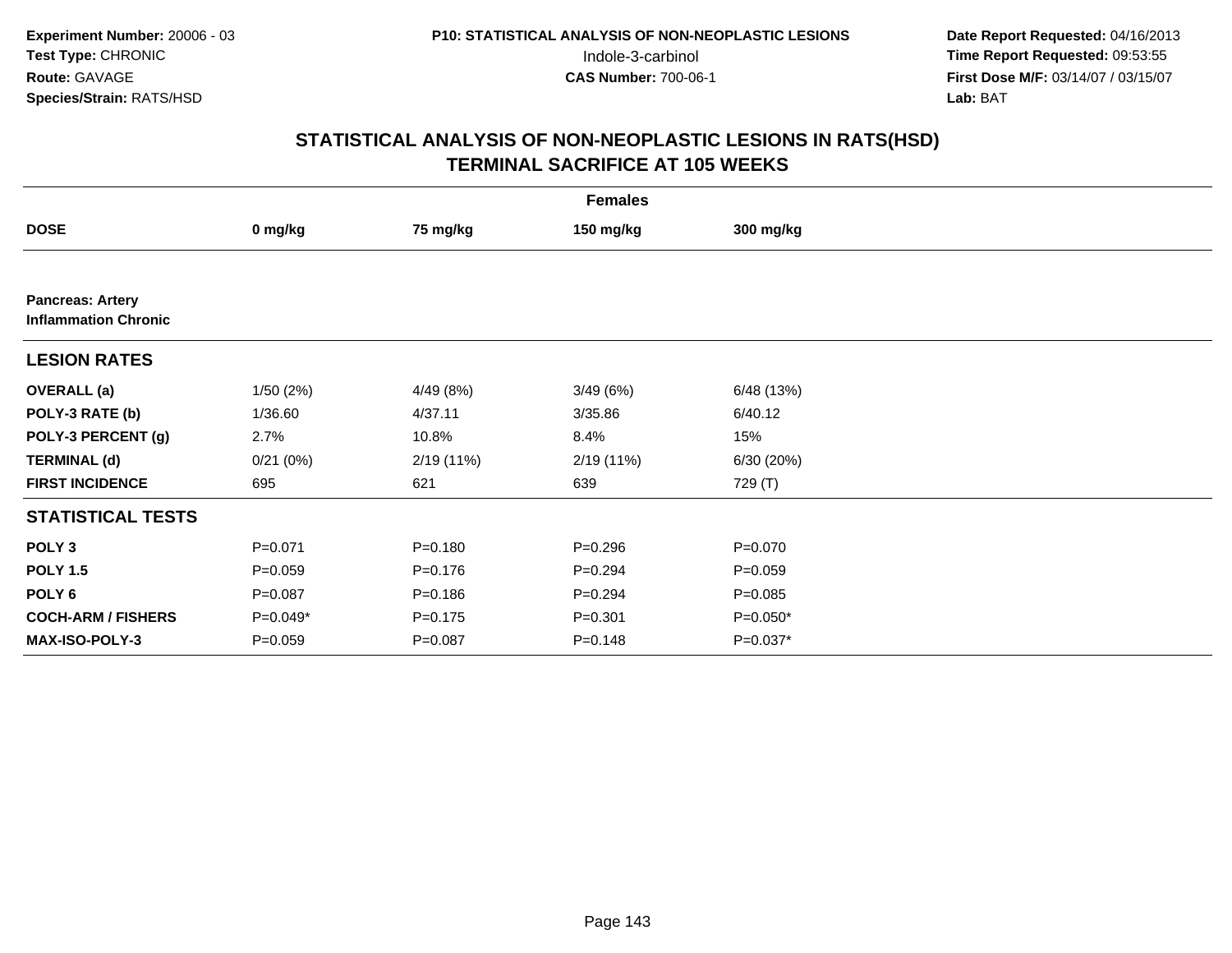**Experiment Number:** 20006 - 03
**Test Type:** CHRONIC
**Route:** GAVAGE
**Species/Strain:** RATS/HSD

**P10: STATISTICAL ANALYSIS OF NON-NEOPLASTIC LESIONS**
Indole-3-carbinol
**CAS Number:** 700-06-1

**Date Report Requested:** 04/16/2013
**Time Report Requested:** 09:53:55
**First Dose M/F:** 03/14/07 / 03/15/07
**Lab:** BAT

## STATISTICAL ANALYSIS OF NON-NEOPLASTIC LESIONS IN RATS(HSD)
## TERMINAL SACRIFICE AT 105 WEEKS

| | Females | | | |
|---|---|---|---|---|
| **DOSE** | **0 mg/kg** | **75 mg/kg** | **150 mg/kg** | **300 mg/kg** |
| **Pancreas: Artery** | | | | |
| **Inflammation Chronic** | | | | |
| **LESION RATES** | | | | |
| **OVERALL (a)** | 1/50 (2%) | 4/49 (8%) | 3/49 (6%) | 6/48 (13%) |
| **POLY-3 RATE (b)** | 1/36.60 | 4/37.11 | 3/35.86 | 6/40.12 |
| **POLY-3 PERCENT (g)** | 2.7% | 10.8% | 8.4% | 15% |
| **TERMINAL (d)** | 0/21 (0%) | 2/19 (11%) | 2/19 (11%) | 6/30 (20%) |
| **FIRST INCIDENCE** | 695 | 621 | 639 | 729 (T) |
| **STATISTICAL TESTS** | | | | |
| **POLY 3** | P=0.071 | P=0.180 | P=0.296 | P=0.070 |
| **POLY 1.5** | P=0.059 | P=0.176 | P=0.294 | P=0.059 |
| **POLY 6** | P=0.087 | P=0.186 | P=0.294 | P=0.085 |
| **COCH-ARM / FISHERS** | P=0.049* | P=0.175 | P=0.301 | P=0.050* |
| **MAX-ISO-POLY-3** | P=0.059 | P=0.087 | P=0.148 | P=0.037* |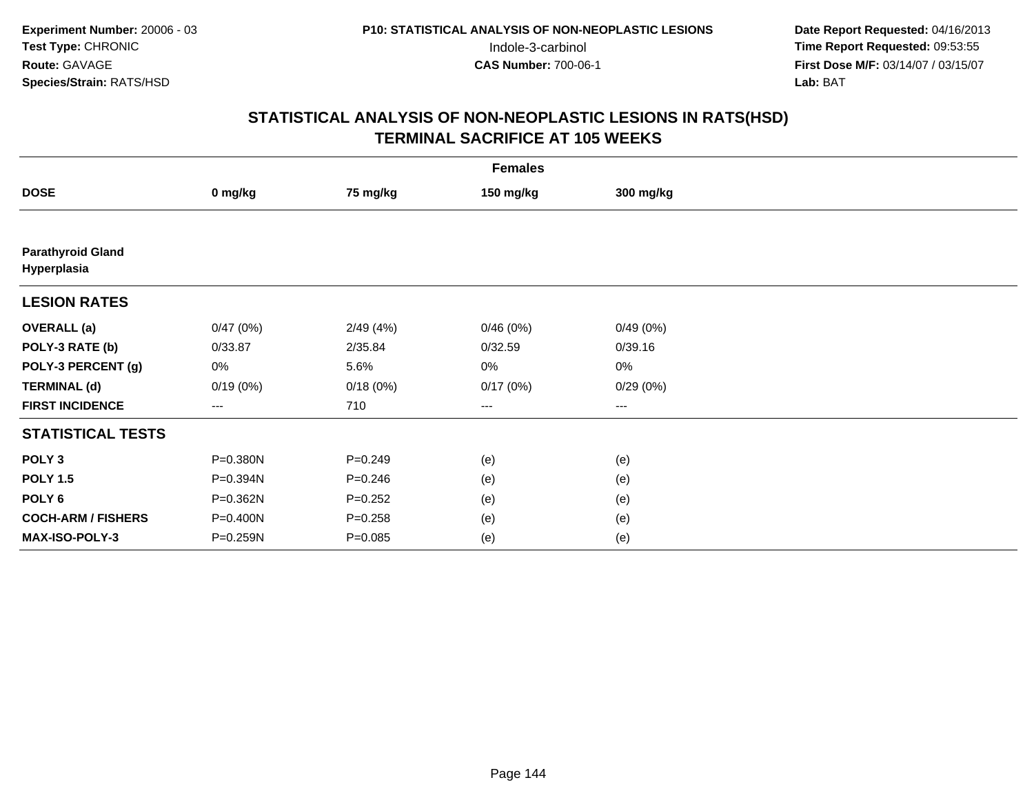**Experiment Number:** 20006 - 03
**Test Type:** CHRONIC
**Route:** GAVAGE
**Species/Strain:** RATS/HSD

**P10: STATISTICAL ANALYSIS OF NON-NEOPLASTIC LESIONS**
Indole-3-carbinol
**CAS Number:** 700-06-1

**Date Report Requested:** 04/16/2013
**Time Report Requested:** 09:53:55
**First Dose M/F:** 03/14/07 / 03/15/07
**Lab:** BAT

## STATISTICAL ANALYSIS OF NON-NEOPLASTIC LESIONS IN RATS(HSD)
## TERMINAL SACRIFICE AT 105 WEEKS

| Females | | | | |
|---|---|---|---|---|
| **DOSE** | **0 mg/kg** | **75 mg/kg** | **150 mg/kg** | **300 mg/kg** |
| **Parathyroid Gland** | | | | |
| **Hyperplasia** | | | | |
| **LESION RATES** | | | | |
| **OVERALL (a)** | 0/47 (0%) | 2/49 (4%) | 0/46 (0%) | 0/49 (0%) |
| **POLY-3 RATE (b)** | 0/33.87 | 2/35.84 | 0/32.59 | 0/39.16 |
| **POLY-3 PERCENT (g)** | 0% | 5.6% | 0% | 0% |
| **TERMINAL (d)** | 0/19 (0%) | 0/18 (0%) | 0/17 (0%) | 0/29 (0%) |
| **FIRST INCIDENCE** | --- | 710 | --- | --- |
| **STATISTICAL TESTS** | | | | |
| **POLY 3** | P=0.380N | P=0.249 | (e) | (e) |
| **POLY 1.5** | P=0.394N | P=0.246 | (e) | (e) |
| **POLY 6** | P=0.362N | P=0.252 | (e) | (e) |
| **COCH-ARM / FISHERS** | P=0.400N | P=0.258 | (e) | (e) |
| **MAX-ISO-POLY-3** | P=0.259N | P=0.085 | (e) | (e) |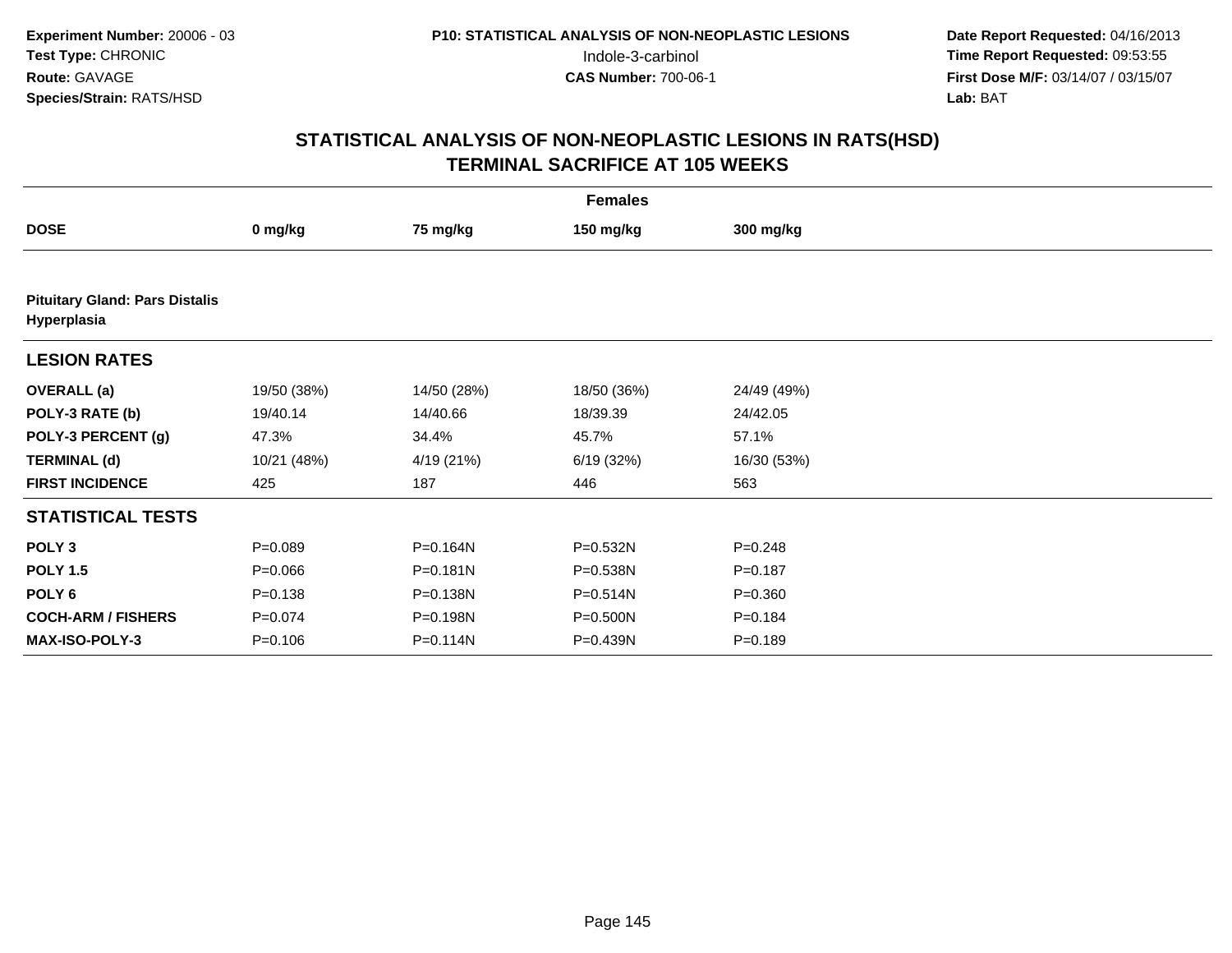**Experiment Number:** 20006 - 03
**Test Type:** CHRONIC
**Route:** GAVAGE
**Species/Strain:** RATS/HSD

**P10: STATISTICAL ANALYSIS OF NON-NEOPLASTIC LESIONS**
Indole-3-carbinol
**CAS Number:** 700-06-1

**Date Report Requested:** 04/16/2013
**Time Report Requested:** 09:53:55
**First Dose M/F:** 03/14/07 / 03/15/07
**Lab:** BAT

## STATISTICAL ANALYSIS OF NON-NEOPLASTIC LESIONS IN RATS(HSD)
## TERMINAL SACRIFICE AT 105 WEEKS

| Females | | | | |
|---|---|---|---|---|
| **DOSE** | **0 mg/kg** | **75 mg/kg** | **150 mg/kg** | **300 mg/kg** |
| **Pituitary Gland: Pars Distalis Hyperplasia** | | | | |
| **LESION RATES** | | | | |
| **OVERALL (a)** | 19/50 (38%) | 14/50 (28%) | 18/50 (36%) | 24/49 (49%) |
| **POLY-3 RATE (b)** | 19/40.14 | 14/40.66 | 18/39.39 | 24/42.05 |
| **POLY-3 PERCENT (g)** | 47.3% | 34.4% | 45.7% | 57.1% |
| **TERMINAL (d)** | 10/21 (48%) | 4/19 (21%) | 6/19 (32%) | 16/30 (53%) |
| **FIRST INCIDENCE** | 425 | 187 | 446 | 563 |
| **STATISTICAL TESTS** | | | | |
| **POLY 3** | P=0.089 | P=0.164N | P=0.532N | P=0.248 |
| **POLY 1.5** | P=0.066 | P=0.181N | P=0.538N | P=0.187 |
| **POLY 6** | P=0.138 | P=0.138N | P=0.514N | P=0.360 |
| **COCH-ARM / FISHERS** | P=0.074 | P=0.198N | P=0.500N | P=0.184 |
| **MAX-ISO-POLY-3** | P=0.106 | P=0.114N | P=0.439N | P=0.189 |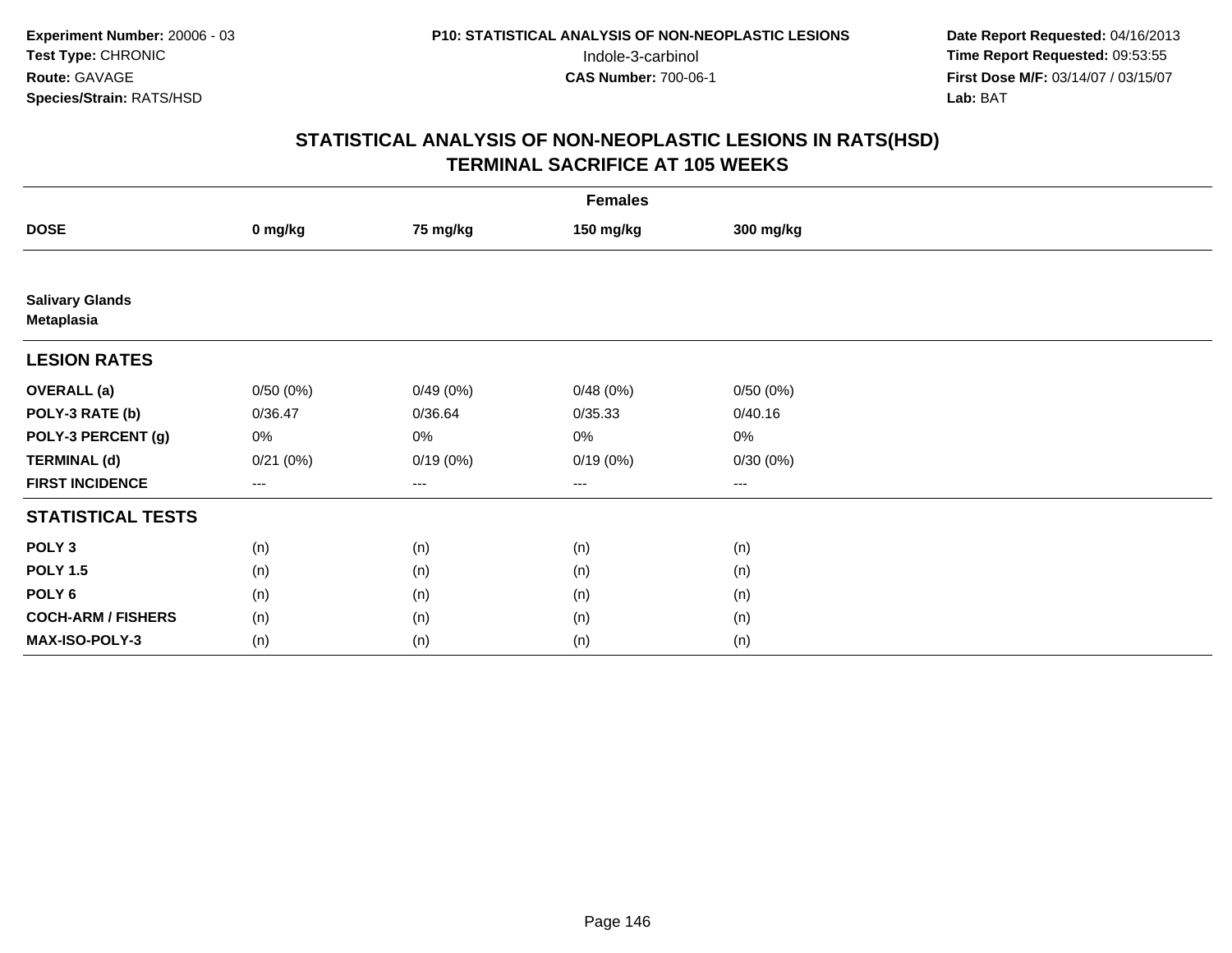**Experiment Number:** 20006 - 03
**Test Type:** CHRONIC
**Route:** GAVAGE
**Species/Strain:** RATS/HSD

**P10: STATISTICAL ANALYSIS OF NON-NEOPLASTIC LESIONS**
Indole-3-carbinol
**CAS Number:** 700-06-1

**Date Report Requested:** 04/16/2013
**Time Report Requested:** 09:53:55
**First Dose M/F:** 03/14/07 / 03/15/07
**Lab:** BAT

## STATISTICAL ANALYSIS OF NON-NEOPLASTIC LESIONS IN RATS(HSD)
## TERMINAL SACRIFICE AT 105 WEEKS

| | Females | | | |
|---|---|---|---|---|
| **DOSE** | **0 mg/kg** | **75 mg/kg** | **150 mg/kg** | **300 mg/kg** |
| **Salivary Glands Metaplasia** | | | | |
| **LESION RATES** | | | | |
| **OVERALL (a)** | 0/50 (0%) | 0/49 (0%) | 0/48 (0%) | 0/50 (0%) |
| **POLY-3 RATE (b)** | 0/36.47 | 0/36.64 | 0/35.33 | 0/40.16 |
| **POLY-3 PERCENT (g)** | 0% | 0% | 0% | 0% |
| **TERMINAL (d)** | 0/21 (0%) | 0/19 (0%) | 0/19 (0%) | 0/30 (0%) |
| **FIRST INCIDENCE** | --- | --- | --- | --- |
| **STATISTICAL TESTS** | | | | |
| **POLY 3** | (n) | (n) | (n) | (n) |
| **POLY 1.5** | (n) | (n) | (n) | (n) |
| **POLY 6** | (n) | (n) | (n) | (n) |
| **COCH-ARM / FISHERS** | (n) | (n) | (n) | (n) |
| **MAX-ISO-POLY-3** | (n) | (n) | (n) | (n) |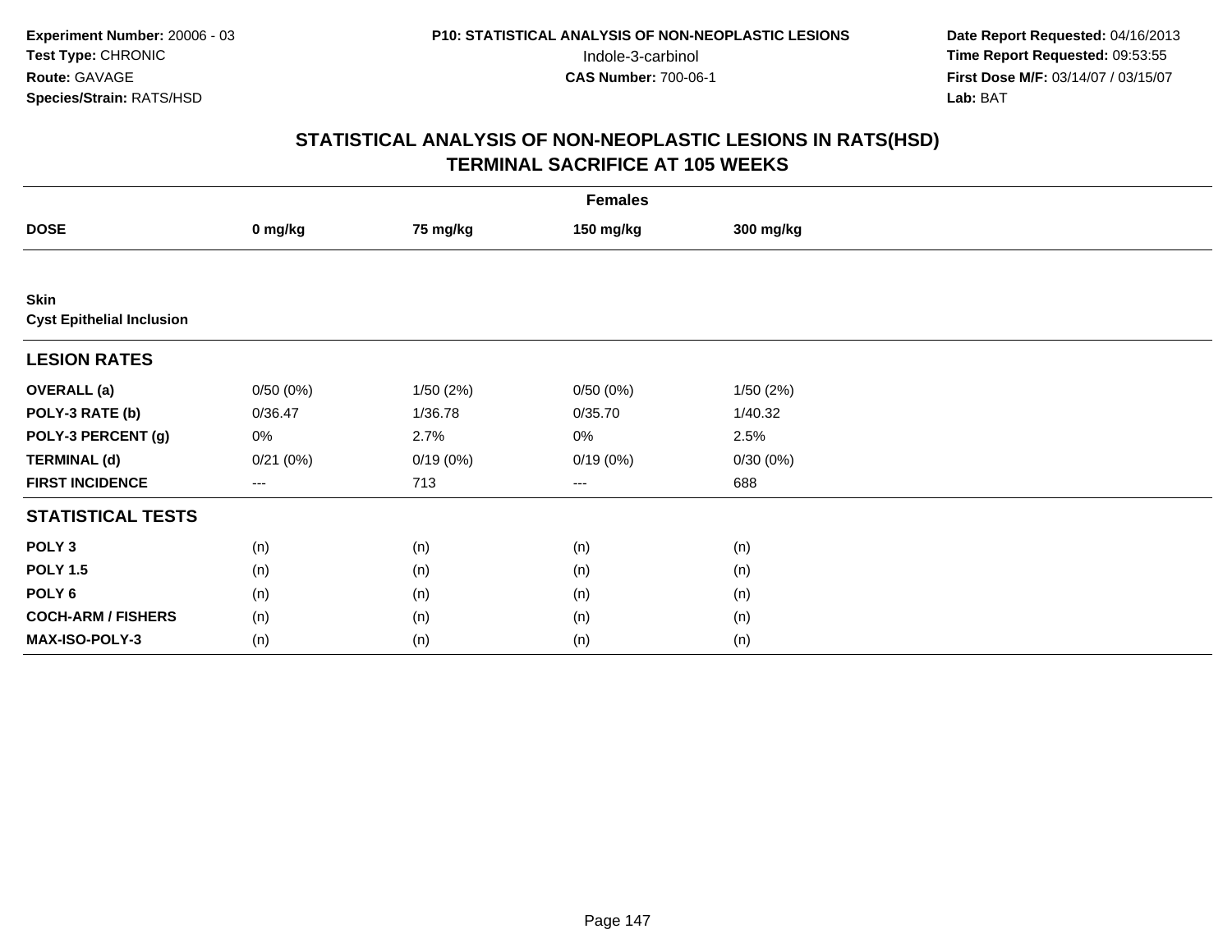**Experiment Number:** 20006 - 03
**Test Type:** CHRONIC
**Route:** GAVAGE
**Species/Strain:** RATS/HSD

**P10: STATISTICAL ANALYSIS OF NON-NEOPLASTIC LESIONS**
Indole-3-carbinol
**CAS Number:** 700-06-1

**Date Report Requested:** 04/16/2013
**Time Report Requested:** 09:53:55
**First Dose M/F:** 03/14/07 / 03/15/07
**Lab:** BAT

## STATISTICAL ANALYSIS OF NON-NEOPLASTIC LESIONS IN RATS(HSD)
## TERMINAL SACRIFICE AT 105 WEEKS

| Females | | | | |
|---|---|---|---|---|
| **DOSE** | **0 mg/kg** | **75 mg/kg** | **150 mg/kg** | **300 mg/kg** |
| **Skin** | | | | |
| **Cyst Epithelial Inclusion** | | | | |
| **LESION RATES** | | | | |
| **OVERALL (a)** | 0/50 (0%) | 1/50 (2%) | 0/50 (0%) | 1/50 (2%) |
| **POLY-3 RATE (b)** | 0/36.47 | 1/36.78 | 0/35.70 | 1/40.32 |
| **POLY-3 PERCENT (g)** | 0% | 2.7% | 0% | 2.5% |
| **TERMINAL (d)** | 0/21 (0%) | 0/19 (0%) | 0/19 (0%) | 0/30 (0%) |
| **FIRST INCIDENCE** | --- | 713 | --- | 688 |
| **STATISTICAL TESTS** | | | | |
| **POLY 3** | (n) | (n) | (n) | (n) |
| **POLY 1.5** | (n) | (n) | (n) | (n) |
| **POLY 6** | (n) | (n) | (n) | (n) |
| **COCH-ARM / FISHERS** | (n) | (n) | (n) | (n) |
| **MAX-ISO-POLY-3** | (n) | (n) | (n) | (n) |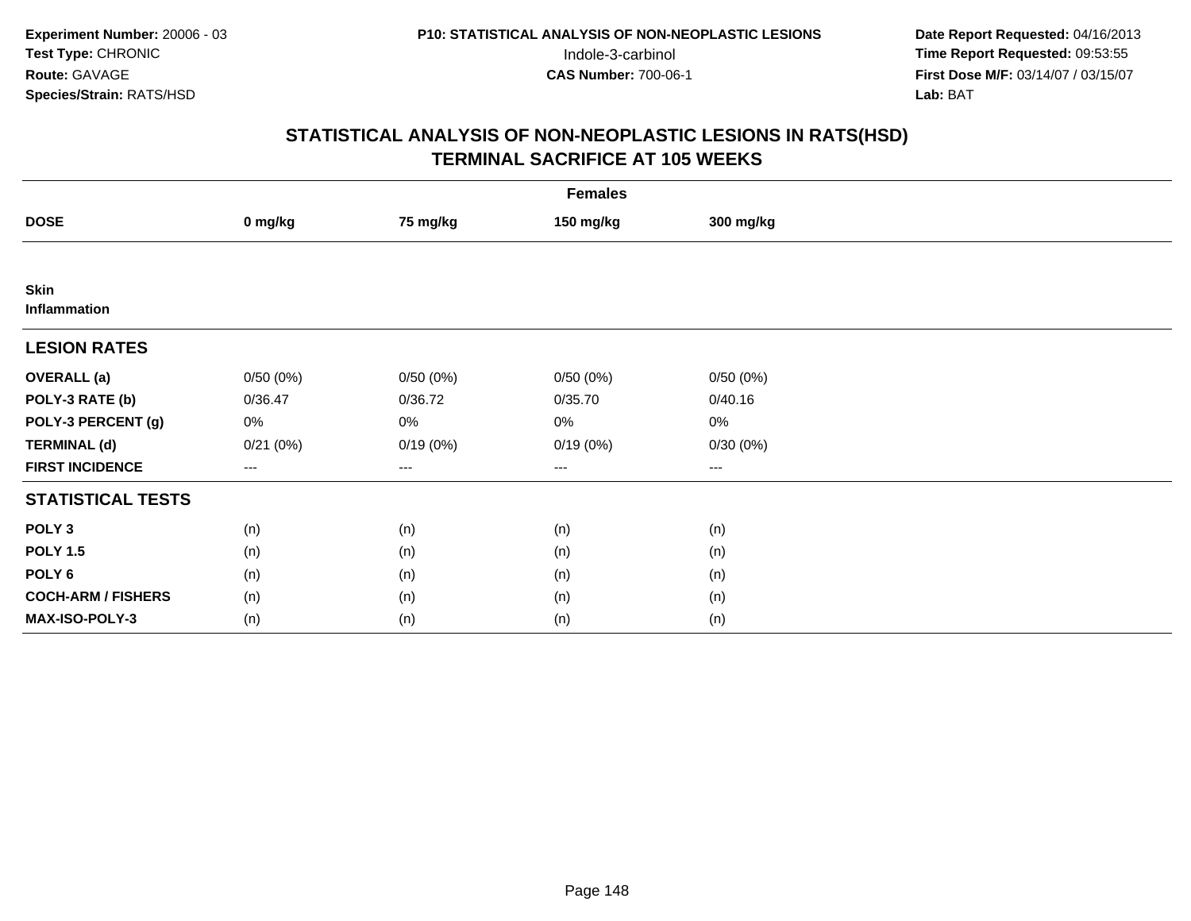**Experiment Number:** 20006 - 03
**Test Type:** CHRONIC
**Route:** GAVAGE
**Species/Strain:** RATS/HSD

**P10: STATISTICAL ANALYSIS OF NON-NEOPLASTIC LESIONS**
Indole-3-carbinol
**CAS Number:** 700-06-1

**Date Report Requested:** 04/16/2013
**Time Report Requested:** 09:53:55
**First Dose M/F:** 03/14/07 / 03/15/07
**Lab:** BAT

# STATISTICAL ANALYSIS OF NON-NEOPLASTIC LESIONS IN RATS(HSD)
## TERMINAL SACRIFICE AT 105 WEEKS

| | Females | | | |
|---|---|---|---|---|
| **DOSE** | **0 mg/kg** | **75 mg/kg** | **150 mg/kg** | **300 mg/kg** |
| **Skin** **Inflammation** | | | | |
| **LESION RATES** | | | | |
| **OVERALL (a)** | 0/50 (0%) | 0/50 (0%) | 0/50 (0%) | 0/50 (0%) |
| **POLY-3 RATE (b)** | 0/36.47 | 0/36.72 | 0/35.70 | 0/40.16 |
| **POLY-3 PERCENT (g)** | 0% | 0% | 0% | 0% |
| **TERMINAL (d)** | 0/21 (0%) | 0/19 (0%) | 0/19 (0%) | 0/30 (0%) |
| **FIRST INCIDENCE** | --- | --- | --- | --- |
| **STATISTICAL TESTS** | | | | |
| **POLY 3** | (n) | (n) | (n) | (n) |
| **POLY 1.5** | (n) | (n) | (n) | (n) |
| **POLY 6** | (n) | (n) | (n) | (n) |
| **COCH-ARM / FISHERS** | (n) | (n) | (n) | (n) |
| **MAX-ISO-POLY-3** | (n) | (n) | (n) | (n) |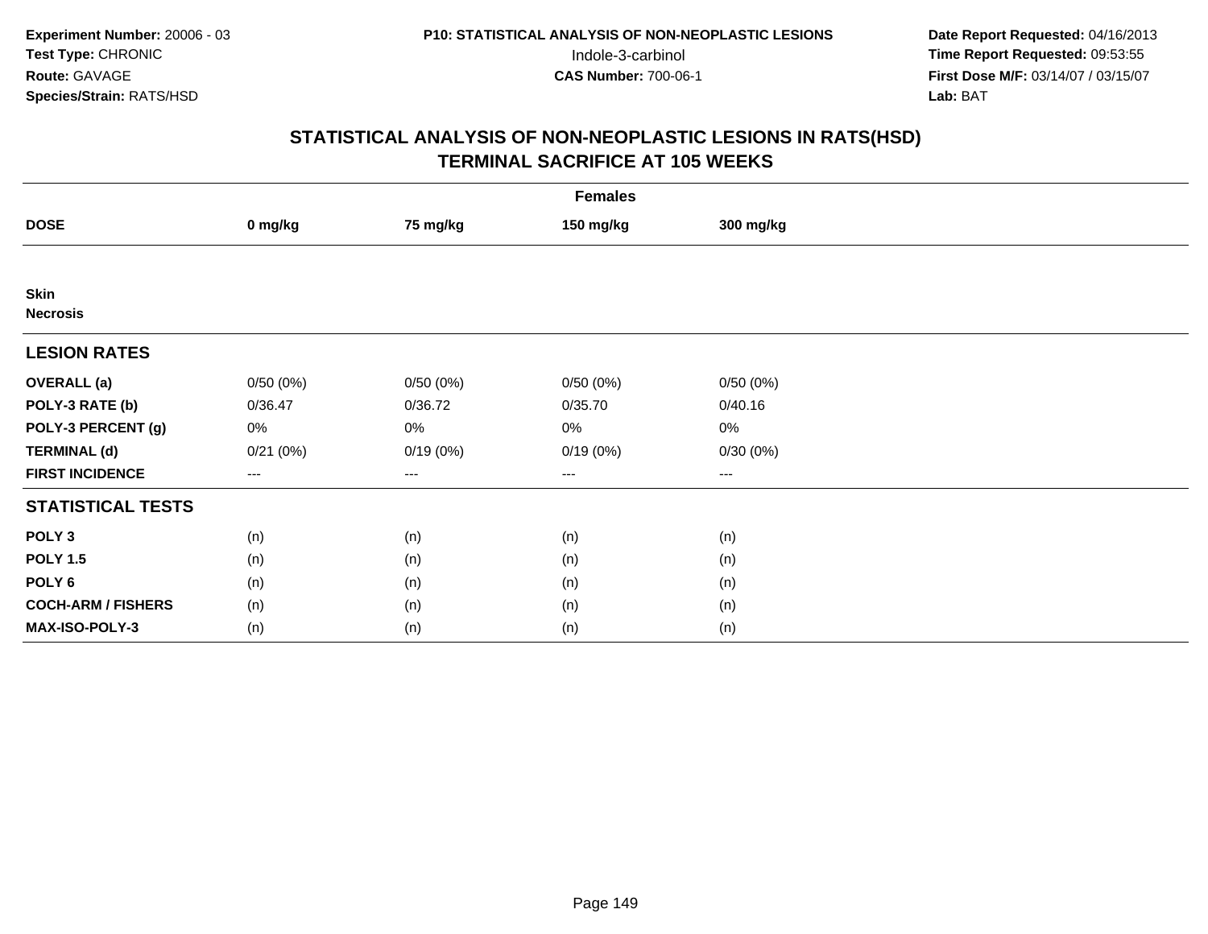**Experiment Number:** 20006 - 03
**Test Type:** CHRONIC
**Route:** GAVAGE
**Species/Strain:** RATS/HSD

**P10: STATISTICAL ANALYSIS OF NON-NEOPLASTIC LESIONS**
Indole-3-carbinol
**CAS Number:** 700-06-1

**Date Report Requested:** 04/16/2013
**Time Report Requested:** 09:53:55
**First Dose M/F:** 03/14/07 / 03/15/07
**Lab:** BAT

## STATISTICAL ANALYSIS OF NON-NEOPLASTIC LESIONS IN RATS(HSD)
## TERMINAL SACRIFICE AT 105 WEEKS

| | Females | | | |
|---|---|---|---|---|
| **DOSE** | **0 mg/kg** | **75 mg/kg** | **150 mg/kg** | **300 mg/kg** |
| **Skin** | | | | |
| **Necrosis** | | | | |
| **LESION RATES** | | | | |
| **OVERALL (a)** | 0/50 (0%) | 0/50 (0%) | 0/50 (0%) | 0/50 (0%) |
| **POLY-3 RATE (b)** | 0/36.47 | 0/36.72 | 0/35.70 | 0/40.16 |
| **POLY-3 PERCENT (g)** | 0% | 0% | 0% | 0% |
| **TERMINAL (d)** | 0/21 (0%) | 0/19 (0%) | 0/19 (0%) | 0/30 (0%) |
| **FIRST INCIDENCE** | --- | --- | --- | --- |
| **STATISTICAL TESTS** | | | | |
| **POLY 3** | (n) | (n) | (n) | (n) |
| **POLY 1.5** | (n) | (n) | (n) | (n) |
| **POLY 6** | (n) | (n) | (n) | (n) |
| **COCH-ARM / FISHERS** | (n) | (n) | (n) | (n) |
| **MAX-ISO-POLY-3** | (n) | (n) | (n) | (n) |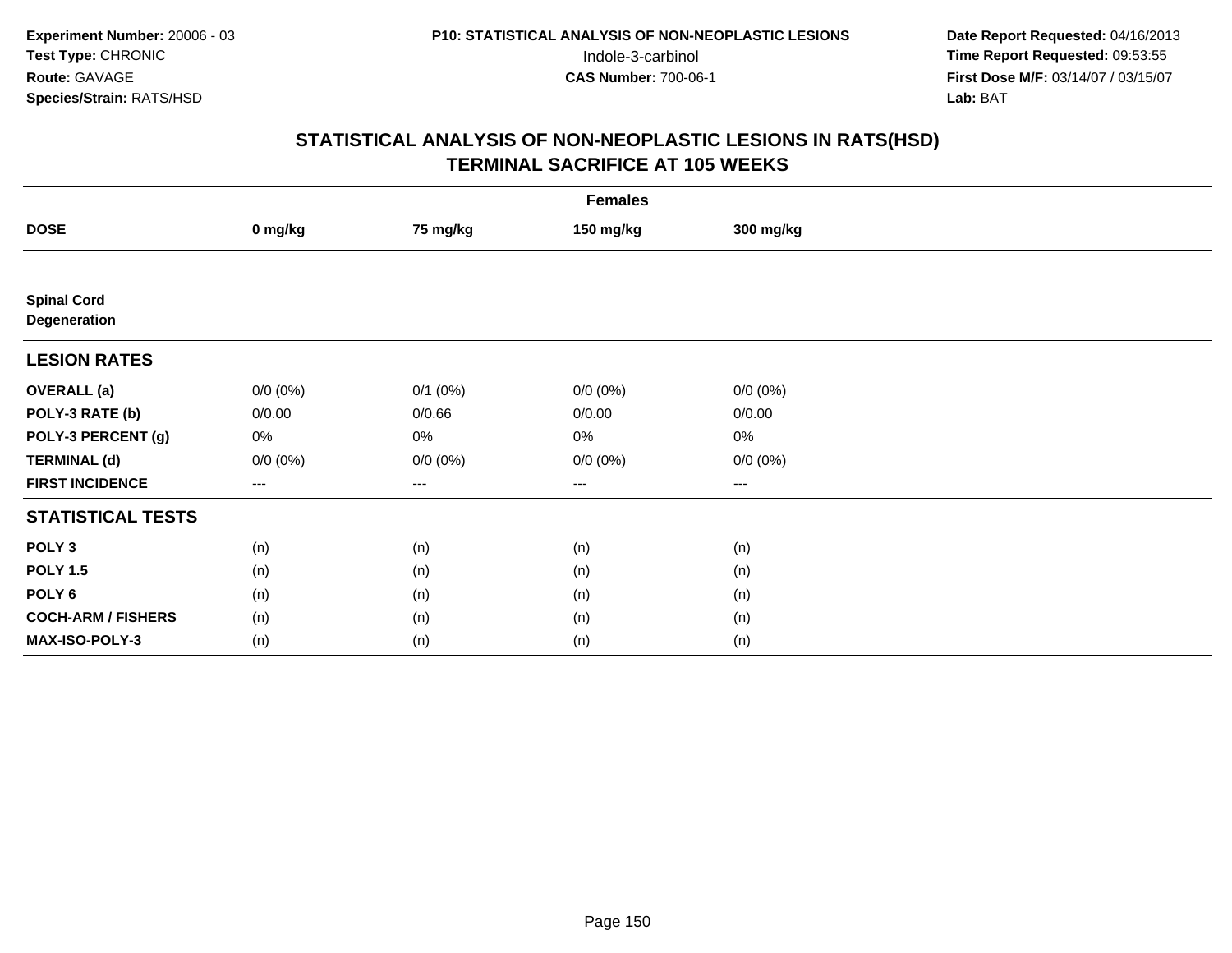**Experiment Number:** 20006 - 03
**Test Type:** CHRONIC
**Route:** GAVAGE
**Species/Strain:** RATS/HSD

**P10: STATISTICAL ANALYSIS OF NON-NEOPLASTIC LESIONS**
Indole-3-carbinol
**CAS Number:** 700-06-1

**Date Report Requested:** 04/16/2013
**Time Report Requested:** 09:53:55
**First Dose M/F:** 03/14/07 / 03/15/07
**Lab:** BAT

## STATISTICAL ANALYSIS OF NON-NEOPLASTIC LESIONS IN RATS(HSD)
## TERMINAL SACRIFICE AT 105 WEEKS

| | Females | | | |
|---|---|---|---|---|
| **DOSE** | **0 mg/kg** | **75 mg/kg** | **150 mg/kg** | **300 mg/kg** |
| **Spinal Cord** **Degeneration** | | | | |
| **LESION RATES** | | | | |
| **OVERALL (a)** | 0/0 (0%) | 0/1 (0%) | 0/0 (0%) | 0/0 (0%) |
| **POLY-3 RATE (b)** | 0/0.00 | 0/0.66 | 0/0.00 | 0/0.00 |
| **POLY-3 PERCENT (g)** | 0% | 0% | 0% | 0% |
| **TERMINAL (d)** | 0/0 (0%) | 0/0 (0%) | 0/0 (0%) | 0/0 (0%) |
| **FIRST INCIDENCE** | --- | --- | --- | --- |
| **STATISTICAL TESTS** | | | | |
| **POLY 3** | (n) | (n) | (n) | (n) |
| **POLY 1.5** | (n) | (n) | (n) | (n) |
| **POLY 6** | (n) | (n) | (n) | (n) |
| **COCH-ARM / FISHERS** | (n) | (n) | (n) | (n) |
| **MAX-ISO-POLY-3** | (n) | (n) | (n) | (n) |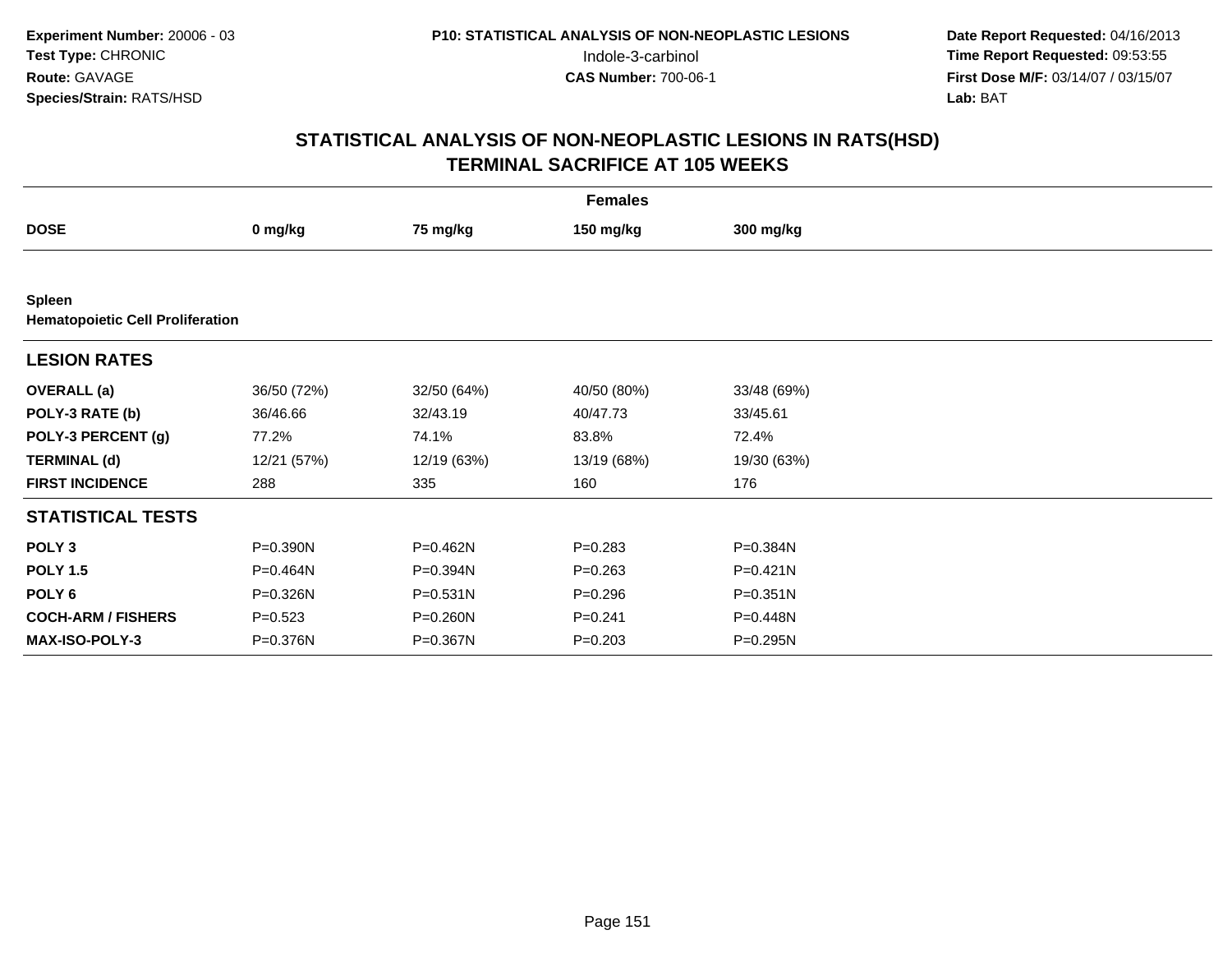Experiment Number: 20006 - 03
Test Type: CHRONIC
Route: GAVAGE
Species/Strain: RATS/HSD

P10: STATISTICAL ANALYSIS OF NON-NEOPLASTIC LESIONS
Indole-3-carbinol
CAS Number: 700-06-1

Date Report Requested: 04/16/2013
Time Report Requested: 09:53:55
First Dose M/F: 03/14/07 / 03/15/07
Lab: BAT

## STATISTICAL ANALYSIS OF NON-NEOPLASTIC LESIONS IN RATS(HSD)
## TERMINAL SACRIFICE AT 105 WEEKS

| Females | | | | |
|---|---|---|---|---|
| **DOSE** | **0 mg/kg** | **75 mg/kg** | **150 mg/kg** | **300 mg/kg** |
| **Spleen** | | | | |
| **Hematopoietic Cell Proliferation** | | | | |
| **LESION RATES** | | | | |
| **OVERALL (a)** | 36/50 (72%) | 32/50 (64%) | 40/50 (80%) | 33/48 (69%) |
| **POLY-3 RATE (b)** | 36/46.66 | 32/43.19 | 40/47.73 | 33/45.61 |
| **POLY-3 PERCENT (g)** | 77.2% | 74.1% | 83.8% | 72.4% |
| **TERMINAL (d)** | 12/21 (57%) | 12/19 (63%) | 13/19 (68%) | 19/30 (63%) |
| **FIRST INCIDENCE** | 288 | 335 | 160 | 176 |
| **STATISTICAL TESTS** | | | | |
| **POLY 3** | P=0.390N | P=0.462N | P=0.283 | P=0.384N |
| **POLY 1.5** | P=0.464N | P=0.394N | P=0.263 | P=0.421N |
| **POLY 6** | P=0.326N | P=0.531N | P=0.296 | P=0.351N |
| **COCH-ARM / FISHERS** | P=0.523 | P=0.260N | P=0.241 | P=0.448N |
| **MAX-ISO-POLY-3** | P=0.376N | P=0.367N | P=0.203 | P=0.295N |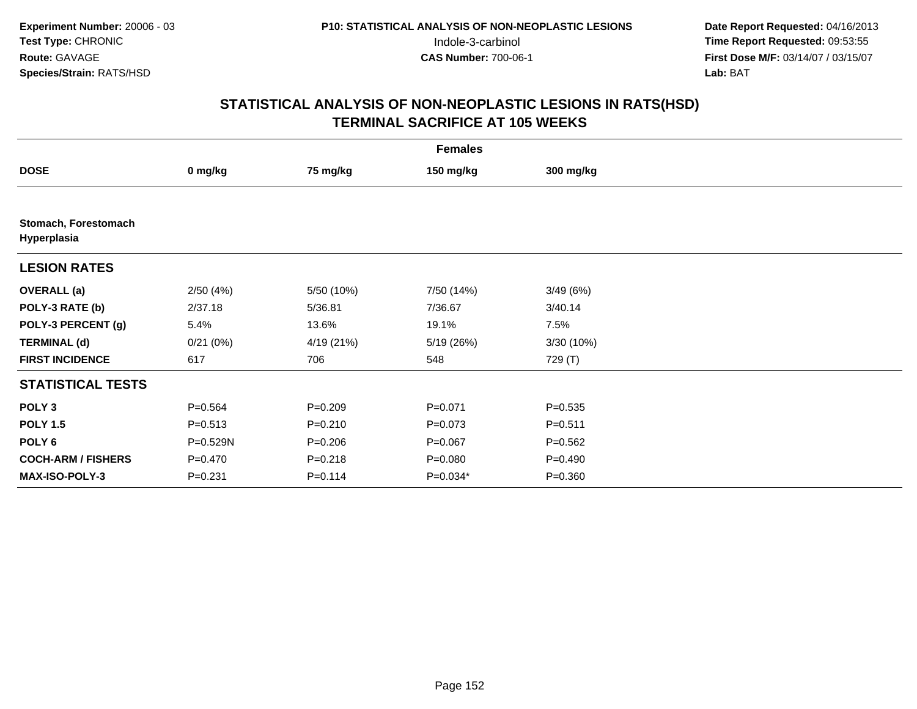**Experiment Number:** 20006 - 03
**Test Type:** CHRONIC
**Route:** GAVAGE
**Species/Strain:** RATS/HSD

**P10: STATISTICAL ANALYSIS OF NON-NEOPLASTIC LESIONS**
Indole-3-carbinol
**CAS Number:** 700-06-1

**Date Report Requested:** 04/16/2013
**Time Report Requested:** 09:53:55
**First Dose M/F:** 03/14/07 / 03/15/07
**Lab:** BAT

## STATISTICAL ANALYSIS OF NON-NEOPLASTIC LESIONS IN RATS(HSD)
## TERMINAL SACRIFICE AT 105 WEEKS

| | Females | | | |
|---|---|---|---|---|
| **DOSE** | **0 mg/kg** | **75 mg/kg** | **150 mg/kg** | **300 mg/kg** |
| **Stomach, Forestomach** | | | | |
| **Hyperplasia** | | | | |
| **LESION RATES** | | | | |
| **OVERALL (a)** | 2/50 (4%) | 5/50 (10%) | 7/50 (14%) | 3/49 (6%) |
| **POLY-3 RATE (b)** | 2/37.18 | 5/36.81 | 7/36.67 | 3/40.14 |
| **POLY-3 PERCENT (g)** | 5.4% | 13.6% | 19.1% | 7.5% |
| **TERMINAL (d)** | 0/21 (0%) | 4/19 (21%) | 5/19 (26%) | 3/30 (10%) |
| **FIRST INCIDENCE** | 617 | 706 | 548 | 729 (T) |
| **STATISTICAL TESTS** | | | | |
| **POLY 3** | P=0.564 | P=0.209 | P=0.071 | P=0.535 |
| **POLY 1.5** | P=0.513 | P=0.210 | P=0.073 | P=0.511 |
| **POLY 6** | P=0.529N | P=0.206 | P=0.067 | P=0.562 |
| **COCH-ARM / FISHERS** | P=0.470 | P=0.218 | P=0.080 | P=0.490 |
| **MAX-ISO-POLY-3** | P=0.231 | P=0.114 | P=0.034* | P=0.360 |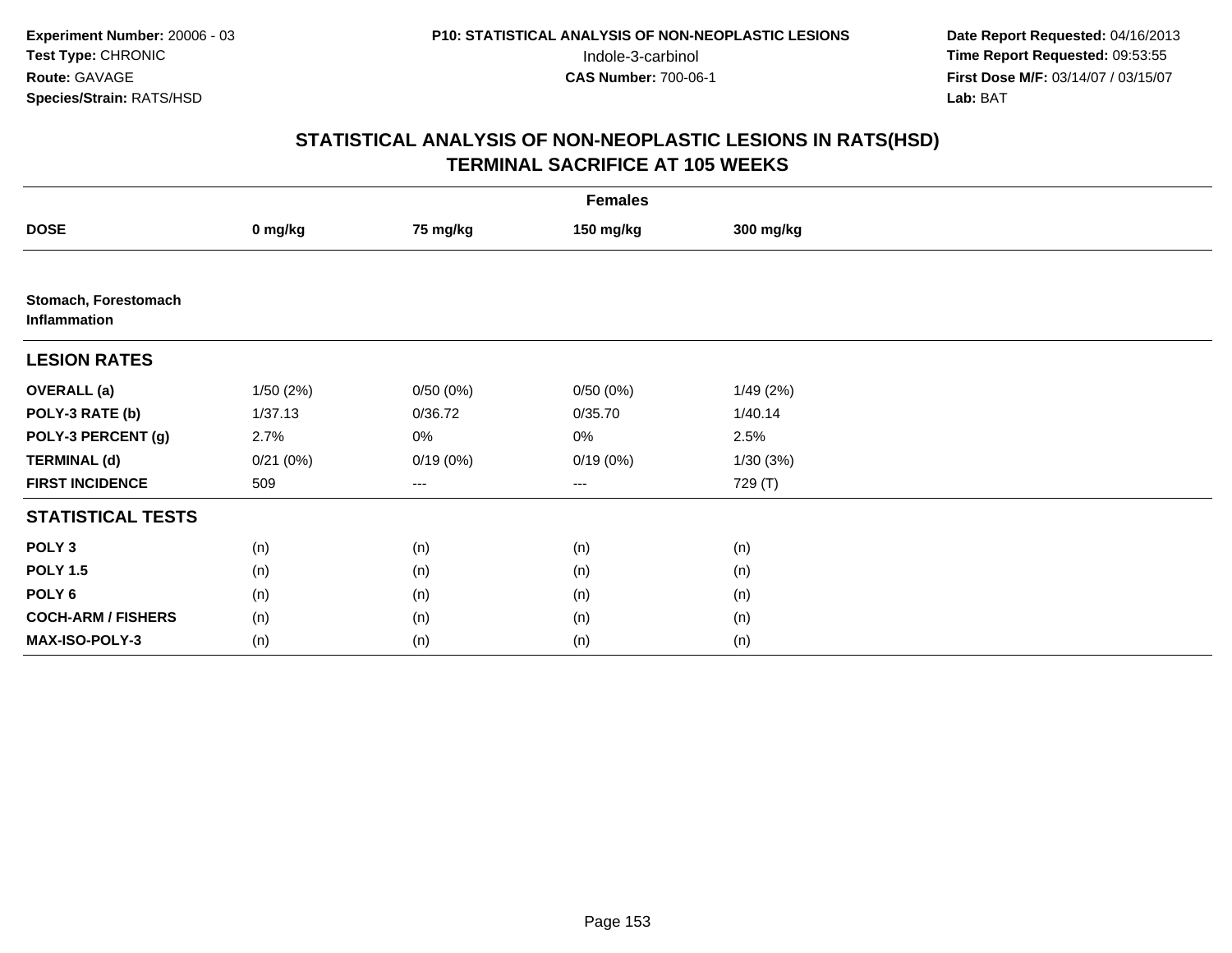**Experiment Number:** 20006 - 03
**Test Type:** CHRONIC
**Route:** GAVAGE
**Species/Strain:** RATS/HSD

**P10: STATISTICAL ANALYSIS OF NON-NEOPLASTIC LESIONS**
Indole-3-carbinol
**CAS Number:** 700-06-1

**Date Report Requested:** 04/16/2013
**Time Report Requested:** 09:53:55
**First Dose M/F:** 03/14/07 / 03/15/07
**Lab:** BAT

# STATISTICAL ANALYSIS OF NON-NEOPLASTIC LESIONS IN RATS(HSD)
## TERMINAL SACRIFICE AT 105 WEEKS

| | Females | | | |
|---|---|---|---|---|
| **DOSE** | **0 mg/kg** | **75 mg/kg** | **150 mg/kg** | **300 mg/kg** |
| **Stomach, Forestomach Inflammation** | | | | |
| **LESION RATES** | | | | |
| **OVERALL (a)** | 1/50 (2%) | 0/50 (0%) | 0/50 (0%) | 1/49 (2%) |
| **POLY-3 RATE (b)** | 1/37.13 | 0/36.72 | 0/35.70 | 1/40.14 |
| **POLY-3 PERCENT (g)** | 2.7% | 0% | 0% | 2.5% |
| **TERMINAL (d)** | 0/21 (0%) | 0/19 (0%) | 0/19 (0%) | 1/30 (3%) |
| **FIRST INCIDENCE** | 509 | --- | --- | 729 (T) |
| **STATISTICAL TESTS** | | | | |
| **POLY 3** | (n) | (n) | (n) | (n) |
| **POLY 1.5** | (n) | (n) | (n) | (n) |
| **POLY 6** | (n) | (n) | (n) | (n) |
| **COCH-ARM / FISHERS** | (n) | (n) | (n) | (n) |
| **MAX-ISO-POLY-3** | (n) | (n) | (n) | (n) |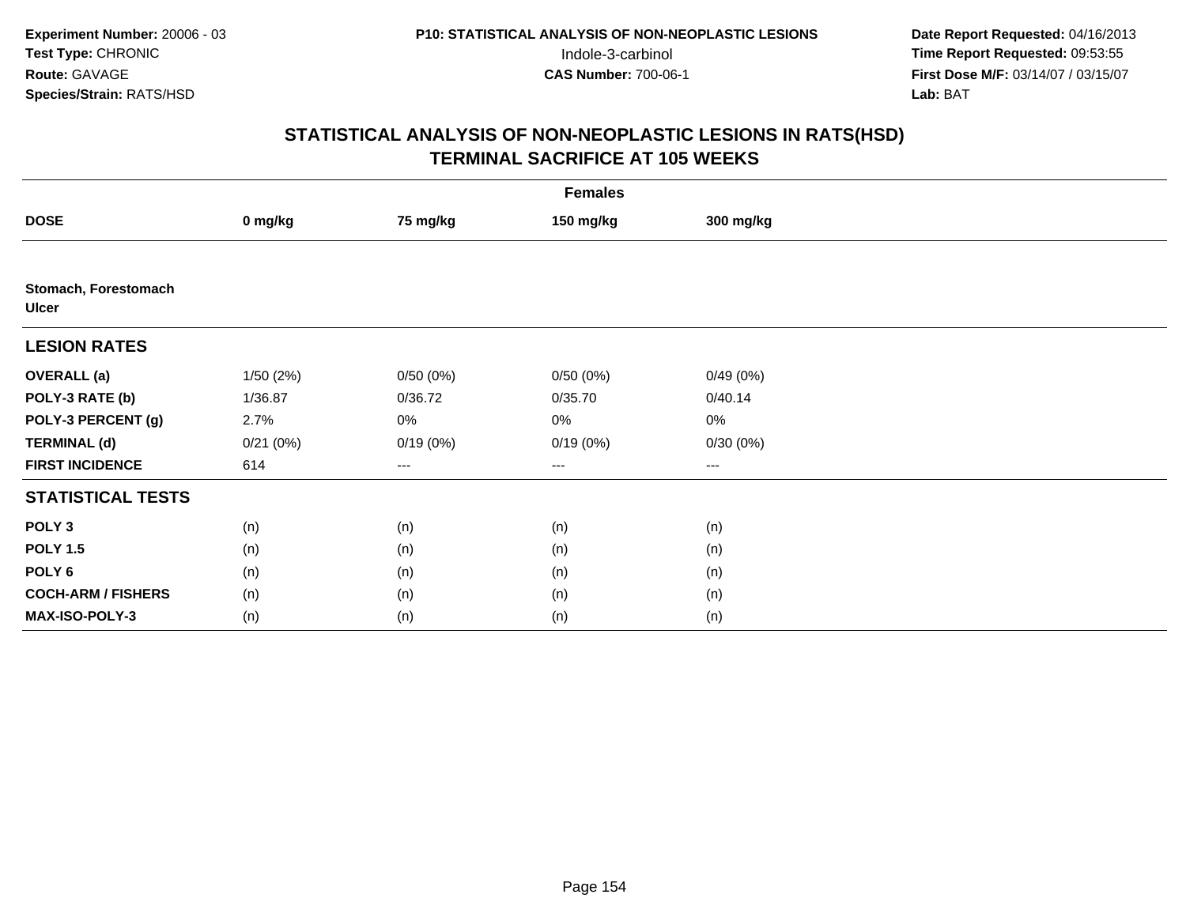**Experiment Number:** 20006 - 03
**Test Type:** CHRONIC
**Route:** GAVAGE
**Species/Strain:** RATS/HSD

**P10: STATISTICAL ANALYSIS OF NON-NEOPLASTIC LESIONS**
Indole-3-carbinol
**CAS Number:** 700-06-1

**Date Report Requested:** 04/16/2013
**Time Report Requested:** 09:53:55
**First Dose M/F:** 03/14/07 / 03/15/07
**Lab:** BAT

# STATISTICAL ANALYSIS OF NON-NEOPLASTIC LESIONS IN RATS(HSD)
# TERMINAL SACRIFICE AT 105 WEEKS

| | Females | | | |
|---|---|---|---|---|
| **DOSE** | **0 mg/kg** | **75 mg/kg** | **150 mg/kg** | **300 mg/kg** |
| **Stomach, Forestomach** | | | | |
| **Ulcer** | | | | |
| **LESION RATES** | | | | |
| **OVERALL (a)** | 1/50 (2%) | 0/50 (0%) | 0/50 (0%) | 0/49 (0%) |
| **POLY-3 RATE (b)** | 1/36.87 | 0/36.72 | 0/35.70 | 0/40.14 |
| **POLY-3 PERCENT (g)** | 2.7% | 0% | 0% | 0% |
| **TERMINAL (d)** | 0/21 (0%) | 0/19 (0%) | 0/19 (0%) | 0/30 (0%) |
| **FIRST INCIDENCE** | 614 | --- | --- | --- |
| **STATISTICAL TESTS** | | | | |
| **POLY 3** | (n) | (n) | (n) | (n) |
| **POLY 1.5** | (n) | (n) | (n) | (n) |
| **POLY 6** | (n) | (n) | (n) | (n) |
| **COCH-ARM / FISHERS** | (n) | (n) | (n) | (n) |
| **MAX-ISO-POLY-3** | (n) | (n) | (n) | (n) |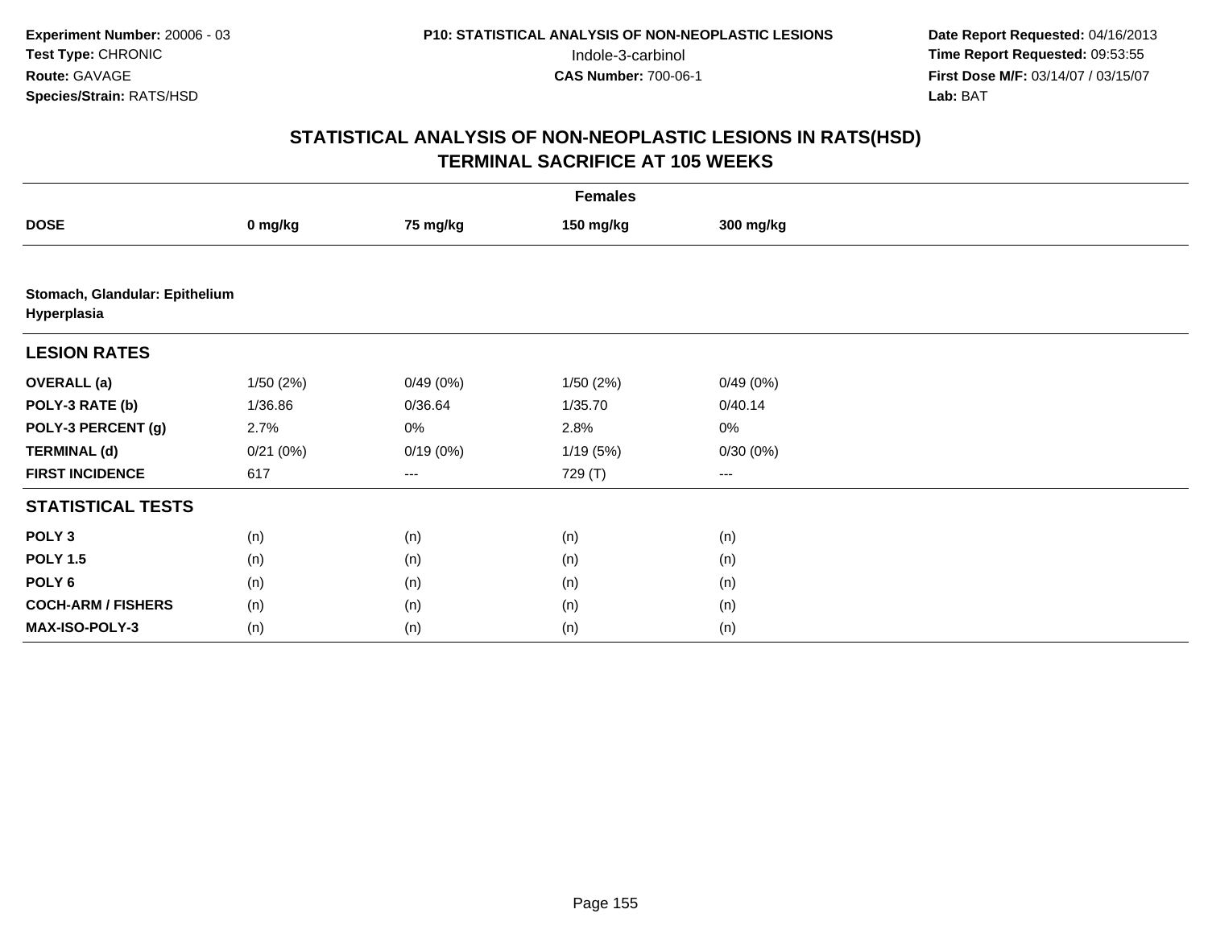**Experiment Number:** 20006 - 03
**Test Type:** CHRONIC
**Route:** GAVAGE
**Species/Strain:** RATS/HSD

**P10: STATISTICAL ANALYSIS OF NON-NEOPLASTIC LESIONS**
Indole-3-carbinol
**CAS Number:** 700-06-1

**Date Report Requested:** 04/16/2013
**Time Report Requested:** 09:53:55
**First Dose M/F:** 03/14/07 / 03/15/07
**Lab:** BAT

# STATISTICAL ANALYSIS OF NON-NEOPLASTIC LESIONS IN RATS(HSD)
## TERMINAL SACRIFICE AT 105 WEEKS

| | Females | | | |
|---|---|---|---|---|
| **DOSE** | **0 mg/kg** | **75 mg/kg** | **150 mg/kg** | **300 mg/kg** |
| **Stomach, Glandular: Epithelium Hyperplasia** | | | | |
| **LESION RATES** | | | | |
| **OVERALL (a)** | 1/50 (2%) | 0/49 (0%) | 1/50 (2%) | 0/49 (0%) |
| **POLY-3 RATE (b)** | 1/36.86 | 0/36.64 | 1/35.70 | 0/40.14 |
| **POLY-3 PERCENT (g)** | 2.7% | 0% | 2.8% | 0% |
| **TERMINAL (d)** | 0/21 (0%) | 0/19 (0%) | 1/19 (5%) | 0/30 (0%) |
| **FIRST INCIDENCE** | 617 | --- | 729 (T) | --- |
| **STATISTICAL TESTS** | | | | |
| **POLY 3** | (n) | (n) | (n) | (n) |
| **POLY 1.5** | (n) | (n) | (n) | (n) |
| **POLY 6** | (n) | (n) | (n) | (n) |
| **COCH-ARM / FISHERS** | (n) | (n) | (n) | (n) |
| **MAX-ISO-POLY-3** | (n) | (n) | (n) | (n) |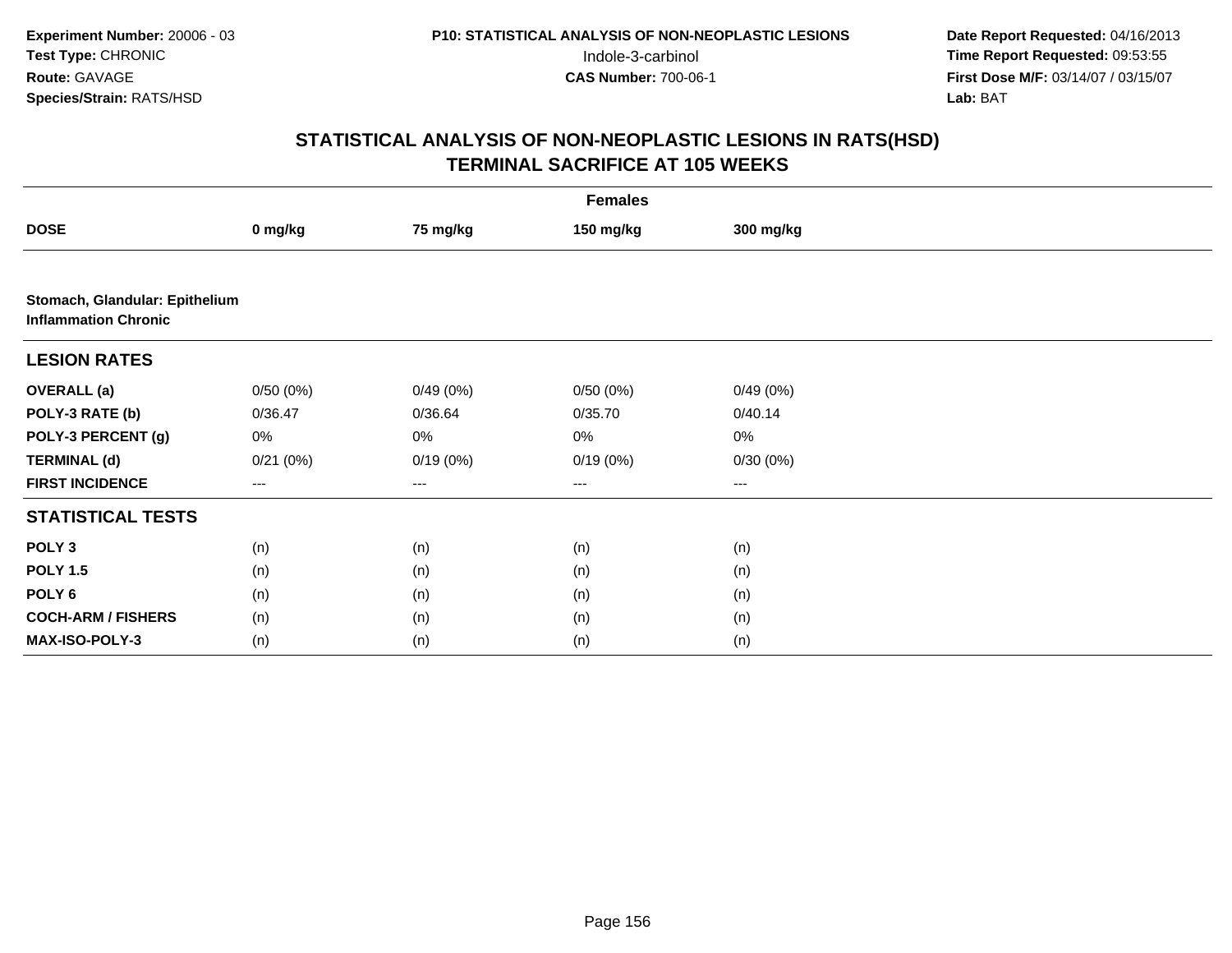**Experiment Number:** 20006 - 03
**Test Type:** CHRONIC
**Route:** GAVAGE
**Species/Strain:** RATS/HSD

**P10: STATISTICAL ANALYSIS OF NON-NEOPLASTIC LESIONS**
Indole-3-carbinol
**CAS Number:** 700-06-1

**Date Report Requested:** 04/16/2013
**Time Report Requested:** 09:53:55
**First Dose M/F:** 03/14/07 / 03/15/07
**Lab:** BAT

## STATISTICAL ANALYSIS OF NON-NEOPLASTIC LESIONS IN RATS(HSD)
## TERMINAL SACRIFICE AT 105 WEEKS

| | Females | | | |
|---|---|---|---|---|
| **DOSE** | **0 mg/kg** | **75 mg/kg** | **150 mg/kg** | **300 mg/kg** |
| **Stomach, Glandular: Epithelium Inflammation Chronic** | | | | |
| **LESION RATES** | | | | |
| **OVERALL (a)** | 0/50 (0%) | 0/49 (0%) | 0/50 (0%) | 0/49 (0%) |
| **POLY-3 RATE (b)** | 0/36.47 | 0/36.64 | 0/35.70 | 0/40.14 |
| **POLY-3 PERCENT (g)** | 0% | 0% | 0% | 0% |
| **TERMINAL (d)** | 0/21 (0%) | 0/19 (0%) | 0/19 (0%) | 0/30 (0%) |
| **FIRST INCIDENCE** | --- | --- | --- | --- |
| **STATISTICAL TESTS** | | | | |
| **POLY 3** | (n) | (n) | (n) | (n) |
| **POLY 1.5** | (n) | (n) | (n) | (n) |
| **POLY 6** | (n) | (n) | (n) | (n) |
| **COCH-ARM / FISHERS** | (n) | (n) | (n) | (n) |
| **MAX-ISO-POLY-3** | (n) | (n) | (n) | (n) |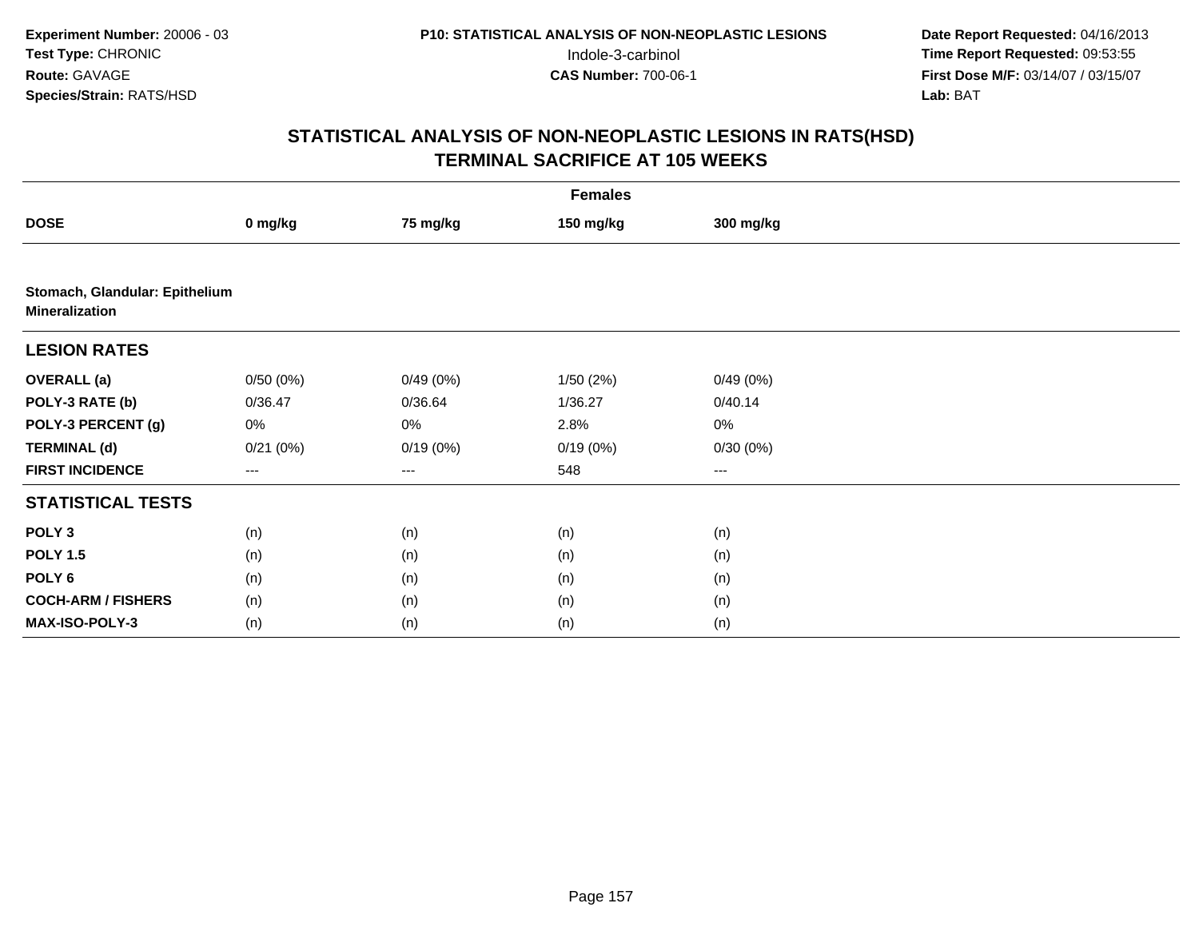Experiment Number: 20006 - 03
Test Type: CHRONIC
Route: GAVAGE
Species/Strain: RATS/HSD

P10: STATISTICAL ANALYSIS OF NON-NEOPLASTIC LESIONS
Indole-3-carbinol
CAS Number: 700-06-1

Date Report Requested: 04/16/2013
Time Report Requested: 09:53:55
First Dose M/F: 03/14/07 / 03/15/07
Lab: BAT

# STATISTICAL ANALYSIS OF NON-NEOPLASTIC LESIONS IN RATS(HSD)
## TERMINAL SACRIFICE AT 105 WEEKS

| | Females | | | |
|---|---|---|---|---|
| **DOSE** | **0 mg/kg** | **75 mg/kg** | **150 mg/kg** | **300 mg/kg** |
| **Stomach, Glandular: Epithelium Mineralization** | | | | |
| **LESION RATES** | | | | |
| **OVERALL (a)** | 0/50 (0%) | 0/49 (0%) | 1/50 (2%) | 0/49 (0%) |
| **POLY-3 RATE (b)** | 0/36.47 | 0/36.64 | 1/36.27 | 0/40.14 |
| **POLY-3 PERCENT (g)** | 0% | 0% | 2.8% | 0% |
| **TERMINAL (d)** | 0/21 (0%) | 0/19 (0%) | 0/19 (0%) | 0/30 (0%) |
| **FIRST INCIDENCE** | --- | --- | 548 | --- |
| **STATISTICAL TESTS** | | | | |
| **POLY 3** | (n) | (n) | (n) | (n) |
| **POLY 1.5** | (n) | (n) | (n) | (n) |
| **POLY 6** | (n) | (n) | (n) | (n) |
| **COCH-ARM / FISHERS** | (n) | (n) | (n) | (n) |
| **MAX-ISO-POLY-3** | (n) | (n) | (n) | (n) |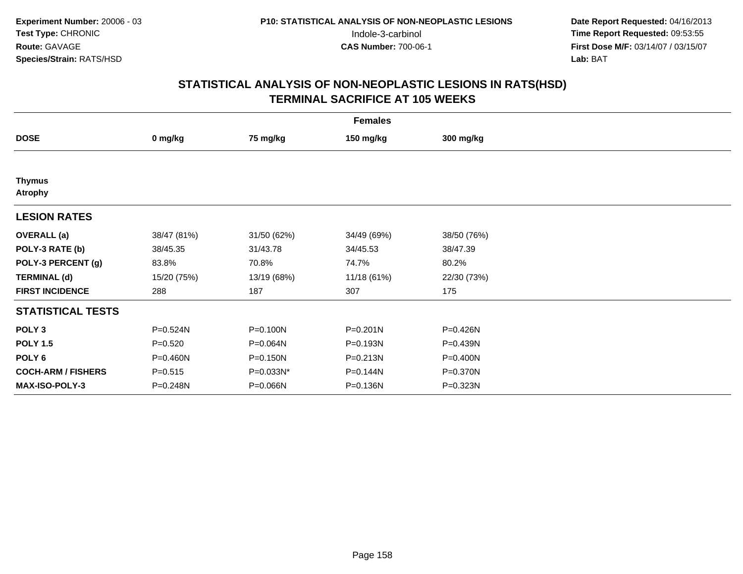**Experiment Number:** 20006 - 03
**Test Type:** CHRONIC
**Route:** GAVAGE
**Species/Strain:** RATS/HSD

**P10: STATISTICAL ANALYSIS OF NON-NEOPLASTIC LESIONS**
Indole-3-carbinol
**CAS Number:** 700-06-1

**Date Report Requested:** 04/16/2013
**Time Report Requested:** 09:53:55
**First Dose M/F:** 03/14/07 / 03/15/07
**Lab:** BAT

## STATISTICAL ANALYSIS OF NON-NEOPLASTIC LESIONS IN RATS(HSD)
## TERMINAL SACRIFICE AT 105 WEEKS

| | Females | | | |
|---|---|---|---|---|
| **DOSE** | **0 mg/kg** | **75 mg/kg** | **150 mg/kg** | **300 mg/kg** |
| **Thymus** | | | | |
| **Atrophy** | | | | |
| **LESION RATES** | | | | |
| **OVERALL (a)** | 38/47 (81%) | 31/50 (62%) | 34/49 (69%) | 38/50 (76%) |
| **POLY-3 RATE (b)** | 38/45.35 | 31/43.78 | 34/45.53 | 38/47.39 |
| **POLY-3 PERCENT (g)** | 83.8% | 70.8% | 74.7% | 80.2% |
| **TERMINAL (d)** | 15/20 (75%) | 13/19 (68%) | 11/18 (61%) | 22/30 (73%) |
| **FIRST INCIDENCE** | 288 | 187 | 307 | 175 |
| **STATISTICAL TESTS** | | | | |
| **POLY 3** | P=0.524N | P=0.100N | P=0.201N | P=0.426N |
| **POLY 1.5** | P=0.520 | P=0.064N | P=0.193N | P=0.439N |
| **POLY 6** | P=0.460N | P=0.150N | P=0.213N | P=0.400N |
| **COCH-ARM / FISHERS** | P=0.515 | P=0.033N* | P=0.144N | P=0.370N |
| **MAX-ISO-POLY-3** | P=0.248N | P=0.066N | P=0.136N | P=0.323N |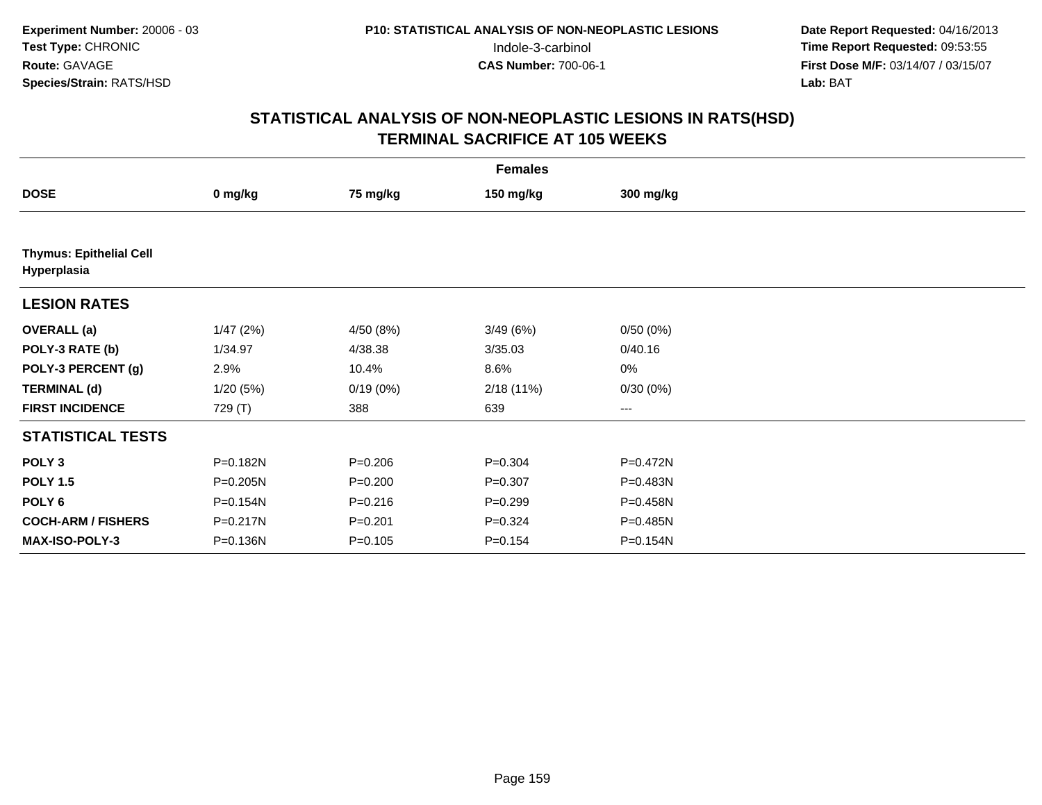**Experiment Number:** 20006 - 03
**Test Type:** CHRONIC
**Route:** GAVAGE
**Species/Strain:** RATS/HSD

**P10: STATISTICAL ANALYSIS OF NON-NEOPLASTIC LESIONS**
Indole-3-carbinol
**CAS Number:** 700-06-1

**Date Report Requested:** 04/16/2013
**Time Report Requested:** 09:53:55
**First Dose M/F:** 03/14/07 / 03/15/07
**Lab:** BAT

## STATISTICAL ANALYSIS OF NON-NEOPLASTIC LESIONS IN RATS(HSD)
## TERMINAL SACRIFICE AT 105 WEEKS

| | Females | | | |
|---|---|---|---|---|
| **DOSE** | **0 mg/kg** | **75 mg/kg** | **150 mg/kg** | **300 mg/kg** |
| **Thymus: Epithelial Cell Hyperplasia** | | | | |
| **LESION RATES** | | | | |
| **OVERALL (a)** | 1/47 (2%) | 4/50 (8%) | 3/49 (6%) | 0/50 (0%) |
| **POLY-3 RATE (b)** | 1/34.97 | 4/38.38 | 3/35.03 | 0/40.16 |
| **POLY-3 PERCENT (g)** | 2.9% | 10.4% | 8.6% | 0% |
| **TERMINAL (d)** | 1/20 (5%) | 0/19 (0%) | 2/18 (11%) | 0/30 (0%) |
| **FIRST INCIDENCE** | 729 (T) | 388 | 639 | --- |
| **STATISTICAL TESTS** | | | | |
| **POLY 3** | P=0.182N | P=0.206 | P=0.304 | P=0.472N |
| **POLY 1.5** | P=0.205N | P=0.200 | P=0.307 | P=0.483N |
| **POLY 6** | P=0.154N | P=0.216 | P=0.299 | P=0.458N |
| **COCH-ARM / FISHERS** | P=0.217N | P=0.201 | P=0.324 | P=0.485N |
| **MAX-ISO-POLY-3** | P=0.136N | P=0.105 | P=0.154 | P=0.154N |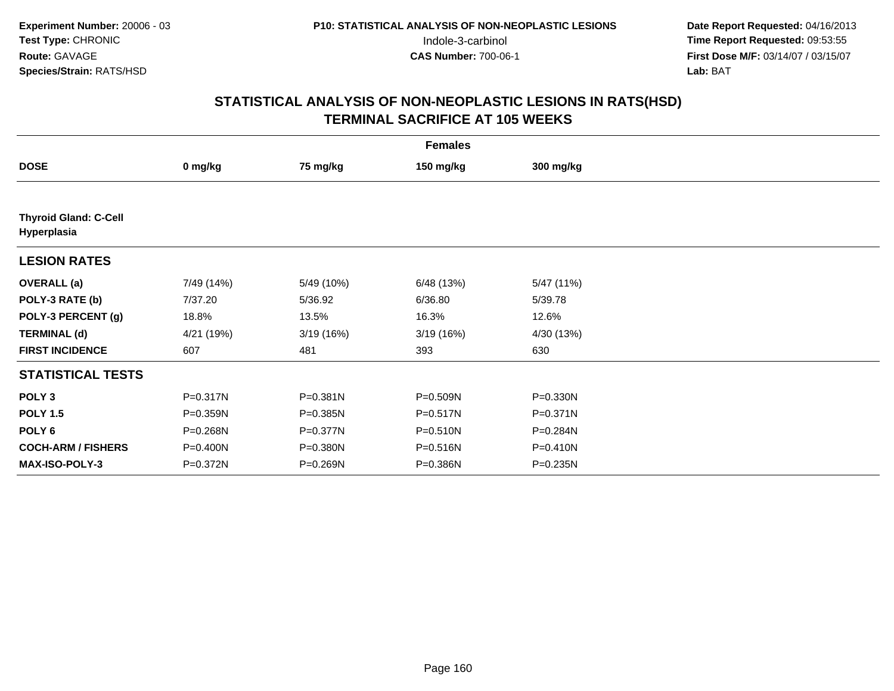**Experiment Number:** 20006 - 03
**Test Type:** CHRONIC
**Route:** GAVAGE
**Species/Strain:** RATS/HSD

**P10: STATISTICAL ANALYSIS OF NON-NEOPLASTIC LESIONS**
Indole-3-carbinol
**CAS Number:** 700-06-1

**Date Report Requested:** 04/16/2013
**Time Report Requested:** 09:53:55
**First Dose M/F:** 03/14/07 / 03/15/07
**Lab:** BAT

## STATISTICAL ANALYSIS OF NON-NEOPLASTIC LESIONS IN RATS(HSD)
## TERMINAL SACRIFICE AT 105 WEEKS

| | Females | | | |
|---|---|---|---|---|
| **DOSE** | **0 mg/kg** | **75 mg/kg** | **150 mg/kg** | **300 mg/kg** |
| **Thyroid Gland: C-Cell Hyperplasia** | | | | |
| **LESION RATES** | | | | |
| **OVERALL (a)** | 7/49 (14%) | 5/49 (10%) | 6/48 (13%) | 5/47 (11%) |
| **POLY-3 RATE (b)** | 7/37.20 | 5/36.92 | 6/36.80 | 5/39.78 |
| **POLY-3 PERCENT (g)** | 18.8% | 13.5% | 16.3% | 12.6% |
| **TERMINAL (d)** | 4/21 (19%) | 3/19 (16%) | 3/19 (16%) | 4/30 (13%) |
| **FIRST INCIDENCE** | 607 | 481 | 393 | 630 |
| **STATISTICAL TESTS** | | | | |
| **POLY 3** | P=0.317N | P=0.381N | P=0.509N | P=0.330N |
| **POLY 1.5** | P=0.359N | P=0.385N | P=0.517N | P=0.371N |
| **POLY 6** | P=0.268N | P=0.377N | P=0.510N | P=0.284N |
| **COCH-ARM / FISHERS** | P=0.400N | P=0.380N | P=0.516N | P=0.410N |
| **MAX-ISO-POLY-3** | P=0.372N | P=0.269N | P=0.386N | P=0.235N |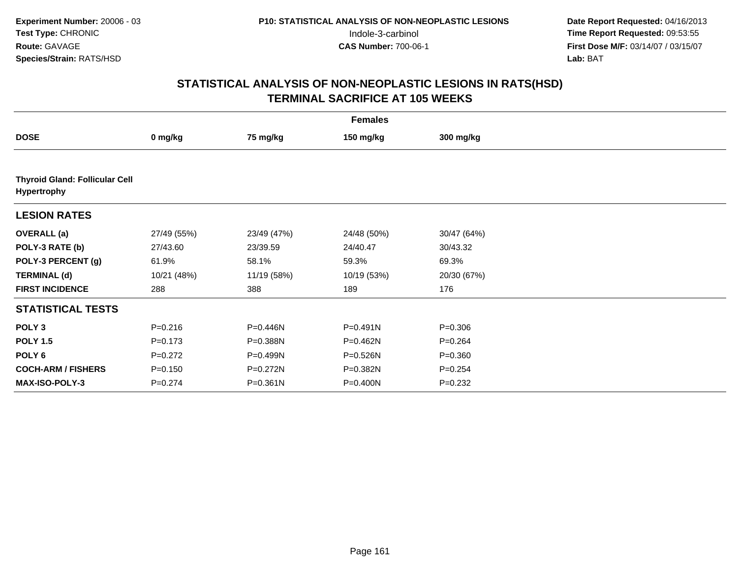**Experiment Number:** 20006 - 03
**Test Type:** CHRONIC
**Route:** GAVAGE
**Species/Strain:** RATS/HSD

**P10: STATISTICAL ANALYSIS OF NON-NEOPLASTIC LESIONS**
Indole-3-carbinol
**CAS Number:** 700-06-1

**Date Report Requested:** 04/16/2013
**Time Report Requested:** 09:53:55
**First Dose M/F:** 03/14/07 / 03/15/07
**Lab:** BAT

# STATISTICAL ANALYSIS OF NON-NEOPLASTIC LESIONS IN RATS(HSD)
## TERMINAL SACRIFICE AT 105 WEEKS

| | Females | | | |
|---|---|---|---|---|
| **DOSE** | **0 mg/kg** | **75 mg/kg** | **150 mg/kg** | **300 mg/kg** |
| **Thyroid Gland: Follicular Cell Hypertrophy** | | | | |
| **LESION RATES** | | | | |
| **OVERALL (a)** | 27/49 (55%) | 23/49 (47%) | 24/48 (50%) | 30/47 (64%) |
| **POLY-3 RATE (b)** | 27/43.60 | 23/39.59 | 24/40.47 | 30/43.32 |
| **POLY-3 PERCENT (g)** | 61.9% | 58.1% | 59.3% | 69.3% |
| **TERMINAL (d)** | 10/21 (48%) | 11/19 (58%) | 10/19 (53%) | 20/30 (67%) |
| **FIRST INCIDENCE** | 288 | 388 | 189 | 176 |
| **STATISTICAL TESTS** | | | | |
| **POLY 3** | P=0.216 | P=0.446N | P=0.491N | P=0.306 |
| **POLY 1.5** | P=0.173 | P=0.388N | P=0.462N | P=0.264 |
| **POLY 6** | P=0.272 | P=0.499N | P=0.526N | P=0.360 |
| **COCH-ARM / FISHERS** | P=0.150 | P=0.272N | P=0.382N | P=0.254 |
| **MAX-ISO-POLY-3** | P=0.274 | P=0.361N | P=0.400N | P=0.232 |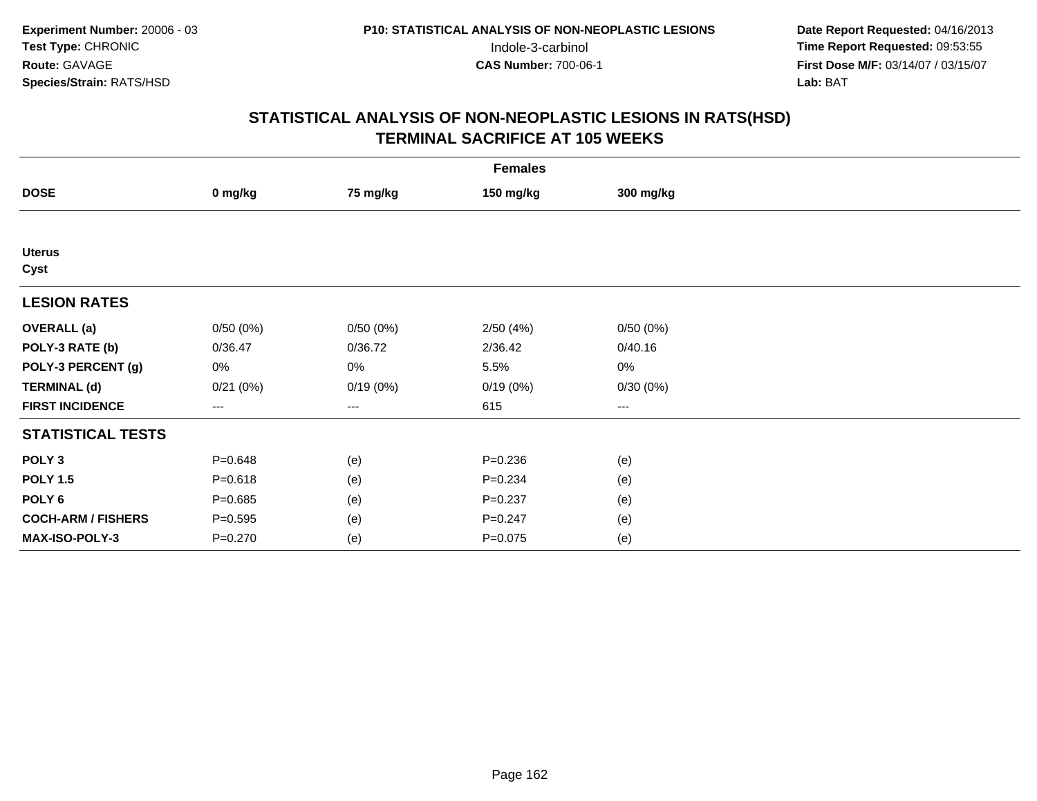**Experiment Number:** 20006 - 03
**Test Type:** CHRONIC
**Route:** GAVAGE
**Species/Strain:** RATS/HSD

P10: STATISTICAL ANALYSIS OF NON-NEOPLASTIC LESIONS
Indole-3-carbinol
**CAS Number:** 700-06-1

**Date Report Requested:** 04/16/2013
**Time Report Requested:** 09:53:55
**First Dose M/F:** 03/14/07 / 03/15/07
**Lab:** BAT

# STATISTICAL ANALYSIS OF NON-NEOPLASTIC LESIONS IN RATS(HSD)
# TERMINAL SACRIFICE AT 105 WEEKS

| Females | | | | |
|---|---|---|---|---|
| **DOSE** | **0 mg/kg** | **75 mg/kg** | **150 mg/kg** | **300 mg/kg** |
| **Uterus** | | | | |
| **Cyst** | | | | |
| **LESION RATES** | | | | |
| **OVERALL (a)** | 0/50 (0%) | 0/50 (0%) | 2/50 (4%) | 0/50 (0%) |
| **POLY-3 RATE (b)** | 0/36.47 | 0/36.72 | 2/36.42 | 0/40.16 |
| **POLY-3 PERCENT (g)** | 0% | 0% | 5.5% | 0% |
| **TERMINAL (d)** | 0/21 (0%) | 0/19 (0%) | 0/19 (0%) | 0/30 (0%) |
| **FIRST INCIDENCE** | --- | --- | 615 | --- |
| **STATISTICAL TESTS** | | | | |
| **POLY 3** | P=0.648 | (e) | P=0.236 | (e) |
| **POLY 1.5** | P=0.618 | (e) | P=0.234 | (e) |
| **POLY 6** | P=0.685 | (e) | P=0.237 | (e) |
| **COCH-ARM / FISHERS** | P=0.595 | (e) | P=0.247 | (e) |
| **MAX-ISO-POLY-3** | P=0.270 | (e) | P=0.075 | (e) |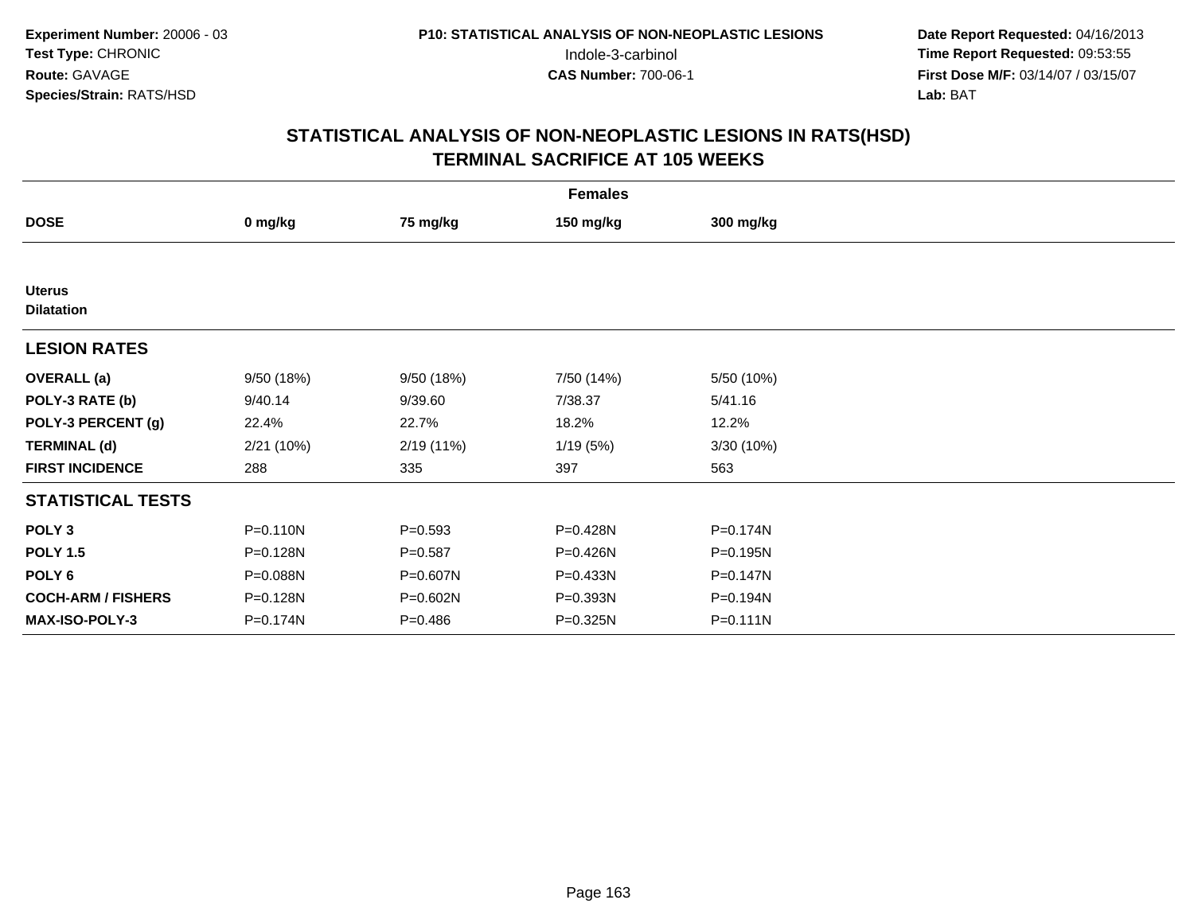**Experiment Number:** 20006 - 03
**Test Type:** CHRONIC
**Route:** GAVAGE
**Species/Strain:** RATS/HSD

**P10: STATISTICAL ANALYSIS OF NON-NEOPLASTIC LESIONS**
Indole-3-carbinol
**CAS Number:** 700-06-1

**Date Report Requested:** 04/16/2013
**Time Report Requested:** 09:53:55
**First Dose M/F:** 03/14/07 / 03/15/07
**Lab:** BAT

## STATISTICAL ANALYSIS OF NON-NEOPLASTIC LESIONS IN RATS(HSD)
## TERMINAL SACRIFICE AT 105 WEEKS

| | Females | | | |
|---|---|---|---|---|
| **DOSE** | **0 mg/kg** | **75 mg/kg** | **150 mg/kg** | **300 mg/kg** |
| **Uterus** | | | | |
| **Dilatation** | | | | |
| **LESION RATES** | | | | |
| **OVERALL (a)** | 9/50 (18%) | 9/50 (18%) | 7/50 (14%) | 5/50 (10%) |
| **POLY-3 RATE (b)** | 9/40.14 | 9/39.60 | 7/38.37 | 5/41.16 |
| **POLY-3 PERCENT (g)** | 22.4% | 22.7% | 18.2% | 12.2% |
| **TERMINAL (d)** | 2/21 (10%) | 2/19 (11%) | 1/19 (5%) | 3/30 (10%) |
| **FIRST INCIDENCE** | 288 | 335 | 397 | 563 |
| **STATISTICAL TESTS** | | | | |
| **POLY 3** | P=0.110N | P=0.593 | P=0.428N | P=0.174N |
| **POLY 1.5** | P=0.128N | P=0.587 | P=0.426N | P=0.195N |
| **POLY 6** | P=0.088N | P=0.607N | P=0.433N | P=0.147N |
| **COCH-ARM / FISHERS** | P=0.128N | P=0.602N | P=0.393N | P=0.194N |
| **MAX-ISO-POLY-3** | P=0.174N | P=0.486 | P=0.325N | P=0.111N |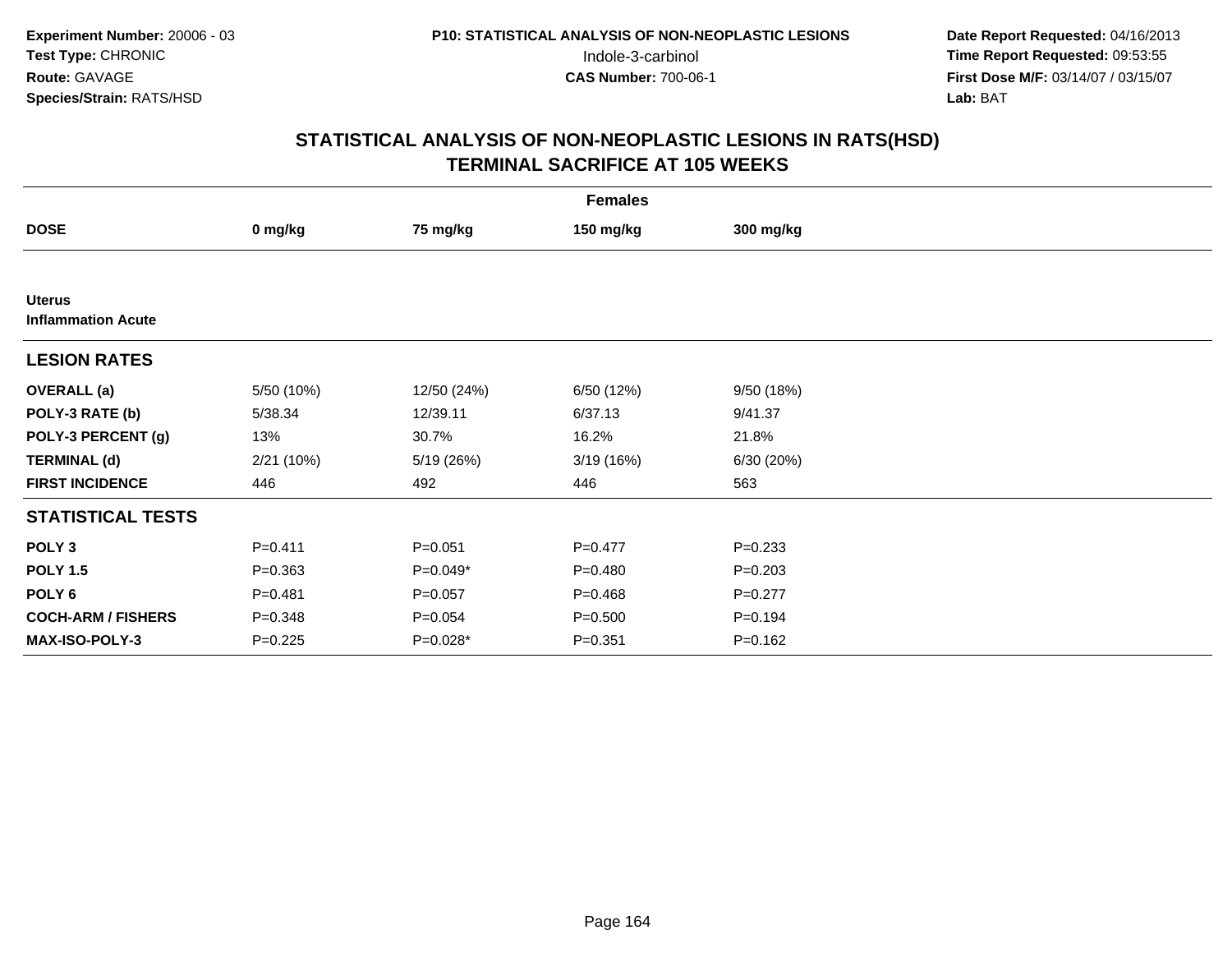**Experiment Number:** 20006 - 03
**Test Type:** CHRONIC
**Route:** GAVAGE
**Species/Strain:** RATS/HSD

**P10: STATISTICAL ANALYSIS OF NON-NEOPLASTIC LESIONS**
Indole-3-carbinol
**CAS Number:** 700-06-1

**Date Report Requested:** 04/16/2013
**Time Report Requested:** 09:53:55
**First Dose M/F:** 03/14/07 / 03/15/07
**Lab:** BAT

## STATISTICAL ANALYSIS OF NON-NEOPLASTIC LESIONS IN RATS(HSD)
## TERMINAL SACRIFICE AT 105 WEEKS

| | Females | | | |
|---|---|---|---|---|
| **DOSE** | **0 mg/kg** | **75 mg/kg** | **150 mg/kg** | **300 mg/kg** |
| **Uterus** | | | | |
| **Inflammation Acute** | | | | |
| **LESION RATES** | | | | |
| **OVERALL (a)** | 5/50 (10%) | 12/50 (24%) | 6/50 (12%) | 9/50 (18%) |
| **POLY-3 RATE (b)** | 5/38.34 | 12/39.11 | 6/37.13 | 9/41.37 |
| **POLY-3 PERCENT (g)** | 13% | 30.7% | 16.2% | 21.8% |
| **TERMINAL (d)** | 2/21 (10%) | 5/19 (26%) | 3/19 (16%) | 6/30 (20%) |
| **FIRST INCIDENCE** | 446 | 492 | 446 | 563 |
| **STATISTICAL TESTS** | | | | |
| **POLY 3** | P=0.411 | P=0.051 | P=0.477 | P=0.233 |
| **POLY 1.5** | P=0.363 | P=0.049* | P=0.480 | P=0.203 |
| **POLY 6** | P=0.481 | P=0.057 | P=0.468 | P=0.277 |
| **COCH-ARM / FISHERS** | P=0.348 | P=0.054 | P=0.500 | P=0.194 |
| **MAX-ISO-POLY-3** | P=0.225 | P=0.028* | P=0.351 | P=0.162 |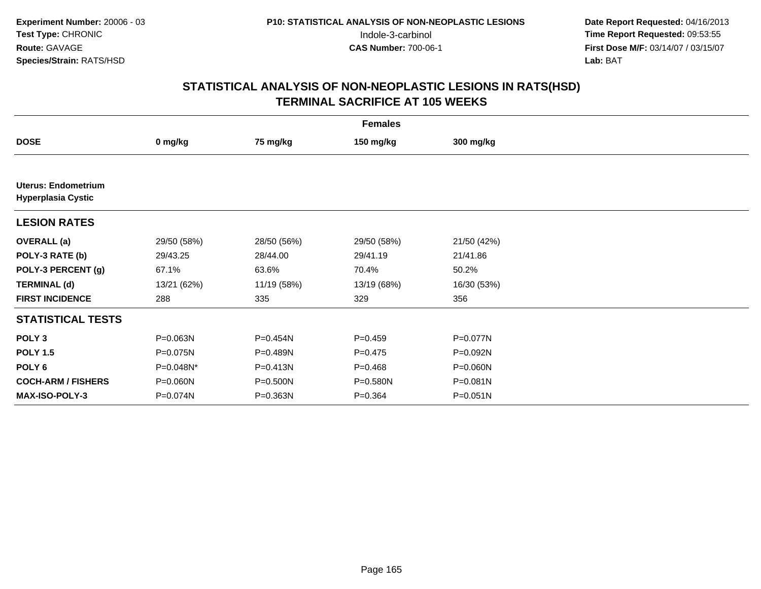**Experiment Number:** 20006 - 03
**Test Type:** CHRONIC
**Route:** GAVAGE
**Species/Strain:** RATS/HSD

**P10: STATISTICAL ANALYSIS OF NON-NEOPLASTIC LESIONS**
Indole-3-carbinol
**CAS Number:** 700-06-1

**Date Report Requested:** 04/16/2013
**Time Report Requested:** 09:53:55
**First Dose M/F:** 03/14/07 / 03/15/07
**Lab:** BAT

# STATISTICAL ANALYSIS OF NON-NEOPLASTIC LESIONS IN RATS(HSD) TERMINAL SACRIFICE AT 105 WEEKS

| | Females | | | |
|---|---|---|---|---|
| **DOSE** | **0 mg/kg** | **75 mg/kg** | **150 mg/kg** | **300 mg/kg** |
| **Uterus: Endometrium Hyperplasia Cystic** | | | | |
| **LESION RATES** | | | | |
| **OVERALL (a)** | 29/50 (58%) | 28/50 (56%) | 29/50 (58%) | 21/50 (42%) |
| **POLY-3 RATE (b)** | 29/43.25 | 28/44.00 | 29/41.19 | 21/41.86 |
| **POLY-3 PERCENT (g)** | 67.1% | 63.6% | 70.4% | 50.2% |
| **TERMINAL (d)** | 13/21 (62%) | 11/19 (58%) | 13/19 (68%) | 16/30 (53%) |
| **FIRST INCIDENCE** | 288 | 335 | 329 | 356 |
| **STATISTICAL TESTS** | | | | |
| **POLY 3** | P=0.063N | P=0.454N | P=0.459 | P=0.077N |
| **POLY 1.5** | P=0.075N | P=0.489N | P=0.475 | P=0.092N |
| **POLY 6** | P=0.048N* | P=0.413N | P=0.468 | P=0.060N |
| **COCH-ARM / FISHERS** | P=0.060N | P=0.500N | P=0.580N | P=0.081N |
| **MAX-ISO-POLY-3** | P=0.074N | P=0.363N | P=0.364 | P=0.051N |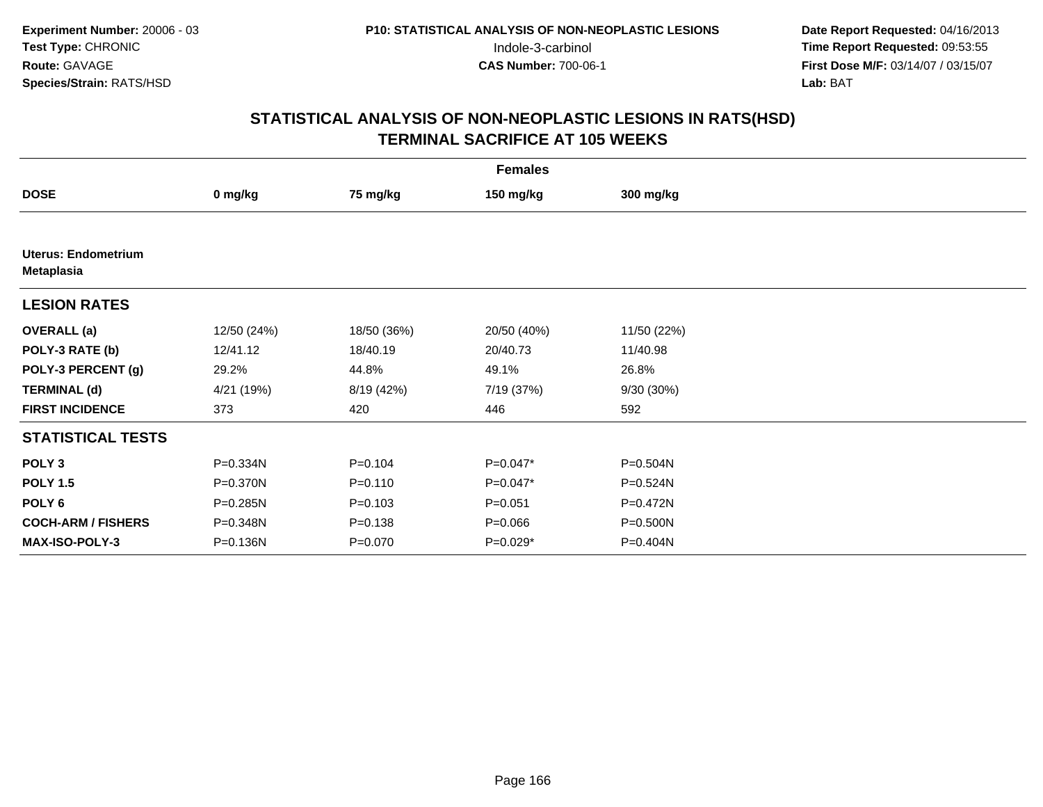**Experiment Number:** 20006 - 03
**Test Type:** CHRONIC
**Route:** GAVAGE
**Species/Strain:** RATS/HSD

**P10: STATISTICAL ANALYSIS OF NON-NEOPLASTIC LESIONS**
Indole-3-carbinol
**CAS Number:** 700-06-1

**Date Report Requested:** 04/16/2013
**Time Report Requested:** 09:53:55
**First Dose M/F:** 03/14/07 / 03/15/07
**Lab:** BAT

## STATISTICAL ANALYSIS OF NON-NEOPLASTIC LESIONS IN RATS(HSD)
## TERMINAL SACRIFICE AT 105 WEEKS

| Females | | | | |
|---|---|---|---|---|
| **DOSE** | **0 mg/kg** | **75 mg/kg** | **150 mg/kg** | **300 mg/kg** |
| **Uterus: Endometrium Metaplasia** | | | | |
| **LESION RATES** | | | | |
| **OVERALL (a)** | 12/50 (24%) | 18/50 (36%) | 20/50 (40%) | 11/50 (22%) |
| **POLY-3 RATE (b)** | 12/41.12 | 18/40.19 | 20/40.73 | 11/40.98 |
| **POLY-3 PERCENT (g)** | 29.2% | 44.8% | 49.1% | 26.8% |
| **TERMINAL (d)** | 4/21 (19%) | 8/19 (42%) | 7/19 (37%) | 9/30 (30%) |
| **FIRST INCIDENCE** | 373 | 420 | 446 | 592 |
| **STATISTICAL TESTS** | | | | |
| **POLY 3** | P=0.334N | P=0.104 | P=0.047* | P=0.504N |
| **POLY 1.5** | P=0.370N | P=0.110 | P=0.047* | P=0.524N |
| **POLY 6** | P=0.285N | P=0.103 | P=0.051 | P=0.472N |
| **COCH-ARM / FISHERS** | P=0.348N | P=0.138 | P=0.066 | P=0.500N |
| **MAX-ISO-POLY-3** | P=0.136N | P=0.070 | P=0.029* | P=0.404N |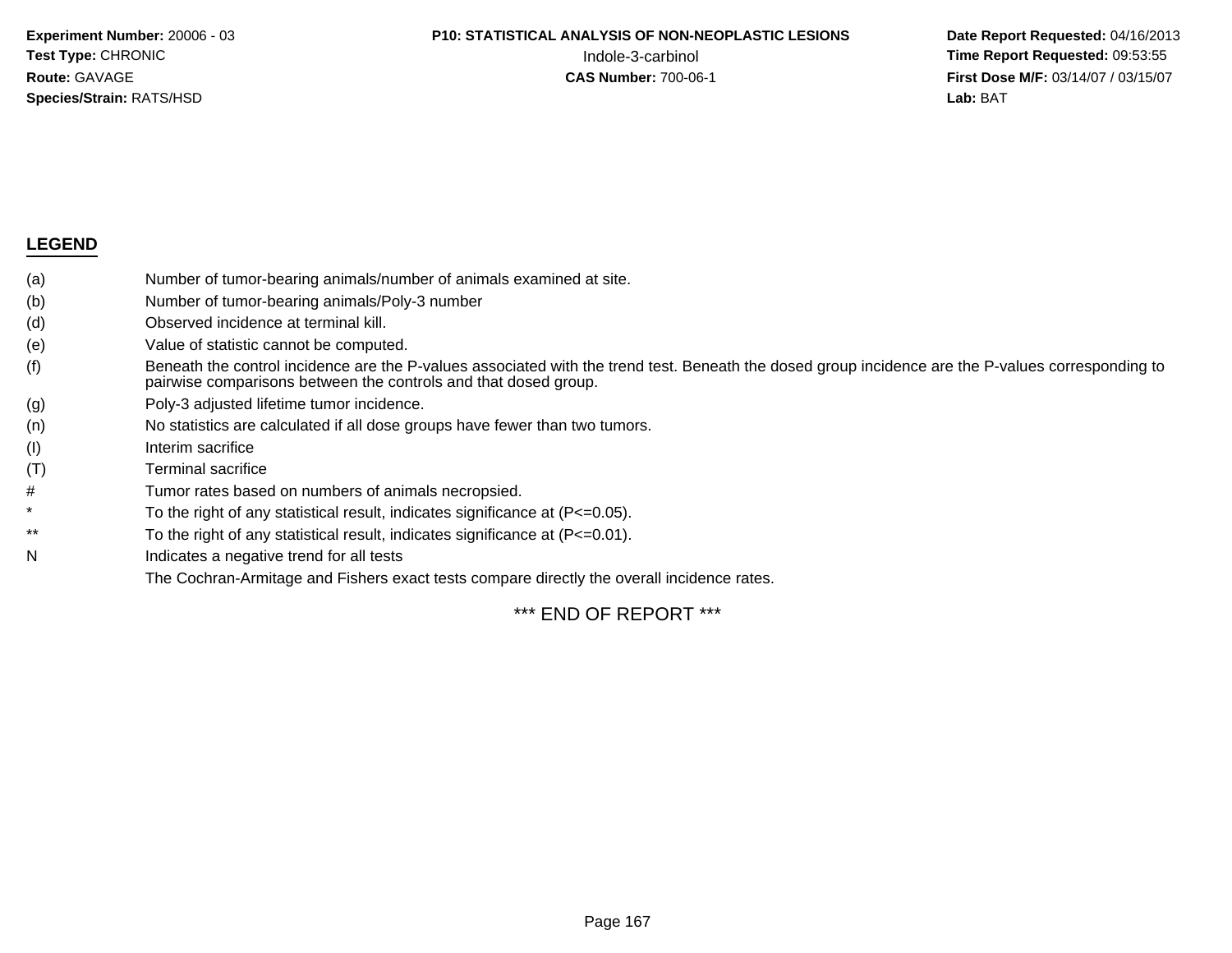## LEGEND

| | |
|---|---|
| (a) | Number of tumor-bearing animals/number of animals examined at site. |
| (b) | Number of tumor-bearing animals/Poly-3 number |
| (d) | Observed incidence at terminal kill. |
| (e) | Value of statistic cannot be computed. |
| (f) | Beneath the control incidence are the P-values associated with the trend test. Beneath the dosed group incidence are the P-values corresponding to pairwise comparisons between the controls and that dosed group. |
| (g) | Poly-3 adjusted lifetime tumor incidence. |
| (n) | No statistics are calculated if all dose groups have fewer than two tumors. |
| (I) | Interim sacrifice |
| (T) | Terminal sacrifice |
| # | Tumor rates based on numbers of animals necropsied. |
| * | To the right of any statistical result, indicates significance at (P<=0.05). |
| ** | To the right of any statistical result, indicates significance at (P<=0.01). |
| N | Indicates a negative trend for all tests |
| | The Cochran-Armitage and Fishers exact tests compare directly the overall incidence rates. |

*** END OF REPORT ***